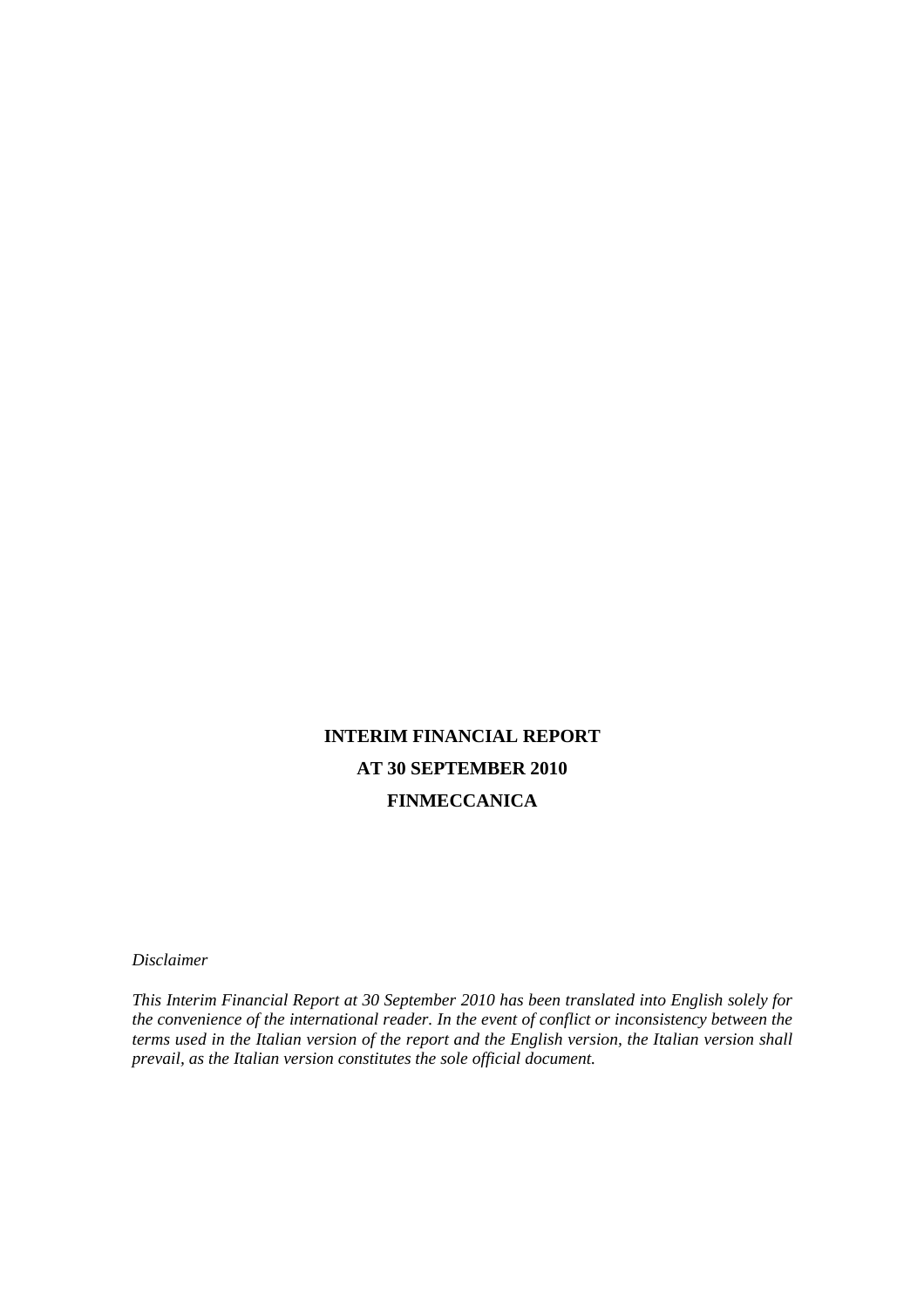# INTERIM FINANCIAL REPORT

# AT 30 SEPTEMBER 2010

# FINMECCANICA

*Disclaimer*

*This Interim Financial Report at 30 September 2010 has been translated into English solely for the convenience of the international reader. In the event of conflict or inconsistency between the terms used in the Italian version of the report and the English version, the Italian version shall prevail, as the Italian version constitutes the sole official document.*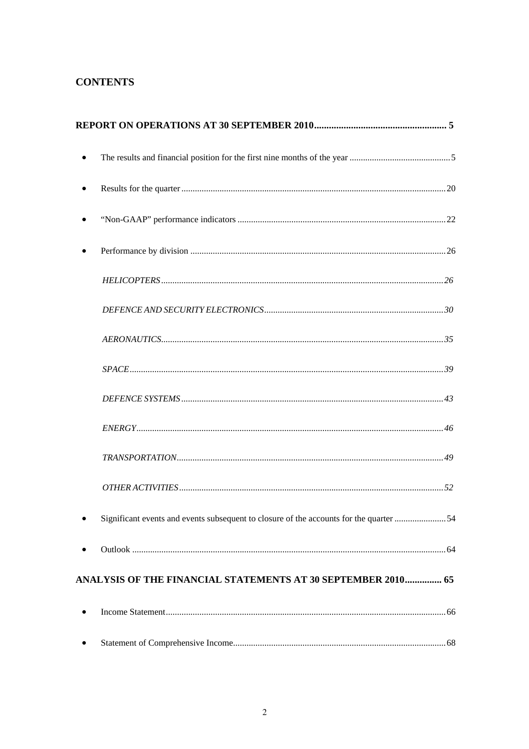## CONTENTS

**REPORT ON OPERATIONS AT 30 SEPTEMBER 2010 ..................................................... 5**

- The results and financial position for the first nine months of the year ............................................5
- Results for the quarter ....................................................................................................................20
- "Non-GAAP" performance indicators ............................................................................................22
- Performance by division ................................................................................................................26

  *HELICOPTERS ............................................................................................................................26*

  *DEFENCE AND SECURITY ELECTRONICS ...............................................................................30*

  *AERONAUTICS............................................................................................................................35*

  *SPACE ..........................................................................................................................................39*

  *DEFENCE SYSTEMS ...................................................................................................................43*

  *ENERGY.......................................................................................................................................46*

  *TRANSPORTATION.....................................................................................................................49*

  *OTHER ACTIVITIES ....................................................................................................................52*

- Significant events and events subsequent to closure of the accounts for the quarter .......................54
- Outlook ..........................................................................................................................................64

**ANALYSIS OF THE FINANCIAL STATEMENTS AT 30 SEPTEMBER 2010 ............... 65**

- Income Statement...........................................................................................................................66
- Statement of Comprehensive Income.............................................................................................68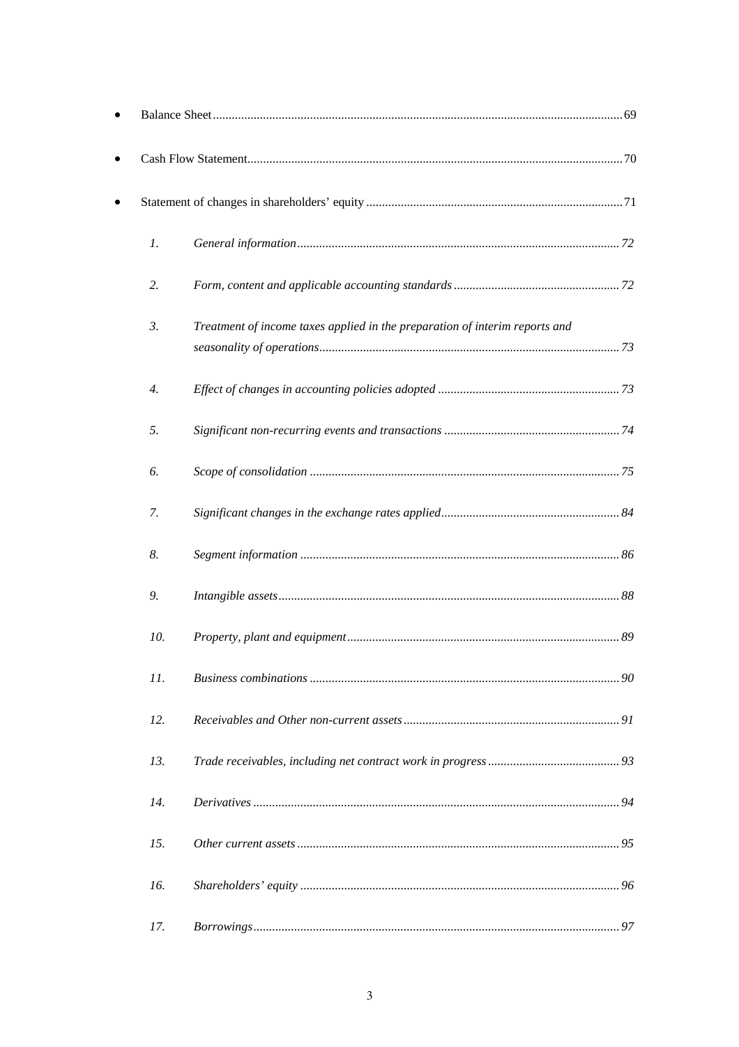- Balance Sheet ... 69
- Cash Flow Statement ... 70
- Statement of changes in shareholders' equity ... 71

| | | |
|---|---|---|
| *1.* | *General information* | *72* |
| *2.* | *Form, content and applicable accounting standards* | *72* |
| *3.* | *Treatment of income taxes applied in the preparation of interim reports and seasonality of operations* | *73* |
| *4.* | *Effect of changes in accounting policies adopted* | *73* |
| *5.* | *Significant non-recurring events and transactions* | *74* |
| *6.* | *Scope of consolidation* | *75* |
| *7.* | *Significant changes in the exchange rates applied* | *84* |
| *8.* | *Segment information* | *86* |
| *9.* | *Intangible assets* | *88* |
| *10.* | *Property, plant and equipment* | *89* |
| *11.* | *Business combinations* | *90* |
| *12.* | *Receivables and Other non-current assets* | *91* |
| *13.* | *Trade receivables, including net contract work in progress* | *93* |
| *14.* | *Derivatives* | *94* |
| *15.* | *Other current assets* | *95* |
| *16.* | *Shareholders' equity* | *96* |
| *17.* | *Borrowings* | *97* |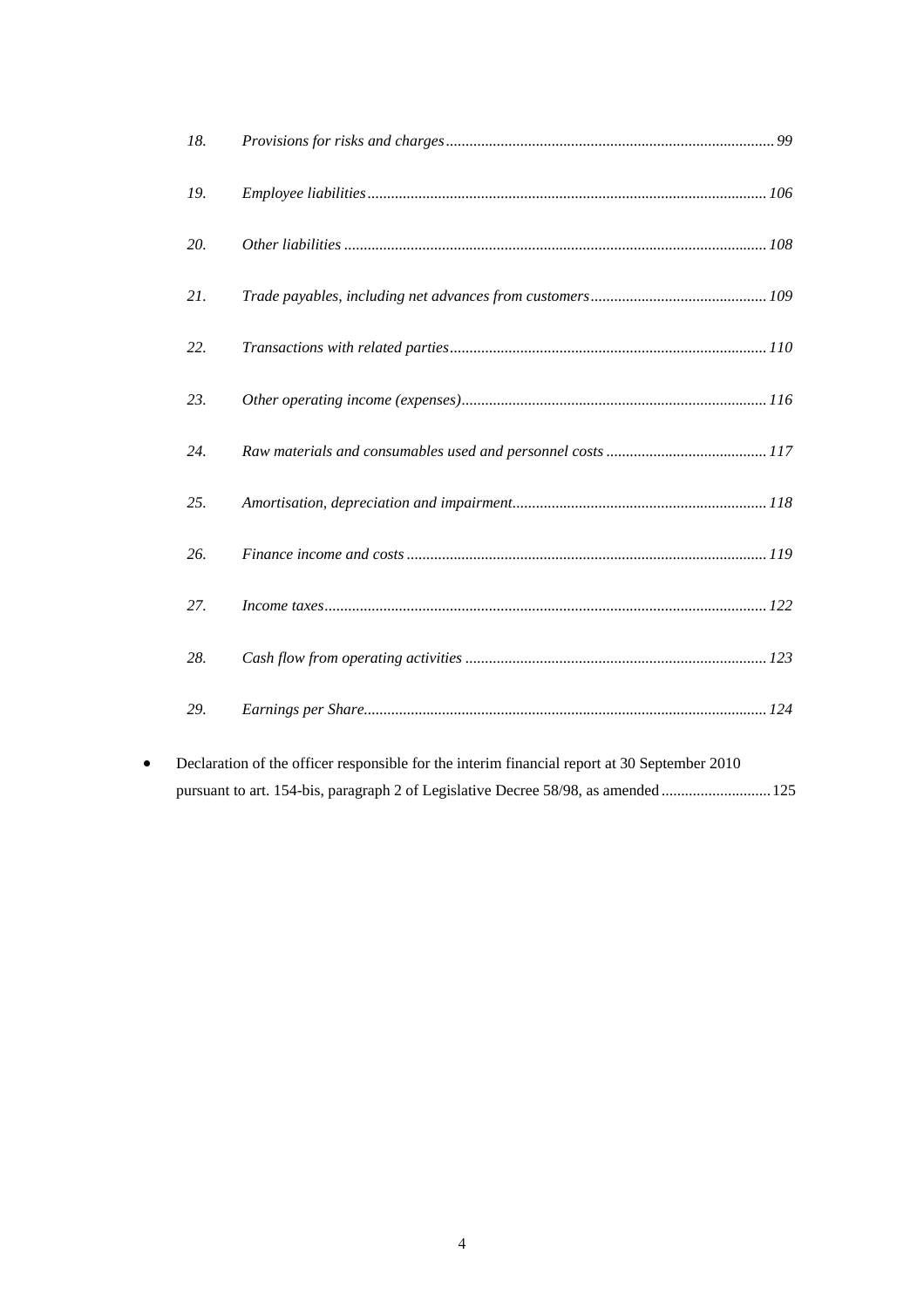18. *Provisions for risks and charges* ... *99*

19. *Employee liabilities* ... *106*

20. *Other liabilities* ... *108*

21. *Trade payables, including net advances from customers* ... *109*

22. *Transactions with related parties* ... *110*

23. *Other operating income (expenses)* ... *116*

24. *Raw materials and consumables used and personnel costs* ... *117*

25. *Amortisation, depreciation and impairment* ... *118*

26. *Finance income and costs* ... *119*

27. *Income taxes* ... *122*

28. *Cash flow from operating activities* ... *123*

29. *Earnings per Share* ... *124*

- Declaration of the officer responsible for the interim financial report at 30 September 2010 pursuant to art. 154-bis, paragraph 2 of Legislative Decree 58/98, as amended ... 125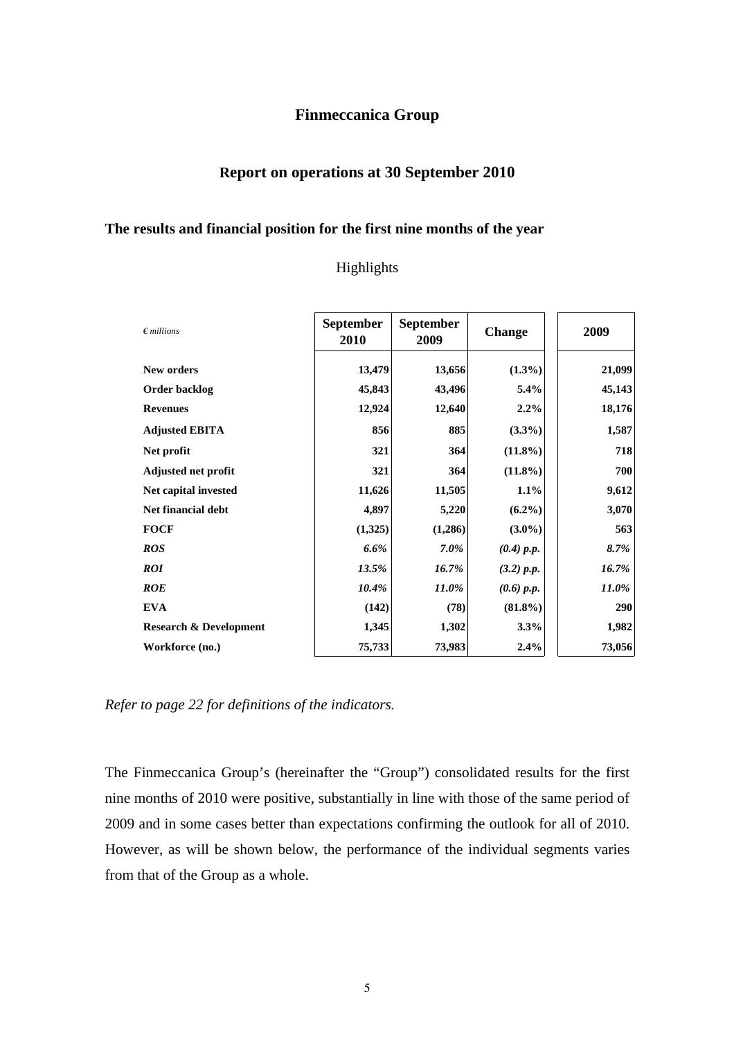# Finmeccanica Group

## Report on operations at 30 September 2010

### The results and financial position for the first nine months of the year

Highlights

| *€ millions* | September 2010 | September 2009 | Change | 2009 |
|---|---|---|---|---|
| **New orders** | 13,479 | 13,656 | (1.3%) | 21,099 |
| **Order backlog** | 45,843 | 43,496 | 5.4% | 45,143 |
| **Revenues** | 12,924 | 12,640 | 2.2% | 18,176 |
| **Adjusted EBITA** | 856 | 885 | (3.3%) | 1,587 |
| **Net profit** | 321 | 364 | (11.8%) | 718 |
| **Adjusted net profit** | 321 | 364 | (11.8%) | 700 |
| **Net capital invested** | 11,626 | 11,505 | 1.1% | 9,612 |
| **Net financial debt** | 4,897 | 5,220 | (6.2%) | 3,070 |
| **FOCF** | (1,325) | (1,286) | (3.0%) | 563 |
| ***ROS*** | *6.6%* | *7.0%* | *(0.4) p.p.* | *8.7%* |
| ***ROI*** | *13.5%* | *16.7%* | *(3.2) p.p.* | *16.7%* |
| ***ROE*** | *10.4%* | *11.0%* | *(0.6) p.p.* | *11.0%* |
| **EVA** | (142) | (78) | (81.8%) | 290 |
| **Research & Development** | 1,345 | 1,302 | 3.3% | 1,982 |
| **Workforce (no.)** | 75,733 | 73,983 | 2.4% | 73,056 |

*Refer to page 22 for definitions of the indicators.*

The Finmeccanica Group's (hereinafter the "Group") consolidated results for the first nine months of 2010 were positive, substantially in line with those of the same period of 2009 and in some cases better than expectations confirming the outlook for all of 2010. However, as will be shown below, the performance of the individual segments varies from that of the Group as a whole.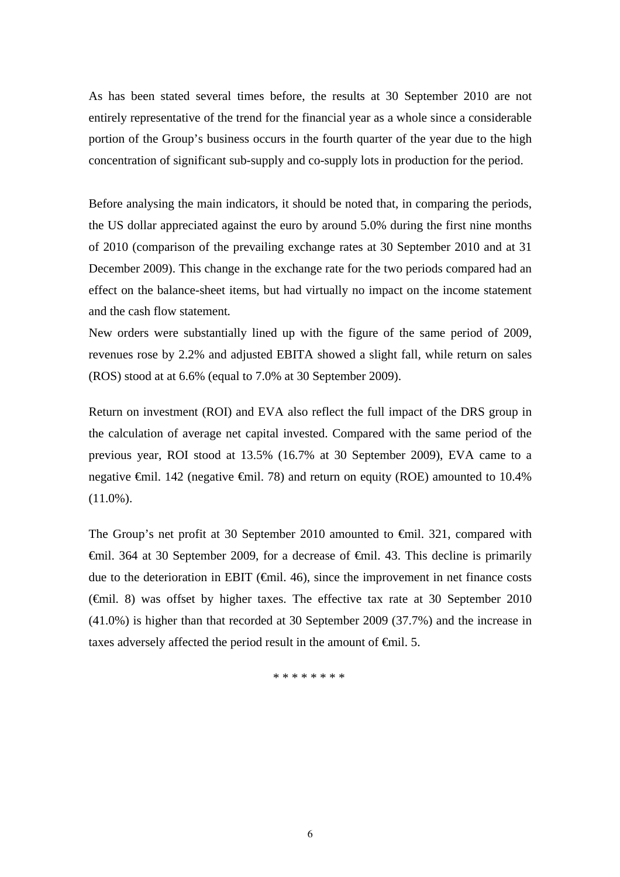As has been stated several times before, the results at 30 September 2010 are not entirely representative of the trend for the financial year as a whole since a considerable portion of the Group's business occurs in the fourth quarter of the year due to the high concentration of significant sub-supply and co-supply lots in production for the period.

Before analysing the main indicators, it should be noted that, in comparing the periods, the US dollar appreciated against the euro by around 5.0% during the first nine months of 2010 (comparison of the prevailing exchange rates at 30 September 2010 and at 31 December 2009). This change in the exchange rate for the two periods compared had an effect on the balance-sheet items, but had virtually no impact on the income statement and the cash flow statement.

New orders were substantially lined up with the figure of the same period of 2009, revenues rose by 2.2% and adjusted EBITA showed a slight fall, while return on sales (ROS) stood at at 6.6% (equal to 7.0% at 30 September 2009).

Return on investment (ROI) and EVA also reflect the full impact of the DRS group in the calculation of average net capital invested. Compared with the same period of the previous year, ROI stood at 13.5% (16.7% at 30 September 2009), EVA came to a negative €mil. 142 (negative €mil. 78) and return on equity (ROE) amounted to 10.4% (11.0%).

The Group's net profit at 30 September 2010 amounted to €mil. 321, compared with €mil. 364 at 30 September 2009, for a decrease of €mil. 43. This decline is primarily due to the deterioration in EBIT (€mil. 46), since the improvement in net finance costs (€mil. 8) was offset by higher taxes. The effective tax rate at 30 September 2010 (41.0%) is higher than that recorded at 30 September 2009 (37.7%) and the increase in taxes adversely affected the period result in the amount of €mil. 5.

\* \* \* \* \* \* \* \*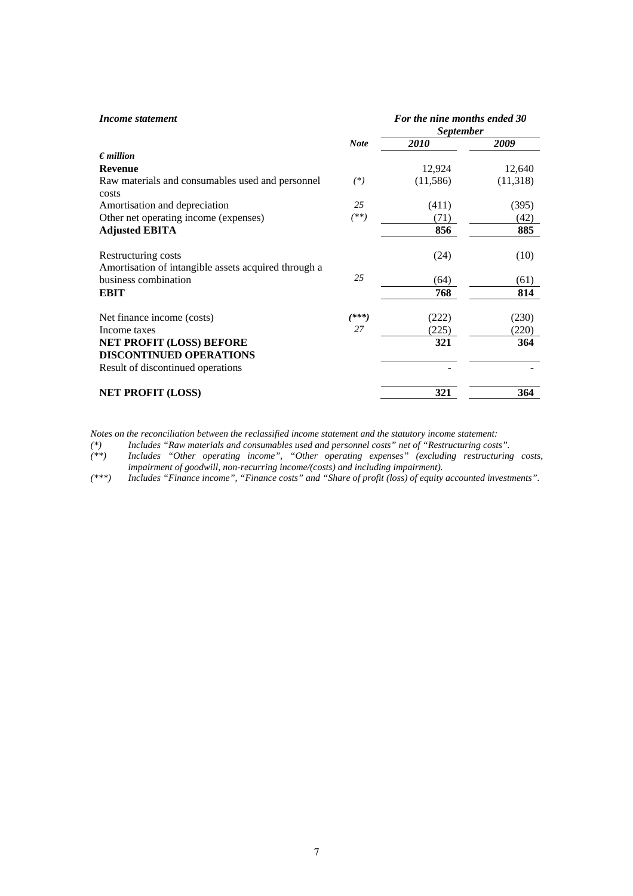| *Income statement* | | *For the nine months ended 30 September* | |
|---|---|---|---|
| | ***Note*** | ***2010*** | ***2009*** |
| ***€ million*** | | | |
| **Revenue** | | 12,924 | 12,640 |
| Raw materials and consumables used and personnel costs | *(\*)* | (11,586) | (11,318) |
| Amortisation and depreciation | *25* | (411) | (395) |
| Other net operating income (expenses) | *(\*\*)* | (71) | (42) |
| **Adjusted EBITA** | | **856** | **885** |
| Restructuring costs | | (24) | (10) |
| Amortisation of intangible assets acquired through a business combination | *25* | (64) | (61) |
| **EBIT** | | **768** | **814** |
| Net finance income (costs) | ***(\*\*\*)*** | (222) | (230) |
| Income taxes | *27* | (225) | (220) |
| **NET PROFIT (LOSS) BEFORE DISCONTINUED OPERATIONS** | | **321** | **364** |
| Result of discontinued operations | | - | - |
| **NET PROFIT (LOSS)** | | **321** | **364** |

*Notes on the reconciliation between the reclassified income statement and the statutory income statement:*

*(\*) Includes "Raw materials and consumables used and personnel costs" net of "Restructuring costs".*

*(\*\*) Includes "Other operating income", "Other operating expenses" (excluding restructuring costs, impairment of goodwill, non-recurring income/(costs) and including impairment).*

*(\*\*\*) Includes "Finance income", "Finance costs" and "Share of profit (loss) of equity accounted investments".*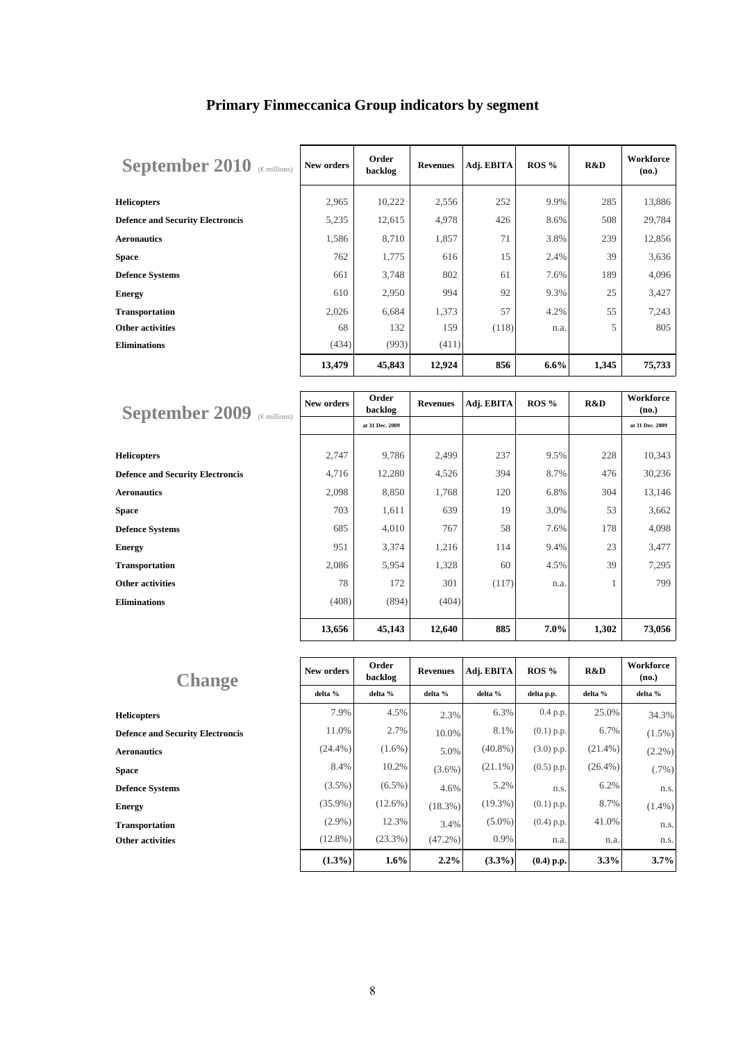# Primary Finmeccanica Group indicators by segment

| September 2010 (€ millions) | New orders | Order backlog | Revenues | Adj. EBITA | ROS % | R&D | Workforce (no.) |
|---|---|---|---|---|---|---|---|
| Helicopters | 2,965 | 10,222 | 2,556 | 252 | 9.9% | 285 | 13,886 |
| Defence and Security Electroncis | 5,235 | 12,615 | 4,978 | 426 | 8.6% | 508 | 29,784 |
| Aeronautics | 1,586 | 8,710 | 1,857 | 71 | 3.8% | 239 | 12,856 |
| Space | 762 | 1,775 | 616 | 15 | 2.4% | 39 | 3,636 |
| Defence Systems | 661 | 3,748 | 802 | 61 | 7.6% | 189 | 4,096 |
| Energy | 610 | 2,950 | 994 | 92 | 9.3% | 25 | 3,427 |
| Transportation | 2,026 | 6,684 | 1,373 | 57 | 4.2% | 55 | 7,243 |
| Other activities | 68 | 132 | 159 | (118) | n.a. | 5 | 805 |
| Eliminations | (434) | (993) | (411) | | | | |
| | **13,479** | **45,843** | **12,924** | **856** | **6.6%** | **1,345** | **75,733** |

| September 2009 (€ millions) | New orders | Order backlog | Revenues | Adj. EBITA | ROS % | R&D | Workforce (no.) |
|---|---|---|---|---|---|---|---|
| | | at 31 Dec. 2009 | | | | | at 31 Dec. 2009 |
| Helicopters | 2,747 | 9,786 | 2,499 | 237 | 9.5% | 228 | 10,343 |
| Defence and Security Electroncis | 4,716 | 12,280 | 4,526 | 394 | 8.7% | 476 | 30,236 |
| Aeronautics | 2,098 | 8,850 | 1,768 | 120 | 6.8% | 304 | 13,146 |
| Space | 703 | 1,611 | 639 | 19 | 3.0% | 53 | 3,662 |
| Defence Systems | 685 | 4,010 | 767 | 58 | 7.6% | 178 | 4,098 |
| Energy | 951 | 3,374 | 1,216 | 114 | 9.4% | 23 | 3,477 |
| Transportation | 2,086 | 5,954 | 1,328 | 60 | 4.5% | 39 | 7,295 |
| Other activities | 78 | 172 | 301 | (117) | n.a. | 1 | 799 |
| Eliminations | (408) | (894) | (404) | | | | |
| | **13,656** | **45,143** | **12,640** | **885** | **7.0%** | **1,302** | **73,056** |

| Change | New orders | Order backlog | Revenues | Adj. EBITA | ROS % | R&D | Workforce (no.) |
|---|---|---|---|---|---|---|---|
| | delta % | delta % | delta % | delta % | delta p.p. | delta % | delta % |
| Helicopters | 7.9% | 4.5% | 2.3% | 6.3% | 0.4 p.p. | 25.0% | 34.3% |
| Defence and Security Electroncis | 11.0% | 2.7% | 10.0% | 8.1% | (0.1) p.p. | 6.7% | (1.5%) |
| Aeronautics | (24.4%) | (1.6%) | 5.0% | (40.8%) | (3.0) p.p. | (21.4%) | (2.2%) |
| Space | 8.4% | 10.2% | (3.6%) | (21.1%) | (0.5) p.p. | (26.4%) | (.7%) |
| Defence Systems | (3.5%) | (6.5%) | 4.6% | 5.2% | n.s. | 6.2% | n.s. |
| Energy | (35.9%) | (12.6%) | (18.3%) | (19.3%) | (0.1) p.p. | 8.7% | (1.4%) |
| Transportation | (2.9%) | 12.3% | 3.4% | (5.0%) | (0.4) p.p. | 41.0% | n.s. |
| Other activities | (12.8%) | (23.3%) | (47.2%) | 0.9% | n.a. | n.a. | n.s. |
| | **(1.3%)** | **1.6%** | **2.2%** | **(3.3%)** | **(0.4) p.p.** | **3.3%** | **3.7%** |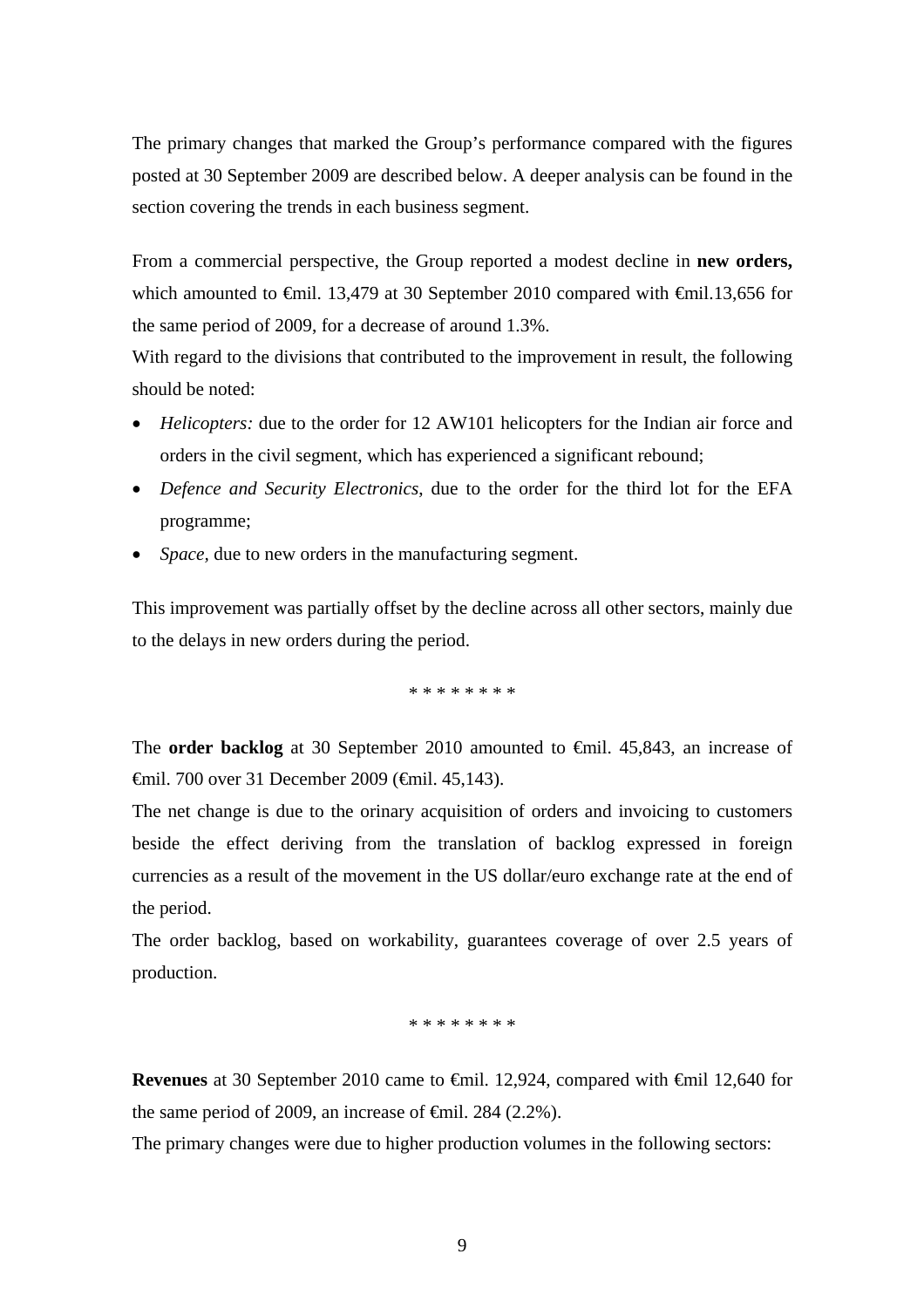The primary changes that marked the Group's performance compared with the figures posted at 30 September 2009 are described below. A deeper analysis can be found in the section covering the trends in each business segment.

From a commercial perspective, the Group reported a modest decline in **new orders,** which amounted to €mil. 13,479 at 30 September 2010 compared with €mil.13,656 for the same period of 2009, for a decrease of around 1.3%.

With regard to the divisions that contributed to the improvement in result, the following should be noted:

- *Helicopters:* due to the order for 12 AW101 helicopters for the Indian air force and orders in the civil segment, which has experienced a significant rebound;
- *Defence and Security Electronics*, due to the order for the third lot for the EFA programme;
- *Space,* due to new orders in the manufacturing segment.

This improvement was partially offset by the decline across all other sectors, mainly due to the delays in new orders during the period.

\* \* \* \* \* \* \* \*

The **order backlog** at 30 September 2010 amounted to €mil. 45,843, an increase of €mil. 700 over 31 December 2009 (€mil. 45,143).

The net change is due to the orinary acquisition of orders and invoicing to customers beside the effect deriving from the translation of backlog expressed in foreign currencies as a result of the movement in the US dollar/euro exchange rate at the end of the period.

The order backlog, based on workability, guarantees coverage of over 2.5 years of production.

\* \* \* \* \* \* \* \*

**Revenues** at 30 September 2010 came to €mil. 12,924, compared with €mil 12,640 for the same period of 2009, an increase of €mil. 284 (2.2%).

The primary changes were due to higher production volumes in the following sectors: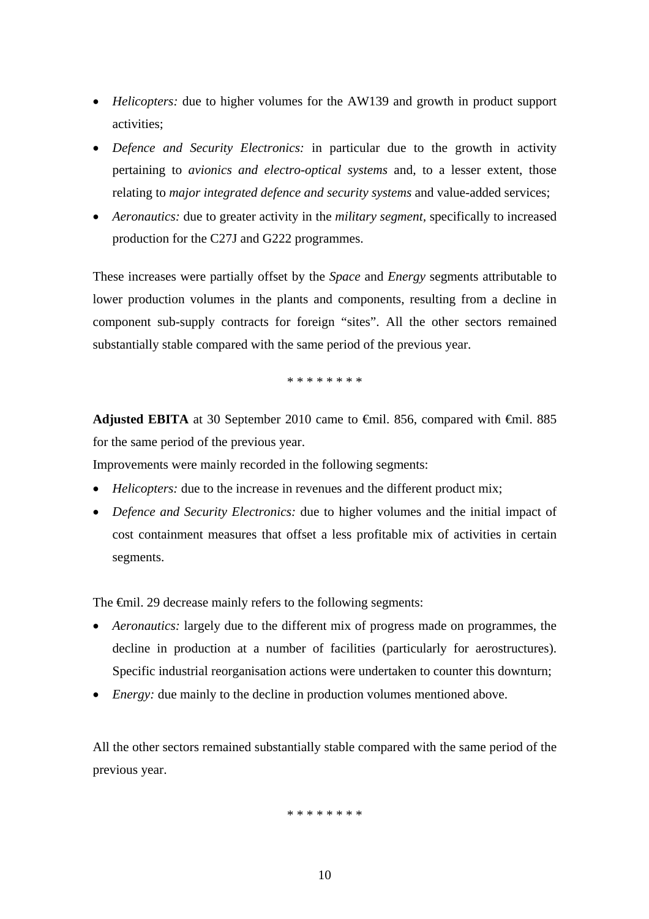- *Helicopters:* due to higher volumes for the AW139 and growth in product support activities;
- *Defence and Security Electronics:* in particular due to the growth in activity pertaining to *avionics and electro-optical systems* and, to a lesser extent, those relating to *major integrated defence and security systems* and value-added services;
- *Aeronautics:* due to greater activity in the *military segment*, specifically to increased production for the C27J and G222 programmes.

These increases were partially offset by the *Space* and *Energy* segments attributable to lower production volumes in the plants and components, resulting from a decline in component sub-supply contracts for foreign "sites". All the other sectors remained substantially stable compared with the same period of the previous year.

\* \* \* \* \* \* \* \*

**Adjusted EBITA** at 30 September 2010 came to €mil. 856, compared with €mil. 885 for the same period of the previous year.

Improvements were mainly recorded in the following segments:

- *Helicopters:* due to the increase in revenues and the different product mix;
- *Defence and Security Electronics:* due to higher volumes and the initial impact of cost containment measures that offset a less profitable mix of activities in certain segments.

The €mil. 29 decrease mainly refers to the following segments:

- *Aeronautics:* largely due to the different mix of progress made on programmes, the decline in production at a number of facilities (particularly for aerostructures). Specific industrial reorganisation actions were undertaken to counter this downturn;
- *Energy:* due mainly to the decline in production volumes mentioned above.

All the other sectors remained substantially stable compared with the same period of the previous year.

\* \* \* \* \* \* \* \*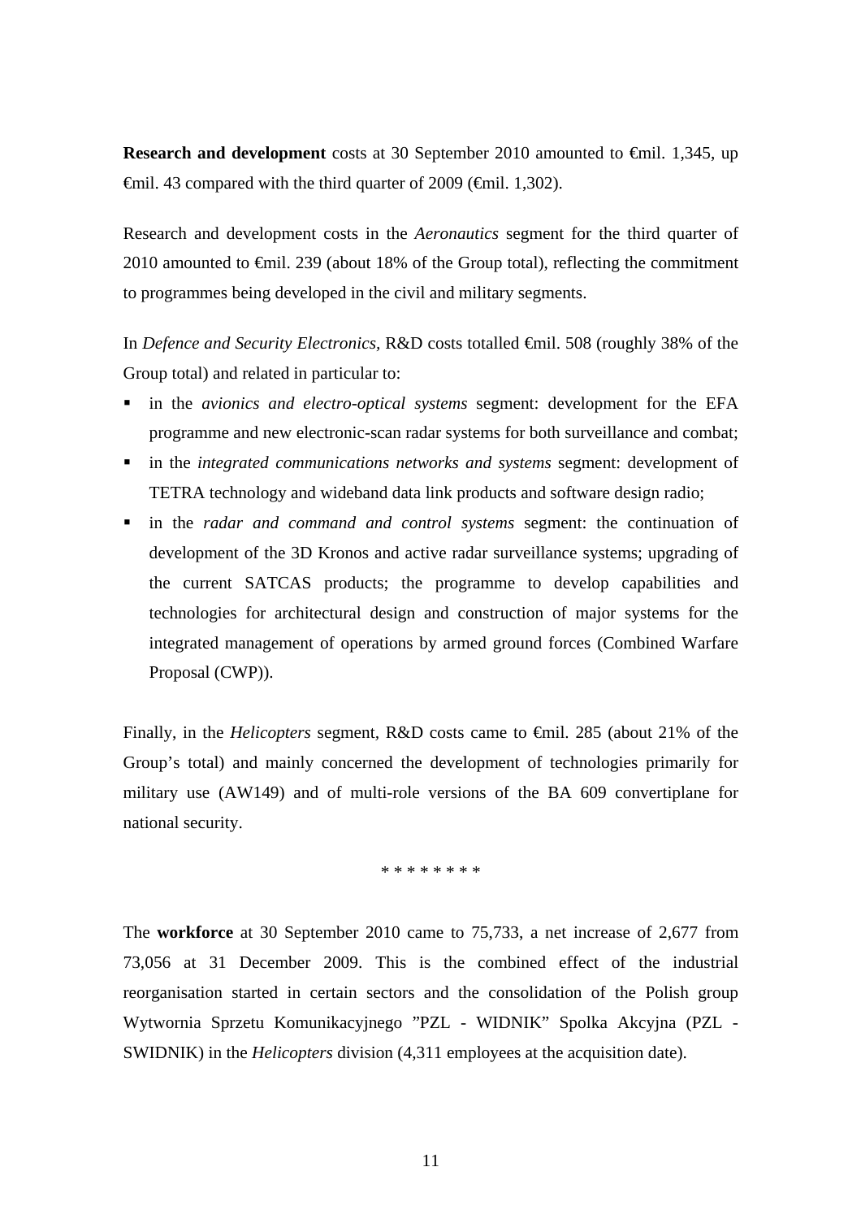**Research and development** costs at 30 September 2010 amounted to €mil. 1,345, up €mil. 43 compared with the third quarter of 2009 (€mil. 1,302).

Research and development costs in the *Aeronautics* segment for the third quarter of 2010 amounted to €mil. 239 (about 18% of the Group total), reflecting the commitment to programmes being developed in the civil and military segments.

In *Defence and Security Electronics*, R&D costs totalled €mil. 508 (roughly 38% of the Group total) and related in particular to:

- in the *avionics and electro-optical systems* segment: development for the EFA programme and new electronic-scan radar systems for both surveillance and combat;
- in the *integrated communications networks and systems* segment: development of TETRA technology and wideband data link products and software design radio;
- in the *radar and command and control systems* segment: the continuation of development of the 3D Kronos and active radar surveillance systems; upgrading of the current SATCAS products; the programme to develop capabilities and technologies for architectural design and construction of major systems for the integrated management of operations by armed ground forces (Combined Warfare Proposal (CWP)).

Finally, in the *Helicopters* segment, R&D costs came to €mil. 285 (about 21% of the Group's total) and mainly concerned the development of technologies primarily for military use (AW149) and of multi-role versions of the BA 609 convertiplane for national security.

\* \* \* \* \* \* \* \*

The **workforce** at 30 September 2010 came to 75,733, a net increase of 2,677 from 73,056 at 31 December 2009. This is the combined effect of the industrial reorganisation started in certain sectors and the consolidation of the Polish group Wytwornia Sprzetu Komunikacyjnego "PZL - WIDNIK" Spolka Akcyjna (PZL - SWIDNIK) in the *Helicopters* division (4,311 employees at the acquisition date).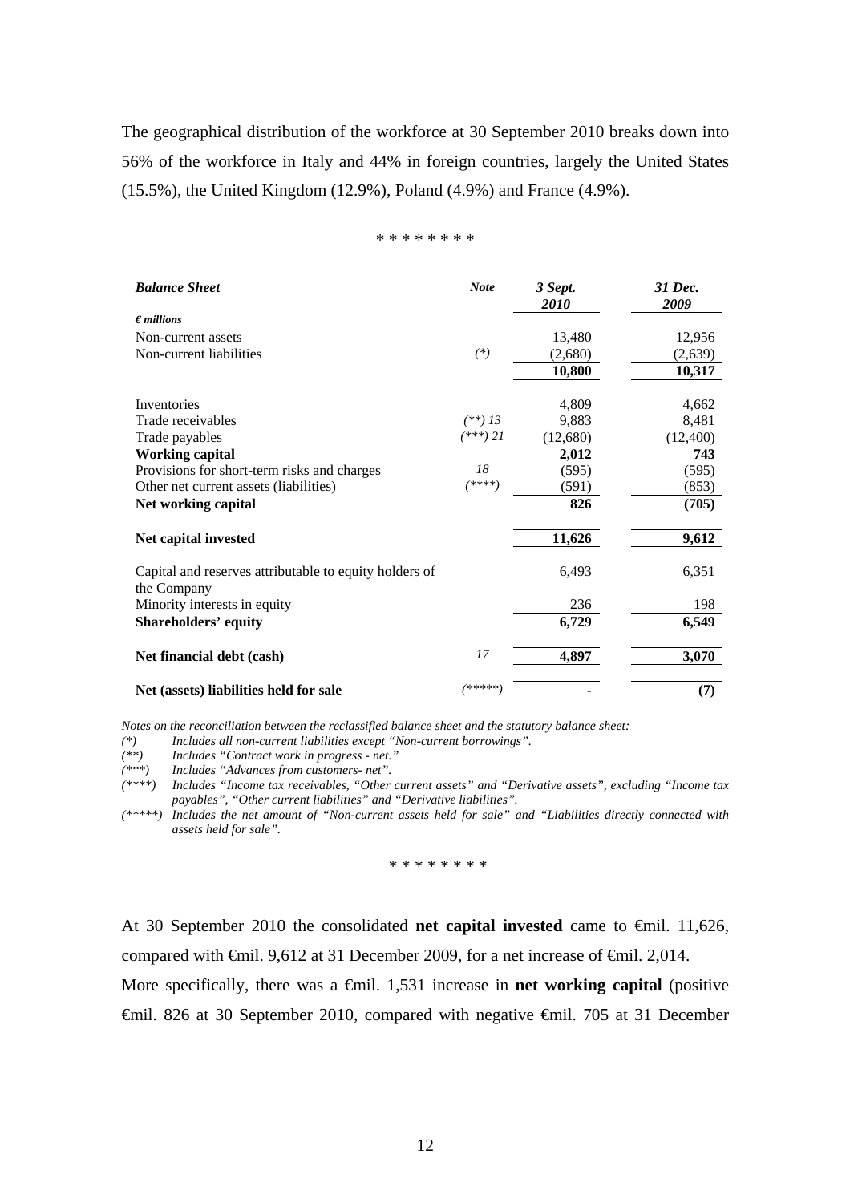The geographical distribution of the workforce at 30 September 2010 breaks down into 56% of the workforce in Italy and 44% in foreign countries, largely the United States (15.5%), the United Kingdom (12.9%), Poland (4.9%) and France (4.9%).

\* \* \* \* \* \* \* \*

| ***Balance Sheet*** | ***Note*** | ***3 Sept. 2010*** | ***31 Dec. 2009*** |
|---|---|---|---|
| ***€ millions*** | | | |
| Non-current assets | | 13,480 | 12,956 |
| Non-current liabilities | *(\*)* | (2,680) | (2,639) |
| | | **10,800** | **10,317** |
| Inventories | | 4,809 | 4,662 |
| Trade receivables | *(\*\*) 13* | 9,883 | 8,481 |
| Trade payables | *(\*\*\*) 21* | (12,680) | (12,400) |
| **Working capital** | | **2,012** | **743** |
| Provisions for short-term risks and charges | *18* | (595) | (595) |
| Other net current assets (liabilities) | *(\*\*\*\*)* | (591) | (853) |
| **Net working capital** | | **826** | **(705)** |
| **Net capital invested** | | **11,626** | **9,612** |
| Capital and reserves attributable to equity holders of the Company | | 6,493 | 6,351 |
| Minority interests in equity | | 236 | 198 |
| **Shareholders' equity** | | **6,729** | **6,549** |
| **Net financial debt (cash)** | *17* | **4,897** | **3,070** |
| **Net (assets) liabilities held for sale** | *(\*\*\*\*\*)* | **-** | **(7)** |

*Notes on the reconciliation between the reclassified balance sheet and the statutory balance sheet:*

*(\*) Includes all non-current liabilities except "Non-current borrowings".*

*(\*\*) Includes "Contract work in progress - net."*

*(\*\*\*) Includes "Advances from customers- net".*

*(\*\*\*\*) Includes "Income tax receivables, "Other current assets" and "Derivative assets", excluding "Income tax payables", "Other current liabilities" and "Derivative liabilities".*

*(\*\*\*\*\*) Includes the net amount of "Non-current assets held for sale" and "Liabilities directly connected with assets held for sale".*

\* \* \* \* \* \* \* \*

At 30 September 2010 the consolidated **net capital invested** came to €mil. 11,626, compared with €mil. 9,612 at 31 December 2009, for a net increase of €mil. 2,014.

More specifically, there was a €mil. 1,531 increase in **net working capital** (positive €mil. 826 at 30 September 2010, compared with negative €mil. 705 at 31 December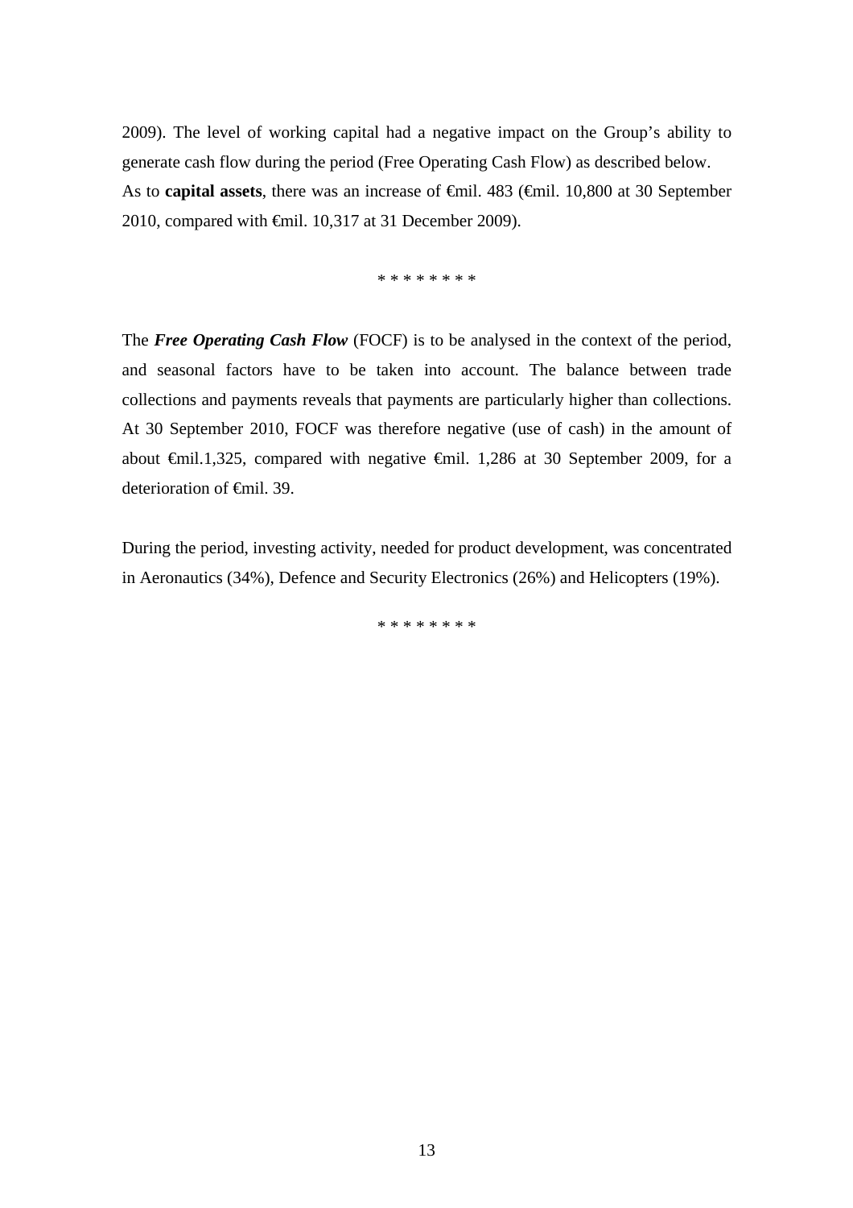2009). The level of working capital had a negative impact on the Group's ability to generate cash flow during the period (Free Operating Cash Flow) as described below.
As to **capital assets**, there was an increase of €mil. 483 (€mil. 10,800 at 30 September 2010, compared with €mil. 10,317 at 31 December 2009).

* * * * * * * *

The ***Free Operating Cash Flow*** (FOCF) is to be analysed in the context of the period, and seasonal factors have to be taken into account. The balance between trade collections and payments reveals that payments are particularly higher than collections. At 30 September 2010, FOCF was therefore negative (use of cash) in the amount of about €mil.1,325, compared with negative €mil. 1,286 at 30 September 2009, for a deterioration of €mil. 39.

During the period, investing activity, needed for product development, was concentrated in Aeronautics (34%), Defence and Security Electronics (26%) and Helicopters (19%).

* * * * * * * *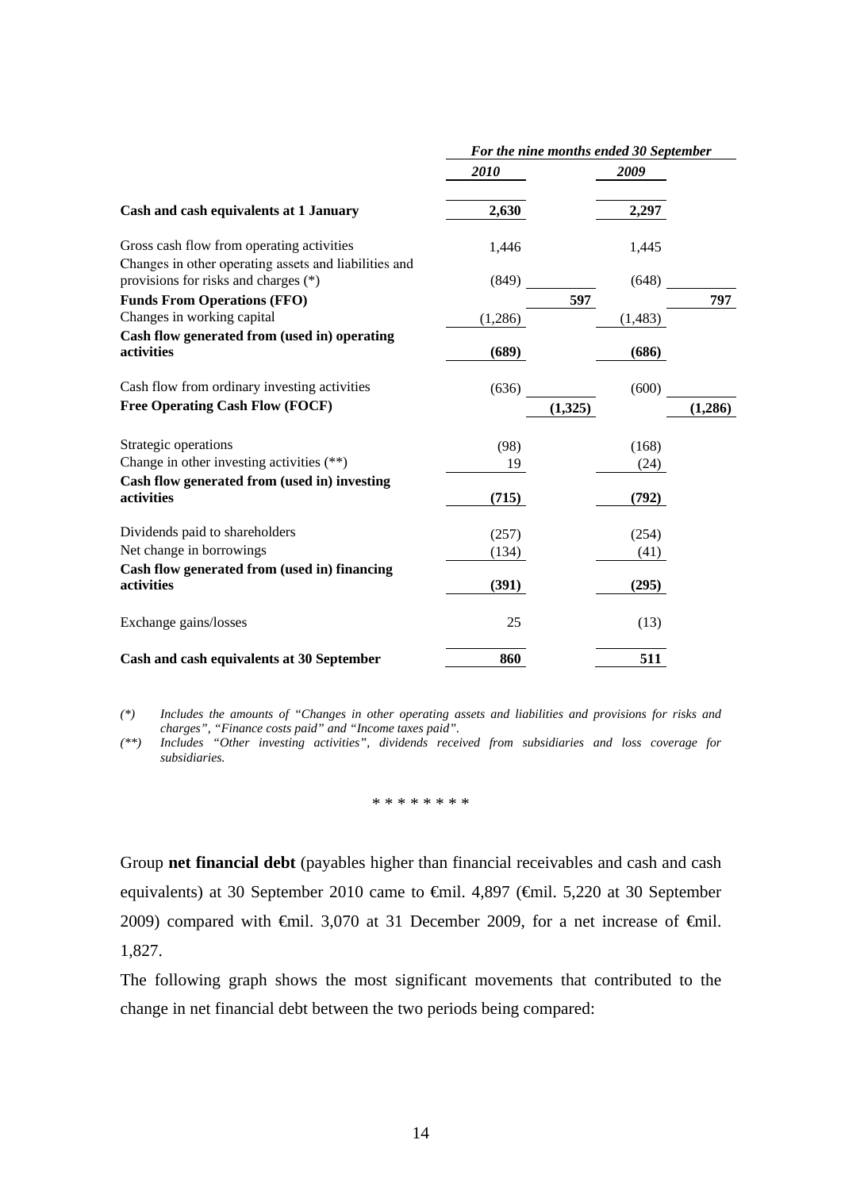| | For the nine months ended 30 September | | | |
|---|---|---|---|---|
| | **2010** | | **2009** | |
| **Cash and cash equivalents at 1 January** | **2,630** | | **2,297** | |
| Gross cash flow from operating activities | 1,446 | | 1,445 | |
| Changes in other operating assets and liabilities and provisions for risks and charges (*) | (849) | | (648) | |
| **Funds From Operations (FFO)** | | **597** | | **797** |
| Changes in working capital | (1,286) | | (1,483) | |
| **Cash flow generated from (used in) operating activities** | **(689)** | | **(686)** | |
| Cash flow from ordinary investing activities | (636) | | (600) | |
| **Free Operating Cash Flow (FOCF)** | | **(1,325)** | | **(1,286)** |
| Strategic operations | (98) | | (168) | |
| Change in other investing activities (**) | 19 | | (24) | |
| **Cash flow generated from (used in) investing activities** | **(715)** | | **(792)** | |
| Dividends paid to shareholders | (257) | | (254) | |
| Net change in borrowings | (134) | | (41) | |
| **Cash flow generated from (used in) financing activities** | **(391)** | | **(295)** | |
| Exchange gains/losses | 25 | | (13) | |
| **Cash and cash equivalents at 30 September** | **860** | | **511** | |

*(*) Includes the amounts of "Changes in other operating assets and liabilities and provisions for risks and charges", "Finance costs paid" and "Income taxes paid".*

*(**) Includes "Other investing activities", dividends received from subsidiaries and loss coverage for subsidiaries.*

\* \* \* \* \* \* \* \*

Group **net financial debt** (payables higher than financial receivables and cash and cash equivalents) at 30 September 2010 came to €mil. 4,897 (€mil. 5,220 at 30 September 2009) compared with €mil. 3,070 at 31 December 2009, for a net increase of €mil. 1,827.

The following graph shows the most significant movements that contributed to the change in net financial debt between the two periods being compared: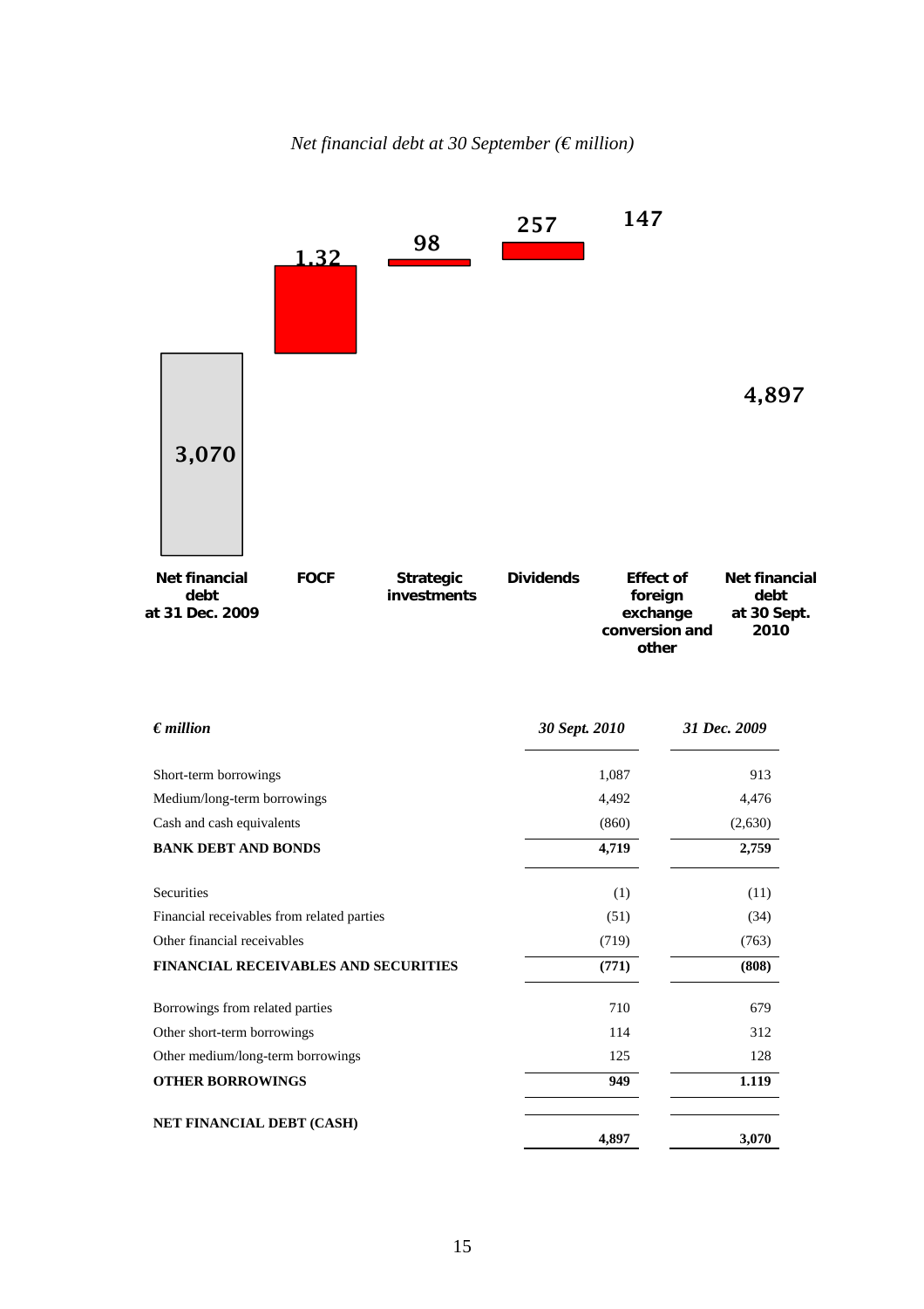*Net financial debt at 30 September (€ million)*

| | Net financial debt at 31 Dec. 2009 | FOCF | Strategic investments | Dividends | Effect of foreign exchange conversion and other | Net financial debt at 30 Sept. 2010 |
|---|---|---|---|---|---|---|
| € million | 3,070 | 1,32 | 98 | 257 | 147 | 4,897 |

| *€ million* | *30 Sept. 2010* | *31 Dec. 2009* |
|---|---|---|
| Short-term borrowings | 1,087 | 913 |
| Medium/long-term borrowings | 4,492 | 4,476 |
| Cash and cash equivalents | (860) | (2,630) |
| **BANK DEBT AND BONDS** | **4,719** | **2,759** |
| Securities | (1) | (11) |
| Financial receivables from related parties | (51) | (34) |
| Other financial receivables | (719) | (763) |
| **FINANCIAL RECEIVABLES AND SECURITIES** | **(771)** | **(808)** |
| Borrowings from related parties | 710 | 679 |
| Other short-term borrowings | 114 | 312 |
| Other medium/long-term borrowings | 125 | 128 |
| **OTHER BORROWINGS** | **949** | **1.119** |
| **NET FINANCIAL DEBT (CASH)** | **4,897** | **3,070** |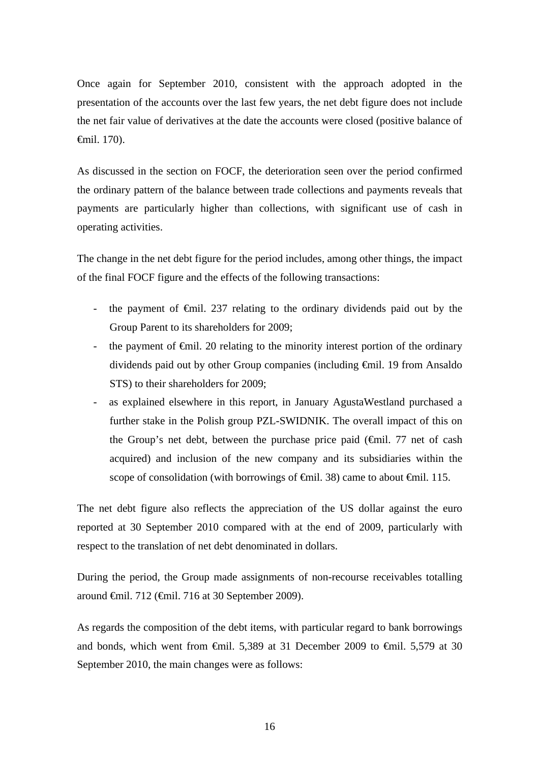Once again for September 2010, consistent with the approach adopted in the presentation of the accounts over the last few years, the net debt figure does not include the net fair value of derivatives at the date the accounts were closed (positive balance of €mil. 170).

As discussed in the section on FOCF, the deterioration seen over the period confirmed the ordinary pattern of the balance between trade collections and payments reveals that payments are particularly higher than collections, with significant use of cash in operating activities.

The change in the net debt figure for the period includes, among other things, the impact of the final FOCF figure and the effects of the following transactions:

- the payment of €mil. 237 relating to the ordinary dividends paid out by the Group Parent to its shareholders for 2009;
- the payment of €mil. 20 relating to the minority interest portion of the ordinary dividends paid out by other Group companies (including €mil. 19 from Ansaldo STS) to their shareholders for 2009;
- as explained elsewhere in this report, in January AgustaWestland purchased a further stake in the Polish group PZL-SWIDNIK. The overall impact of this on the Group's net debt, between the purchase price paid (€mil. 77 net of cash acquired) and inclusion of the new company and its subsidiaries within the scope of consolidation (with borrowings of €mil. 38) came to about €mil. 115.

The net debt figure also reflects the appreciation of the US dollar against the euro reported at 30 September 2010 compared with at the end of 2009, particularly with respect to the translation of net debt denominated in dollars.

During the period, the Group made assignments of non-recourse receivables totalling around €mil. 712 (€mil. 716 at 30 September 2009).

As regards the composition of the debt items, with particular regard to bank borrowings and bonds, which went from €mil. 5,389 at 31 December 2009 to €mil. 5,579 at 30 September 2010, the main changes were as follows: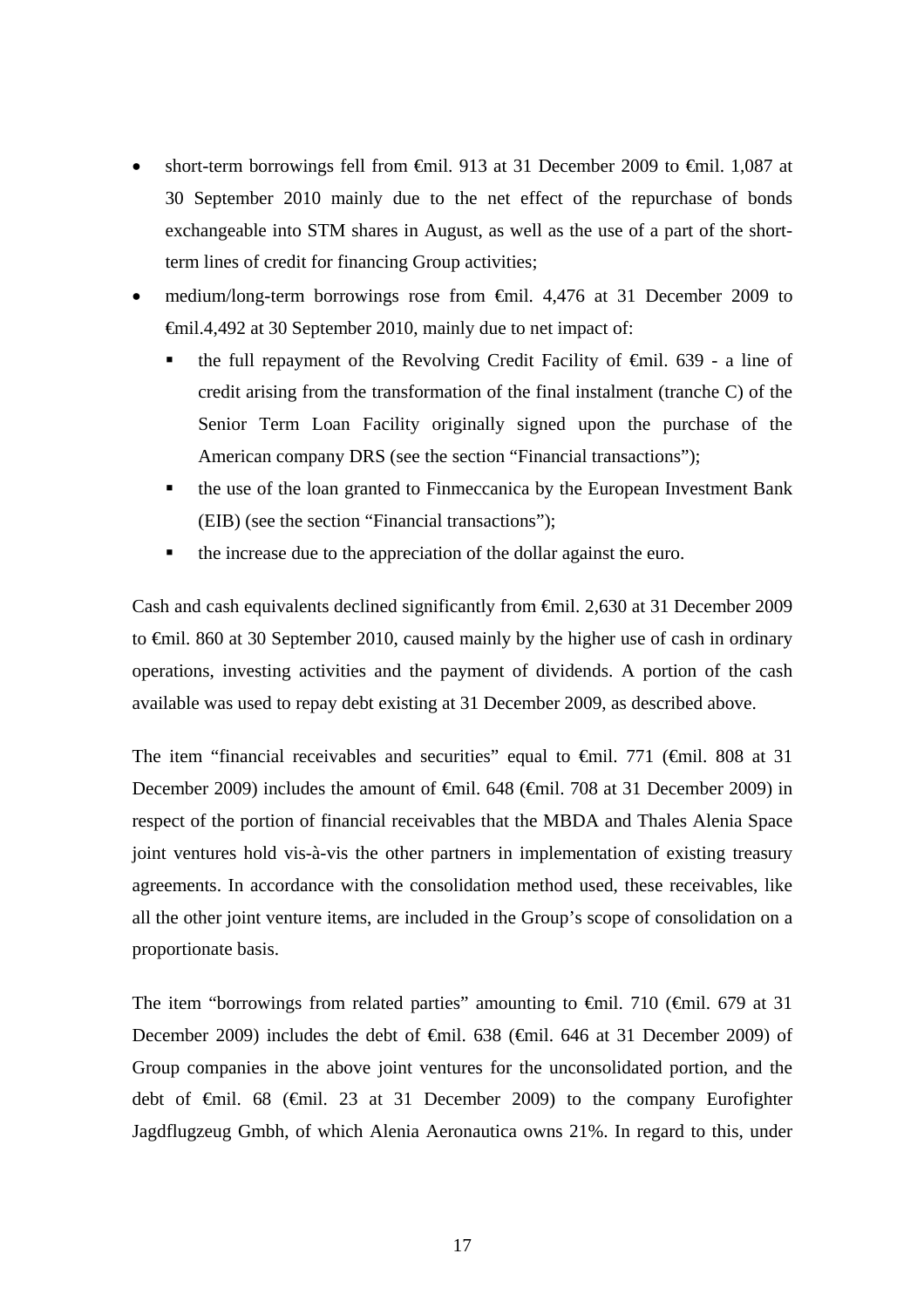- short-term borrowings fell from €mil. 913 at 31 December 2009 to €mil. 1,087 at 30 September 2010 mainly due to the net effect of the repurchase of bonds exchangeable into STM shares in August, as well as the use of a part of the short-term lines of credit for financing Group activities;
- medium/long-term borrowings rose from €mil. 4,476 at 31 December 2009 to €mil.4,492 at 30 September 2010, mainly due to net impact of:
  - the full repayment of the Revolving Credit Facility of €mil. 639 - a line of credit arising from the transformation of the final instalment (tranche C) of the Senior Term Loan Facility originally signed upon the purchase of the American company DRS (see the section "Financial transactions");
  - the use of the loan granted to Finmeccanica by the European Investment Bank (EIB) (see the section "Financial transactions");
  - the increase due to the appreciation of the dollar against the euro.

Cash and cash equivalents declined significantly from €mil. 2,630 at 31 December 2009 to €mil. 860 at 30 September 2010, caused mainly by the higher use of cash in ordinary operations, investing activities and the payment of dividends. A portion of the cash available was used to repay debt existing at 31 December 2009, as described above.

The item "financial receivables and securities" equal to €mil. 771 (€mil. 808 at 31 December 2009) includes the amount of €mil. 648 (€mil. 708 at 31 December 2009) in respect of the portion of financial receivables that the MBDA and Thales Alenia Space joint ventures hold vis-à-vis the other partners in implementation of existing treasury agreements. In accordance with the consolidation method used, these receivables, like all the other joint venture items, are included in the Group's scope of consolidation on a proportionate basis.

The item "borrowings from related parties" amounting to €mil. 710 (€mil. 679 at 31 December 2009) includes the debt of €mil. 638 (€mil. 646 at 31 December 2009) of Group companies in the above joint ventures for the unconsolidated portion, and the debt of €mil. 68 (€mil. 23 at 31 December 2009) to the company Eurofighter Jagdflugzeug Gmbh, of which Alenia Aeronautica owns 21%. In regard to this, under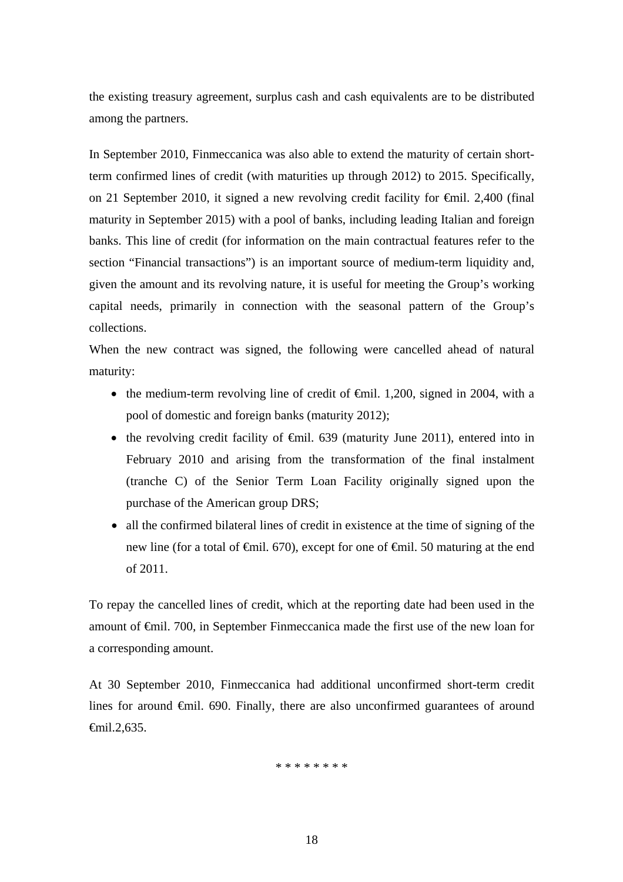the existing treasury agreement, surplus cash and cash equivalents are to be distributed among the partners.

In September 2010, Finmeccanica was also able to extend the maturity of certain short-term confirmed lines of credit (with maturities up through 2012) to 2015. Specifically, on 21 September 2010, it signed a new revolving credit facility for €mil. 2,400 (final maturity in September 2015) with a pool of banks, including leading Italian and foreign banks. This line of credit (for information on the main contractual features refer to the section "Financial transactions") is an important source of medium-term liquidity and, given the amount and its revolving nature, it is useful for meeting the Group's working capital needs, primarily in connection with the seasonal pattern of the Group's collections.

When the new contract was signed, the following were cancelled ahead of natural maturity:

- the medium-term revolving line of credit of €mil. 1,200, signed in 2004, with a pool of domestic and foreign banks (maturity 2012);
- the revolving credit facility of €mil. 639 (maturity June 2011), entered into in February 2010 and arising from the transformation of the final instalment (tranche C) of the Senior Term Loan Facility originally signed upon the purchase of the American group DRS;
- all the confirmed bilateral lines of credit in existence at the time of signing of the new line (for a total of €mil. 670), except for one of €mil. 50 maturing at the end of 2011.

To repay the cancelled lines of credit, which at the reporting date had been used in the amount of €mil. 700, in September Finmeccanica made the first use of the new loan for a corresponding amount.

At 30 September 2010, Finmeccanica had additional unconfirmed short-term credit lines for around €mil. 690. Finally, there are also unconfirmed guarantees of around €mil.2,635.

\* \* \* \* \* \* \* \*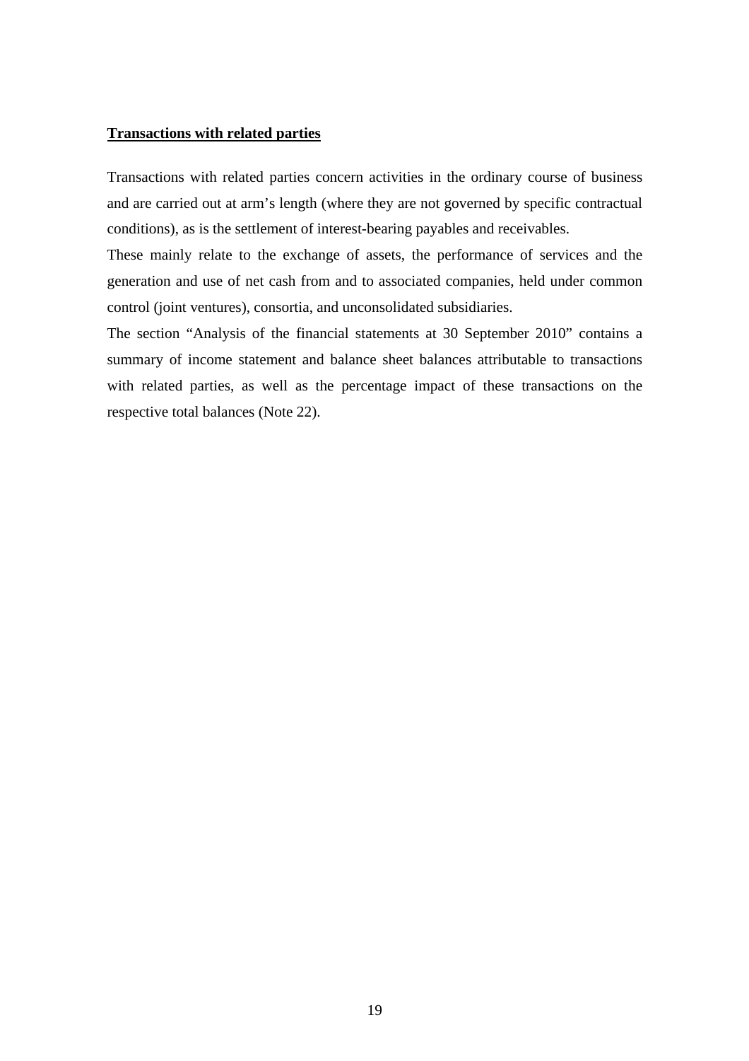**Transactions with related parties**

Transactions with related parties concern activities in the ordinary course of business and are carried out at arm's length (where they are not governed by specific contractual conditions), as is the settlement of interest-bearing payables and receivables.

These mainly relate to the exchange of assets, the performance of services and the generation and use of net cash from and to associated companies, held under common control (joint ventures), consortia, and unconsolidated subsidiaries.

The section "Analysis of the financial statements at 30 September 2010" contains a summary of income statement and balance sheet balances attributable to transactions with related parties, as well as the percentage impact of these transactions on the respective total balances (Note 22).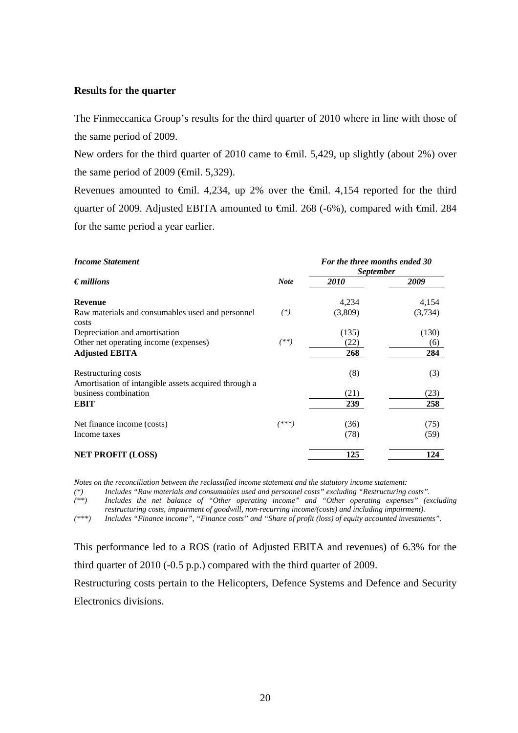**Results for the quarter**

The Finmeccanica Group's results for the third quarter of 2010 where in line with those of the same period of 2009.

New orders for the third quarter of 2010 came to €mil. 5,429, up slightly (about 2%) over the same period of 2009 (€mil. 5,329).

Revenues amounted to €mil. 4,234, up 2% over the €mil. 4,154 reported for the third quarter of 2009. Adjusted EBITA amounted to €mil. 268 (-6%), compared with €mil. 284 for the same period a year earlier.

| *Income Statement* | | *For the three months ended 30 September* | |
|---|---|---|---|
| ***€ millions*** | ***Note*** | ***2010*** | ***2009*** |
| **Revenue** | | 4,234 | 4,154 |
| Raw materials and consumables used and personnel costs | *(\*)* | (3,809) | (3,734) |
| Depreciation and amortisation | | (135) | (130) |
| Other net operating income (expenses) | *(\*\*)* | (22) | (6) |
| **Adjusted EBITA** | | **268** | **284** |
| Restructuring costs | | (8) | (3) |
| Amortisation of intangible assets acquired through a business combination | | (21) | (23) |
| **EBIT** | | **239** | **258** |
| Net finance income (costs) | *(\*\*\*)* | (36) | (75) |
| Income taxes | | (78) | (59) |
| **NET PROFIT (LOSS)** | | **125** | **124** |

*Notes on the reconciliation between the reclassified income statement and the statutory income statement:*

*(\*) Includes "Raw materials and consumables used and personnel costs" excluding "Restructuring costs".*

*(\*\*) Includes the net balance of "Other operating income" and "Other operating expenses" (excluding restructuring costs, impairment of goodwill, non-recurring income/(costs) and including impairment).*

*(\*\*\*) Includes "Finance income", "Finance costs" and "Share of profit (loss) of equity accounted investments".*

This performance led to a ROS (ratio of Adjusted EBITA and revenues) of 6.3% for the third quarter of 2010 (-0.5 p.p.) compared with the third quarter of 2009.

Restructuring costs pertain to the Helicopters, Defence Systems and Defence and Security Electronics divisions.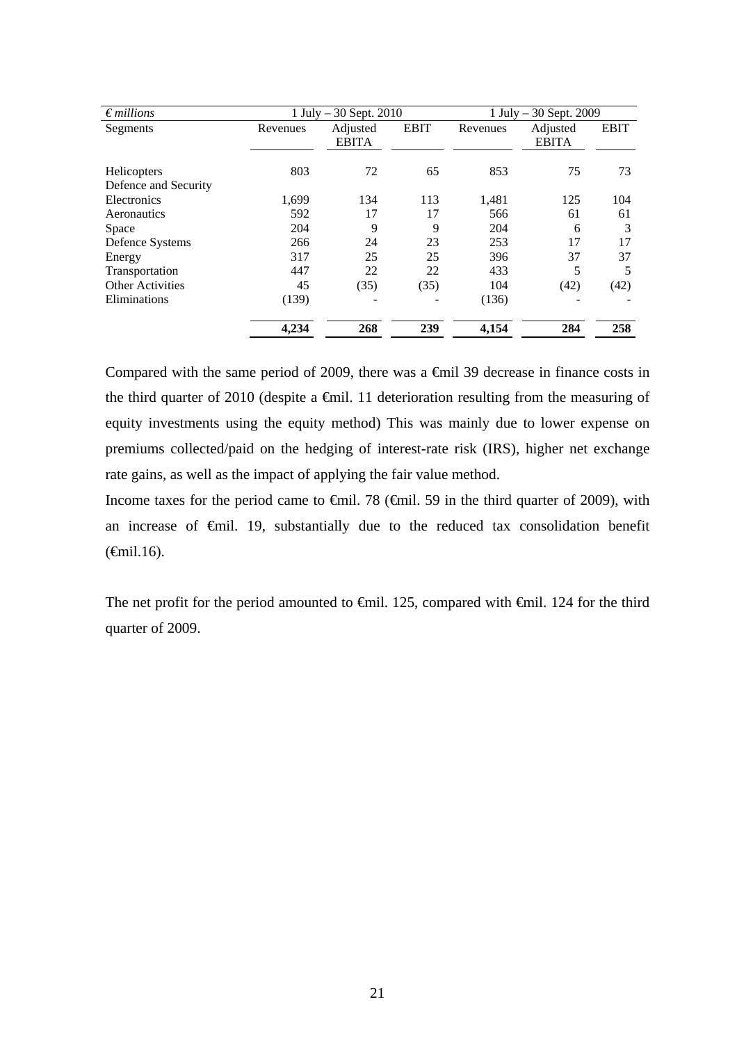| *€ millions* | 1 July – 30 Sept. 2010 | | | 1 July – 30 Sept. 2009 | | |
|---|---|---|---|---|---|---|
| Segments | Revenues | Adjusted EBITA | EBIT | Revenues | Adjusted EBITA | EBIT |
| Helicopters | 803 | 72 | 65 | 853 | 75 | 73 |
| Defence and Security Electronics | 1,699 | 134 | 113 | 1,481 | 125 | 104 |
| Aeronautics | 592 | 17 | 17 | 566 | 61 | 61 |
| Space | 204 | 9 | 9 | 204 | 6 | 3 |
| Defence Systems | 266 | 24 | 23 | 253 | 17 | 17 |
| Energy | 317 | 25 | 25 | 396 | 37 | 37 |
| Transportation | 447 | 22 | 22 | 433 | 5 | 5 |
| Other Activities | 45 | (35) | (35) | 104 | (42) | (42) |
| Eliminations | (139) | - | - | (136) | - | - |
| | **4,234** | **268** | **239** | **4,154** | **284** | **258** |

Compared with the same period of 2009, there was a €mil 39 decrease in finance costs in the third quarter of 2010 (despite a €mil. 11 deterioration resulting from the measuring of equity investments using the equity method) This was mainly due to lower expense on premiums collected/paid on the hedging of interest-rate risk (IRS), higher net exchange rate gains, as well as the impact of applying the fair value method.

Income taxes for the period came to €mil. 78 (€mil. 59 in the third quarter of 2009), with an increase of €mil. 19, substantially due to the reduced tax consolidation benefit (€mil.16).

The net profit for the period amounted to €mil. 125, compared with €mil. 124 for the third quarter of 2009.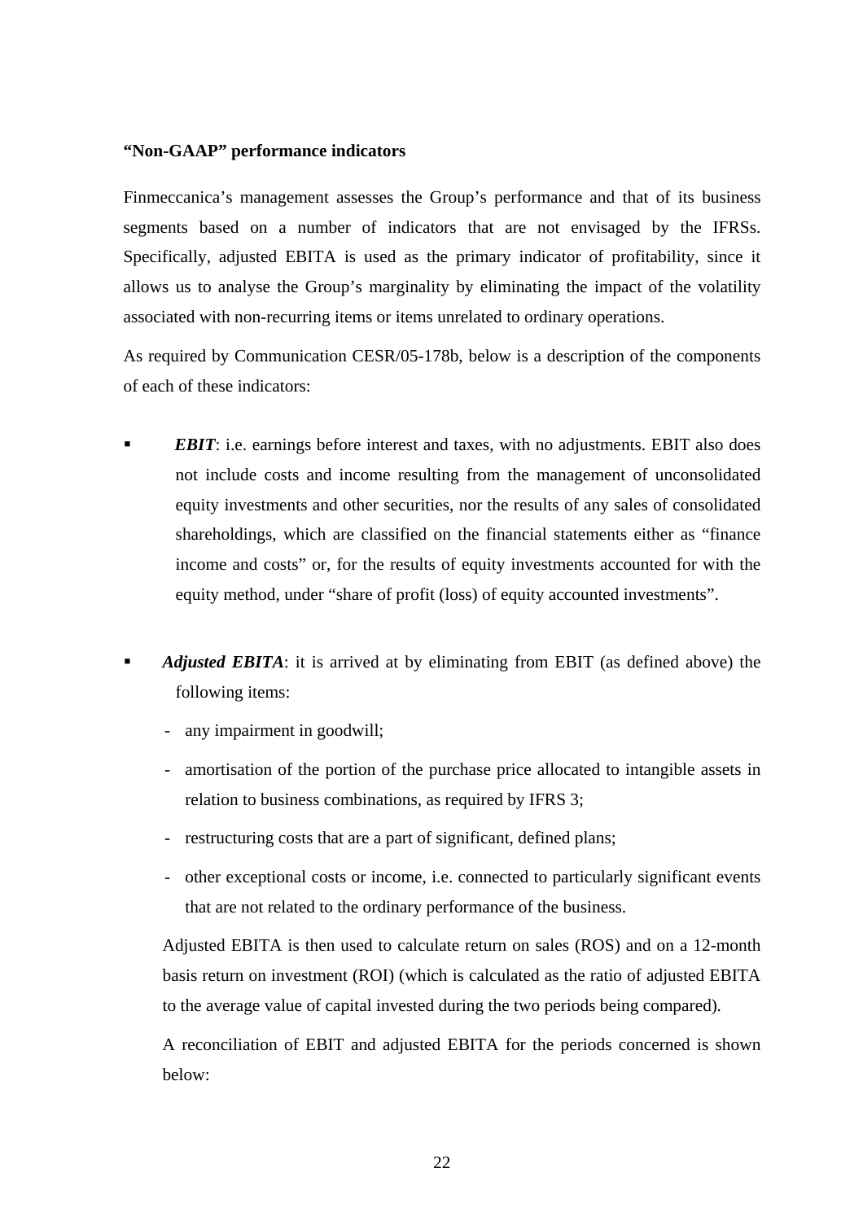**“Non-GAAP” performance indicators**

Finmeccanica’s management assesses the Group’s performance and that of its business segments based on a number of indicators that are not envisaged by the IFRSs. Specifically, adjusted EBITA is used as the primary indicator of profitability, since it allows us to analyse the Group’s marginality by eliminating the impact of the volatility associated with non-recurring items or items unrelated to ordinary operations.

As required by Communication CESR/05-178b, below is a description of the components of each of these indicators:

- ***EBIT***: i.e. earnings before interest and taxes, with no adjustments. EBIT also does not include costs and income resulting from the management of unconsolidated equity investments and other securities, nor the results of any sales of consolidated shareholdings, which are classified on the financial statements either as “finance income and costs” or, for the results of equity investments accounted for with the equity method, under “share of profit (loss) of equity accounted investments”.

- ***Adjusted EBITA***: it is arrived at by eliminating from EBIT (as defined above) the following items:
  - any impairment in goodwill;
  - amortisation of the portion of the purchase price allocated to intangible assets in relation to business combinations, as required by IFRS 3;
  - restructuring costs that are a part of significant, defined plans;
  - other exceptional costs or income, i.e. connected to particularly significant events that are not related to the ordinary performance of the business.

  Adjusted EBITA is then used to calculate return on sales (ROS) and on a 12-month basis return on investment (ROI) (which is calculated as the ratio of adjusted EBITA to the average value of capital invested during the two periods being compared).

  A reconciliation of EBIT and adjusted EBITA for the periods concerned is shown below: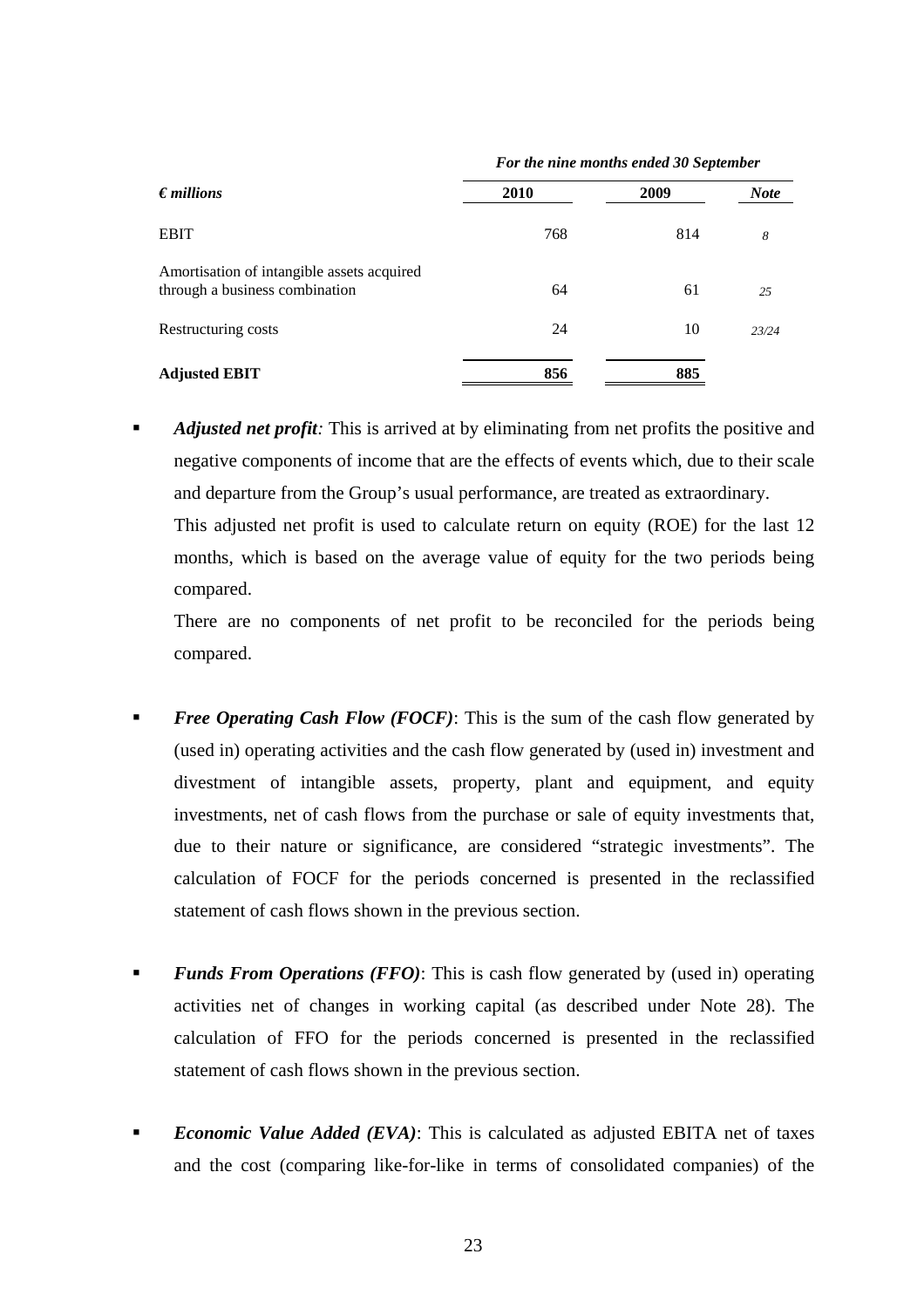| *€ millions* | *For the nine months ended 30 September* | | |
|---|---|---|---|
| | **2010** | **2009** | ***Note*** |
| EBIT | 768 | 814 | *8* |
| Amortisation of intangible assets acquired through a business combination | 64 | 61 | *25* |
| Restructuring costs | 24 | 10 | *23/24* |
| **Adjusted EBIT** | **856** | **885** | |

- ***Adjusted net profit:*** This is arrived at by eliminating from net profits the positive and negative components of income that are the effects of events which, due to their scale and departure from the Group's usual performance, are treated as extraordinary.

  This adjusted net profit is used to calculate return on equity (ROE) for the last 12 months, which is based on the average value of equity for the two periods being compared.

  There are no components of net profit to be reconciled for the periods being compared.

- ***Free Operating Cash Flow (FOCF)***: This is the sum of the cash flow generated by (used in) operating activities and the cash flow generated by (used in) investment and divestment of intangible assets, property, plant and equipment, and equity investments, net of cash flows from the purchase or sale of equity investments that, due to their nature or significance, are considered "strategic investments". The calculation of FOCF for the periods concerned is presented in the reclassified statement of cash flows shown in the previous section.

- ***Funds From Operations (FFO)***: This is cash flow generated by (used in) operating activities net of changes in working capital (as described under Note 28). The calculation of FFO for the periods concerned is presented in the reclassified statement of cash flows shown in the previous section.

- ***Economic Value Added (EVA)***: This is calculated as adjusted EBITA net of taxes and the cost (comparing like-for-like in terms of consolidated companies) of the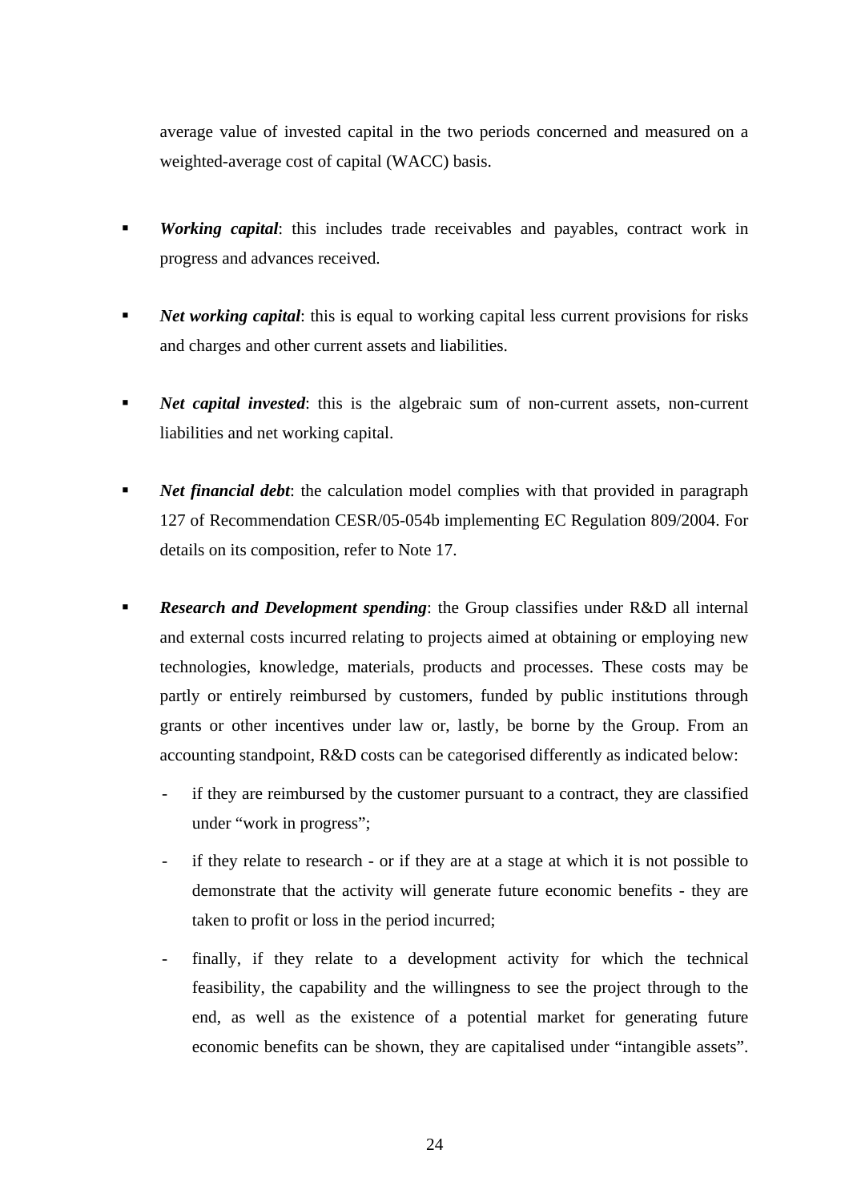average value of invested capital in the two periods concerned and measured on a weighted-average cost of capital (WACC) basis.

- ***Working capital***: this includes trade receivables and payables, contract work in progress and advances received.

- ***Net working capital***: this is equal to working capital less current provisions for risks and charges and other current assets and liabilities.

- ***Net capital invested***: this is the algebraic sum of non-current assets, non-current liabilities and net working capital.

- ***Net financial debt***: the calculation model complies with that provided in paragraph 127 of Recommendation CESR/05-054b implementing EC Regulation 809/2004. For details on its composition, refer to Note 17.

- ***Research and Development spending***: the Group classifies under R&D all internal and external costs incurred relating to projects aimed at obtaining or employing new technologies, knowledge, materials, products and processes. These costs may be partly or entirely reimbursed by customers, funded by public institutions through grants or other incentives under law or, lastly, be borne by the Group. From an accounting standpoint, R&D costs can be categorised differently as indicated below:
  - if they are reimbursed by the customer pursuant to a contract, they are classified under "work in progress";
  - if they relate to research - or if they are at a stage at which it is not possible to demonstrate that the activity will generate future economic benefits - they are taken to profit or loss in the period incurred;
  - finally, if they relate to a development activity for which the technical feasibility, the capability and the willingness to see the project through to the end, as well as the existence of a potential market for generating future economic benefits can be shown, they are capitalised under "intangible assets".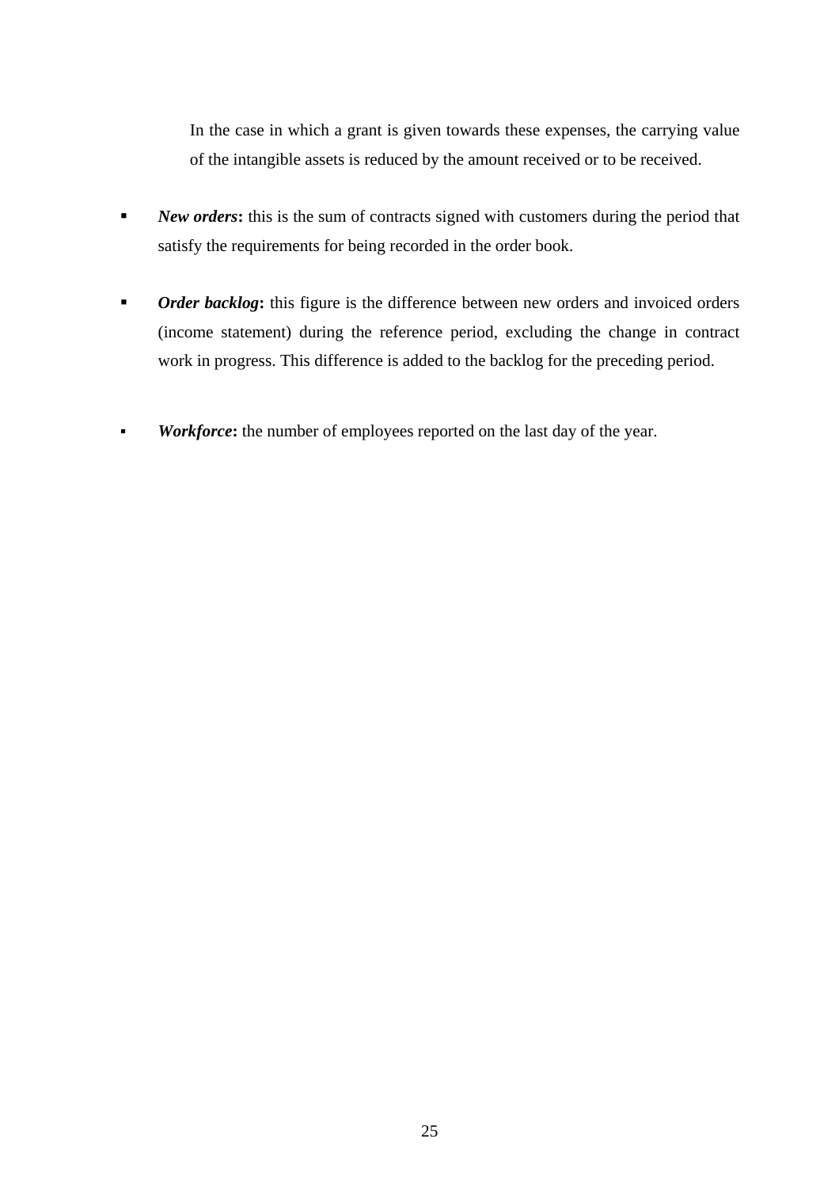In the case in which a grant is given towards these expenses, the carrying value of the intangible assets is reduced by the amount received or to be received.

- ***New orders*:** this is the sum of contracts signed with customers during the period that satisfy the requirements for being recorded in the order book.

- ***Order backlog*:** this figure is the difference between new orders and invoiced orders (income statement) during the reference period, excluding the change in contract work in progress. This difference is added to the backlog for the preceding period.

- ***Workforce*:** the number of employees reported on the last day of the year.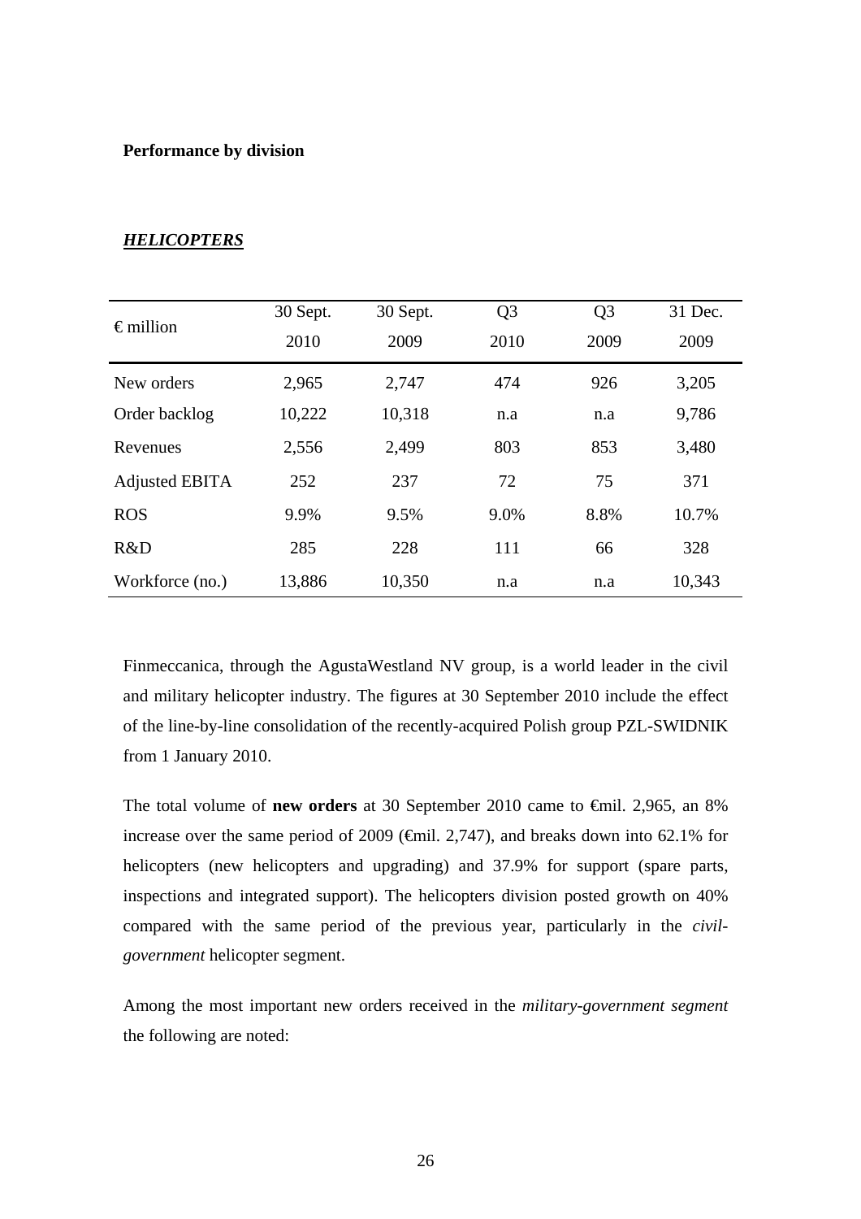**Performance by division**

***HELICOPTERS***

| € million | 30 Sept. 2010 | 30 Sept. 2009 | Q3 2010 | Q3 2009 | 31 Dec. 2009 |
|---|---|---|---|---|---|
| New orders | 2,965 | 2,747 | 474 | 926 | 3,205 |
| Order backlog | 10,222 | 10,318 | n.a | n.a | 9,786 |
| Revenues | 2,556 | 2,499 | 803 | 853 | 3,480 |
| Adjusted EBITA | 252 | 237 | 72 | 75 | 371 |
| ROS | 9.9% | 9.5% | 9.0% | 8.8% | 10.7% |
| R&D | 285 | 228 | 111 | 66 | 328 |
| Workforce (no.) | 13,886 | 10,350 | n.a | n.a | 10,343 |

Finmeccanica, through the AgustaWestland NV group, is a world leader in the civil and military helicopter industry. The figures at 30 September 2010 include the effect of the line-by-line consolidation of the recently-acquired Polish group PZL-SWIDNIK from 1 January 2010.

The total volume of **new orders** at 30 September 2010 came to €mil. 2,965, an 8% increase over the same period of 2009 (€mil. 2,747), and breaks down into 62.1% for helicopters (new helicopters and upgrading) and 37.9% for support (spare parts, inspections and integrated support). The helicopters division posted growth on 40% compared with the same period of the previous year, particularly in the *civil-government* helicopter segment.

Among the most important new orders received in the *military-government segment* the following are noted: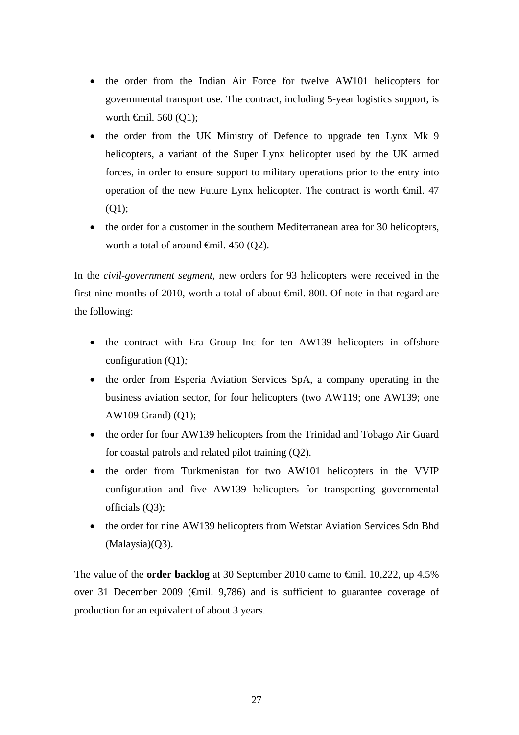- the order from the Indian Air Force for twelve AW101 helicopters for governmental transport use. The contract, including 5-year logistics support, is worth €mil. 560 (Q1);
- the order from the UK Ministry of Defence to upgrade ten Lynx Mk 9 helicopters, a variant of the Super Lynx helicopter used by the UK armed forces, in order to ensure support to military operations prior to the entry into operation of the new Future Lynx helicopter. The contract is worth €mil. 47 (Q1);
- the order for a customer in the southern Mediterranean area for 30 helicopters, worth a total of around €mil. 450 (Q2).

In the *civil-government segment*, new orders for 93 helicopters were received in the first nine months of 2010, worth a total of about €mil. 800. Of note in that regard are the following:

- the contract with Era Group Inc for ten AW139 helicopters in offshore configuration (Q1)*;*
- the order from Esperia Aviation Services SpA, a company operating in the business aviation sector, for four helicopters (two AW119; one AW139; one AW109 Grand) (Q1);
- the order for four AW139 helicopters from the Trinidad and Tobago Air Guard for coastal patrols and related pilot training (Q2).
- the order from Turkmenistan for two AW101 helicopters in the VVIP configuration and five AW139 helicopters for transporting governmental officials (Q3);
- the order for nine AW139 helicopters from Wetstar Aviation Services Sdn Bhd (Malaysia)(Q3).

The value of the **order backlog** at 30 September 2010 came to €mil. 10,222, up 4.5% over 31 December 2009 (€mil. 9,786) and is sufficient to guarantee coverage of production for an equivalent of about 3 years.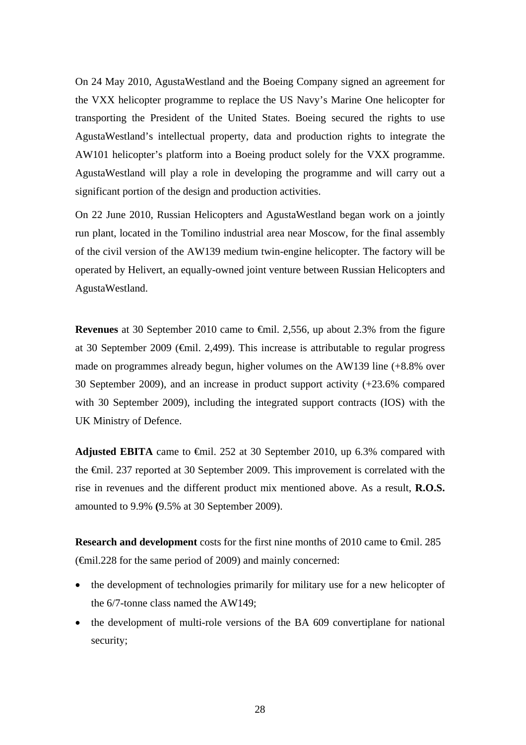On 24 May 2010, AgustaWestland and the Boeing Company signed an agreement for the VXX helicopter programme to replace the US Navy's Marine One helicopter for transporting the President of the United States. Boeing secured the rights to use AgustaWestland's intellectual property, data and production rights to integrate the AW101 helicopter's platform into a Boeing product solely for the VXX programme. AgustaWestland will play a role in developing the programme and will carry out a significant portion of the design and production activities.

On 22 June 2010, Russian Helicopters and AgustaWestland began work on a jointly run plant, located in the Tomilino industrial area near Moscow, for the final assembly of the civil version of the AW139 medium twin-engine helicopter. The factory will be operated by Helivert, an equally-owned joint venture between Russian Helicopters and AgustaWestland.

**Revenues** at 30 September 2010 came to €mil. 2,556, up about 2.3% from the figure at 30 September 2009 (€mil. 2,499). This increase is attributable to regular progress made on programmes already begun, higher volumes on the AW139 line (+8.8% over 30 September 2009), and an increase in product support activity (+23.6% compared with 30 September 2009), including the integrated support contracts (IOS) with the UK Ministry of Defence.

**Adjusted EBITA** came to €mil. 252 at 30 September 2010, up 6.3% compared with the €mil. 237 reported at 30 September 2009. This improvement is correlated with the rise in revenues and the different product mix mentioned above. As a result, **R.O.S.** amounted to 9.9% **(**9.5% at 30 September 2009).

**Research and development** costs for the first nine months of 2010 came to €mil. 285 (€mil.228 for the same period of 2009) and mainly concerned:

- the development of technologies primarily for military use for a new helicopter of the 6/7-tonne class named the AW149;
- the development of multi-role versions of the BA 609 convertiplane for national security;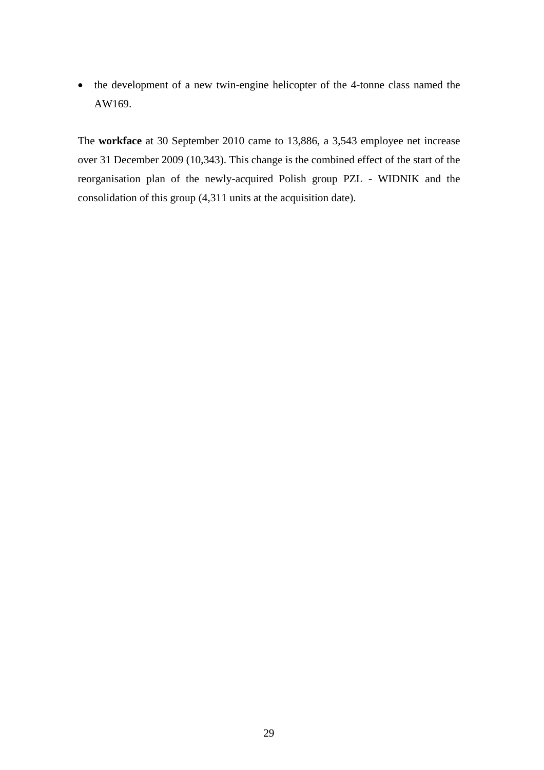- the development of a new twin-engine helicopter of the 4-tonne class named the AW169.

The **workface** at 30 September 2010 came to 13,886, a 3,543 employee net increase over 31 December 2009 (10,343). This change is the combined effect of the start of the reorganisation plan of the newly-acquired Polish group PZL - WIDNIK and the consolidation of this group (4,311 units at the acquisition date).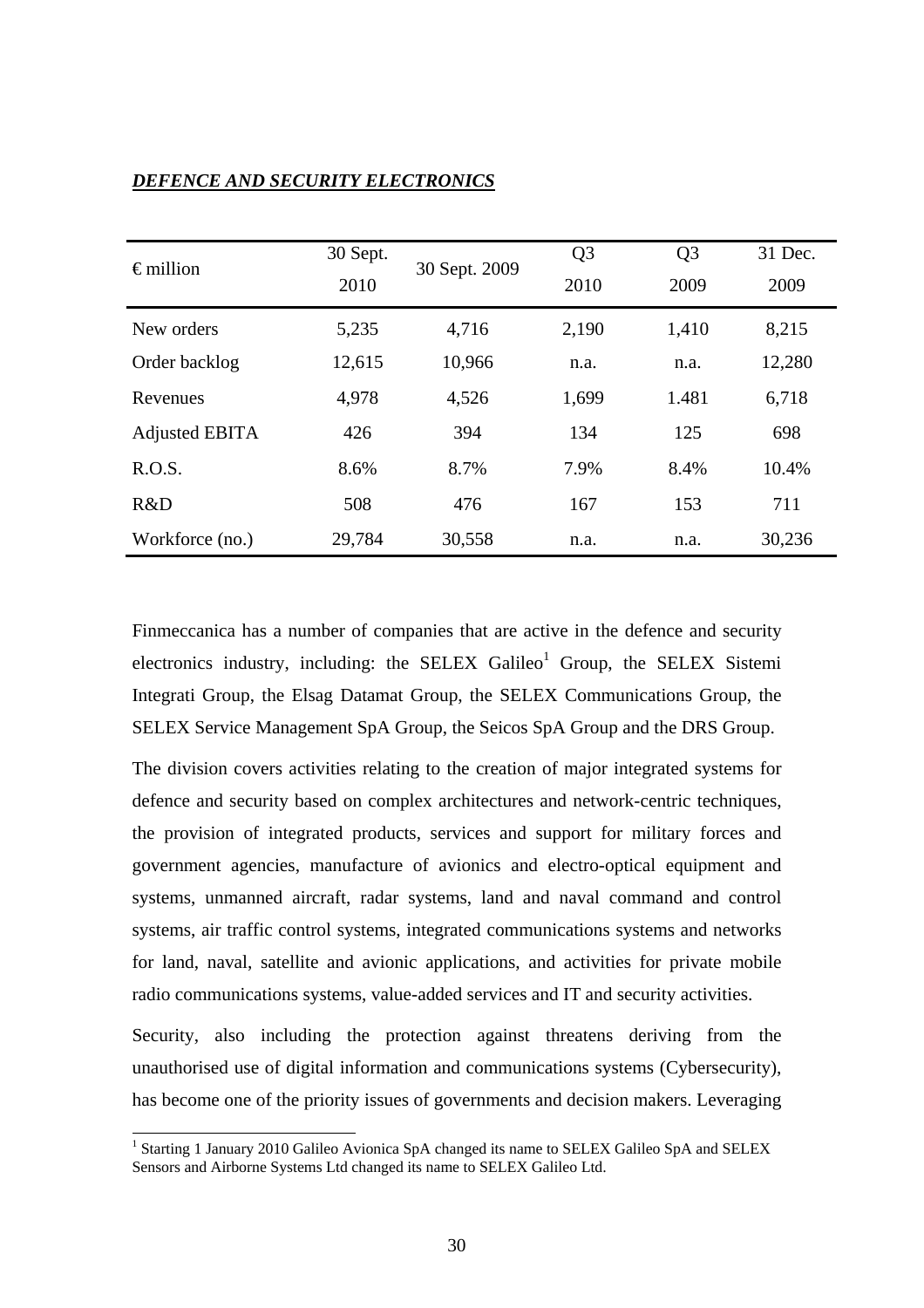***DEFENCE AND SECURITY ELECTRONICS***

| € million | 30 Sept. 2010 | 30 Sept. 2009 | Q3 2010 | Q3 2009 | 31 Dec. 2009 |
|---|---|---|---|---|---|
| New orders | 5,235 | 4,716 | 2,190 | 1,410 | 8,215 |
| Order backlog | 12,615 | 10,966 | n.a. | n.a. | 12,280 |
| Revenues | 4,978 | 4,526 | 1,699 | 1.481 | 6,718 |
| Adjusted EBITA | 426 | 394 | 134 | 125 | 698 |
| R.O.S. | 8.6% | 8.7% | 7.9% | 8.4% | 10.4% |
| R&D | 508 | 476 | 167 | 153 | 711 |
| Workforce (no.) | 29,784 | 30,558 | n.a. | n.a. | 30,236 |

Finmeccanica has a number of companies that are active in the defence and security electronics industry, including: the SELEX Galileo[1] Group, the SELEX Sistemi Integrati Group, the Elsag Datamat Group, the SELEX Communications Group, the SELEX Service Management SpA Group, the Seicos SpA Group and the DRS Group.

The division covers activities relating to the creation of major integrated systems for defence and security based on complex architectures and network-centric techniques, the provision of integrated products, services and support for military forces and government agencies, manufacture of avionics and electro-optical equipment and systems, unmanned aircraft, radar systems, land and naval command and control systems, air traffic control systems, integrated communications systems and networks for land, naval, satellite and avionic applications, and activities for private mobile radio communications systems, value-added services and IT and security activities.

Security, also including the protection against threatens deriving from the unauthorised use of digital information and communications systems (Cybersecurity), has become one of the priority issues of governments and decision makers. Leveraging

[1] Starting 1 January 2010 Galileo Avionica SpA changed its name to SELEX Galileo SpA and SELEX Sensors and Airborne Systems Ltd changed its name to SELEX Galileo Ltd.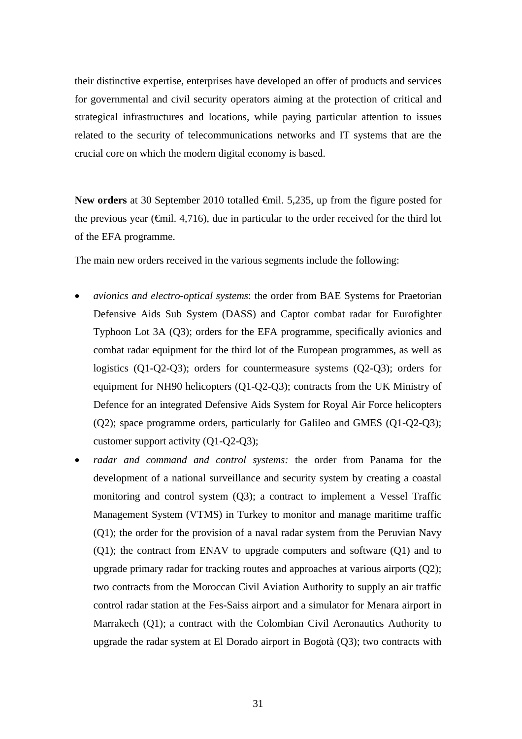their distinctive expertise, enterprises have developed an offer of products and services for governmental and civil security operators aiming at the protection of critical and strategical infrastructures and locations, while paying particular attention to issues related to the security of telecommunications networks and IT systems that are the crucial core on which the modern digital economy is based.

**New orders** at 30 September 2010 totalled €mil. 5,235, up from the figure posted for the previous year (€mil. 4,716), due in particular to the order received for the third lot of the EFA programme.

The main new orders received in the various segments include the following:

- *avionics and electro-optical systems*: the order from BAE Systems for Praetorian Defensive Aids Sub System (DASS) and Captor combat radar for Eurofighter Typhoon Lot 3A (Q3); orders for the EFA programme, specifically avionics and combat radar equipment for the third lot of the European programmes, as well as logistics (Q1-Q2-Q3); orders for countermeasure systems (Q2-Q3); orders for equipment for NH90 helicopters (Q1-Q2-Q3); contracts from the UK Ministry of Defence for an integrated Defensive Aids System for Royal Air Force helicopters (Q2); space programme orders, particularly for Galileo and GMES (Q1-Q2-Q3); customer support activity (Q1-Q2-Q3);
- *radar and command and control systems:* the order from Panama for the development of a national surveillance and security system by creating a coastal monitoring and control system (Q3); a contract to implement a Vessel Traffic Management System (VTMS) in Turkey to monitor and manage maritime traffic (Q1); the order for the provision of a naval radar system from the Peruvian Navy (Q1); the contract from ENAV to upgrade computers and software (Q1) and to upgrade primary radar for tracking routes and approaches at various airports (Q2); two contracts from the Moroccan Civil Aviation Authority to supply an air traffic control radar station at the Fes-Saiss airport and a simulator for Menara airport in Marrakech (Q1); a contract with the Colombian Civil Aeronautics Authority to upgrade the radar system at El Dorado airport in Bogotà (Q3); two contracts with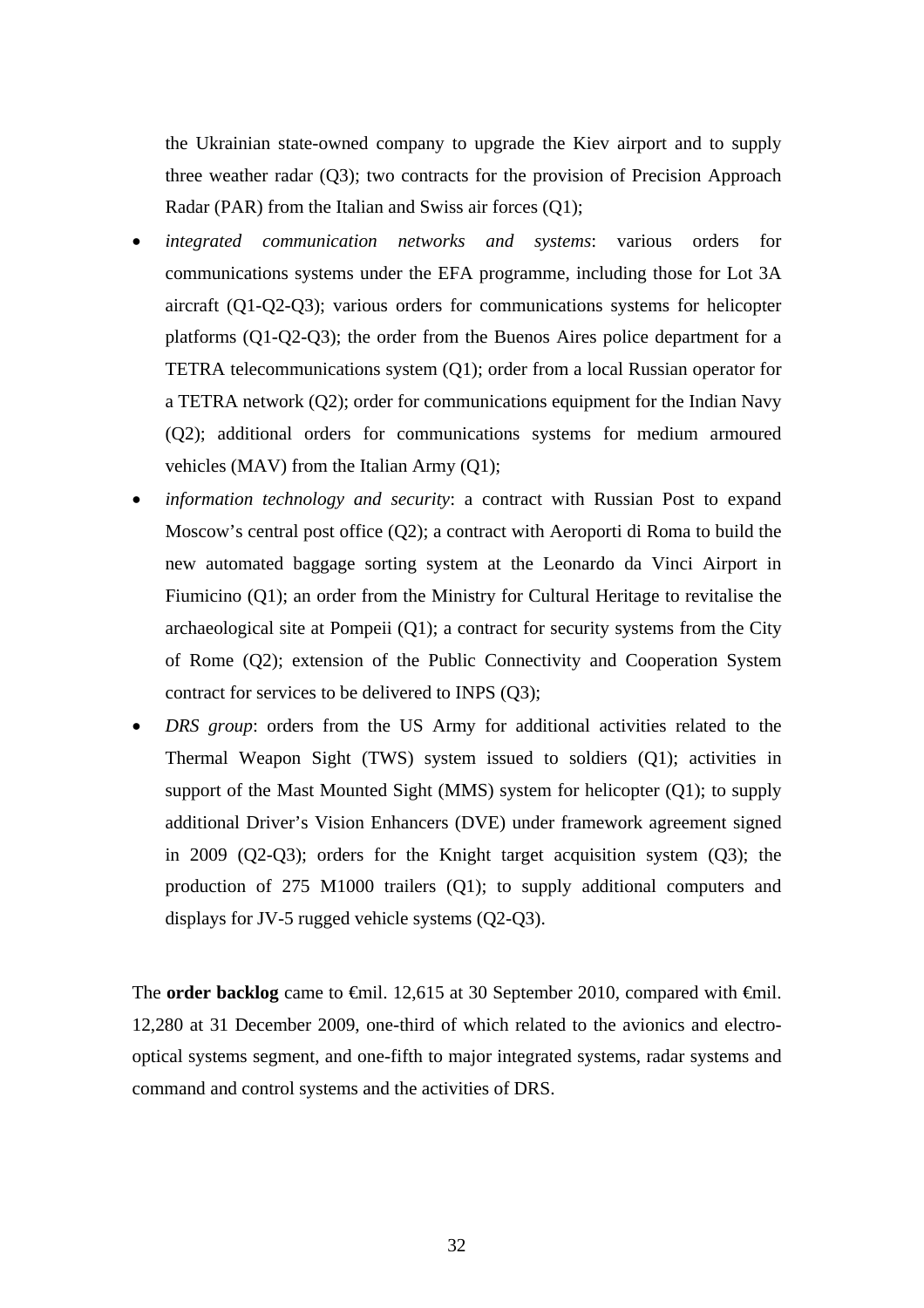the Ukrainian state-owned company to upgrade the Kiev airport and to supply three weather radar (Q3); two contracts for the provision of Precision Approach Radar (PAR) from the Italian and Swiss air forces (Q1);

- *integrated communication networks and systems*: various orders for communications systems under the EFA programme, including those for Lot 3A aircraft (Q1-Q2-Q3); various orders for communications systems for helicopter platforms (Q1-Q2-Q3); the order from the Buenos Aires police department for a TETRA telecommunications system (Q1); order from a local Russian operator for a TETRA network (Q2); order for communications equipment for the Indian Navy (Q2); additional orders for communications systems for medium armoured vehicles (MAV) from the Italian Army (Q1);
- *information technology and security*: a contract with Russian Post to expand Moscow's central post office (Q2); a contract with Aeroporti di Roma to build the new automated baggage sorting system at the Leonardo da Vinci Airport in Fiumicino (Q1); an order from the Ministry for Cultural Heritage to revitalise the archaeological site at Pompeii (Q1); a contract for security systems from the City of Rome (Q2); extension of the Public Connectivity and Cooperation System contract for services to be delivered to INPS (Q3);
- *DRS group*: orders from the US Army for additional activities related to the Thermal Weapon Sight (TWS) system issued to soldiers (Q1); activities in support of the Mast Mounted Sight (MMS) system for helicopter (Q1); to supply additional Driver's Vision Enhancers (DVE) under framework agreement signed in 2009 (Q2-Q3); orders for the Knight target acquisition system (Q3); the production of 275 M1000 trailers (Q1); to supply additional computers and displays for JV-5 rugged vehicle systems (Q2-Q3).

The **order backlog** came to €mil. 12,615 at 30 September 2010, compared with €mil. 12,280 at 31 December 2009, one-third of which related to the avionics and electro-optical systems segment, and one-fifth to major integrated systems, radar systems and command and control systems and the activities of DRS.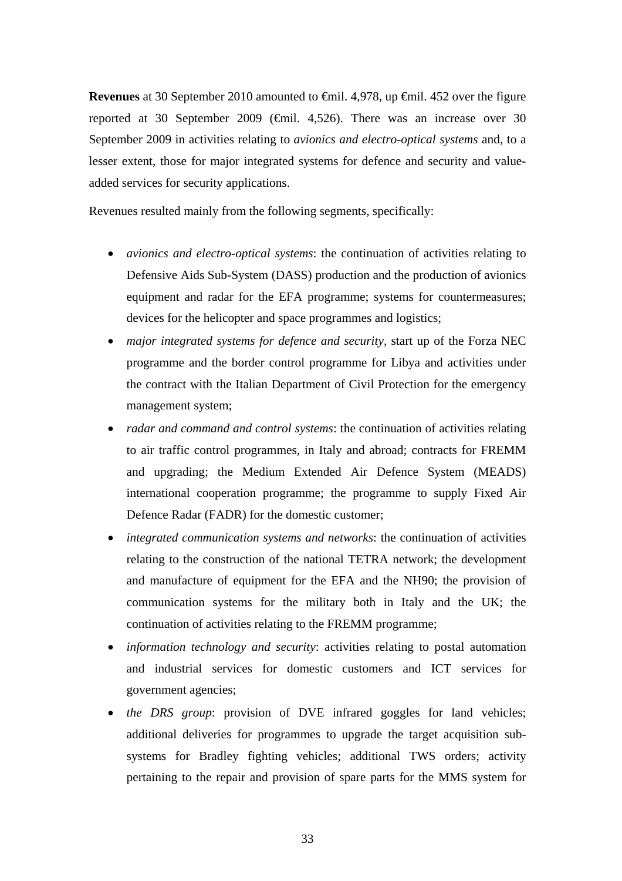**Revenues** at 30 September 2010 amounted to €mil. 4,978, up €mil. 452 over the figure reported at 30 September 2009 (€mil. 4,526). There was an increase over 30 September 2009 in activities relating to *avionics and electro-optical systems* and, to a lesser extent, those for major integrated systems for defence and security and value-added services for security applications.

Revenues resulted mainly from the following segments, specifically:

- *avionics and electro-optical systems*: the continuation of activities relating to Defensive Aids Sub-System (DASS) production and the production of avionics equipment and radar for the EFA programme; systems for countermeasures; devices for the helicopter and space programmes and logistics;
- *major integrated systems for defence and security,* start up of the Forza NEC programme and the border control programme for Libya and activities under the contract with the Italian Department of Civil Protection for the emergency management system;
- *radar and command and control systems*: the continuation of activities relating to air traffic control programmes, in Italy and abroad; contracts for FREMM and upgrading; the Medium Extended Air Defence System (MEADS) international cooperation programme; the programme to supply Fixed Air Defence Radar (FADR) for the domestic customer;
- *integrated communication systems and networks*: the continuation of activities relating to the construction of the national TETRA network; the development and manufacture of equipment for the EFA and the NH90; the provision of communication systems for the military both in Italy and the UK; the continuation of activities relating to the FREMM programme;
- *information technology and security*: activities relating to postal automation and industrial services for domestic customers and ICT services for government agencies;
- *the DRS group*: provision of DVE infrared goggles for land vehicles; additional deliveries for programmes to upgrade the target acquisition sub-systems for Bradley fighting vehicles; additional TWS orders; activity pertaining to the repair and provision of spare parts for the MMS system for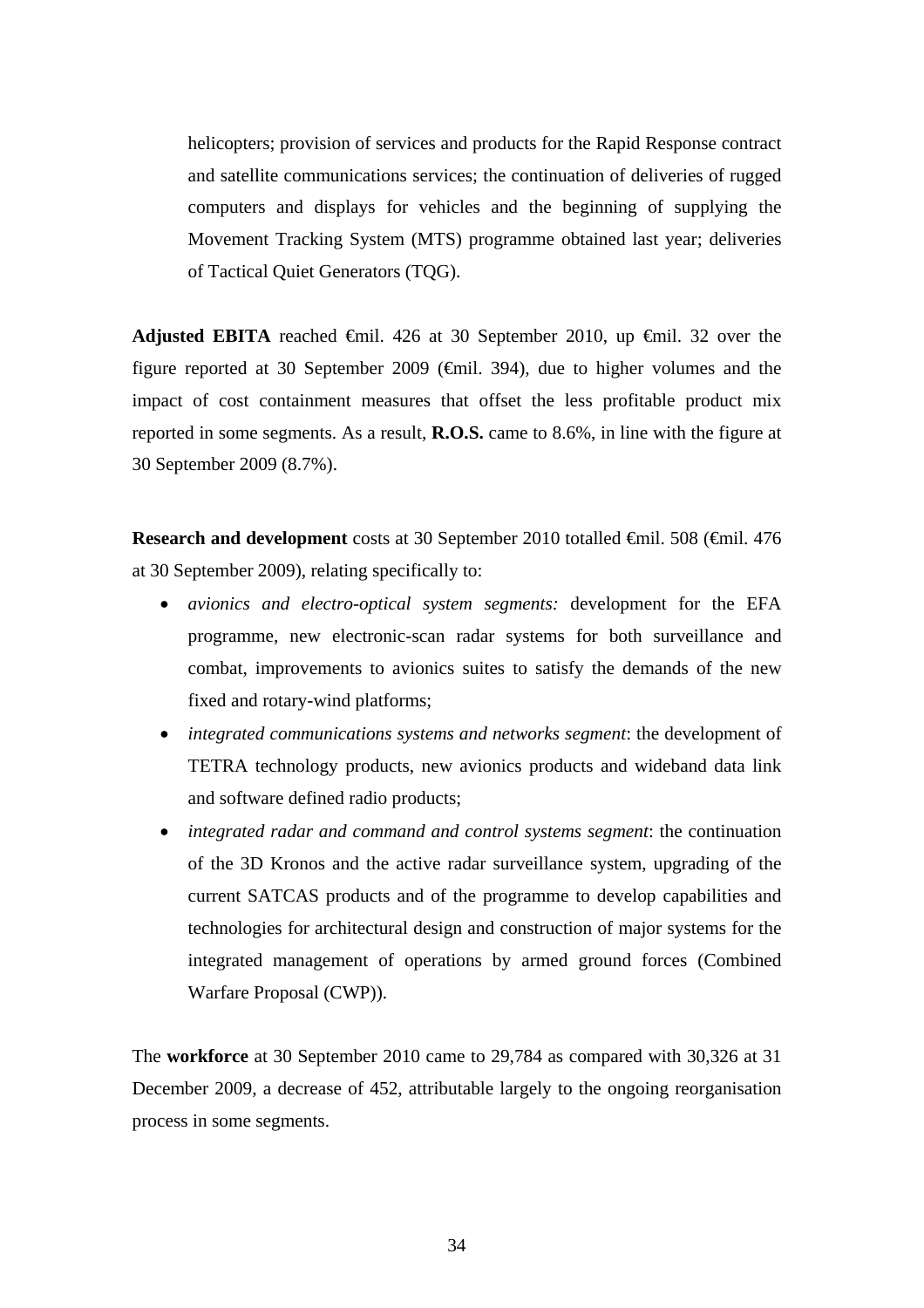helicopters; provision of services and products for the Rapid Response contract and satellite communications services; the continuation of deliveries of rugged computers and displays for vehicles and the beginning of supplying the Movement Tracking System (MTS) programme obtained last year; deliveries of Tactical Quiet Generators (TQG).

**Adjusted EBITA** reached €mil. 426 at 30 September 2010, up €mil. 32 over the figure reported at 30 September 2009 (€mil. 394), due to higher volumes and the impact of cost containment measures that offset the less profitable product mix reported in some segments. As a result, **R.O.S.** came to 8.6%, in line with the figure at 30 September 2009 (8.7%).

**Research and development** costs at 30 September 2010 totalled €mil. 508 (€mil. 476 at 30 September 2009), relating specifically to:

- *avionics and electro-optical system segments:* development for the EFA programme, new electronic-scan radar systems for both surveillance and combat, improvements to avionics suites to satisfy the demands of the new fixed and rotary-wind platforms;
- *integrated communications systems and networks segment*: the development of TETRA technology products, new avionics products and wideband data link and software defined radio products;
- *integrated radar and command and control systems segment*: the continuation of the 3D Kronos and the active radar surveillance system, upgrading of the current SATCAS products and of the programme to develop capabilities and technologies for architectural design and construction of major systems for the integrated management of operations by armed ground forces (Combined Warfare Proposal (CWP)).

The **workforce** at 30 September 2010 came to 29,784 as compared with 30,326 at 31 December 2009, a decrease of 452, attributable largely to the ongoing reorganisation process in some segments.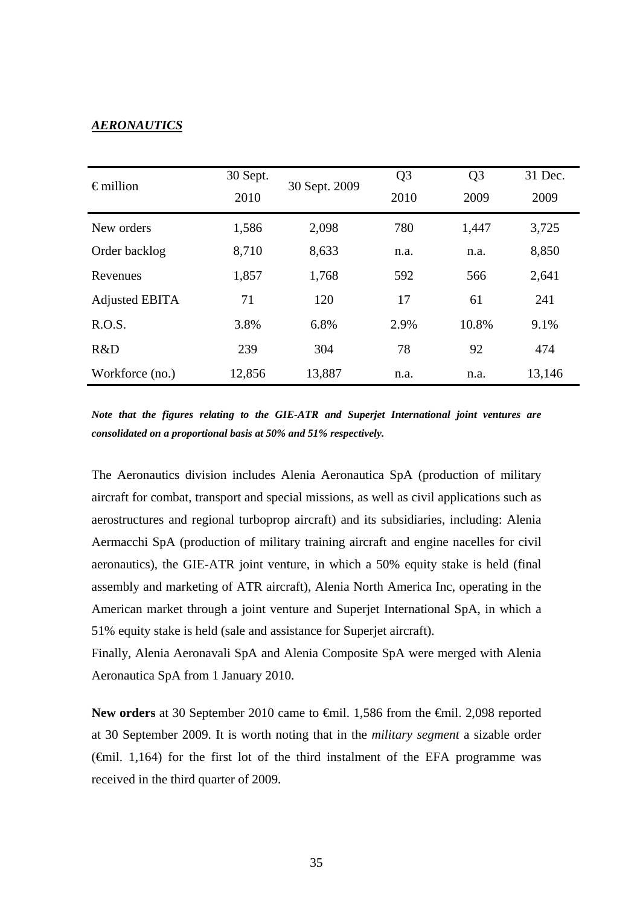***AERONAUTICS***

| € million | 30 Sept. 2010 | 30 Sept. 2009 | Q3 2010 | Q3 2009 | 31 Dec. 2009 |
|---|---|---|---|---|---|
| New orders | 1,586 | 2,098 | 780 | 1,447 | 3,725 |
| Order backlog | 8,710 | 8,633 | n.a. | n.a. | 8,850 |
| Revenues | 1,857 | 1,768 | 592 | 566 | 2,641 |
| Adjusted EBITA | 71 | 120 | 17 | 61 | 241 |
| R.O.S. | 3.8% | 6.8% | 2.9% | 10.8% | 9.1% |
| R&D | 239 | 304 | 78 | 92 | 474 |
| Workforce (no.) | 12,856 | 13,887 | n.a. | n.a. | 13,146 |

***Note that the figures relating to the GIE-ATR and Superjet International joint ventures are consolidated on a proportional basis at 50% and 51% respectively.***

The Aeronautics division includes Alenia Aeronautica SpA (production of military aircraft for combat, transport and special missions, as well as civil applications such as aerostructures and regional turboprop aircraft) and its subsidiaries, including: Alenia Aermacchi SpA (production of military training aircraft and engine nacelles for civil aeronautics), the GIE-ATR joint venture, in which a 50% equity stake is held (final assembly and marketing of ATR aircraft), Alenia North America Inc, operating in the American market through a joint venture and Superjet International SpA, in which a 51% equity stake is held (sale and assistance for Superjet aircraft).

Finally, Alenia Aeronavali SpA and Alenia Composite SpA were merged with Alenia Aeronautica SpA from 1 January 2010.

**New orders** at 30 September 2010 came to €mil. 1,586 from the €mil. 2,098 reported at 30 September 2009. It is worth noting that in the *military segment* a sizable order (€mil. 1,164) for the first lot of the third instalment of the EFA programme was received in the third quarter of 2009.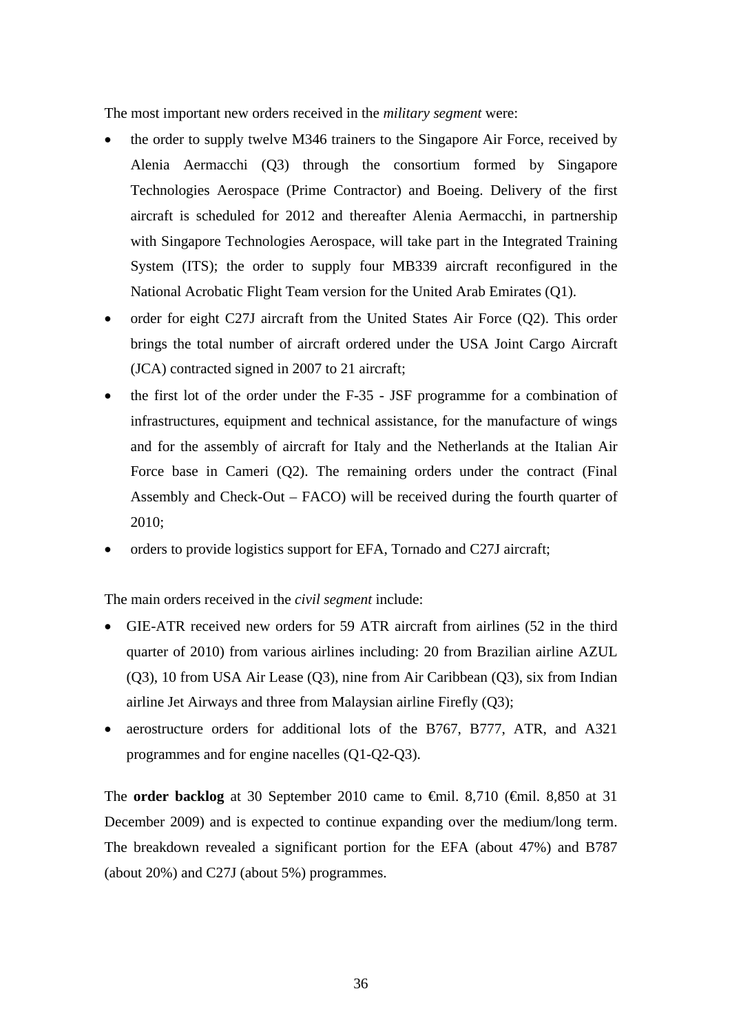The most important new orders received in the *military segment* were:

- the order to supply twelve M346 trainers to the Singapore Air Force, received by Alenia Aermacchi (Q3) through the consortium formed by Singapore Technologies Aerospace (Prime Contractor) and Boeing. Delivery of the first aircraft is scheduled for 2012 and thereafter Alenia Aermacchi, in partnership with Singapore Technologies Aerospace, will take part in the Integrated Training System (ITS); the order to supply four MB339 aircraft reconfigured in the National Acrobatic Flight Team version for the United Arab Emirates (Q1).
- order for eight C27J aircraft from the United States Air Force (Q2). This order brings the total number of aircraft ordered under the USA Joint Cargo Aircraft (JCA) contracted signed in 2007 to 21 aircraft;
- the first lot of the order under the F-35 - JSF programme for a combination of infrastructures, equipment and technical assistance, for the manufacture of wings and for the assembly of aircraft for Italy and the Netherlands at the Italian Air Force base in Cameri (Q2). The remaining orders under the contract (Final Assembly and Check-Out – FACO) will be received during the fourth quarter of 2010;
- orders to provide logistics support for EFA, Tornado and C27J aircraft;

The main orders received in the *civil segment* include:

- GIE-ATR received new orders for 59 ATR aircraft from airlines (52 in the third quarter of 2010) from various airlines including: 20 from Brazilian airline AZUL (Q3), 10 from USA Air Lease (Q3), nine from Air Caribbean (Q3), six from Indian airline Jet Airways and three from Malaysian airline Firefly (Q3);
- aerostructure orders for additional lots of the B767, B777, ATR, and A321 programmes and for engine nacelles (Q1-Q2-Q3).

The **order backlog** at 30 September 2010 came to €mil. 8,710 (€mil. 8,850 at 31 December 2009) and is expected to continue expanding over the medium/long term. The breakdown revealed a significant portion for the EFA (about 47%) and B787 (about 20%) and C27J (about 5%) programmes.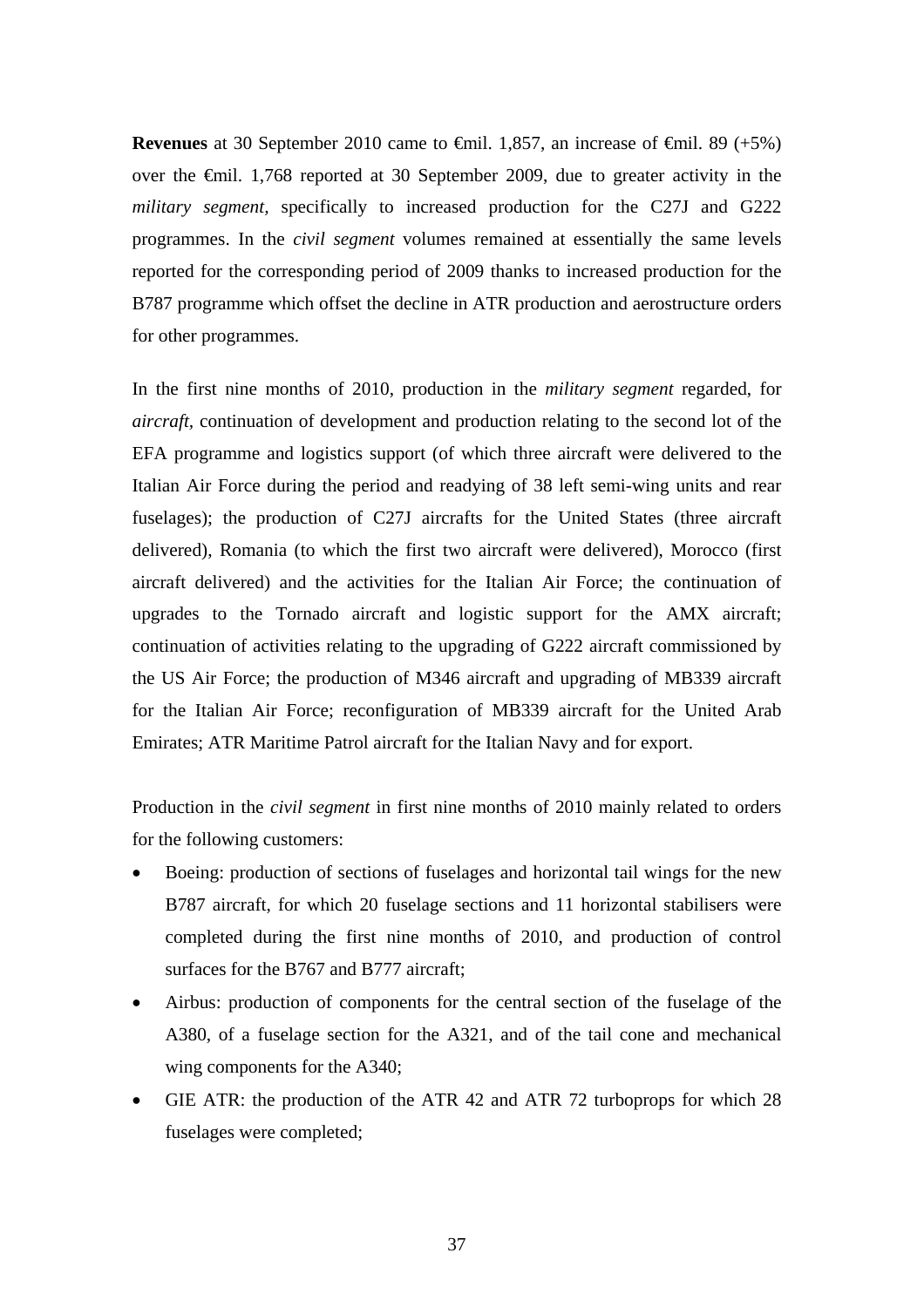**Revenues** at 30 September 2010 came to €mil. 1,857, an increase of €mil. 89 (+5%) over the €mil. 1,768 reported at 30 September 2009, due to greater activity in the *military segment,* specifically to increased production for the C27J and G222 programmes. In the *civil segment* volumes remained at essentially the same levels reported for the corresponding period of 2009 thanks to increased production for the B787 programme which offset the decline in ATR production and aerostructure orders for other programmes.

In the first nine months of 2010, production in the *military segment* regarded, for *aircraft,* continuation of development and production relating to the second lot of the EFA programme and logistics support (of which three aircraft were delivered to the Italian Air Force during the period and readying of 38 left semi-wing units and rear fuselages); the production of C27J aircrafts for the United States (three aircraft delivered), Romania (to which the first two aircraft were delivered), Morocco (first aircraft delivered) and the activities for the Italian Air Force; the continuation of upgrades to the Tornado aircraft and logistic support for the AMX aircraft; continuation of activities relating to the upgrading of G222 aircraft commissioned by the US Air Force; the production of M346 aircraft and upgrading of MB339 aircraft for the Italian Air Force; reconfiguration of MB339 aircraft for the United Arab Emirates; ATR Maritime Patrol aircraft for the Italian Navy and for export.

Production in the *civil segment* in first nine months of 2010 mainly related to orders for the following customers:

- Boeing: production of sections of fuselages and horizontal tail wings for the new B787 aircraft, for which 20 fuselage sections and 11 horizontal stabilisers were completed during the first nine months of 2010, and production of control surfaces for the B767 and B777 aircraft;
- Airbus: production of components for the central section of the fuselage of the A380, of a fuselage section for the A321, and of the tail cone and mechanical wing components for the A340;
- GIE ATR: the production of the ATR 42 and ATR 72 turboprops for which 28 fuselages were completed;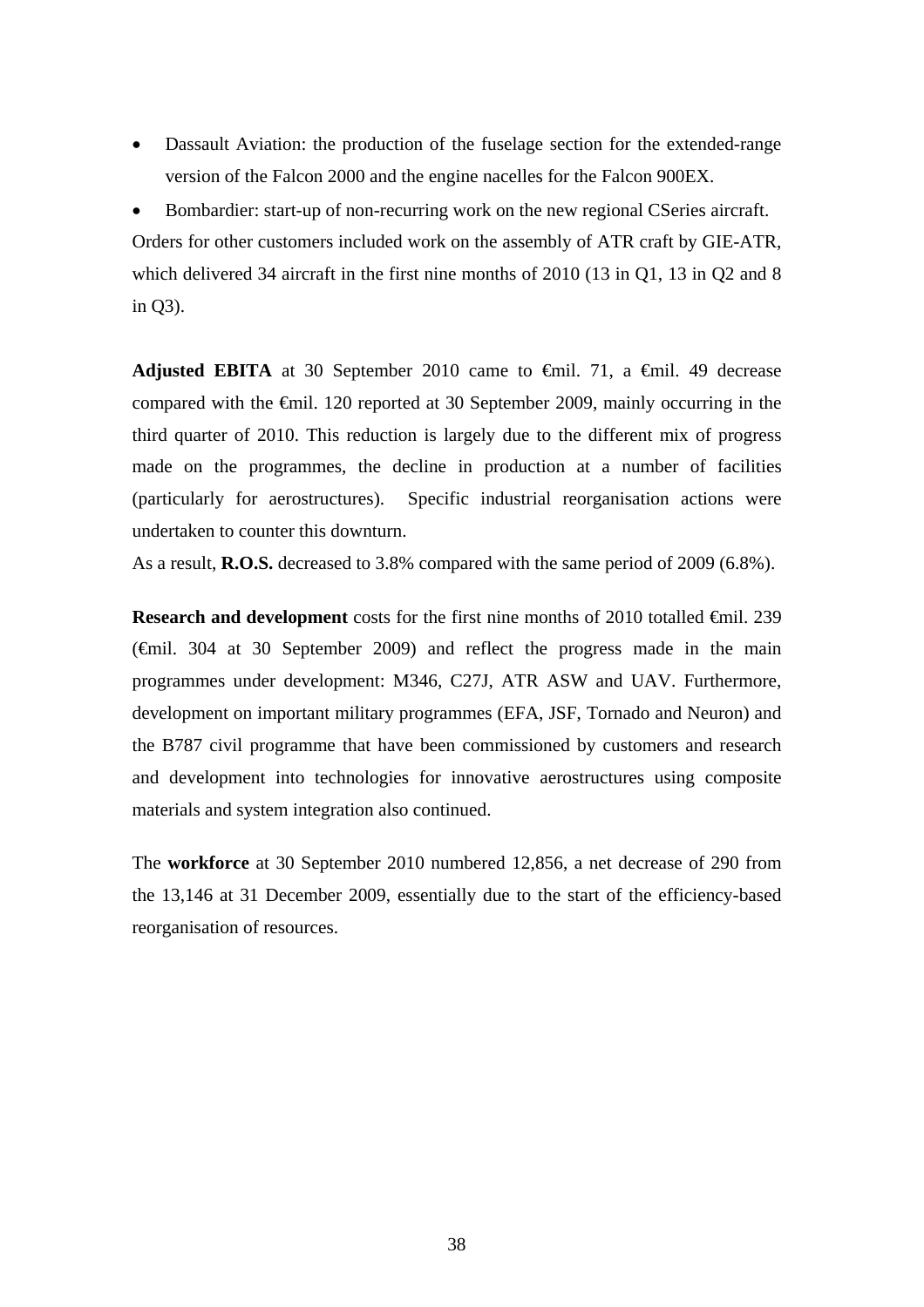- Dassault Aviation: the production of the fuselage section for the extended-range version of the Falcon 2000 and the engine nacelles for the Falcon 900EX.
- Bombardier: start-up of non-recurring work on the new regional CSeries aircraft.

Orders for other customers included work on the assembly of ATR craft by GIE-ATR, which delivered 34 aircraft in the first nine months of 2010 (13 in Q1, 13 in Q2 and 8 in Q3).

**Adjusted EBITA** at 30 September 2010 came to €mil. 71, a €mil. 49 decrease compared with the €mil. 120 reported at 30 September 2009, mainly occurring in the third quarter of 2010. This reduction is largely due to the different mix of progress made on the programmes, the decline in production at a number of facilities (particularly for aerostructures). Specific industrial reorganisation actions were undertaken to counter this downturn.

As a result, **R.O.S.** decreased to 3.8% compared with the same period of 2009 (6.8%).

**Research and development** costs for the first nine months of 2010 totalled €mil. 239 (€mil. 304 at 30 September 2009) and reflect the progress made in the main programmes under development: M346, C27J, ATR ASW and UAV. Furthermore, development on important military programmes (EFA, JSF, Tornado and Neuron) and the B787 civil programme that have been commissioned by customers and research and development into technologies for innovative aerostructures using composite materials and system integration also continued.

The **workforce** at 30 September 2010 numbered 12,856, a net decrease of 290 from the 13,146 at 31 December 2009, essentially due to the start of the efficiency-based reorganisation of resources.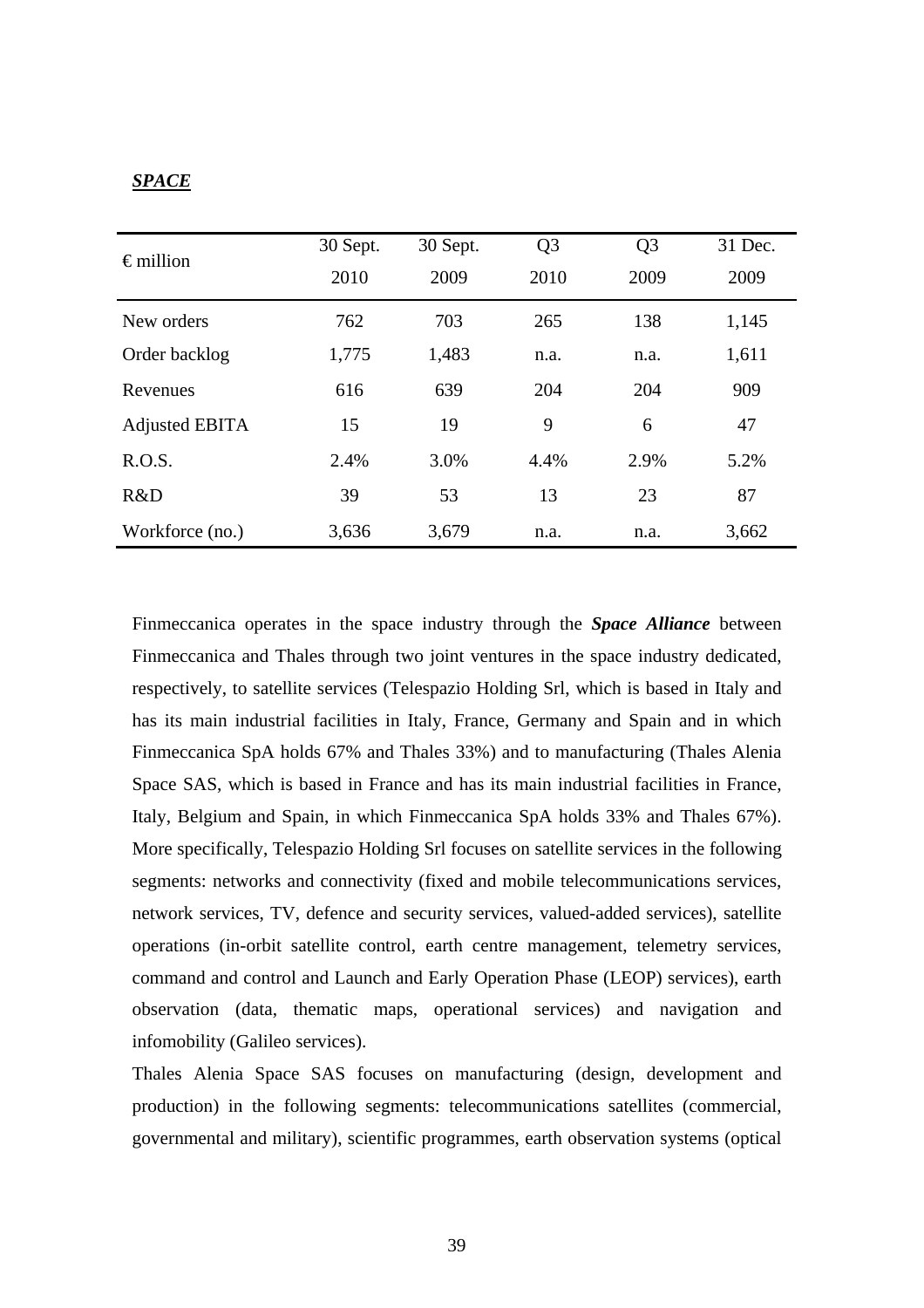***SPACE***

| € million | 30 Sept. 2010 | 30 Sept. 2009 | Q3 2010 | Q3 2009 | 31 Dec. 2009 |
|---|---|---|---|---|---|
| New orders | 762 | 703 | 265 | 138 | 1,145 |
| Order backlog | 1,775 | 1,483 | n.a. | n.a. | 1,611 |
| Revenues | 616 | 639 | 204 | 204 | 909 |
| Adjusted EBITA | 15 | 19 | 9 | 6 | 47 |
| R.O.S. | 2.4% | 3.0% | 4.4% | 2.9% | 5.2% |
| R&D | 39 | 53 | 13 | 23 | 87 |
| Workforce (no.) | 3,636 | 3,679 | n.a. | n.a. | 3,662 |

Finmeccanica operates in the space industry through the ***Space Alliance*** between Finmeccanica and Thales through two joint ventures in the space industry dedicated, respectively, to satellite services (Telespazio Holding Srl, which is based in Italy and has its main industrial facilities in Italy, France, Germany and Spain and in which Finmeccanica SpA holds 67% and Thales 33%) and to manufacturing (Thales Alenia Space SAS, which is based in France and has its main industrial facilities in France, Italy, Belgium and Spain, in which Finmeccanica SpA holds 33% and Thales 67%). More specifically, Telespazio Holding Srl focuses on satellite services in the following segments: networks and connectivity (fixed and mobile telecommunications services, network services, TV, defence and security services, valued-added services), satellite operations (in-orbit satellite control, earth centre management, telemetry services, command and control and Launch and Early Operation Phase (LEOP) services), earth observation (data, thematic maps, operational services) and navigation and infomobility (Galileo services).

Thales Alenia Space SAS focuses on manufacturing (design, development and production) in the following segments: telecommunications satellites (commercial, governmental and military), scientific programmes, earth observation systems (optical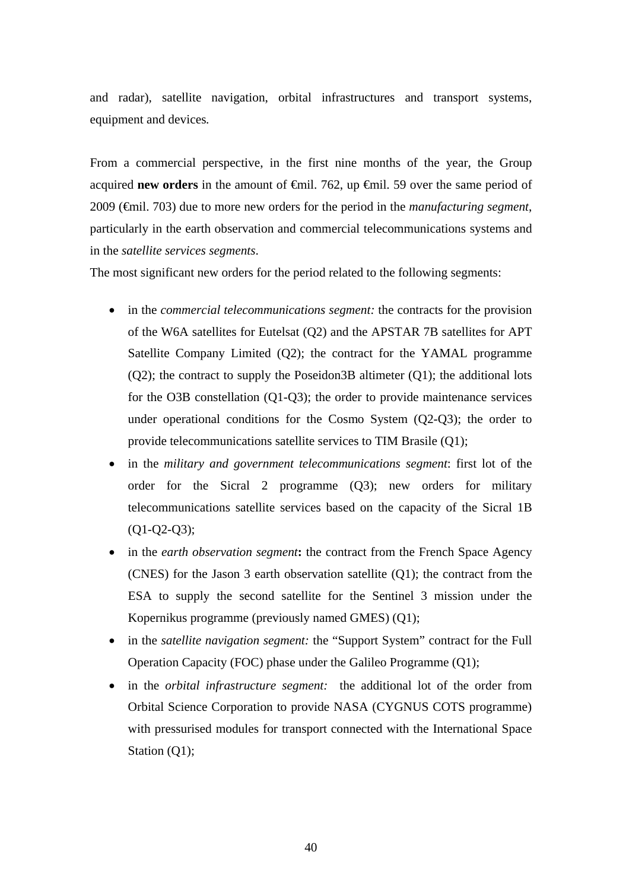and radar), satellite navigation, orbital infrastructures and transport systems, equipment and devices.

From a commercial perspective, in the first nine months of the year, the Group acquired **new orders** in the amount of €mil. 762, up €mil. 59 over the same period of 2009 (€mil. 703) due to more new orders for the period in the *manufacturing segment*, particularly in the earth observation and commercial telecommunications systems and in the *satellite services segments*.

The most significant new orders for the period related to the following segments:

- in the *commercial telecommunications segment:* the contracts for the provision of the W6A satellites for Eutelsat (Q2) and the APSTAR 7B satellites for APT Satellite Company Limited (Q2); the contract for the YAMAL programme (Q2); the contract to supply the Poseidon3B altimeter (Q1); the additional lots for the O3B constellation (Q1-Q3); the order to provide maintenance services under operational conditions for the Cosmo System (Q2-Q3); the order to provide telecommunications satellite services to TIM Brasile (Q1);
- in the *military and government telecommunications segment*: first lot of the order for the Sicral 2 programme (Q3); new orders for military telecommunications satellite services based on the capacity of the Sicral 1B (Q1-Q2-Q3);
- in the *earth observation segment***:** the contract from the French Space Agency (CNES) for the Jason 3 earth observation satellite (Q1); the contract from the ESA to supply the second satellite for the Sentinel 3 mission under the Kopernikus programme (previously named GMES) (Q1);
- in the *satellite navigation segment:* the "Support System" contract for the Full Operation Capacity (FOC) phase under the Galileo Programme (Q1);
- in the *orbital infrastructure segment:* the additional lot of the order from Orbital Science Corporation to provide NASA (CYGNUS COTS programme) with pressurised modules for transport connected with the International Space Station (Q1);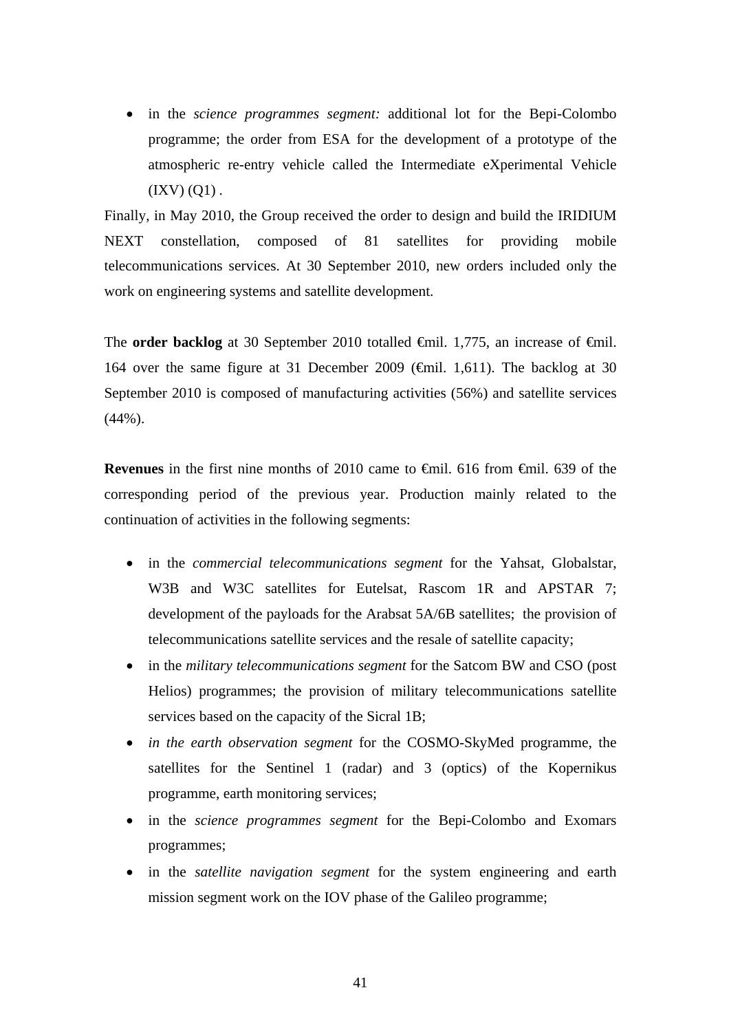- in the *science programmes segment:* additional lot for the Bepi-Colombo programme; the order from ESA for the development of a prototype of the atmospheric re-entry vehicle called the Intermediate eXperimental Vehicle (IXV) (Q1) .

Finally, in May 2010, the Group received the order to design and build the IRIDIUM NEXT constellation, composed of 81 satellites for providing mobile telecommunications services. At 30 September 2010, new orders included only the work on engineering systems and satellite development.

The **order backlog** at 30 September 2010 totalled €mil. 1,775, an increase of €mil. 164 over the same figure at 31 December 2009 (€mil. 1,611). The backlog at 30 September 2010 is composed of manufacturing activities (56%) and satellite services (44%).

**Revenues** in the first nine months of 2010 came to €mil. 616 from €mil. 639 of the corresponding period of the previous year. Production mainly related to the continuation of activities in the following segments:

- in the *commercial telecommunications segment* for the Yahsat, Globalstar, W3B and W3C satellites for Eutelsat, Rascom 1R and APSTAR 7; development of the payloads for the Arabsat 5A/6B satellites; the provision of telecommunications satellite services and the resale of satellite capacity;
- in the *military telecommunications segment* for the Satcom BW and CSO (post Helios) programmes; the provision of military telecommunications satellite services based on the capacity of the Sicral 1B;
- *in the earth observation segment* for the COSMO-SkyMed programme, the satellites for the Sentinel 1 (radar) and 3 (optics) of the Kopernikus programme, earth monitoring services;
- in the *science programmes segment* for the Bepi-Colombo and Exomars programmes;
- in the *satellite navigation segment* for the system engineering and earth mission segment work on the IOV phase of the Galileo programme;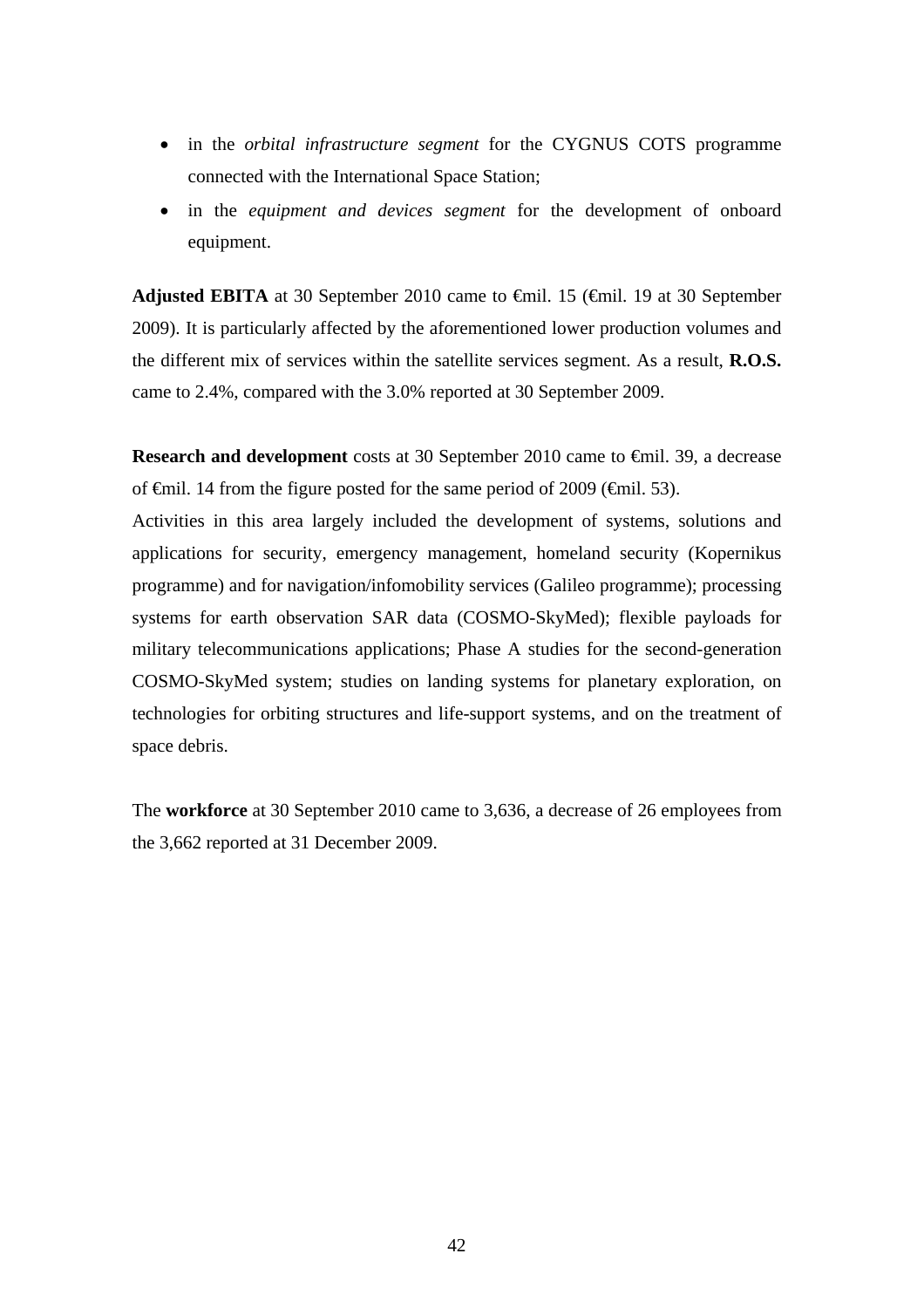- in the *orbital infrastructure segment* for the CYGNUS COTS programme connected with the International Space Station;
- in the *equipment and devices segment* for the development of onboard equipment.

**Adjusted EBITA** at 30 September 2010 came to €mil. 15 (€mil. 19 at 30 September 2009). It is particularly affected by the aforementioned lower production volumes and the different mix of services within the satellite services segment. As a result, **R.O.S.** came to 2.4%, compared with the 3.0% reported at 30 September 2009.

**Research and development** costs at 30 September 2010 came to €mil. 39, a decrease of €mil. 14 from the figure posted for the same period of 2009 (€mil. 53).

Activities in this area largely included the development of systems, solutions and applications for security, emergency management, homeland security (Kopernikus programme) and for navigation/infomobility services (Galileo programme); processing systems for earth observation SAR data (COSMO-SkyMed); flexible payloads for military telecommunications applications; Phase A studies for the second-generation COSMO-SkyMed system; studies on landing systems for planetary exploration, on technologies for orbiting structures and life-support systems, and on the treatment of space debris.

The **workforce** at 30 September 2010 came to 3,636, a decrease of 26 employees from the 3,662 reported at 31 December 2009.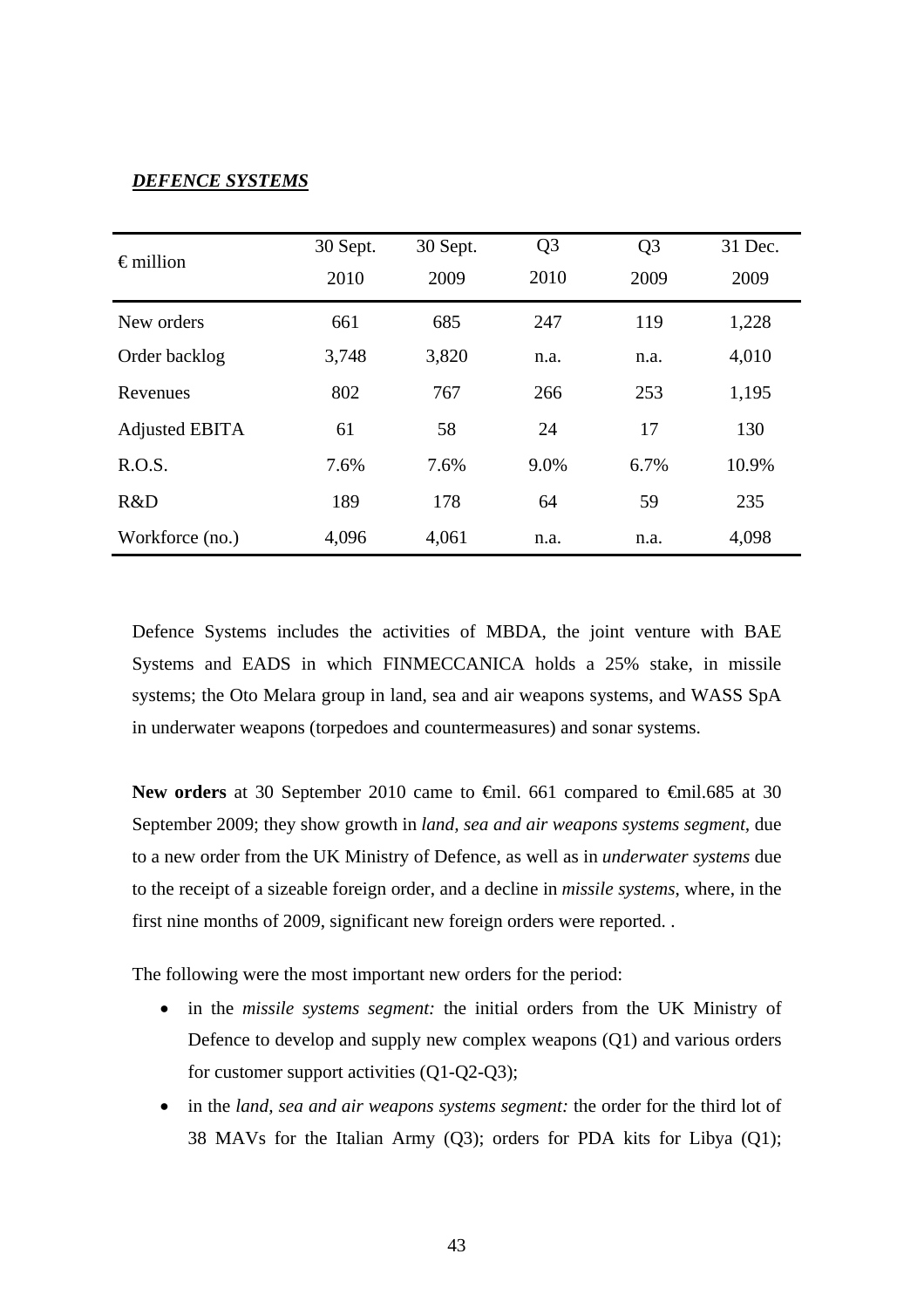***DEFENCE SYSTEMS***

| € million | 30 Sept. 2010 | 30 Sept. 2009 | Q3 2010 | Q3 2009 | 31 Dec. 2009 |
|---|---|---|---|---|---|
| New orders | 661 | 685 | 247 | 119 | 1,228 |
| Order backlog | 3,748 | 3,820 | n.a. | n.a. | 4,010 |
| Revenues | 802 | 767 | 266 | 253 | 1,195 |
| Adjusted EBITA | 61 | 58 | 24 | 17 | 130 |
| R.O.S. | 7.6% | 7.6% | 9.0% | 6.7% | 10.9% |
| R&D | 189 | 178 | 64 | 59 | 235 |
| Workforce (no.) | 4,096 | 4,061 | n.a. | n.a. | 4,098 |

Defence Systems includes the activities of MBDA, the joint venture with BAE Systems and EADS in which FINMECCANICA holds a 25% stake, in missile systems; the Oto Melara group in land, sea and air weapons systems, and WASS SpA in underwater weapons (torpedoes and countermeasures) and sonar systems.

**New orders** at 30 September 2010 came to €mil. 661 compared to €mil.685 at 30 September 2009; they show growth in *land, sea and air weapons systems segment,* due to a new order from the UK Ministry of Defence, as well as in *underwater systems* due to the receipt of a sizeable foreign order, and a decline in *missile systems*, where, in the first nine months of 2009, significant new foreign orders were reported. .

The following were the most important new orders for the period:

- in the *missile systems segment:* the initial orders from the UK Ministry of Defence to develop and supply new complex weapons (Q1) and various orders for customer support activities (Q1-Q2-Q3);
- in the *land, sea and air weapons systems segment:* the order for the third lot of 38 MAVs for the Italian Army (Q3); orders for PDA kits for Libya (Q1);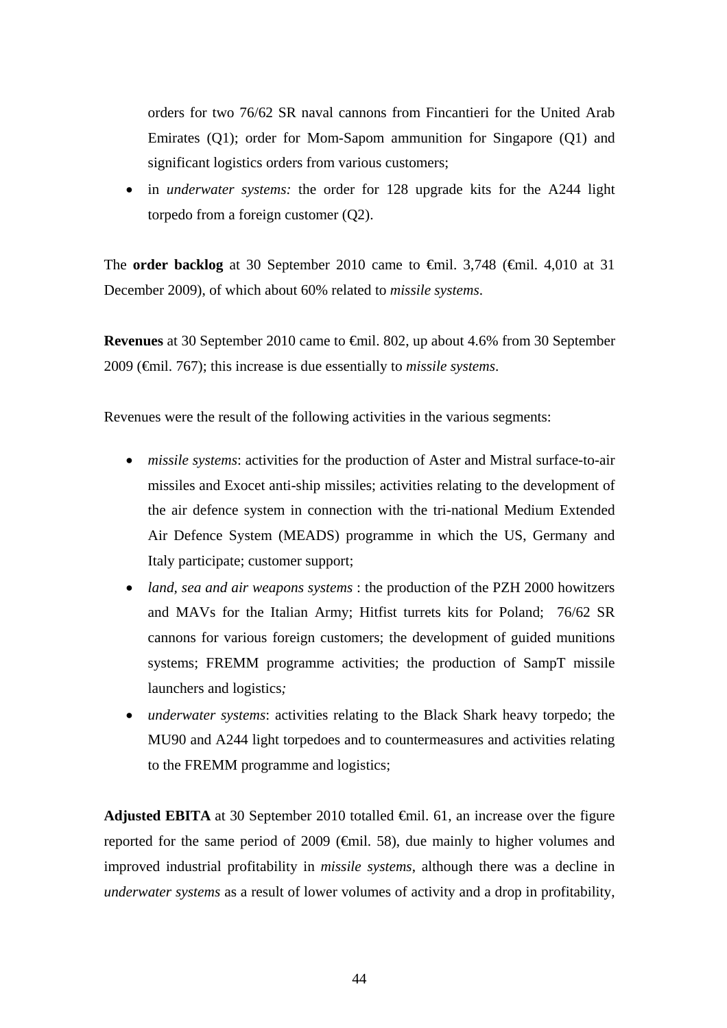orders for two 76/62 SR naval cannons from Fincantieri for the United Arab Emirates (Q1); order for Mom-Sapom ammunition for Singapore (Q1) and significant logistics orders from various customers;

- in *underwater systems:* the order for 128 upgrade kits for the A244 light torpedo from a foreign customer (Q2).

The **order backlog** at 30 September 2010 came to €mil. 3,748 (€mil. 4,010 at 31 December 2009), of which about 60% related to *missile systems*.

**Revenues** at 30 September 2010 came to €mil. 802, up about 4.6% from 30 September 2009 (€mil. 767); this increase is due essentially to *missile systems*.

Revenues were the result of the following activities in the various segments:

- *missile systems*: activities for the production of Aster and Mistral surface-to-air missiles and Exocet anti-ship missiles; activities relating to the development of the air defence system in connection with the tri-national Medium Extended Air Defence System (MEADS) programme in which the US, Germany and Italy participate; customer support;
- *land, sea and air weapons systems* : the production of the PZH 2000 howitzers and MAVs for the Italian Army; Hitfist turrets kits for Poland; 76/62 SR cannons for various foreign customers; the development of guided munitions systems; FREMM programme activities; the production of SampT missile launchers and logistics*;*
- *underwater systems*: activities relating to the Black Shark heavy torpedo; the MU90 and A244 light torpedoes and to countermeasures and activities relating to the FREMM programme and logistics;

**Adjusted EBITA** at 30 September 2010 totalled €mil. 61, an increase over the figure reported for the same period of 2009 (€mil. 58), due mainly to higher volumes and improved industrial profitability in *missile systems*, although there was a decline in *underwater systems* as a result of lower volumes of activity and a drop in profitability,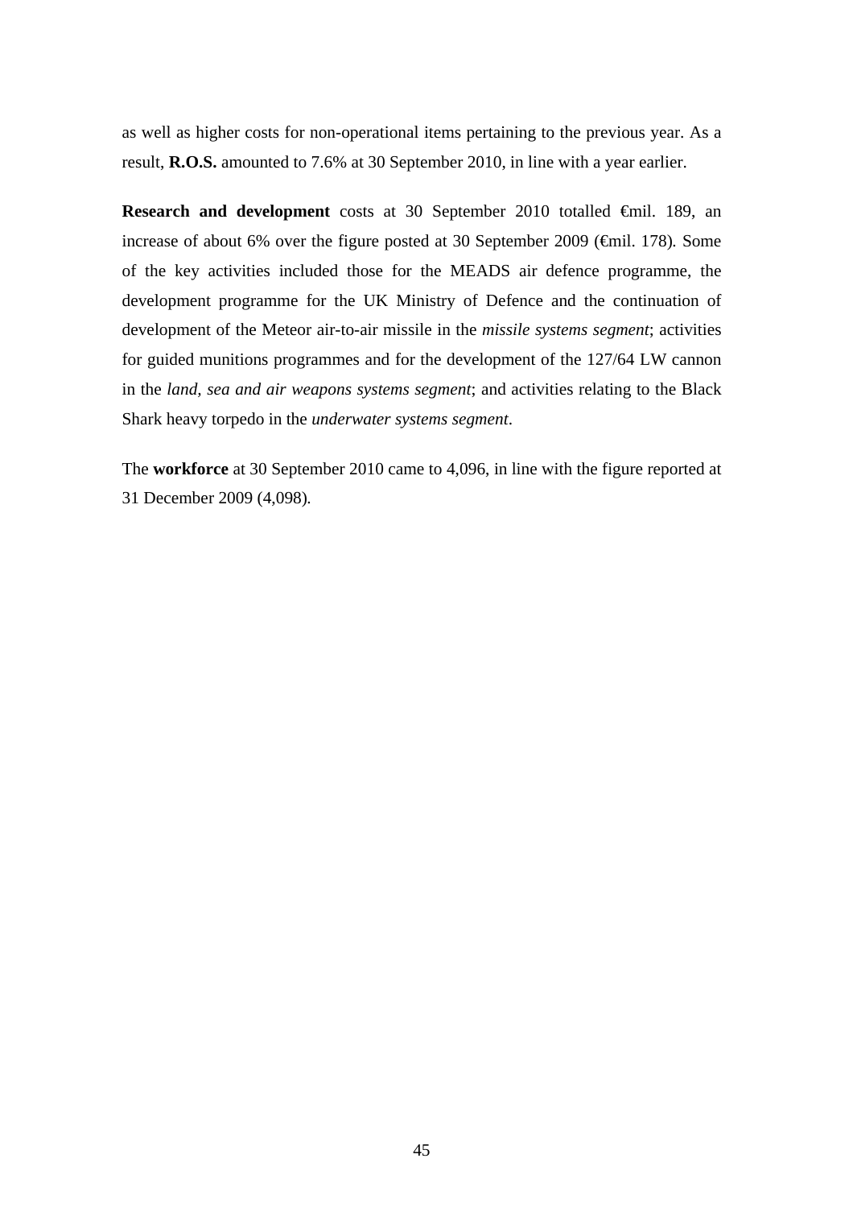as well as higher costs for non-operational items pertaining to the previous year. As a result, **R.O.S.** amounted to 7.6% at 30 September 2010, in line with a year earlier.

**Research and development** costs at 30 September 2010 totalled €mil. 189, an increase of about 6% over the figure posted at 30 September 2009 (€mil. 178). Some of the key activities included those for the MEADS air defence programme, the development programme for the UK Ministry of Defence and the continuation of development of the Meteor air-to-air missile in the *missile systems segment*; activities for guided munitions programmes and for the development of the 127/64 LW cannon in the *land, sea and air weapons systems segment*; and activities relating to the Black Shark heavy torpedo in the *underwater systems segment*.

The **workforce** at 30 September 2010 came to 4,096, in line with the figure reported at 31 December 2009 (4,098).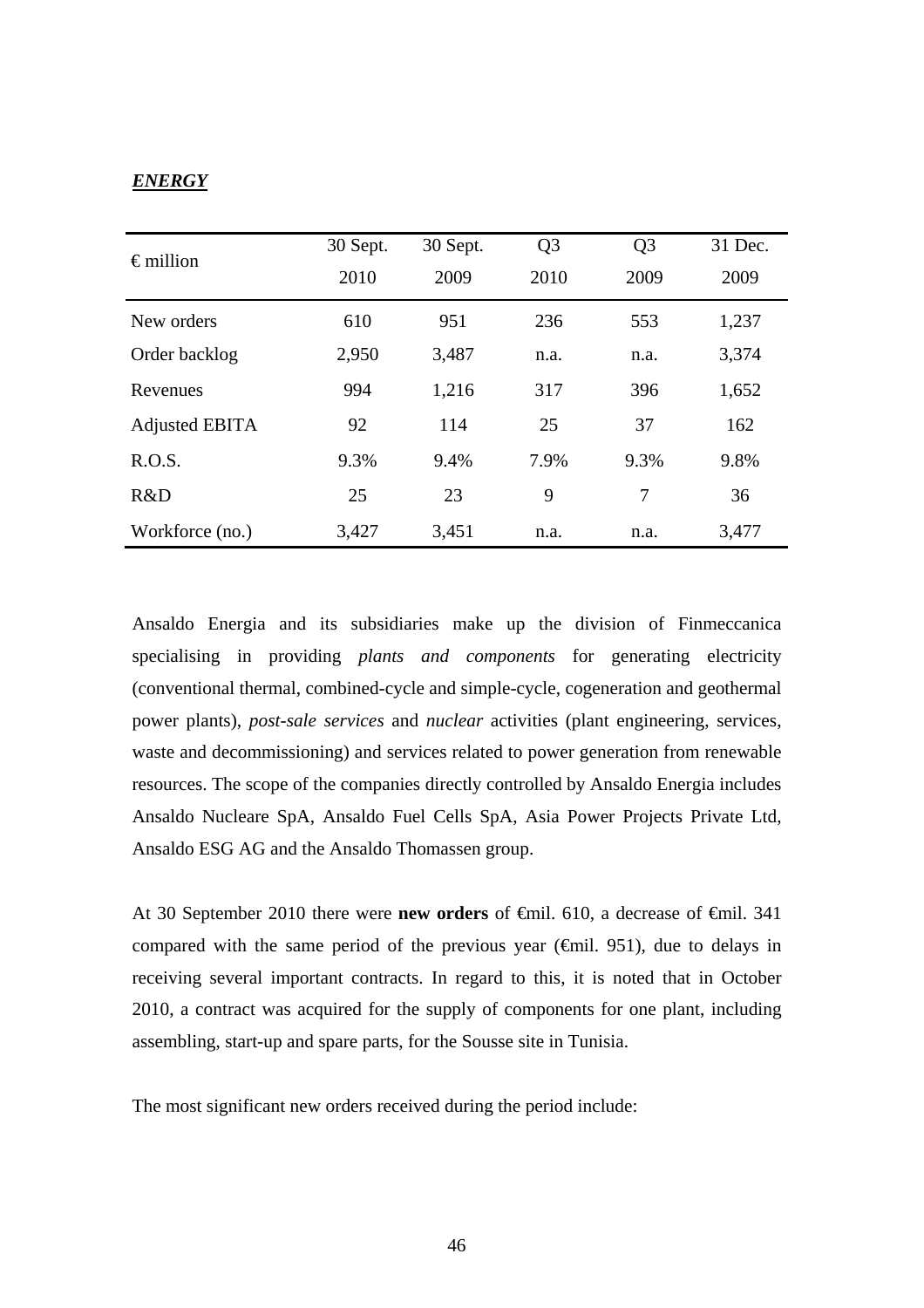***ENERGY***

| € million | 30 Sept. 2010 | 30 Sept. 2009 | Q3 2010 | Q3 2009 | 31 Dec. 2009 |
|---|---|---|---|---|---|
| New orders | 610 | 951 | 236 | 553 | 1,237 |
| Order backlog | 2,950 | 3,487 | n.a. | n.a. | 3,374 |
| Revenues | 994 | 1,216 | 317 | 396 | 1,652 |
| Adjusted EBITA | 92 | 114 | 25 | 37 | 162 |
| R.O.S. | 9.3% | 9.4% | 7.9% | 9.3% | 9.8% |
| R&D | 25 | 23 | 9 | 7 | 36 |
| Workforce (no.) | 3,427 | 3,451 | n.a. | n.a. | 3,477 |

Ansaldo Energia and its subsidiaries make up the division of Finmeccanica specialising in providing *plants and components* for generating electricity (conventional thermal, combined-cycle and simple-cycle, cogeneration and geothermal power plants), *post-sale services* and *nuclear* activities (plant engineering, services, waste and decommissioning) and services related to power generation from renewable resources. The scope of the companies directly controlled by Ansaldo Energia includes Ansaldo Nucleare SpA, Ansaldo Fuel Cells SpA, Asia Power Projects Private Ltd, Ansaldo ESG AG and the Ansaldo Thomassen group.

At 30 September 2010 there were **new orders** of €mil. 610, a decrease of €mil. 341 compared with the same period of the previous year (€mil. 951), due to delays in receiving several important contracts. In regard to this, it is noted that in October 2010, a contract was acquired for the supply of components for one plant, including assembling, start-up and spare parts, for the Sousse site in Tunisia.

The most significant new orders received during the period include: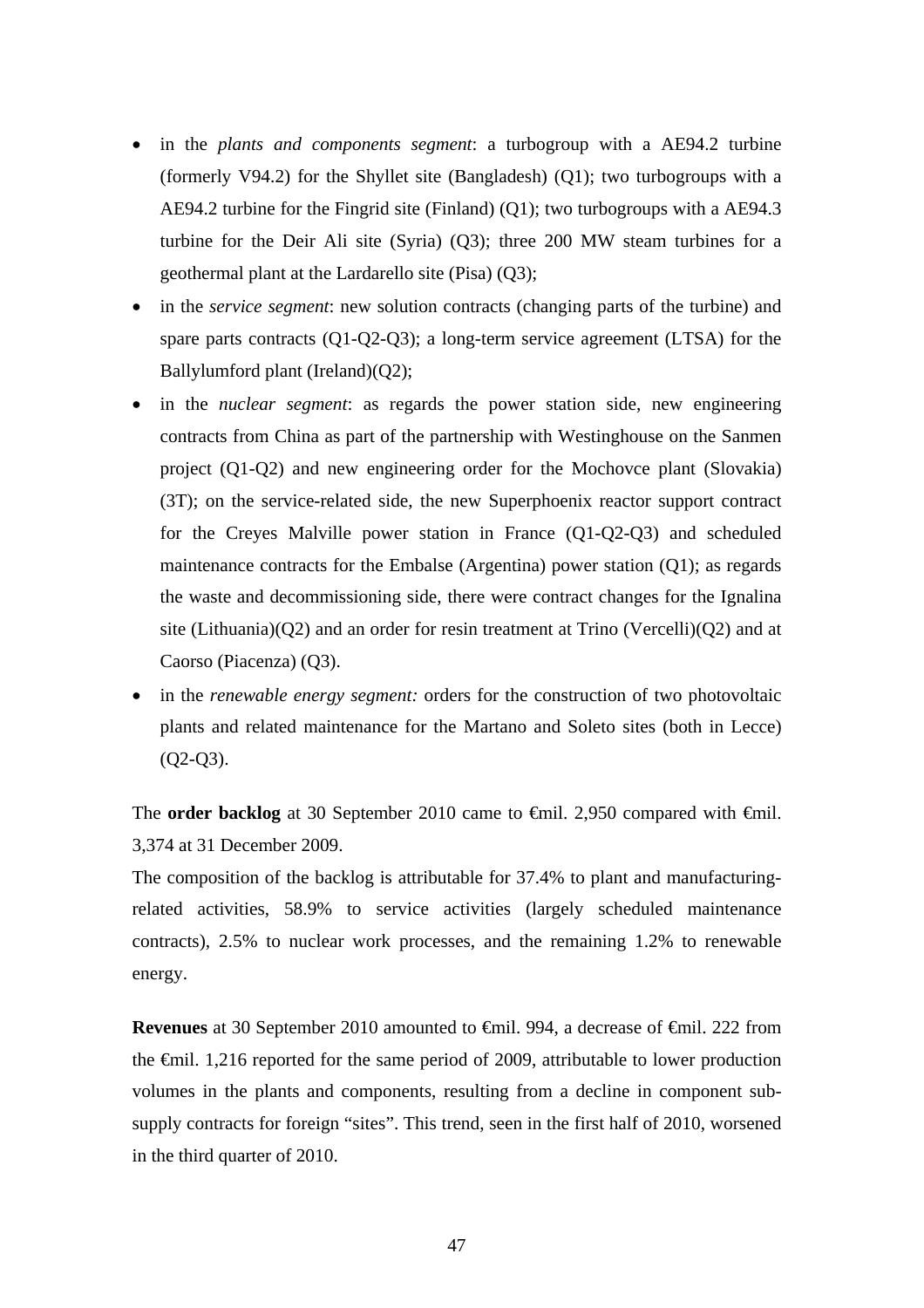- in the *plants and components segment*: a turbogroup with a AE94.2 turbine (formerly V94.2) for the Shyllet site (Bangladesh) (Q1); two turbogroups with a AE94.2 turbine for the Fingrid site (Finland) (Q1); two turbogroups with a AE94.3 turbine for the Deir Ali site (Syria) (Q3); three 200 MW steam turbines for a geothermal plant at the Lardarello site (Pisa) (Q3);
- in the *service segment*: new solution contracts (changing parts of the turbine) and spare parts contracts (Q1-Q2-Q3); a long-term service agreement (LTSA) for the Ballylumford plant (Ireland)(Q2);
- in the *nuclear segment*: as regards the power station side, new engineering contracts from China as part of the partnership with Westinghouse on the Sanmen project (Q1-Q2) and new engineering order for the Mochovce plant (Slovakia) (3T); on the service-related side, the new Superphoenix reactor support contract for the Creyes Malville power station in France (Q1-Q2-Q3) and scheduled maintenance contracts for the Embalse (Argentina) power station (Q1); as regards the waste and decommissioning side, there were contract changes for the Ignalina site (Lithuania)(Q2) and an order for resin treatment at Trino (Vercelli)(Q2) and at Caorso (Piacenza) (Q3).
- in the *renewable energy segment:* orders for the construction of two photovoltaic plants and related maintenance for the Martano and Soleto sites (both in Lecce) (Q2-Q3).

The **order backlog** at 30 September 2010 came to €mil. 2,950 compared with €mil. 3,374 at 31 December 2009.

The composition of the backlog is attributable for 37.4% to plant and manufacturing-related activities, 58.9% to service activities (largely scheduled maintenance contracts), 2.5% to nuclear work processes, and the remaining 1.2% to renewable energy.

**Revenues** at 30 September 2010 amounted to €mil. 994, a decrease of €mil. 222 from the €mil. 1,216 reported for the same period of 2009, attributable to lower production volumes in the plants and components, resulting from a decline in component sub-supply contracts for foreign "sites". This trend, seen in the first half of 2010, worsened in the third quarter of 2010.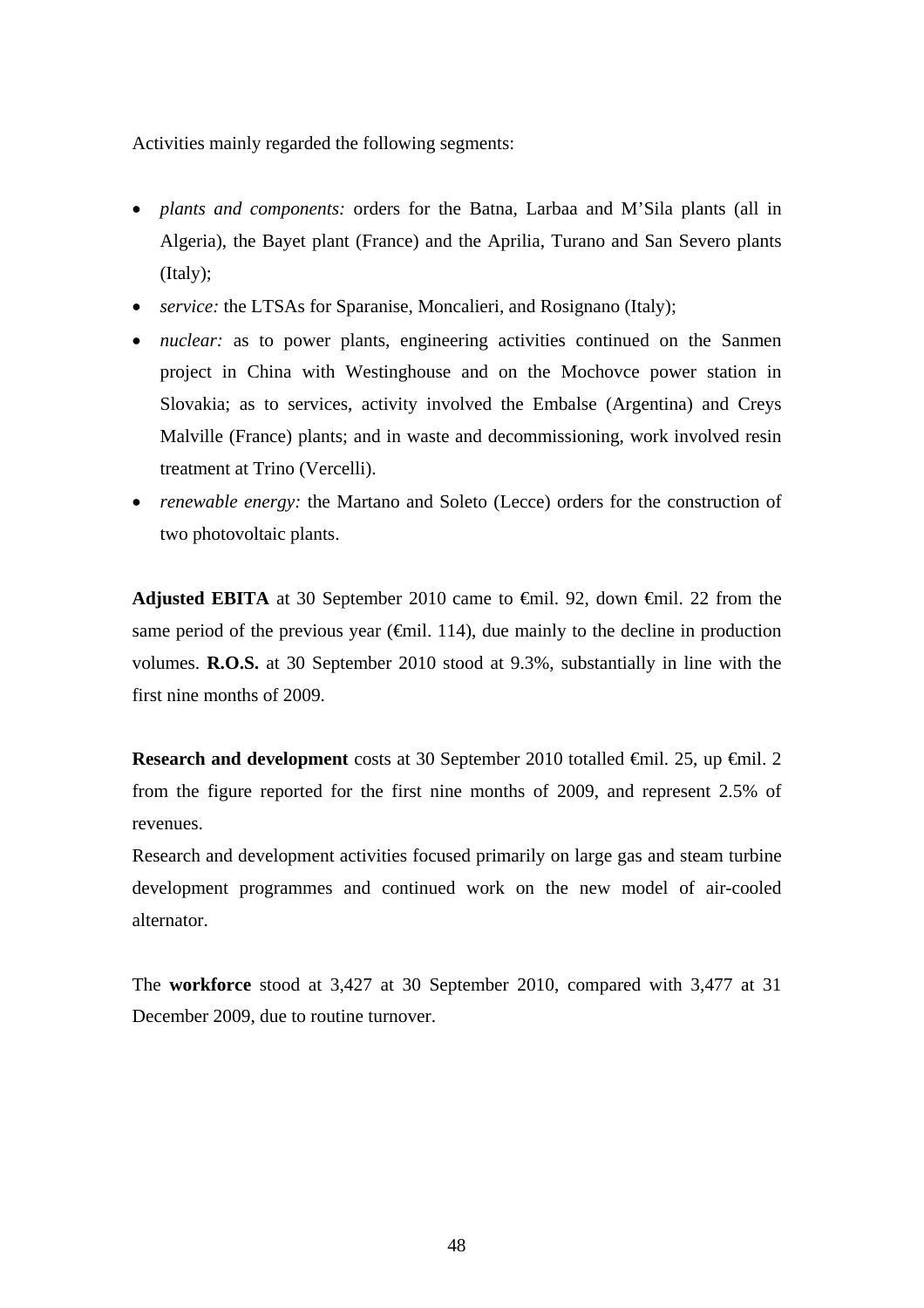Activities mainly regarded the following segments:

- *plants and components:* orders for the Batna, Larbaa and M'Sila plants (all in Algeria), the Bayet plant (France) and the Aprilia, Turano and San Severo plants (Italy);
- *service:* the LTSAs for Sparanise, Moncalieri, and Rosignano (Italy);
- *nuclear:* as to power plants, engineering activities continued on the Sanmen project in China with Westinghouse and on the Mochovce power station in Slovakia; as to services, activity involved the Embalse (Argentina) and Creys Malville (France) plants; and in waste and decommissioning, work involved resin treatment at Trino (Vercelli).
- *renewable energy:* the Martano and Soleto (Lecce) orders for the construction of two photovoltaic plants.

**Adjusted EBITA** at 30 September 2010 came to €mil. 92, down €mil. 22 from the same period of the previous year (€mil. 114), due mainly to the decline in production volumes. **R.O.S.** at 30 September 2010 stood at 9.3%, substantially in line with the first nine months of 2009.

**Research and development** costs at 30 September 2010 totalled €mil. 25, up €mil. 2 from the figure reported for the first nine months of 2009, and represent 2.5% of revenues.
Research and development activities focused primarily on large gas and steam turbine development programmes and continued work on the new model of air-cooled alternator.

The **workforce** stood at 3,427 at 30 September 2010, compared with 3,477 at 31 December 2009, due to routine turnover.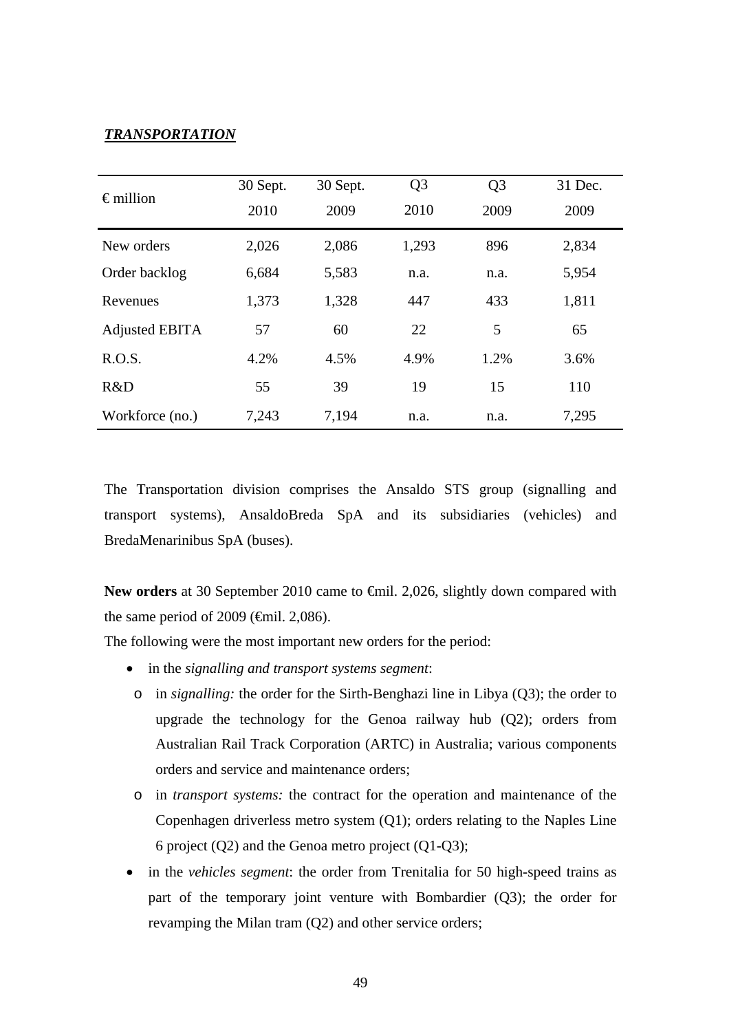***TRANSPORTATION***

| € million | 30 Sept. 2010 | 30 Sept. 2009 | Q3 2010 | Q3 2009 | 31 Dec. 2009 |
|---|---|---|---|---|---|
| New orders | 2,026 | 2,086 | 1,293 | 896 | 2,834 |
| Order backlog | 6,684 | 5,583 | n.a. | n.a. | 5,954 |
| Revenues | 1,373 | 1,328 | 447 | 433 | 1,811 |
| Adjusted EBITA | 57 | 60 | 22 | 5 | 65 |
| R.O.S. | 4.2% | 4.5% | 4.9% | 1.2% | 3.6% |
| R&D | 55 | 39 | 19 | 15 | 110 |
| Workforce (no.) | 7,243 | 7,194 | n.a. | n.a. | 7,295 |

The Transportation division comprises the Ansaldo STS group (signalling and transport systems), AnsaldoBreda SpA and its subsidiaries (vehicles) and BredaMenarinibus SpA (buses).

**New orders** at 30 September 2010 came to €mil. 2,026, slightly down compared with the same period of 2009 (€mil. 2,086).

The following were the most important new orders for the period:

- in the *signalling and transport systems segment*:
  - in *signalling:* the order for the Sirth-Benghazi line in Libya (Q3); the order to upgrade the technology for the Genoa railway hub (Q2); orders from Australian Rail Track Corporation (ARTC) in Australia; various components orders and service and maintenance orders;
  - in *transport systems:* the contract for the operation and maintenance of the Copenhagen driverless metro system (Q1); orders relating to the Naples Line 6 project (Q2) and the Genoa metro project (Q1-Q3);
- in the *vehicles segment*: the order from Trenitalia for 50 high-speed trains as part of the temporary joint venture with Bombardier (Q3); the order for revamping the Milan tram (Q2) and other service orders;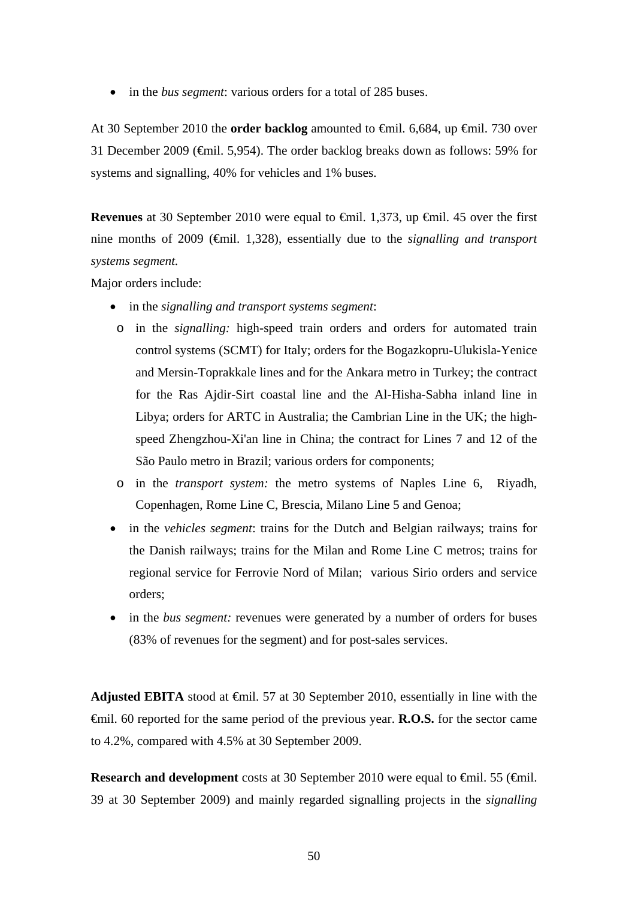- in the *bus segment*: various orders for a total of 285 buses.

At 30 September 2010 the **order backlog** amounted to €mil. 6,684, up €mil. 730 over 31 December 2009 (€mil. 5,954). The order backlog breaks down as follows: 59% for systems and signalling, 40% for vehicles and 1% buses.

**Revenues** at 30 September 2010 were equal to €mil. 1,373, up €mil. 45 over the first nine months of 2009 (€mil. 1,328), essentially due to the *signalling and transport systems segment.*

Major orders include:

- in the *signalling and transport systems segment*:
  - in the *signalling:* high-speed train orders and orders for automated train control systems (SCMT) for Italy; orders for the Bogazkopru-Ulukisla-Yenice and Mersin-Toprakkale lines and for the Ankara metro in Turkey; the contract for the Ras Ajdir-Sirt coastal line and the Al-Hisha-Sabha inland line in Libya; orders for ARTC in Australia; the Cambrian Line in the UK; the high-speed Zhengzhou-Xi'an line in China; the contract for Lines 7 and 12 of the São Paulo metro in Brazil; various orders for components;
  - in the *transport system:* the metro systems of Naples Line 6, Riyadh, Copenhagen, Rome Line C, Brescia, Milano Line 5 and Genoa;
- in the *vehicles segment*: trains for the Dutch and Belgian railways; trains for the Danish railways; trains for the Milan and Rome Line C metros; trains for regional service for Ferrovie Nord of Milan; various Sirio orders and service orders;
- in the *bus segment:* revenues were generated by a number of orders for buses (83% of revenues for the segment) and for post-sales services.

**Adjusted EBITA** stood at €mil. 57 at 30 September 2010, essentially in line with the €mil. 60 reported for the same period of the previous year. **R.O.S.** for the sector came to 4.2%, compared with 4.5% at 30 September 2009.

**Research and development** costs at 30 September 2010 were equal to €mil. 55 (€mil. 39 at 30 September 2009) and mainly regarded signalling projects in the *signalling*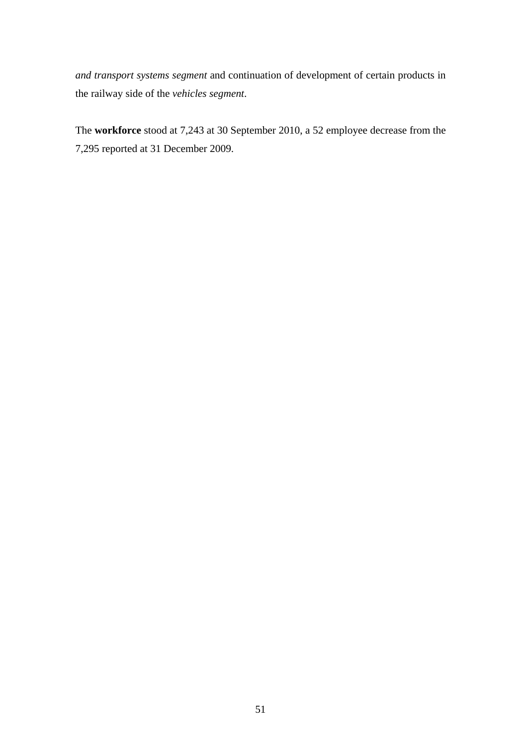*and transport systems segment* and continuation of development of certain products in the railway side of the *vehicles segment*.

The **workforce** stood at 7,243 at 30 September 2010, a 52 employee decrease from the 7,295 reported at 31 December 2009.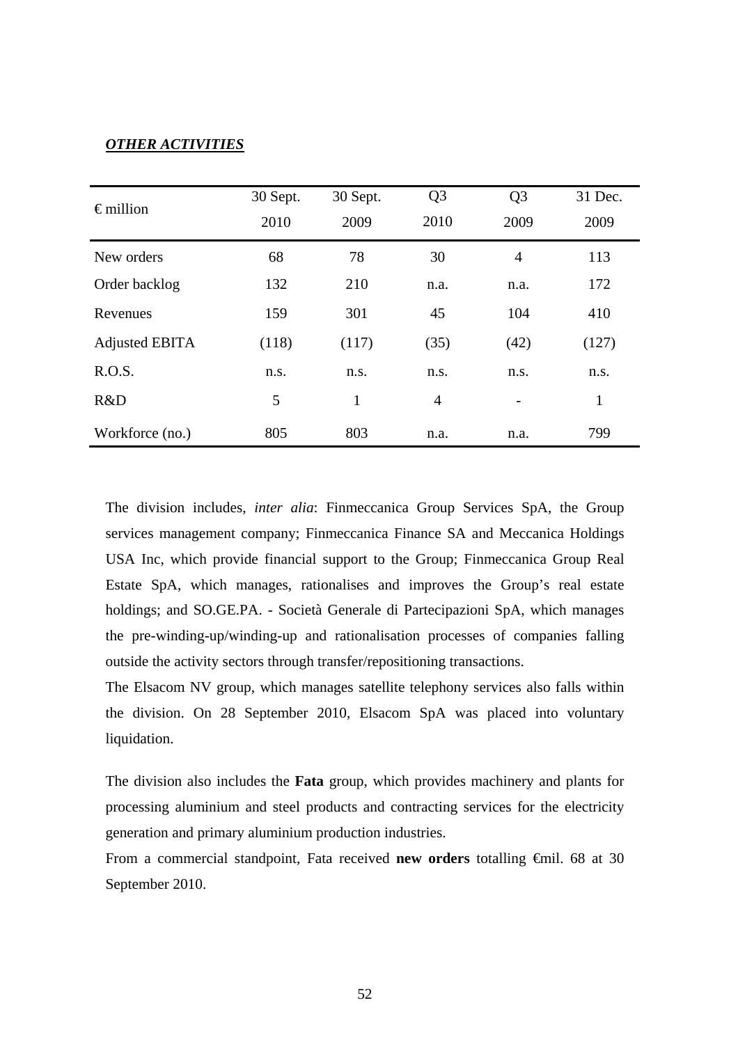***OTHER ACTIVITIES***

| € million | 30 Sept. 2010 | 30 Sept. 2009 | Q3 2010 | Q3 2009 | 31 Dec. 2009 |
|---|---|---|---|---|---|
| New orders | 68 | 78 | 30 | 4 | 113 |
| Order backlog | 132 | 210 | n.a. | n.a. | 172 |
| Revenues | 159 | 301 | 45 | 104 | 410 |
| Adjusted EBITA | (118) | (117) | (35) | (42) | (127) |
| R.O.S. | n.s. | n.s. | n.s. | n.s. | n.s. |
| R&D | 5 | 1 | 4 | - | 1 |
| Workforce (no.) | 805 | 803 | n.a. | n.a. | 799 |

The division includes, *inter alia*: Finmeccanica Group Services SpA, the Group services management company; Finmeccanica Finance SA and Meccanica Holdings USA Inc, which provide financial support to the Group; Finmeccanica Group Real Estate SpA, which manages, rationalises and improves the Group's real estate holdings; and SO.GE.PA. - Società Generale di Partecipazioni SpA, which manages the pre-winding-up/winding-up and rationalisation processes of companies falling outside the activity sectors through transfer/repositioning transactions.
The Elsacom NV group, which manages satellite telephony services also falls within the division. On 28 September 2010, Elsacom SpA was placed into voluntary liquidation.

The division also includes the **Fata** group, which provides machinery and plants for processing aluminium and steel products and contracting services for the electricity generation and primary aluminium production industries.
From a commercial standpoint, Fata received **new orders** totalling €mil. 68 at 30 September 2010.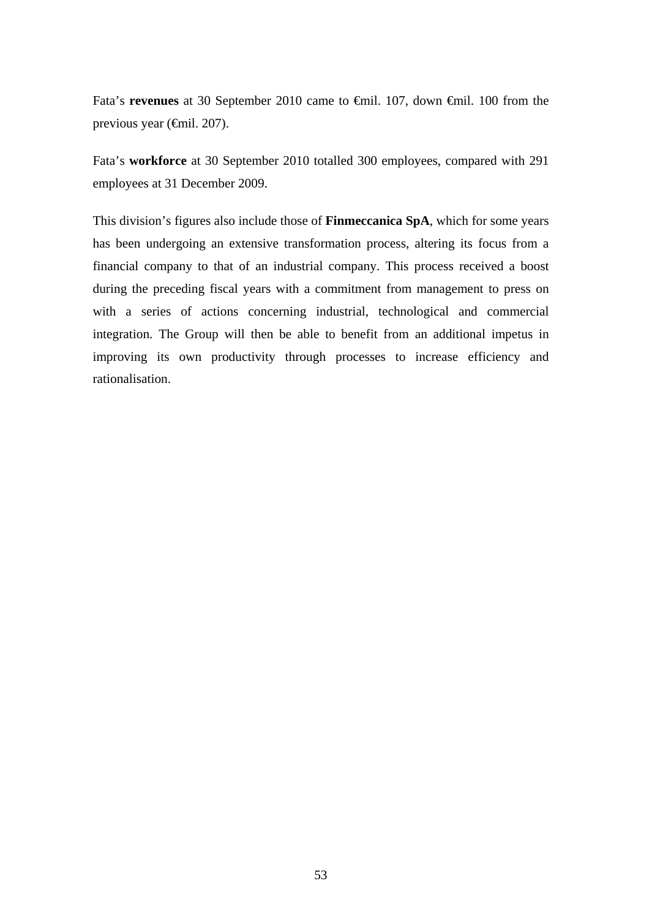Fata's **revenues** at 30 September 2010 came to €mil. 107, down €mil. 100 from the previous year (€mil. 207).

Fata's **workforce** at 30 September 2010 totalled 300 employees, compared with 291 employees at 31 December 2009.

This division's figures also include those of **Finmeccanica SpA**, which for some years has been undergoing an extensive transformation process, altering its focus from a financial company to that of an industrial company. This process received a boost during the preceding fiscal years with a commitment from management to press on with a series of actions concerning industrial, technological and commercial integration. The Group will then be able to benefit from an additional impetus in improving its own productivity through processes to increase efficiency and rationalisation.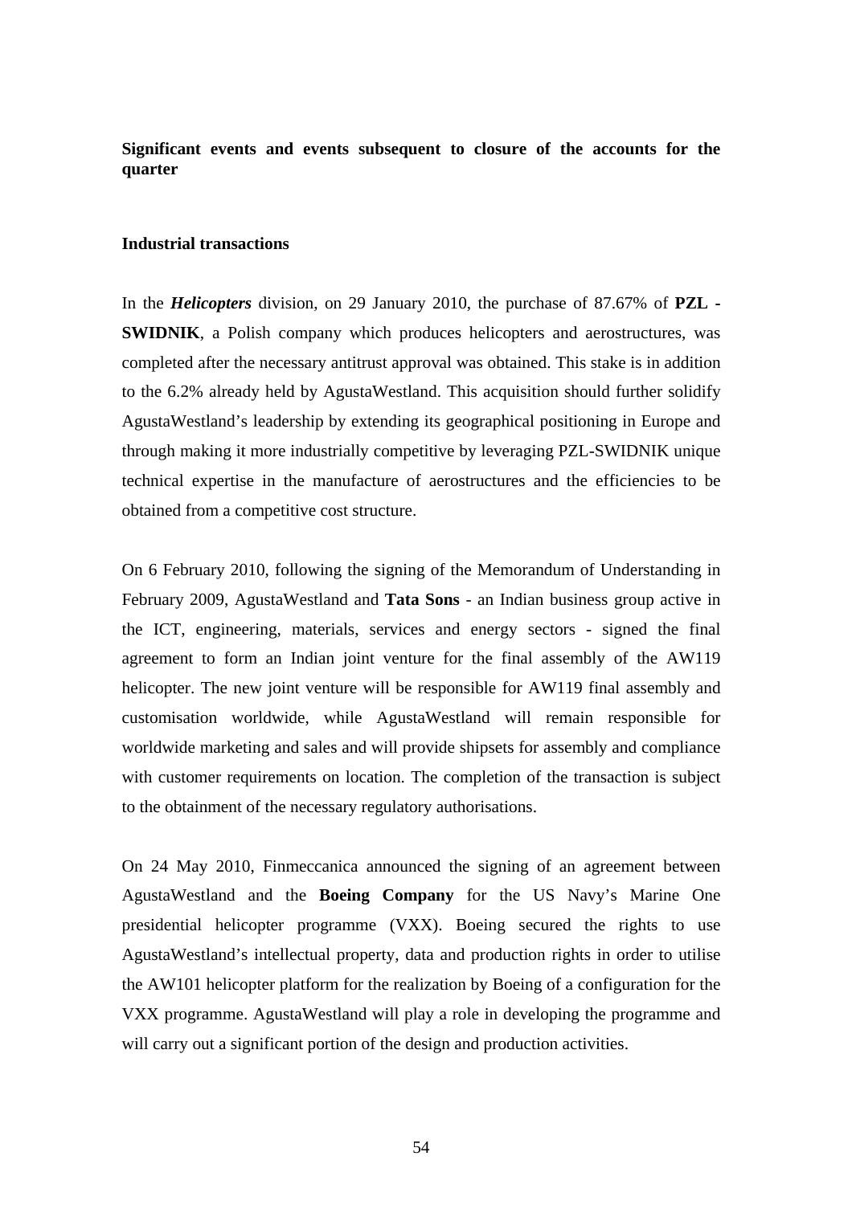## Significant events and events subsequent to closure of the accounts for the quarter

### Industrial transactions

In the ***Helicopters*** division, on 29 January 2010, the purchase of 87.67% of **PZL - SWIDNIK**, a Polish company which produces helicopters and aerostructures, was completed after the necessary antitrust approval was obtained. This stake is in addition to the 6.2% already held by AgustaWestland. This acquisition should further solidify AgustaWestland's leadership by extending its geographical positioning in Europe and through making it more industrially competitive by leveraging PZL-SWIDNIK unique technical expertise in the manufacture of aerostructures and the efficiencies to be obtained from a competitive cost structure.

On 6 February 2010, following the signing of the Memorandum of Understanding in February 2009, AgustaWestland and **Tata Sons** - an Indian business group active in the ICT, engineering, materials, services and energy sectors - signed the final agreement to form an Indian joint venture for the final assembly of the AW119 helicopter. The new joint venture will be responsible for AW119 final assembly and customisation worldwide, while AgustaWestland will remain responsible for worldwide marketing and sales and will provide shipsets for assembly and compliance with customer requirements on location. The completion of the transaction is subject to the obtainment of the necessary regulatory authorisations.

On 24 May 2010, Finmeccanica announced the signing of an agreement between AgustaWestland and the **Boeing Company** for the US Navy's Marine One presidential helicopter programme (VXX). Boeing secured the rights to use AgustaWestland's intellectual property, data and production rights in order to utilise the AW101 helicopter platform for the realization by Boeing of a configuration for the VXX programme. AgustaWestland will play a role in developing the programme and will carry out a significant portion of the design and production activities.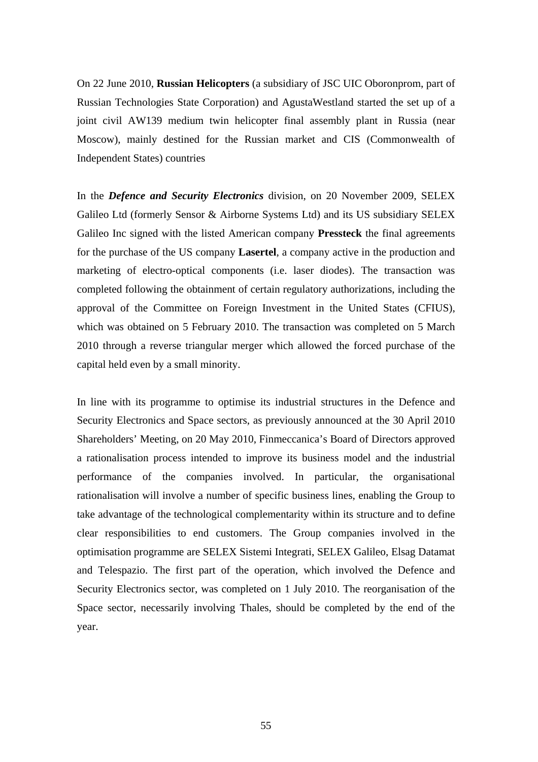On 22 June 2010, **Russian Helicopters** (a subsidiary of JSC UIC Oboronprom, part of Russian Technologies State Corporation) and AgustaWestland started the set up of a joint civil AW139 medium twin helicopter final assembly plant in Russia (near Moscow), mainly destined for the Russian market and CIS (Commonwealth of Independent States) countries

In the ***Defence and Security Electronics*** division, on 20 November 2009, SELEX Galileo Ltd (formerly Sensor & Airborne Systems Ltd) and its US subsidiary SELEX Galileo Inc signed with the listed American company **Pressteck** the final agreements for the purchase of the US company **Lasertel**, a company active in the production and marketing of electro-optical components (i.e. laser diodes). The transaction was completed following the obtainment of certain regulatory authorizations, including the approval of the Committee on Foreign Investment in the United States (CFIUS), which was obtained on 5 February 2010. The transaction was completed on 5 March 2010 through a reverse triangular merger which allowed the forced purchase of the capital held even by a small minority.

In line with its programme to optimise its industrial structures in the Defence and Security Electronics and Space sectors, as previously announced at the 30 April 2010 Shareholders' Meeting, on 20 May 2010, Finmeccanica's Board of Directors approved a rationalisation process intended to improve its business model and the industrial performance of the companies involved. In particular, the organisational rationalisation will involve a number of specific business lines, enabling the Group to take advantage of the technological complementarity within its structure and to define clear responsibilities to end customers. The Group companies involved in the optimisation programme are SELEX Sistemi Integrati, SELEX Galileo, Elsag Datamat and Telespazio. The first part of the operation, which involved the Defence and Security Electronics sector, was completed on 1 July 2010. The reorganisation of the Space sector, necessarily involving Thales, should be completed by the end of the year.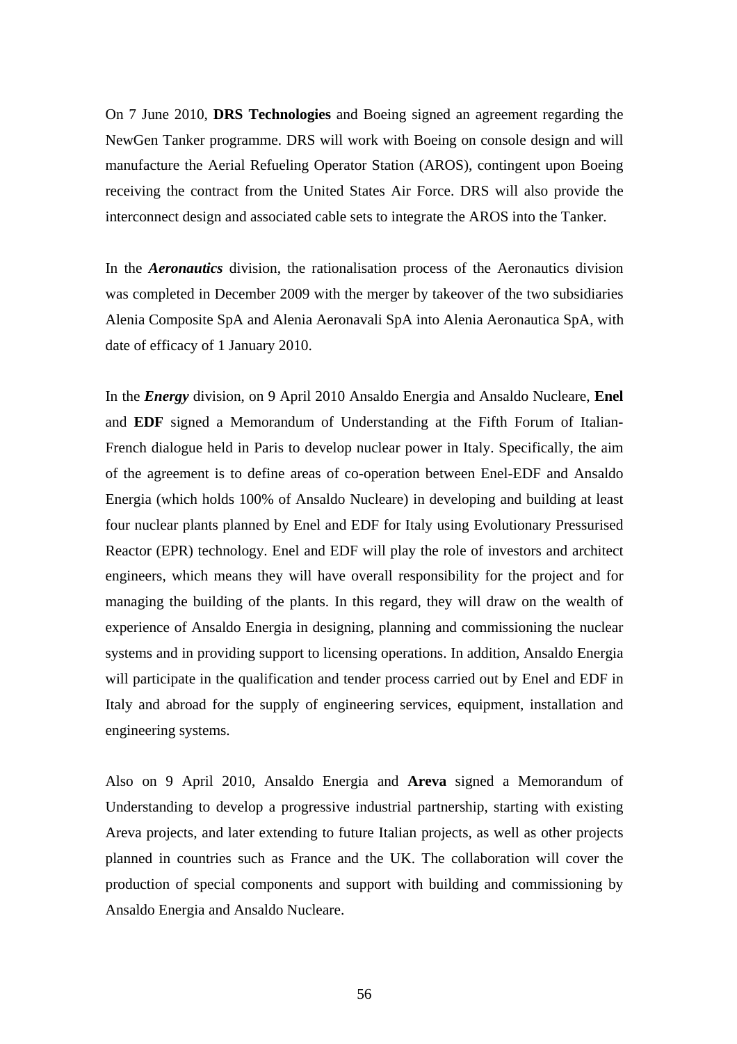On 7 June 2010, **DRS Technologies** and Boeing signed an agreement regarding the NewGen Tanker programme. DRS will work with Boeing on console design and will manufacture the Aerial Refueling Operator Station (AROS), contingent upon Boeing receiving the contract from the United States Air Force. DRS will also provide the interconnect design and associated cable sets to integrate the AROS into the Tanker.

In the ***Aeronautics*** division, the rationalisation process of the Aeronautics division was completed in December 2009 with the merger by takeover of the two subsidiaries Alenia Composite SpA and Alenia Aeronavali SpA into Alenia Aeronautica SpA, with date of efficacy of 1 January 2010.

In the ***Energy*** division, on 9 April 2010 Ansaldo Energia and Ansaldo Nucleare, **Enel** and **EDF** signed a Memorandum of Understanding at the Fifth Forum of Italian-French dialogue held in Paris to develop nuclear power in Italy. Specifically, the aim of the agreement is to define areas of co-operation between Enel-EDF and Ansaldo Energia (which holds 100% of Ansaldo Nucleare) in developing and building at least four nuclear plants planned by Enel and EDF for Italy using Evolutionary Pressurised Reactor (EPR) technology. Enel and EDF will play the role of investors and architect engineers, which means they will have overall responsibility for the project and for managing the building of the plants. In this regard, they will draw on the wealth of experience of Ansaldo Energia in designing, planning and commissioning the nuclear systems and in providing support to licensing operations. In addition, Ansaldo Energia will participate in the qualification and tender process carried out by Enel and EDF in Italy and abroad for the supply of engineering services, equipment, installation and engineering systems.

Also on 9 April 2010, Ansaldo Energia and **Areva** signed a Memorandum of Understanding to develop a progressive industrial partnership, starting with existing Areva projects, and later extending to future Italian projects, as well as other projects planned in countries such as France and the UK. The collaboration will cover the production of special components and support with building and commissioning by Ansaldo Energia and Ansaldo Nucleare.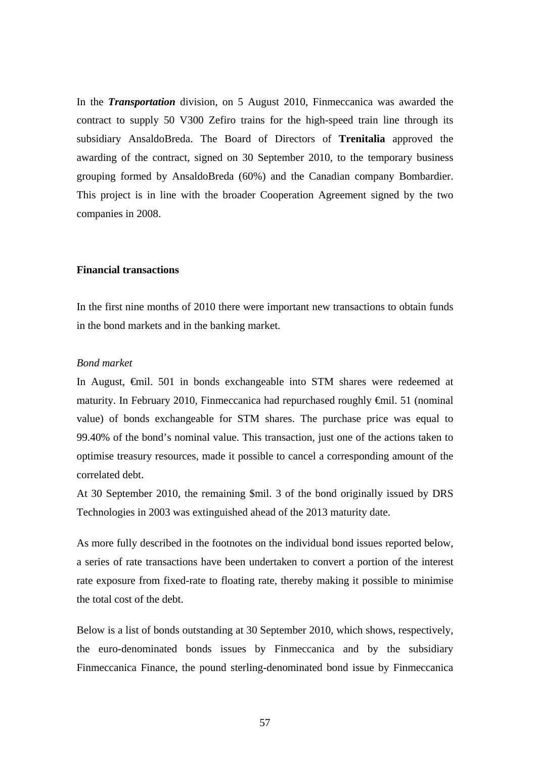In the ***Transportation*** division, on 5 August 2010, Finmeccanica was awarded the contract to supply 50 V300 Zefiro trains for the high-speed train line through its subsidiary AnsaldoBreda. The Board of Directors of **Trenitalia** approved the awarding of the contract, signed on 30 September 2010, to the temporary business grouping formed by AnsaldoBreda (60%) and the Canadian company Bombardier. This project is in line with the broader Cooperation Agreement signed by the two companies in 2008.

**Financial transactions**

In the first nine months of 2010 there were important new transactions to obtain funds in the bond markets and in the banking market.

*Bond market*

In August, €mil. 501 in bonds exchangeable into STM shares were redeemed at maturity. In February 2010, Finmeccanica had repurchased roughly €mil. 51 (nominal value) of bonds exchangeable for STM shares. The purchase price was equal to 99.40% of the bond's nominal value. This transaction, just one of the actions taken to optimise treasury resources, made it possible to cancel a corresponding amount of the correlated debt.

At 30 September 2010, the remaining $mil. 3 of the bond originally issued by DRS Technologies in 2003 was extinguished ahead of the 2013 maturity date.

As more fully described in the footnotes on the individual bond issues reported below, a series of rate transactions have been undertaken to convert a portion of the interest rate exposure from fixed-rate to floating rate, thereby making it possible to minimise the total cost of the debt.

Below is a list of bonds outstanding at 30 September 2010, which shows, respectively, the euro-denominated bonds issues by Finmeccanica and by the subsidiary Finmeccanica Finance, the pound sterling-denominated bond issue by Finmeccanica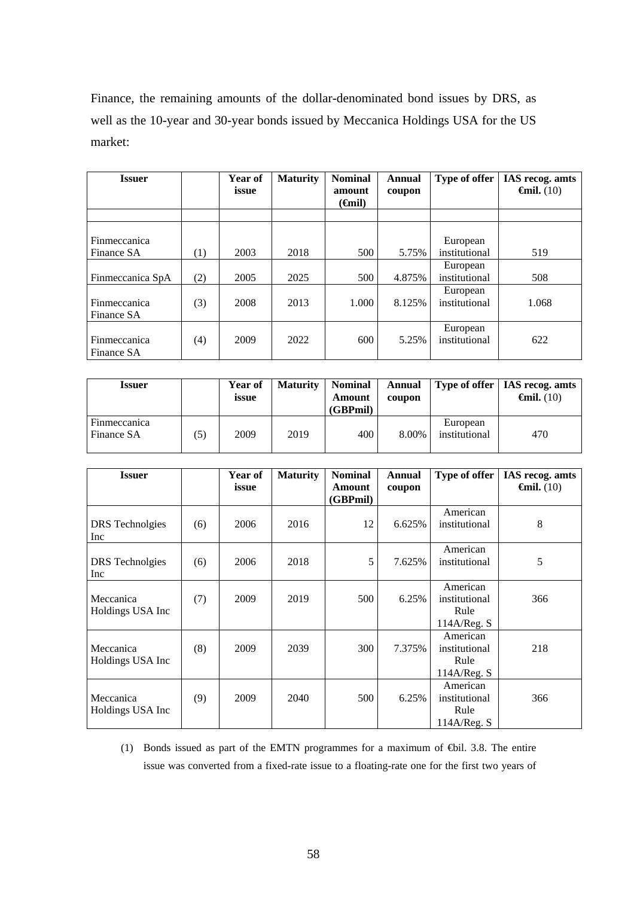Finance, the remaining amounts of the dollar-denominated bond issues by DRS, as well as the 10-year and 30-year bonds issued by Meccanica Holdings USA for the US market:

| Issuer | | Year of issue | Maturity | Nominal amount (€mil) | Annual coupon | Type of offer | IAS recog. amts €mil. (10) |
|---|---|---|---|---|---|---|---|
| | | | | | | | |
| Finmeccanica Finance SA | (1) | 2003 | 2018 | 500 | 5.75% | European institutional | 519 |
| Finmeccanica SpA | (2) | 2005 | 2025 | 500 | 4.875% | European institutional | 508 |
| Finmeccanica Finance SA | (3) | 2008 | 2013 | 1.000 | 8.125% | European institutional | 1.068 |
| Finmeccanica Finance SA | (4) | 2009 | 2022 | 600 | 5.25% | European institutional | 622 |

| Issuer | | Year of issue | Maturity | Nominal Amount (GBPmil) | Annual coupon | Type of offer | IAS recog. amts €mil. (10) |
|---|---|---|---|---|---|---|---|
| Finmeccanica Finance SA | (5) | 2009 | 2019 | 400 | 8.00% | European institutional | 470 |

| Issuer | | Year of issue | Maturity | Nominal Amount (GBPmil) | Annual coupon | Type of offer | IAS recog. amts €mil. (10) |
|---|---|---|---|---|---|---|---|
| DRS Technolgies Inc | (6) | 2006 | 2016 | 12 | 6.625% | American institutional | 8 |
| DRS Technolgies Inc | (6) | 2006 | 2018 | 5 | 7.625% | American institutional | 5 |
| Meccanica Holdings USA Inc | (7) | 2009 | 2019 | 500 | 6.25% | American institutional Rule 114A/Reg. S | 366 |
| Meccanica Holdings USA Inc | (8) | 2009 | 2039 | 300 | 7.375% | American institutional Rule 114A/Reg. S | 218 |
| Meccanica Holdings USA Inc | (9) | 2009 | 2040 | 500 | 6.25% | American institutional Rule 114A/Reg. S | 366 |

(1) Bonds issued as part of the EMTN programmes for a maximum of €bil. 3.8. The entire issue was converted from a fixed-rate issue to a floating-rate one for the first two years of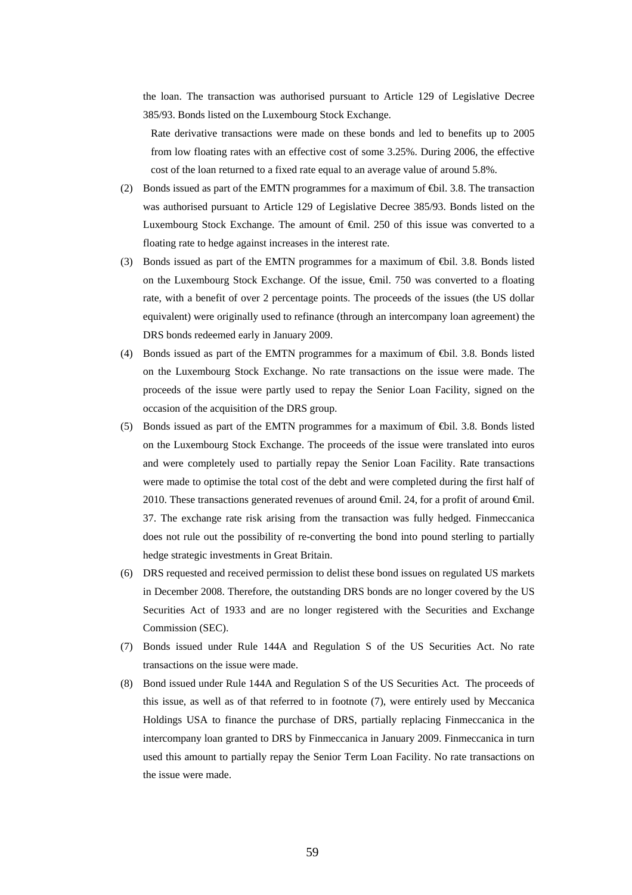the loan. The transaction was authorised pursuant to Article 129 of Legislative Decree 385/93. Bonds listed on the Luxembourg Stock Exchange.

Rate derivative transactions were made on these bonds and led to benefits up to 2005 from low floating rates with an effective cost of some 3.25%. During 2006, the effective cost of the loan returned to a fixed rate equal to an average value of around 5.8%.

(2) Bonds issued as part of the EMTN programmes for a maximum of €bil. 3.8. The transaction was authorised pursuant to Article 129 of Legislative Decree 385/93. Bonds listed on the Luxembourg Stock Exchange. The amount of €mil. 250 of this issue was converted to a floating rate to hedge against increases in the interest rate.

(3) Bonds issued as part of the EMTN programmes for a maximum of €bil. 3.8. Bonds listed on the Luxembourg Stock Exchange. Of the issue, €mil. 750 was converted to a floating rate, with a benefit of over 2 percentage points. The proceeds of the issues (the US dollar equivalent) were originally used to refinance (through an intercompany loan agreement) the DRS bonds redeemed early in January 2009.

(4) Bonds issued as part of the EMTN programmes for a maximum of €bil. 3.8. Bonds listed on the Luxembourg Stock Exchange. No rate transactions on the issue were made. The proceeds of the issue were partly used to repay the Senior Loan Facility, signed on the occasion of the acquisition of the DRS group.

(5) Bonds issued as part of the EMTN programmes for a maximum of €bil. 3.8. Bonds listed on the Luxembourg Stock Exchange. The proceeds of the issue were translated into euros and were completely used to partially repay the Senior Loan Facility. Rate transactions were made to optimise the total cost of the debt and were completed during the first half of 2010. These transactions generated revenues of around €mil. 24, for a profit of around €mil. 37. The exchange rate risk arising from the transaction was fully hedged. Finmeccanica does not rule out the possibility of re-converting the bond into pound sterling to partially hedge strategic investments in Great Britain.

(6) DRS requested and received permission to delist these bond issues on regulated US markets in December 2008. Therefore, the outstanding DRS bonds are no longer covered by the US Securities Act of 1933 and are no longer registered with the Securities and Exchange Commission (SEC).

(7) Bonds issued under Rule 144A and Regulation S of the US Securities Act. No rate transactions on the issue were made.

(8) Bond issued under Rule 144A and Regulation S of the US Securities Act. The proceeds of this issue, as well as of that referred to in footnote (7), were entirely used by Meccanica Holdings USA to finance the purchase of DRS, partially replacing Finmeccanica in the intercompany loan granted to DRS by Finmeccanica in January 2009. Finmeccanica in turn used this amount to partially repay the Senior Term Loan Facility. No rate transactions on the issue were made.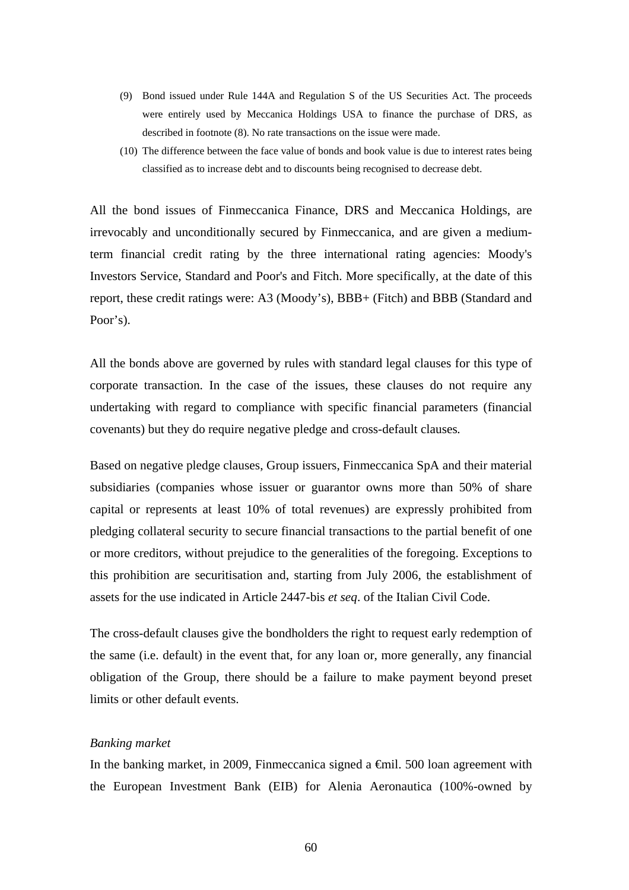(9) Bond issued under Rule 144A and Regulation S of the US Securities Act. The proceeds were entirely used by Meccanica Holdings USA to finance the purchase of DRS, as described in footnote (8). No rate transactions on the issue were made.

(10) The difference between the face value of bonds and book value is due to interest rates being classified as to increase debt and to discounts being recognised to decrease debt.

All the bond issues of Finmeccanica Finance, DRS and Meccanica Holdings, are irrevocably and unconditionally secured by Finmeccanica, and are given a medium-term financial credit rating by the three international rating agencies: Moody's Investors Service, Standard and Poor's and Fitch. More specifically, at the date of this report, these credit ratings were: A3 (Moody’s), BBB+ (Fitch) and BBB (Standard and Poor’s).

All the bonds above are governed by rules with standard legal clauses for this type of corporate transaction. In the case of the issues, these clauses do not require any undertaking with regard to compliance with specific financial parameters (financial covenants) but they do require negative pledge and cross-default clauses.

Based on negative pledge clauses, Group issuers, Finmeccanica SpA and their material subsidiaries (companies whose issuer or guarantor owns more than 50% of share capital or represents at least 10% of total revenues) are expressly prohibited from pledging collateral security to secure financial transactions to the partial benefit of one or more creditors, without prejudice to the generalities of the foregoing. Exceptions to this prohibition are securitisation and, starting from July 2006, the establishment of assets for the use indicated in Article 2447-bis *et seq*. of the Italian Civil Code.

The cross-default clauses give the bondholders the right to request early redemption of the same (i.e. default) in the event that, for any loan or, more generally, any financial obligation of the Group, there should be a failure to make payment beyond preset limits or other default events.

*Banking market*

In the banking market, in 2009, Finmeccanica signed a €mil. 500 loan agreement with the European Investment Bank (EIB) for Alenia Aeronautica (100%-owned by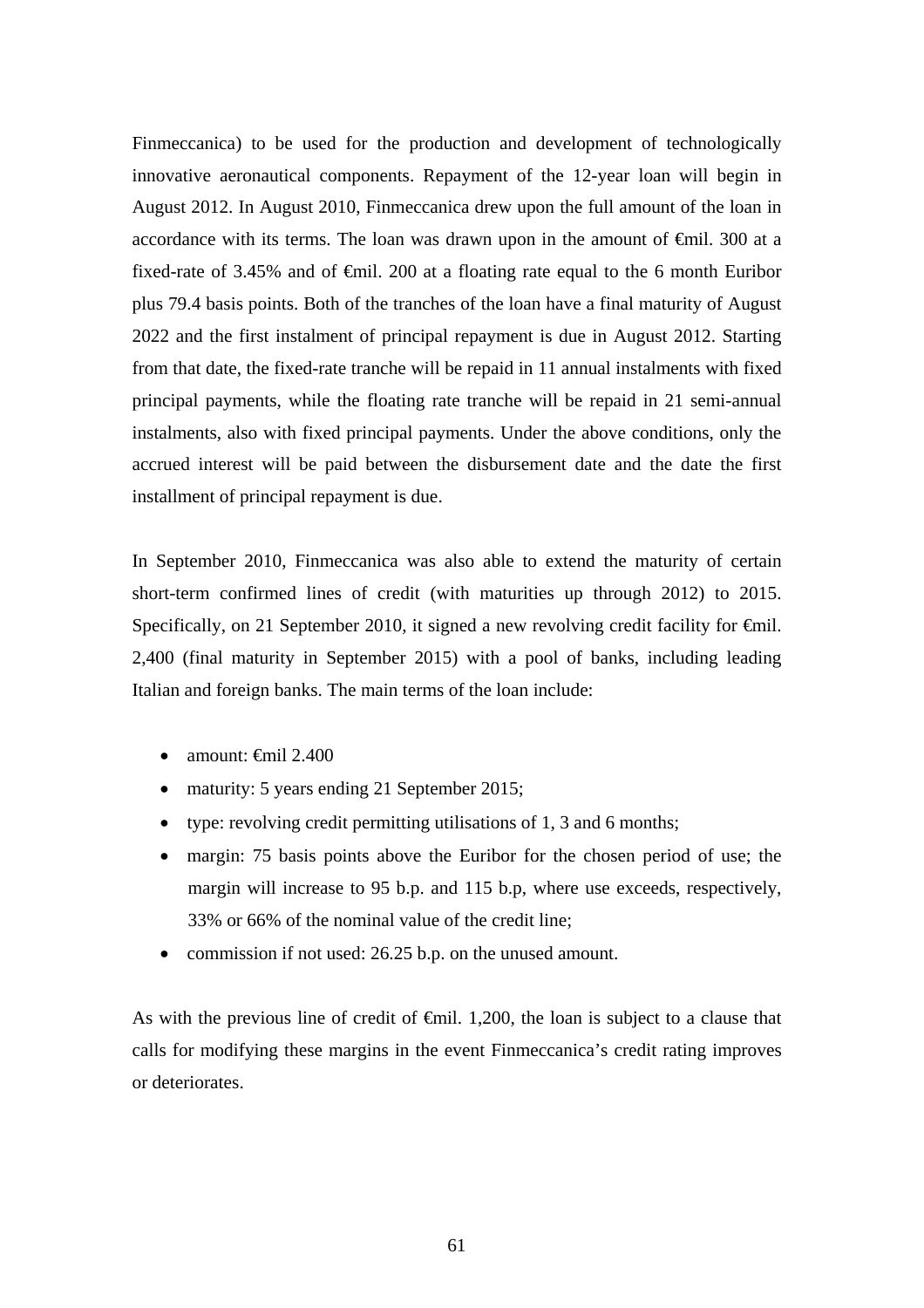Finmeccanica) to be used for the production and development of technologically innovative aeronautical components. Repayment of the 12-year loan will begin in August 2012. In August 2010, Finmeccanica drew upon the full amount of the loan in accordance with its terms. The loan was drawn upon in the amount of €mil. 300 at a fixed-rate of 3.45% and of €mil. 200 at a floating rate equal to the 6 month Euribor plus 79.4 basis points. Both of the tranches of the loan have a final maturity of August 2022 and the first instalment of principal repayment is due in August 2012. Starting from that date, the fixed-rate tranche will be repaid in 11 annual instalments with fixed principal payments, while the floating rate tranche will be repaid in 21 semi-annual instalments, also with fixed principal payments. Under the above conditions, only the accrued interest will be paid between the disbursement date and the date the first installment of principal repayment is due.

In September 2010, Finmeccanica was also able to extend the maturity of certain short-term confirmed lines of credit (with maturities up through 2012) to 2015. Specifically, on 21 September 2010, it signed a new revolving credit facility for €mil. 2,400 (final maturity in September 2015) with a pool of banks, including leading Italian and foreign banks. The main terms of the loan include:

- amount: €mil 2.400
- maturity: 5 years ending 21 September 2015;
- type: revolving credit permitting utilisations of 1, 3 and 6 months;
- margin: 75 basis points above the Euribor for the chosen period of use; the margin will increase to 95 b.p. and 115 b.p, where use exceeds, respectively, 33% or 66% of the nominal value of the credit line;
- commission if not used: 26.25 b.p. on the unused amount.

As with the previous line of credit of €mil. 1,200, the loan is subject to a clause that calls for modifying these margins in the event Finmeccanica's credit rating improves or deteriorates.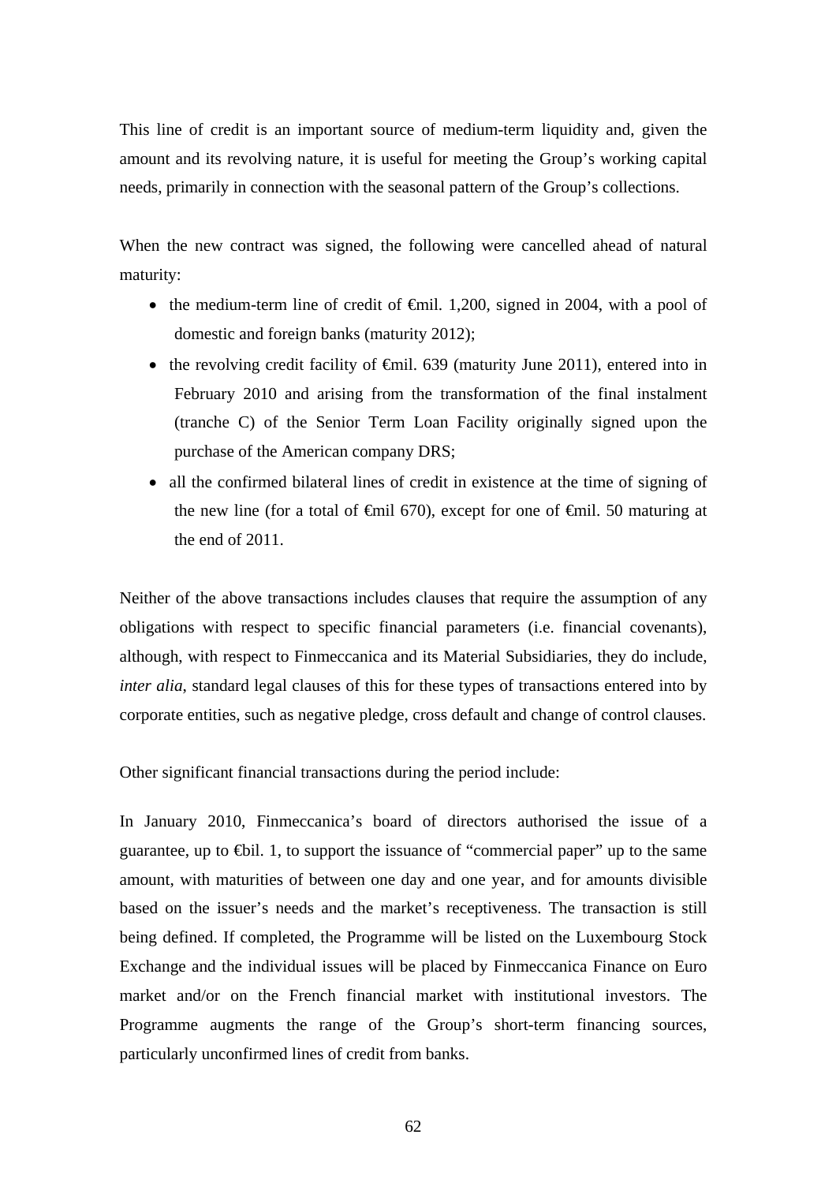This line of credit is an important source of medium-term liquidity and, given the amount and its revolving nature, it is useful for meeting the Group's working capital needs, primarily in connection with the seasonal pattern of the Group's collections.

When the new contract was signed, the following were cancelled ahead of natural maturity:

- the medium-term line of credit of €mil. 1,200, signed in 2004, with a pool of domestic and foreign banks (maturity 2012);
- the revolving credit facility of €mil. 639 (maturity June 2011), entered into in February 2010 and arising from the transformation of the final instalment (tranche C) of the Senior Term Loan Facility originally signed upon the purchase of the American company DRS;
- all the confirmed bilateral lines of credit in existence at the time of signing of the new line (for a total of €mil 670), except for one of €mil. 50 maturing at the end of 2011.

Neither of the above transactions includes clauses that require the assumption of any obligations with respect to specific financial parameters (i.e. financial covenants), although, with respect to Finmeccanica and its Material Subsidiaries, they do include, *inter alia*, standard legal clauses of this for these types of transactions entered into by corporate entities, such as negative pledge, cross default and change of control clauses.

Other significant financial transactions during the period include:

In January 2010, Finmeccanica's board of directors authorised the issue of a guarantee, up to €bil. 1, to support the issuance of "commercial paper" up to the same amount, with maturities of between one day and one year, and for amounts divisible based on the issuer's needs and the market's receptiveness. The transaction is still being defined. If completed, the Programme will be listed on the Luxembourg Stock Exchange and the individual issues will be placed by Finmeccanica Finance on Euro market and/or on the French financial market with institutional investors. The Programme augments the range of the Group's short-term financing sources, particularly unconfirmed lines of credit from banks.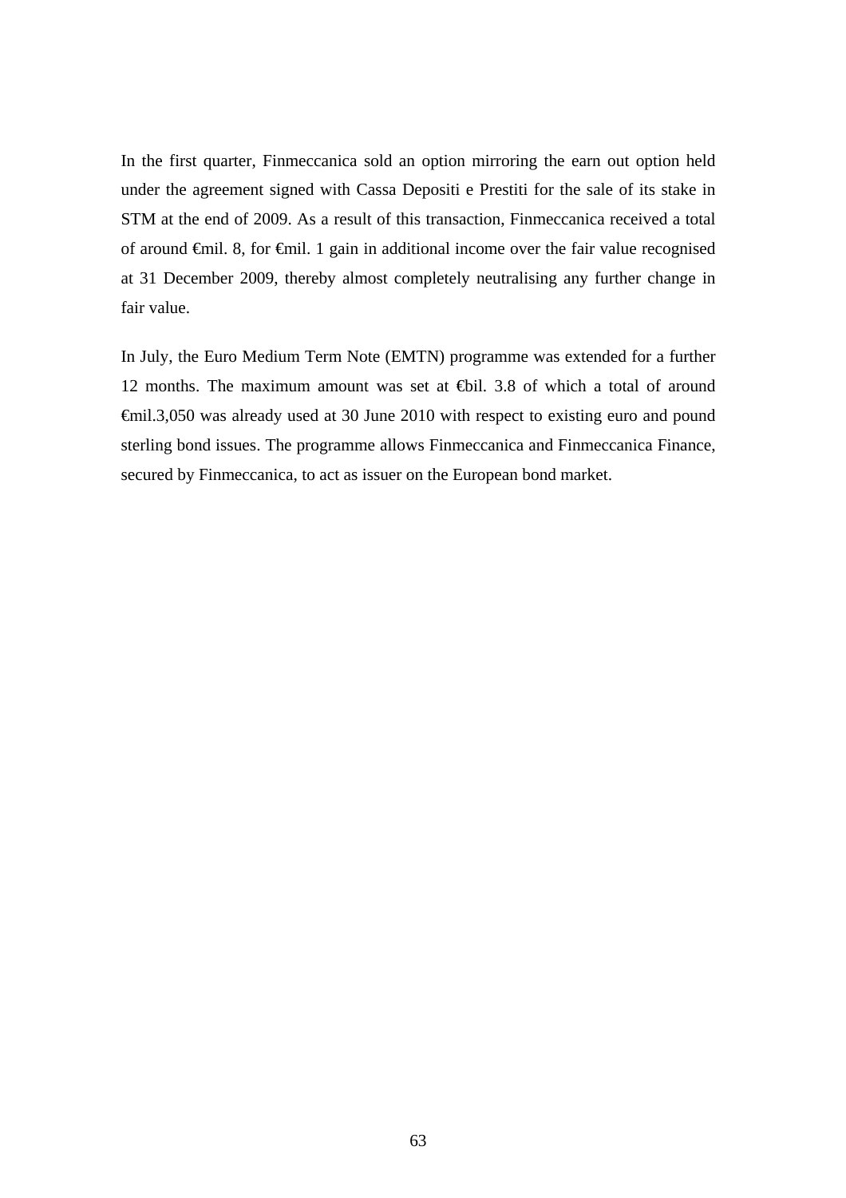In the first quarter, Finmeccanica sold an option mirroring the earn out option held under the agreement signed with Cassa Depositi e Prestiti for the sale of its stake in STM at the end of 2009. As a result of this transaction, Finmeccanica received a total of around €mil. 8, for €mil. 1 gain in additional income over the fair value recognised at 31 December 2009, thereby almost completely neutralising any further change in fair value.

In July, the Euro Medium Term Note (EMTN) programme was extended for a further 12 months. The maximum amount was set at €bil. 3.8 of which a total of around €mil.3,050 was already used at 30 June 2010 with respect to existing euro and pound sterling bond issues. The programme allows Finmeccanica and Finmeccanica Finance, secured by Finmeccanica, to act as issuer on the European bond market.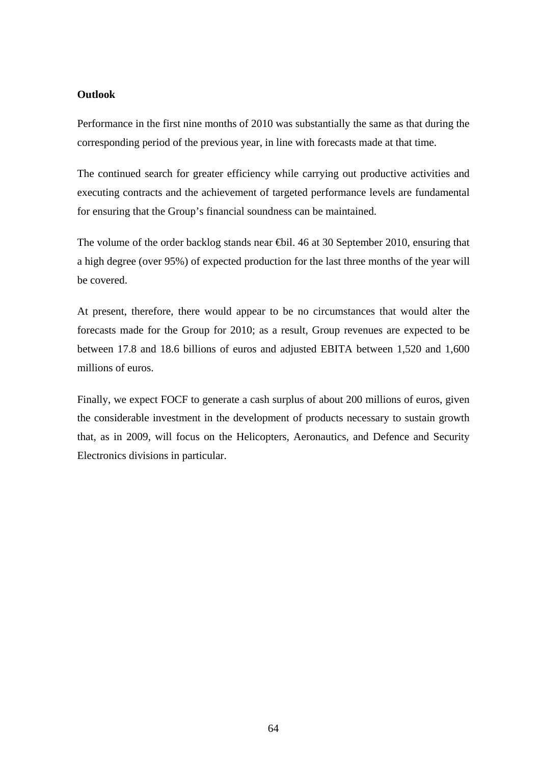**Outlook**

Performance in the first nine months of 2010 was substantially the same as that during the corresponding period of the previous year, in line with forecasts made at that time.

The continued search for greater efficiency while carrying out productive activities and executing contracts and the achievement of targeted performance levels are fundamental for ensuring that the Group's financial soundness can be maintained.

The volume of the order backlog stands near €bil. 46 at 30 September 2010, ensuring that a high degree (over 95%) of expected production for the last three months of the year will be covered.

At present, therefore, there would appear to be no circumstances that would alter the forecasts made for the Group for 2010; as a result, Group revenues are expected to be between 17.8 and 18.6 billions of euros and adjusted EBITA between 1,520 and 1,600 millions of euros.

Finally, we expect FOCF to generate a cash surplus of about 200 millions of euros, given the considerable investment in the development of products necessary to sustain growth that, as in 2009, will focus on the Helicopters, Aeronautics, and Defence and Security Electronics divisions in particular.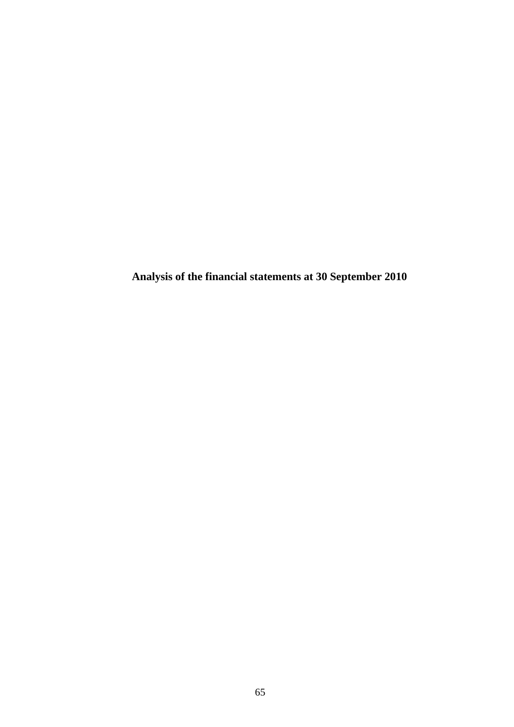**Analysis of the financial statements at 30 September 2010**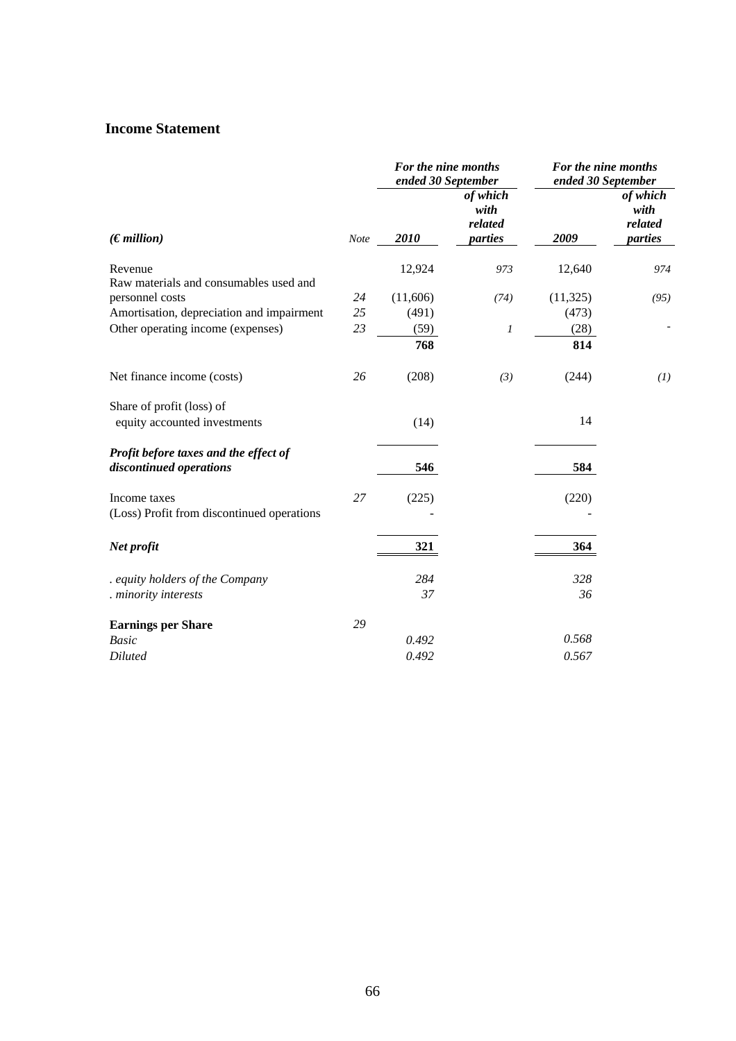## Income Statement

| *(€ million)* | *Note* | ***For the nine months ended 30 September*** *2010* | *of which with related parties* | ***For the nine months ended 30 September*** *2009* | *of which with related parties* |
|---|---|---|---|---|---|
| Revenue | | 12,924 | *973* | 12,640 | *974* |
| Raw materials and consumables used and personnel costs | *24* | (11,606) | *(74)* | (11,325) | *(95)* |
| Amortisation, depreciation and impairment | *25* | (491) | | (473) | |
| Other operating income (expenses) | *23* | (59) | *1* | (28) | - |
| | | **768** | | **814** | |
| Net finance income (costs) | *26* | (208) | *(3)* | (244) | *(1)* |
| Share of profit (loss) of equity accounted investments | | (14) | | 14 | |
| ***Profit before taxes and the effect of discontinued operations*** | | **546** | | **584** | |
| Income taxes | *27* | (225) | | (220) | |
| (Loss) Profit from discontinued operations | | - | | - | |
| ***Net profit*** | | **321** | | **364** | |
| *. equity holders of the Company* | | *284* | | *328* | |
| *. minority interests* | | *37* | | *36* | |
| **Earnings per Share** | *29* | | | | |
| *Basic* | | *0.492* | | *0.568* | |
| *Diluted* | | *0.492* | | *0.567* | |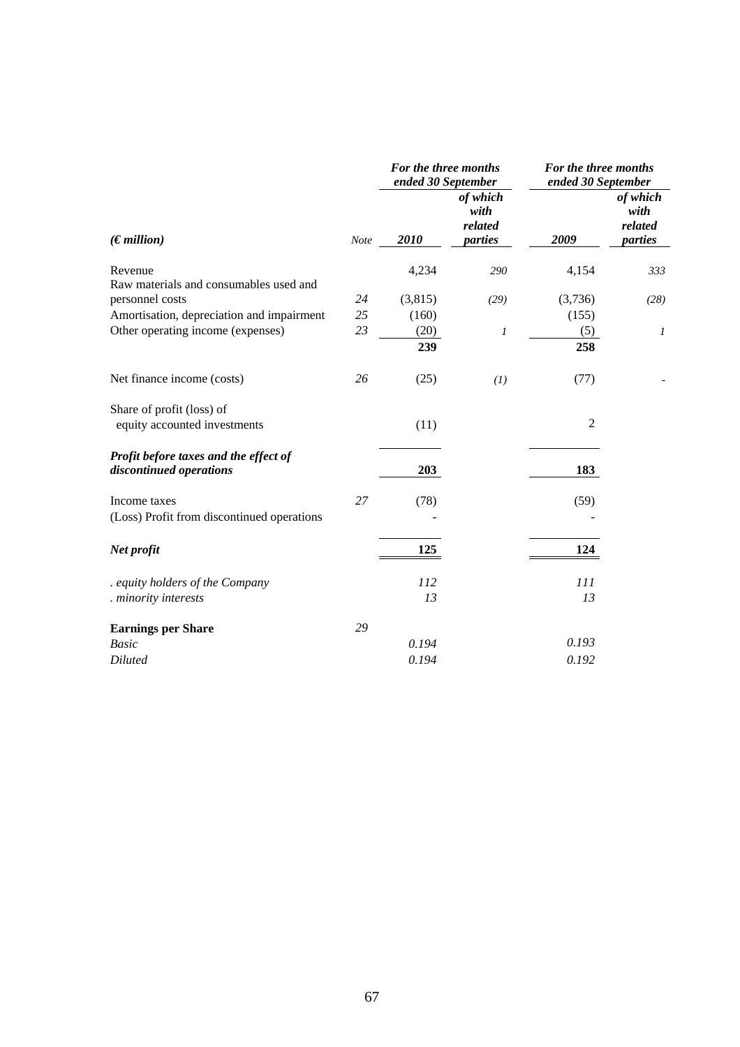| *(€ million)* | *Note* | *For the three months ended 30 September* | | *For the three months ended 30 September* | |
|---|---|---|---|---|---|
| | | ***2010*** | ***of which with related parties*** | ***2009*** | ***of which with related parties*** |
| Revenue | | 4,234 | *290* | 4,154 | *333* |
| Raw materials and consumables used and personnel costs | *24* | (3,815) | *(29)* | (3,736) | *(28)* |
| Amortisation, depreciation and impairment | *25* | (160) | | (155) | |
| Other operating income (expenses) | *23* | (20) | *1* | (5) | *1* |
| | | **239** | | **258** | |
| Net finance income (costs) | *26* | (25) | *(1)* | (77) | - |
| Share of profit (loss) of equity accounted investments | | (11) | | 2 | |
| ***Profit before taxes and the effect of discontinued operations*** | | **203** | | **183** | |
| Income taxes | *27* | (78) | | (59) | |
| (Loss) Profit from discontinued operations | | - | | - | |
| ***Net profit*** | | **125** | | **124** | |
| *. equity holders of the Company* | | *112* | | *111* | |
| *. minority interests* | | *13* | | *13* | |
| **Earnings per Share** | *29* | | | | |
| *Basic* | | *0.194* | | *0.193* | |
| *Diluted* | | *0.194* | | *0.192* | |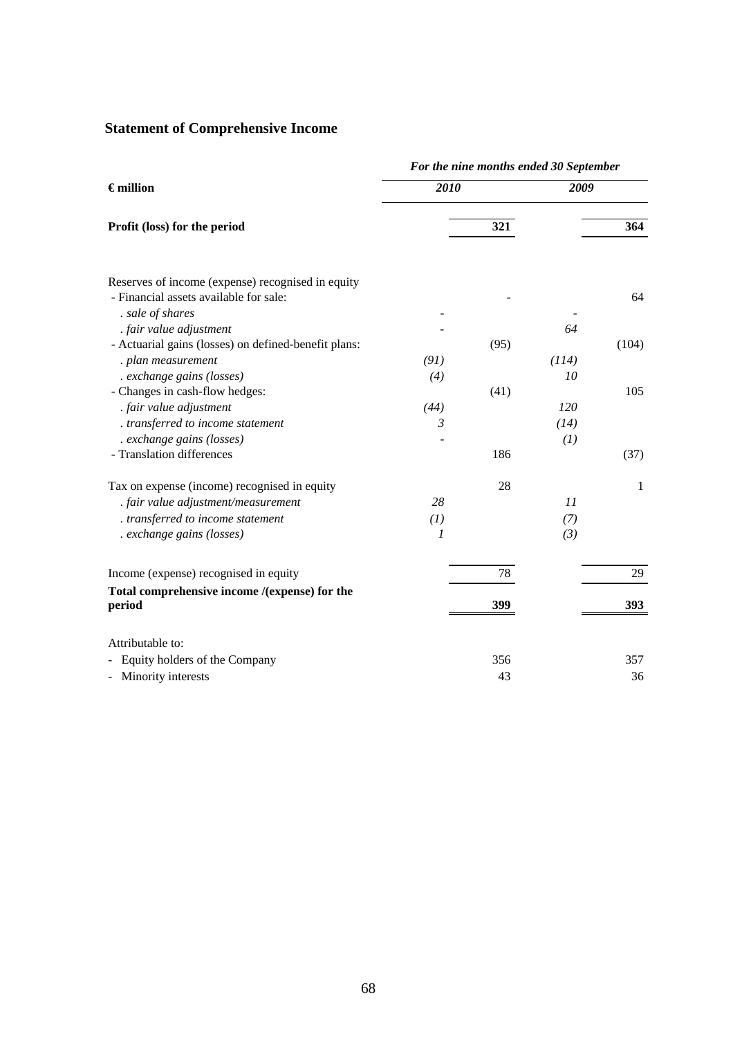## Statement of Comprehensive Income

| € million | *For the nine months ended 30 September* | | | |
|---|---|---|---|---|
| | *2010* | | *2009* | |
| **Profit (loss) for the period** | | **321** | | **364** |
| Reserves of income (expense) recognised in equity | | | | |
| - Financial assets available for sale: | | - | | 64 |
| *. sale of shares* | - | | - | |
| *. fair value adjustment* | - | | *64* | |
| - Actuarial gains (losses) on defined-benefit plans: | | (95) | | (104) |
| *. plan measurement* | *(91)* | | *(114)* | |
| *. exchange gains (losses)* | *(4)* | | *10* | |
| - Changes in cash-flow hedges: | | (41) | | 105 |
| *. fair value adjustment* | *(44)* | | *120* | |
| *. transferred to income statement* | *3* | | *(14)* | |
| *. exchange gains (losses)* | - | | *(1)* | |
| - Translation differences | | 186 | | (37) |
| Tax on expense (income) recognised in equity | | 28 | | 1 |
| *. fair value adjustment/measurement* | *28* | | *11* | |
| *. transferred to income statement* | *(1)* | | *(7)* | |
| *. exchange gains (losses)* | *1* | | *(3)* | |
| Income (expense) recognised in equity | | 78 | | 29 |
| **Total comprehensive income /(expense) for the period** | | **399** | | **393** |
| Attributable to: | | | | |
| - Equity holders of the Company | | 356 | | 357 |
| - Minority interests | | 43 | | 36 |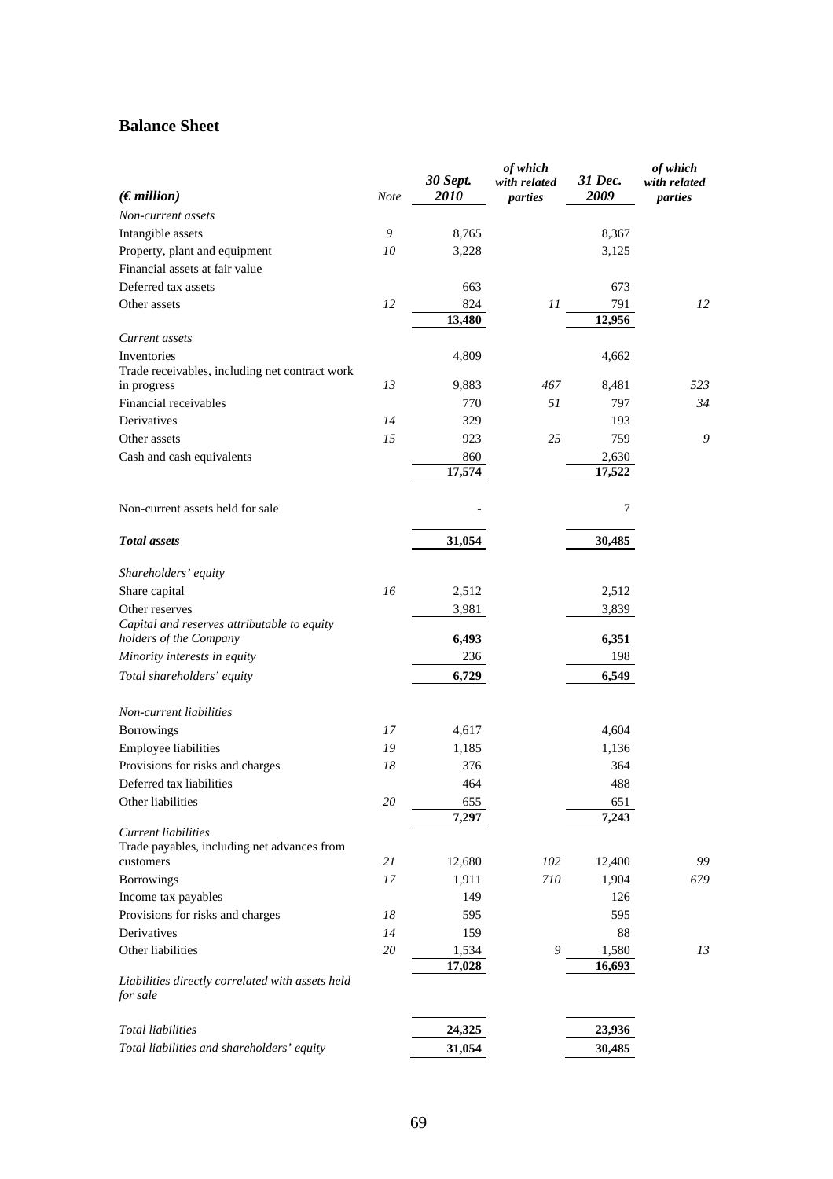## Balance Sheet

| *(€ million)* | *Note* | *30 Sept. 2010* | *of which with related parties* | *31 Dec. 2009* | *of which with related parties* |
|---|---|---|---|---|---|
| *Non-current assets* | | | | | |
| Intangible assets | *9* | 8,765 | | 8,367 | |
| Property, plant and equipment | *10* | 3,228 | | 3,125 | |
| Financial assets at fair value | | | | | |
| Deferred tax assets | | 663 | | 673 | |
| Other assets | *12* | 824 | *11* | 791 | *12* |
| | | **13,480** | | **12,956** | |
| *Current assets* | | | | | |
| Inventories | | 4,809 | | 4,662 | |
| Trade receivables, including net contract work in progress | *13* | 9,883 | *467* | 8,481 | *523* |
| Financial receivables | | 770 | *51* | 797 | *34* |
| Derivatives | *14* | 329 | | 193 | |
| Other assets | *15* | 923 | *25* | 759 | *9* |
| Cash and cash equivalents | | 860 | | 2,630 | |
| | | **17,574** | | **17,522** | |
| Non-current assets held for sale | | - | | 7 | |
| ***Total assets*** | | **31,054** | | **30,485** | |
| *Shareholders' equity* | | | | | |
| Share capital | *16* | 2,512 | | 2,512 | |
| Other reserves | | 3,981 | | 3,839 | |
| *Capital and reserves attributable to equity holders of the Company* | | **6,493** | | **6,351** | |
| *Minority interests in equity* | | 236 | | 198 | |
| *Total shareholders' equity* | | **6,729** | | **6,549** | |
| *Non-current liabilities* | | | | | |
| Borrowings | *17* | 4,617 | | 4,604 | |
| Employee liabilities | *19* | 1,185 | | 1,136 | |
| Provisions for risks and charges | *18* | 376 | | 364 | |
| Deferred tax liabilities | | 464 | | 488 | |
| Other liabilities | *20* | 655 | | 651 | |
| | | **7,297** | | **7,243** | |
| *Current liabilities* | | | | | |
| Trade payables, including net advances from customers | *21* | 12,680 | *102* | 12,400 | *99* |
| Borrowings | *17* | 1,911 | *710* | 1,904 | *679* |
| Income tax payables | | 149 | | 126 | |
| Provisions for risks and charges | *18* | 595 | | 595 | |
| Derivatives | *14* | 159 | | 88 | |
| Other liabilities | *20* | 1,534 | *9* | 1,580 | *13* |
| | | **17,028** | | **16,693** | |
| *Liabilities directly correlated with assets held for sale* | | | | | |
| *Total liabilities* | | **24,325** | | **23,936** | |
| *Total liabilities and shareholders' equity* | | **31,054** | | **30,485** | |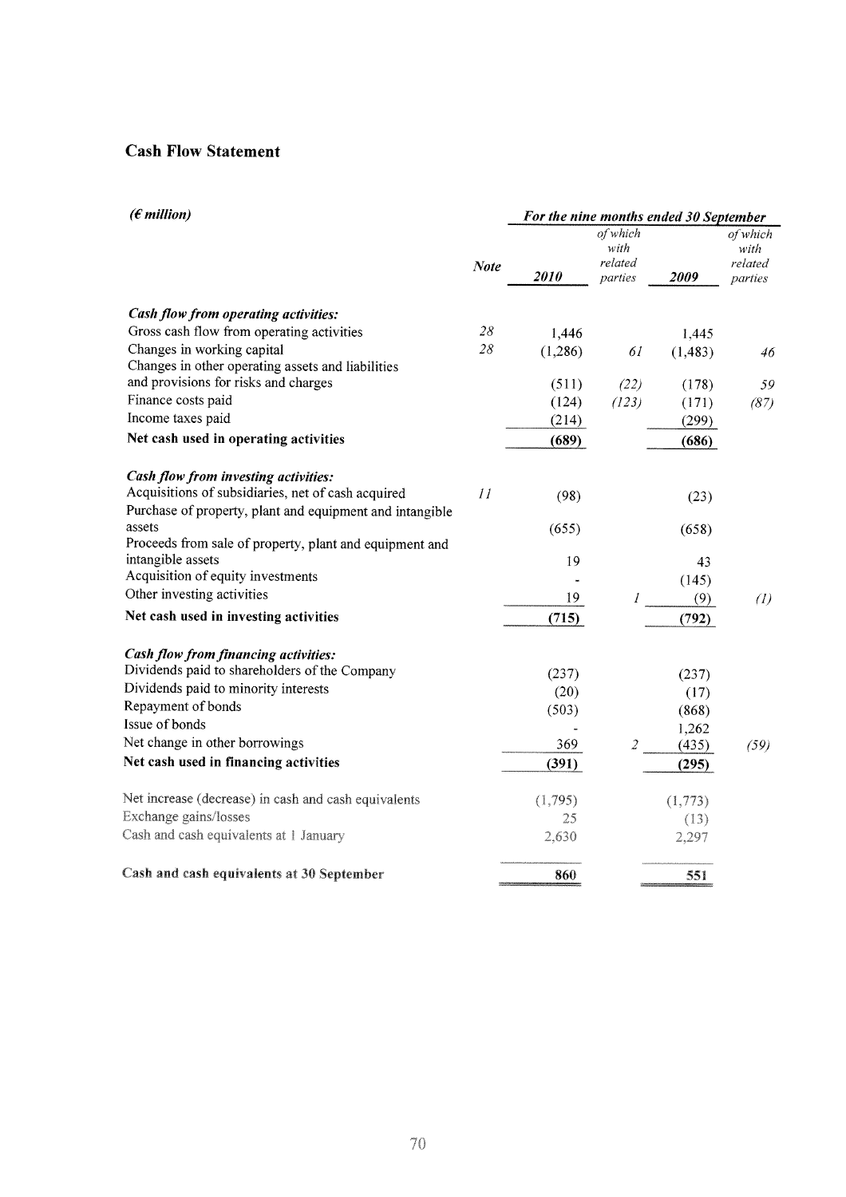## Cash Flow Statement

| *(€ million)* | *Note* | *For the nine months ended 30 September* | | | |
|---|---|---|---|---|---|
| | | **2010** | *of which with related parties* | **2009** | *of which with related parties* |
| ***Cash flow from operating activities:*** | | | | | |
| Gross cash flow from operating activities | *28* | 1,446 | | 1,445 | |
| Changes in working capital | *28* | (1,286) | *61* | (1,483) | *46* |
| Changes in other operating assets and liabilities and provisions for risks and charges | | (511) | *(22)* | (178) | *59* |
| Finance costs paid | | (124) | *(123)* | (171) | *(87)* |
| Income taxes paid | | (214) | | (299) | |
| **Net cash used in operating activities** | | **(689)** | | **(686)** | |
| ***Cash flow from investing activities:*** | | | | | |
| Acquisitions of subsidiaries, net of cash acquired | *11* | (98) | | (23) | |
| Purchase of property, plant and equipment and intangible assets | | (655) | | (658) | |
| Proceeds from sale of property, plant and equipment and intangible assets | | 19 | | 43 | |
| Acquisition of equity investments | | - | | (145) | |
| Other investing activities | | 19 | *1* | (9) | *(1)* |
| **Net cash used in investing activities** | | **(715)** | | **(792)** | |
| ***Cash flow from financing activities:*** | | | | | |
| Dividends paid to shareholders of the Company | | (237) | | (237) | |
| Dividends paid to minority interests | | (20) | | (17) | |
| Repayment of bonds | | (503) | | (868) | |
| Issue of bonds | | - | | 1,262 | |
| Net change in other borrowings | | 369 | *2* | (435) | *(59)* |
| **Net cash used in financing activities** | | **(391)** | | **(295)** | |
| Net increase (decrease) in cash and cash equivalents | | (1,795) | | (1,773) | |
| Exchange gains/losses | | 25 | | (13) | |
| Cash and cash equivalents at 1 January | | 2,630 | | 2,297 | |
| **Cash and cash equivalents at 30 September** | | **860** | | **551** | |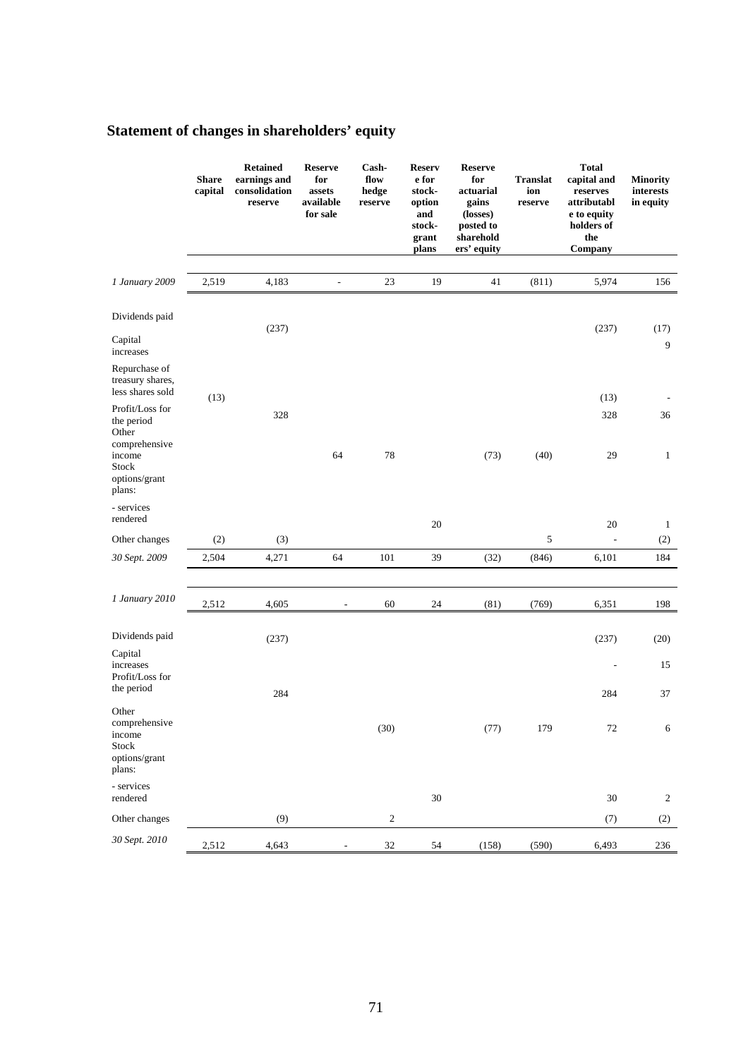# Statement of changes in shareholders' equity

| | Share capital | Retained earnings and consolidation reserve | Reserve for assets available for sale | Cash-flow hedge reserve | Reserve for stock-option and stock-grant plans | Reserve for actuarial gains (losses) posted to shareholders' equity | Translation reserve | Total capital and reserves attributable to equity holders of the Company | Minority interests in equity |
|---|---|---|---|---|---|---|---|---|---|
| *1 January 2009* | 2,519 | 4,183 | - | 23 | 19 | 41 | (811) | 5,974 | 156 |
| Dividends paid | | (237) | | | | | | (237) | (17) |
| Capital increases | | | | | | | | | 9 |
| Repurchase of treasury shares, less shares sold | (13) | | | | | | | (13) | - |
| Profit/Loss for the period | | 328 | | | | | | 328 | 36 |
| Other comprehensive income | | | 64 | 78 | | (73) | (40) | 29 | 1 |
| Stock options/grant plans: | | | | | | | | | |
| - services rendered | | | | | 20 | | | 20 | 1 |
| Other changes | (2) | (3) | | | | | 5 | - | (2) |
| *30 Sept. 2009* | 2,504 | 4,271 | 64 | 101 | 39 | (32) | (846) | 6,101 | 184 |
| | | | | | | | | | |
| *1 January 2010* | 2,512 | 4,605 | - | 60 | 24 | (81) | (769) | 6,351 | 198 |
| Dividends paid | | (237) | | | | | | (237) | (20) |
| Capital increases | | | | | | | | - | 15 |
| Profit/Loss for the period | | 284 | | | | | | 284 | 37 |
| Other comprehensive income | | | | (30) | | (77) | 179 | 72 | 6 |
| Stock options/grant plans: | | | | | | | | | |
| - services rendered | | | | | 30 | | | 30 | 2 |
| Other changes | | (9) | | 2 | | | | (7) | (2) |
| *30 Sept. 2010* | 2,512 | 4,643 | - | 32 | 54 | (158) | (590) | 6,493 | 236 |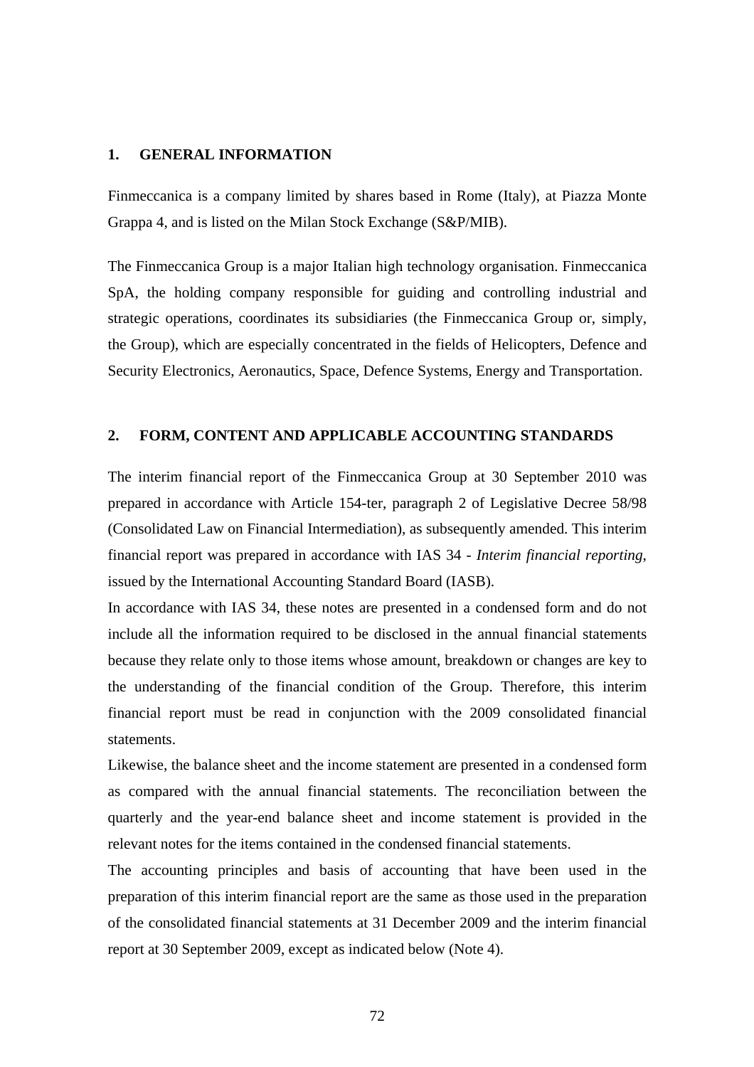## 1. GENERAL INFORMATION

Finmeccanica is a company limited by shares based in Rome (Italy), at Piazza Monte Grappa 4, and is listed on the Milan Stock Exchange (S&P/MIB).

The Finmeccanica Group is a major Italian high technology organisation. Finmeccanica SpA, the holding company responsible for guiding and controlling industrial and strategic operations, coordinates its subsidiaries (the Finmeccanica Group or, simply, the Group), which are especially concentrated in the fields of Helicopters, Defence and Security Electronics, Aeronautics, Space, Defence Systems, Energy and Transportation.

## 2. FORM, CONTENT AND APPLICABLE ACCOUNTING STANDARDS

The interim financial report of the Finmeccanica Group at 30 September 2010 was prepared in accordance with Article 154-ter, paragraph 2 of Legislative Decree 58/98 (Consolidated Law on Financial Intermediation), as subsequently amended. This interim financial report was prepared in accordance with IAS 34 - *Interim financial reporting*, issued by the International Accounting Standard Board (IASB).

In accordance with IAS 34, these notes are presented in a condensed form and do not include all the information required to be disclosed in the annual financial statements because they relate only to those items whose amount, breakdown or changes are key to the understanding of the financial condition of the Group. Therefore, this interim financial report must be read in conjunction with the 2009 consolidated financial statements.

Likewise, the balance sheet and the income statement are presented in a condensed form as compared with the annual financial statements. The reconciliation between the quarterly and the year-end balance sheet and income statement is provided in the relevant notes for the items contained in the condensed financial statements.

The accounting principles and basis of accounting that have been used in the preparation of this interim financial report are the same as those used in the preparation of the consolidated financial statements at 31 December 2009 and the interim financial report at 30 September 2009, except as indicated below (Note 4).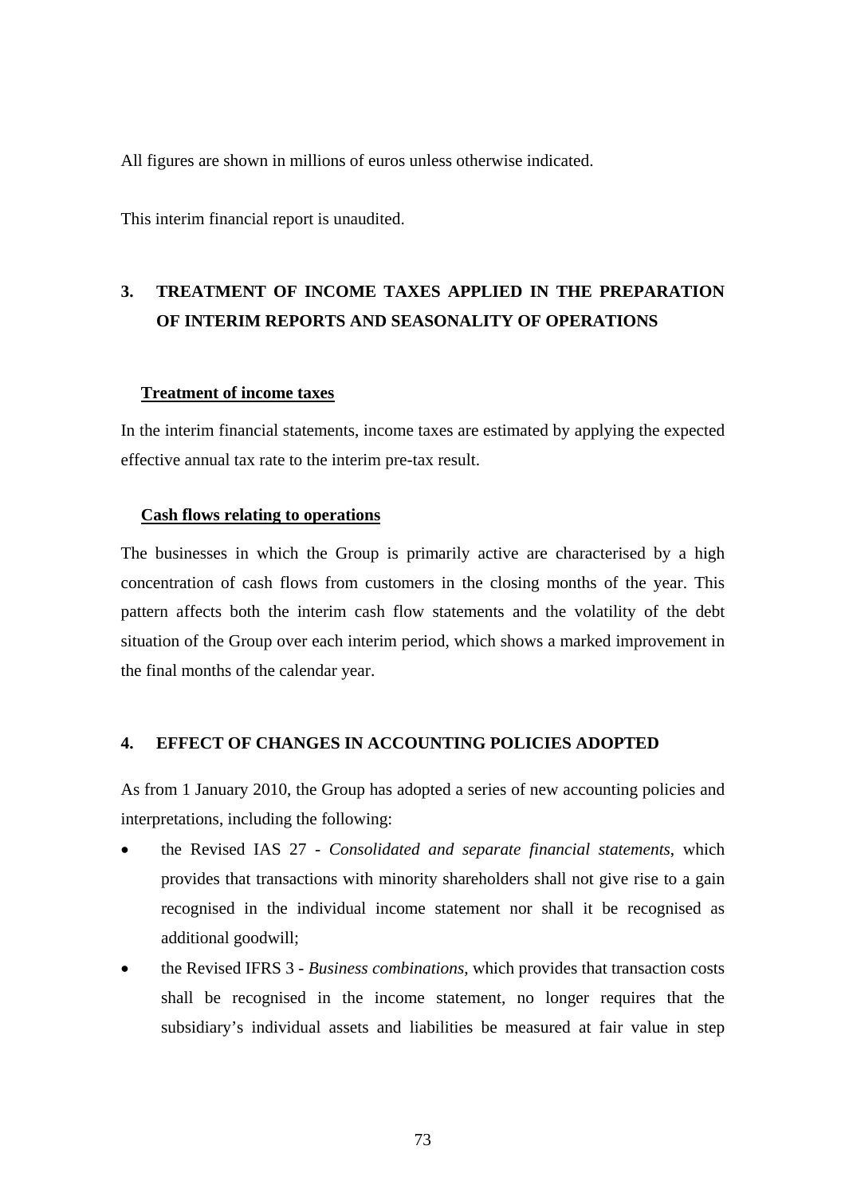All figures are shown in millions of euros unless otherwise indicated.

This interim financial report is unaudited.

## 3. TREATMENT OF INCOME TAXES APPLIED IN THE PREPARATION OF INTERIM REPORTS AND SEASONALITY OF OPERATIONS

### Treatment of income taxes

In the interim financial statements, income taxes are estimated by applying the expected effective annual tax rate to the interim pre-tax result.

### Cash flows relating to operations

The businesses in which the Group is primarily active are characterised by a high concentration of cash flows from customers in the closing months of the year. This pattern affects both the interim cash flow statements and the volatility of the debt situation of the Group over each interim period, which shows a marked improvement in the final months of the calendar year.

## 4. EFFECT OF CHANGES IN ACCOUNTING POLICIES ADOPTED

As from 1 January 2010, the Group has adopted a series of new accounting policies and interpretations, including the following:

- the Revised IAS 27 - *Consolidated and separate financial statements*, which provides that transactions with minority shareholders shall not give rise to a gain recognised in the individual income statement nor shall it be recognised as additional goodwill;
- the Revised IFRS 3 - *Business combinations*, which provides that transaction costs shall be recognised in the income statement, no longer requires that the subsidiary's individual assets and liabilities be measured at fair value in step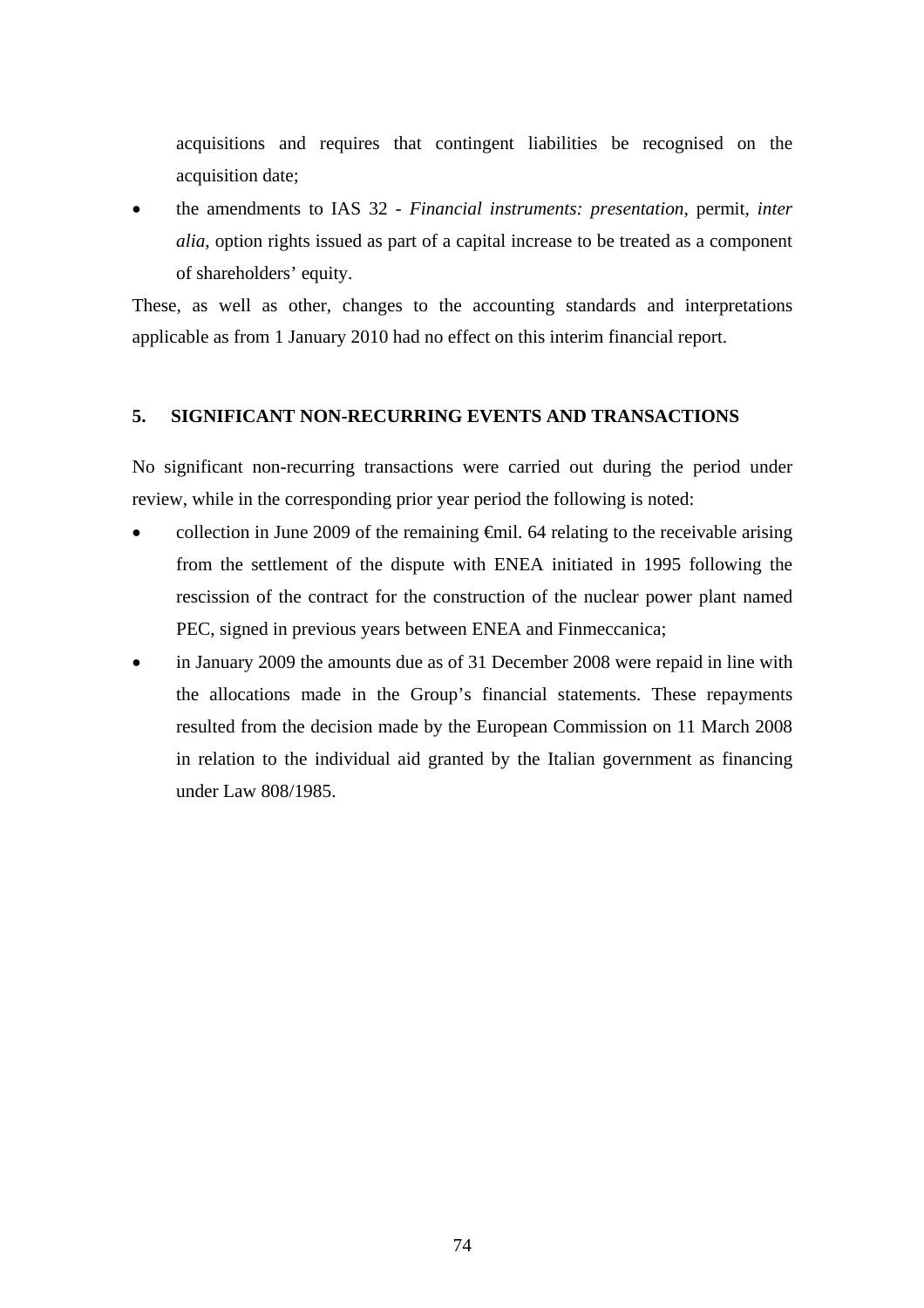acquisitions and requires that contingent liabilities be recognised on the acquisition date;

- the amendments to IAS 32 - *Financial instruments: presentation*, permit, *inter alia*, option rights issued as part of a capital increase to be treated as a component of shareholders' equity.

These, as well as other, changes to the accounting standards and interpretations applicable as from 1 January 2010 had no effect on this interim financial report.

## 5. SIGNIFICANT NON-RECURRING EVENTS AND TRANSACTIONS

No significant non-recurring transactions were carried out during the period under review, while in the corresponding prior year period the following is noted:

- collection in June 2009 of the remaining €mil. 64 relating to the receivable arising from the settlement of the dispute with ENEA initiated in 1995 following the rescission of the contract for the construction of the nuclear power plant named PEC, signed in previous years between ENEA and Finmeccanica;
- in January 2009 the amounts due as of 31 December 2008 were repaid in line with the allocations made in the Group's financial statements. These repayments resulted from the decision made by the European Commission on 11 March 2008 in relation to the individual aid granted by the Italian government as financing under Law 808/1985.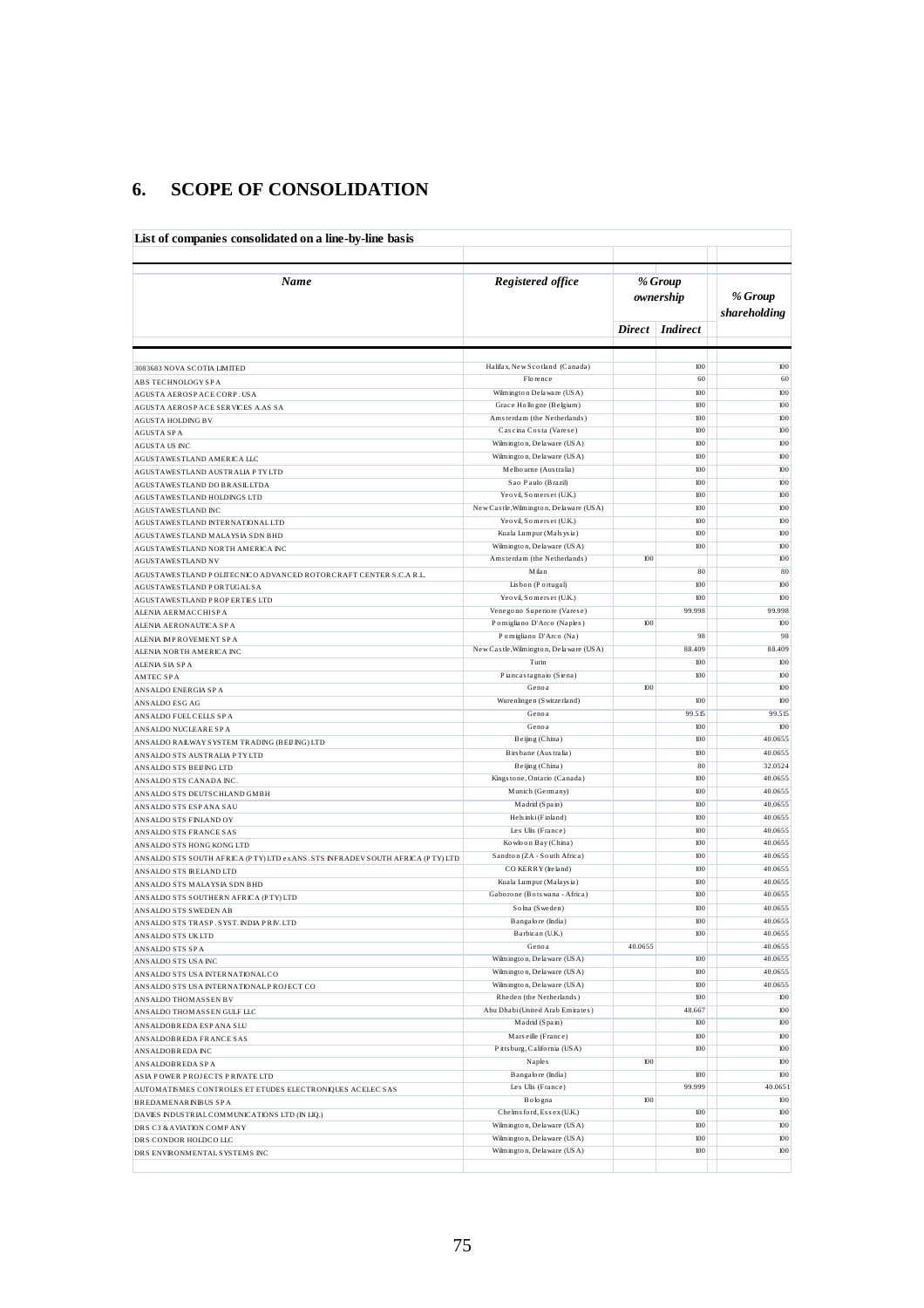## 6. SCOPE OF CONSOLIDATION

**List of companies consolidated on a line-by-line basis**

| *Name* | *Registered office* | *% Group ownership* | | *% Group shareholding* |
|---|---|---|---|---|
| | | *Direct* | *Indirect* | |
| 3083683 NOVA SCOTIA LIMITED | Halifax, New Scotland (Canada) | | 100 | 100 |
| ABS TECHNOLOGY SPA | Florence | | 60 | 60 |
| AGUSTA AEROSPACE CORP. USA | Wilmington Delaware (USA) | | 100 | 100 |
| AGUSTA AEROSPACE SERVICES A.AS SA | Grace Hollogne (Belgium) | | 100 | 100 |
| AGUSTA HOLDING BV | Amsterdam (the Netherlands) | | 100 | 100 |
| AGUSTA SPA | Cascina Costa (Varese) | | 100 | 100 |
| AGUSTA US INC | Wilmington, Delaware (USA) | | 100 | 100 |
| AGUSTAWESTLAND AMERICA LLC | Wilmington, Delaware (USA) | | 100 | 100 |
| AGUSTAWESTLAND AUSTRALIA PTY LTD | Melbourne (Australia) | | 100 | 100 |
| AGUSTAWESTLAND DO BRASIL LTDA | Sao Paulo (Brazil) | | 100 | 100 |
| AGUSTAWESTLAND HOLDINGS LTD | Yeovil, Somerset (U.K.) | | 100 | 100 |
| AGUSTAWESTLAND INC | New Castle, Wilmington, Delaware (USA) | | 100 | 100 |
| AGUSTAWESTLAND INTERNATIONAL LTD | Yeovil, Somerset (U.K.) | | 100 | 100 |
| AGUSTAWESTLAND MALAYSIA SDN BHD | Kuala Lumpur (Malaysia) | | 100 | 100 |
| AGUSTAWESTLAND NORTH AMERICA INC | Wilmington, Delaware (USA) | | 100 | 100 |
| AGUSTAWESTLAND NV | Amsterdam (the Netherlands) | 100 | | 100 |
| AGUSTAWESTLAND POLITECNICO ADVANCED ROTORCRAFT CENTER S.C.A R.L. | Milan | | 80 | 80 |
| AGUSTAWESTLAND PORTUGAL SA | Lisbon (Portugal) | | 100 | 100 |
| AGUSTAWESTLAND PROPERTIES LTD | Yeovil, Somerset (U.K.) | | 100 | 100 |
| ALENIA AERMACCHI SPA | Venegono Superiore (Varese) | | 99.998 | 99.998 |
| ALENIA AERONAUTICA SPA | Pomigliano D'Arco (Naples) | 100 | | 100 |
| ALENIA IMPROVEMENT SPA | Pomigliano D'Arco (Na) | | 98 | 98 |
| ALENIA NORTH AMERICA INC | New Castle, Wilmington, Delaware (USA) | | 88.409 | 88.409 |
| ALENIA SIA SPA | Turin | | 100 | 100 |
| AMTEC SPA | Piancastagnaio (Siena) | | 100 | 100 |
| ANSALDO ENERGIA SPA | Genoa | 100 | | 100 |
| ANSALDO ESG AG | Wurenlingen (Switzerland) | | 100 | 100 |
| ANSALDO FUEL CELLS SPA | Genoa | | 99.515 | 99.515 |
| ANSALDO NUCLEARE SPA | Genoa | | 100 | 100 |
| ANSALDO RAILWAY SYSTEM TRADING (BEIJING) LTD | Beijing (China) | | 100 | 40.0655 |
| ANSALDO STS AUSTRALIA PTY LTD | Birsbane (Australia) | | 100 | 40.0655 |
| ANSALDO STS BEIJING LTD | Beijing (China) | | 80 | 32.0524 |
| ANSALDO STS CANADA INC. | Kingstone, Ontario (Canada) | | 100 | 40.0655 |
| ANSALDO STS DEUTSCHLAND GMBH | Munich (Germany) | | 100 | 40.0655 |
| ANSALDO STS ESPANA SAU | Madrid (Spain) | | 100 | 40.0655 |
| ANSALDO STS FINLAND OY | Helsinki (Finland) | | 100 | 40.0655 |
| ANSALDO STS FRANCE SAS | Les Ulis (France) | | 100 | 40.0655 |
| ANSALDO STS HONG KONG LTD | Kowloon Bay (China) | | 100 | 40.0655 |
| ANSALDO STS SOUTH AFRICA (PTY) LTD ex ANS. STS INFRADEV SOUTH AFRICA (PTY) LTD | Sandton (ZA - South Africa) | | 100 | 40.0655 |
| ANSALDO STS IRELAND LTD | CO KERRY (Ireland) | | 100 | 40.0655 |
| ANSALDO STS MALAYSIA SDN BHD | Kuala Lumpur (Malaysia) | | 100 | 40.0655 |
| ANSALDO STS SOUTHERN AFRICA (PTY) LTD | Gaborone (Botswana - Africa) | | 100 | 40.0655 |
| ANSALDO STS SWEDEN AB | Solna (Sweden) | | 100 | 40.0655 |
| ANSALDO STS TRASP. SYST. INDIA PRIV. LTD | Bangalore (India) | | 100 | 40.0655 |
| ANSALDO STS UK LTD | Barbican (U.K.) | | 100 | 40.0655 |
| ANSALDO STS SPA | Genoa | 40.0655 | | 40.0655 |
| ANSALDO STS USA INC | Wilmington, Delaware (USA) | | 100 | 40.0655 |
| ANSALDO STS USA INTERNATIONAL CO | Wilmington, Delaware (USA) | | 100 | 40.0655 |
| ANSALDO STS USA INTERNATIONAL PROJECT CO | Wilmington, Delaware (USA) | | 100 | 40.0655 |
| ANSALDO THOMASSEN BV | Rheden (the Netherlands) | | 100 | 100 |
| ANSALDO THOMASSEN GULF LLC | Abu Dhabi (United Arab Emirates) | | 48.667 | 100 |
| ANSALDOBREDA ESPANA SLU | Madrid (Spain) | | 100 | 100 |
| ANSALDOBREDA FRANCE SAS | Marseille (France) | | 100 | 100 |
| ANSALDOBREDA INC | Pittsburg, California (USA) | | 100 | 100 |
| ANSALDOBREDA SPA | Naples | 100 | | 100 |
| ASIA POWER PROJECTS PRIVATE LTD | Bangalore (India) | | 100 | 100 |
| AUTOMATISMES CONTROLES ET ETUDES ELECTRONIQUES ACELEC SAS | Les Ulis (France) | | 99.999 | 40.0651 |
| BREDAMENARINIBUS SPA | Bologna | 100 | | 100 |
| DAVIES INDUSTRIAL COMMUNICATIONS LTD (IN LIQ.) | Chelmsford, Essex (U.K.) | | 100 | 100 |
| DRS C3 & AVIATION COMPANY | Wilmington, Delaware (USA) | | 100 | 100 |
| DRS CONDOR HOLDCO LLC | Wilmington, Delaware (USA) | | 100 | 100 |
| DRS ENVIRONMENTAL SYSTEMS INC | Wilmington, Delaware (USA) | | 100 | 100 |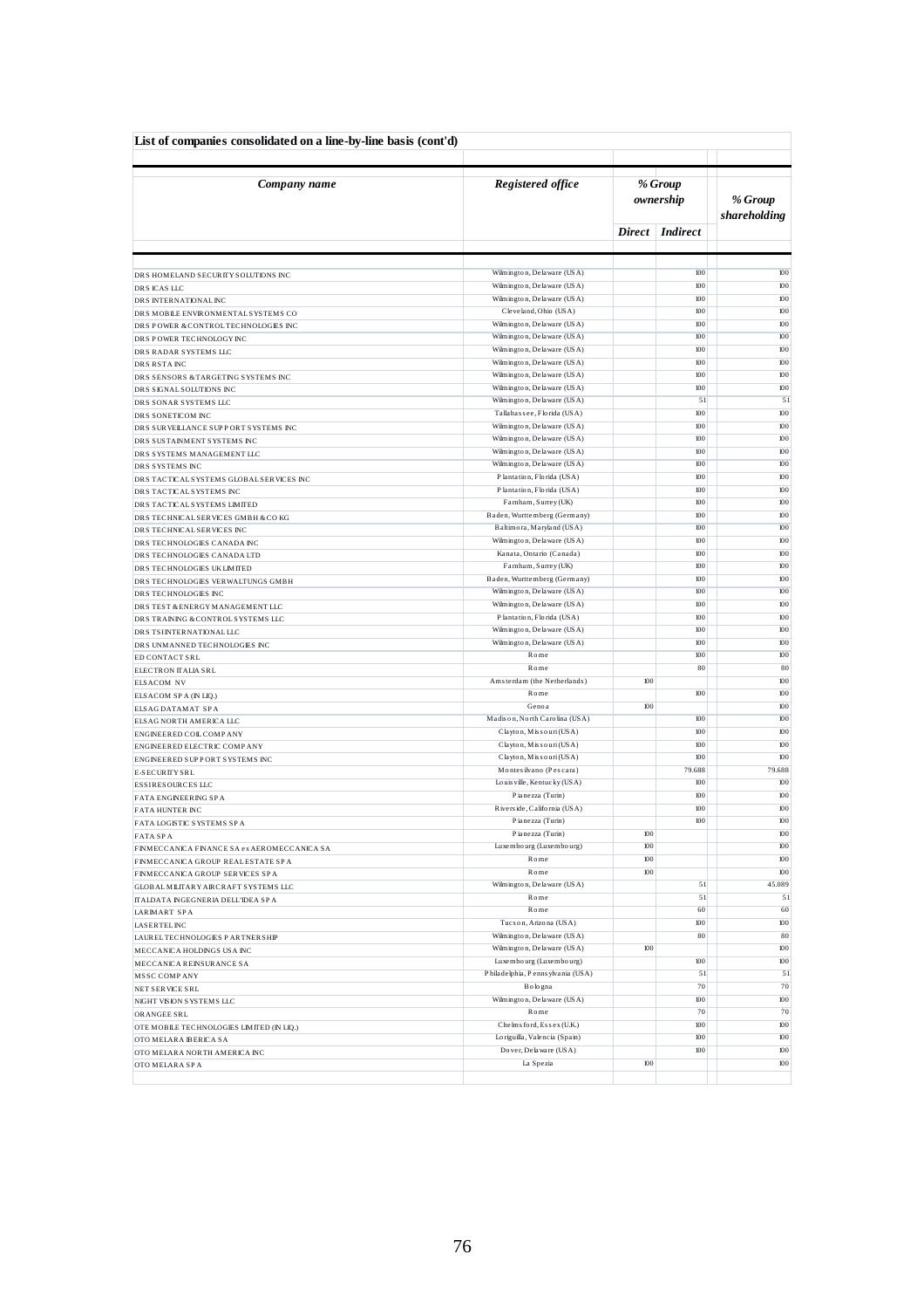**List of companies consolidated on a line-by-line basis (cont'd)**

| *Company name* | *Registered office* | *% Group ownership* | | *% Group shareholding* |
|---|---|---|---|---|
| | | *Direct* | *Indirect* | |
| DRS HOMELAND SECURITY SOLUTIONS INC | Wilmington, Delaware (USA) | | 100 | 100 |
| DRS ICAS LLC | Wilmington, Delaware (USA) | | 100 | 100 |
| DRS INTERNATIONAL INC | Wilmington, Delaware (USA) | | 100 | 100 |
| DRS MOBILE ENVIRONMENTAL SYSTEMS CO | Cleveland, Ohio (USA) | | 100 | 100 |
| DRS POWER & CONTROL TECHNOLOGIES INC | Wilmington, Delaware (USA) | | 100 | 100 |
| DRS POWER TECHNOLOGY INC | Wilmington, Delaware (USA) | | 100 | 100 |
| DRS RADAR SYSTEMS LLC | Wilmington, Delaware (USA) | | 100 | 100 |
| DRS RSTA INC | Wilmington, Delaware (USA) | | 100 | 100 |
| DRS SENSORS & TARGETING SYSTEMS INC | Wilmington, Delaware (USA) | | 100 | 100 |
| DRS SIGNAL SOLUTIONS INC | Wilmington, Delaware (USA) | | 100 | 100 |
| DRS SONAR SYSTEMS LLC | Wilmington, Delaware (USA) | | 51 | 51 |
| DRS SONETICOM INC | Tallahassee, Florida (USA) | | 100 | 100 |
| DRS SURVEILLANCE SUPPORT SYSTEMS INC | Wilmington, Delaware (USA) | | 100 | 100 |
| DRS SUSTAINMENT SYSTEMS INC | Wilmington, Delaware (USA) | | 100 | 100 |
| DRS SYSTEMS MANAGEMENT LLC | Wilmington, Delaware (USA) | | 100 | 100 |
| DRS SYSTEMS INC | Wilmington, Delaware (USA) | | 100 | 100 |
| DRS TACTICAL SYSTEMS GLOBAL SERVICES INC | Plantation, Florida (USA) | | 100 | 100 |
| DRS TACTICAL SYSTEMS INC | Plantation, Florida (USA) | | 100 | 100 |
| DRS TACTICAL SYSTEMS LIMITED | Farnham, Surrey (UK) | | 100 | 100 |
| DRS TECHNICAL SERVICES GMBH & CO KG | Baden, Wurttemberg (Germany) | | 100 | 100 |
| DRS TECHNICAL SERVICES INC | Baltimora, Maryland (USA) | | 100 | 100 |
| DRS TECHNOLOGIES CANADA INC | Wilmington, Delaware (USA) | | 100 | 100 |
| DRS TECHNOLOGIES CANADA LTD | Kanata, Ontario (Canada) | | 100 | 100 |
| DRS TECHNOLOGIES UK LIMITED | Farnham, Surrey (UK) | | 100 | 100 |
| DRS TECHNOLOGIES VERWALTUNGS GMBH | Baden, Wurttemberg (Germany) | | 100 | 100 |
| DRS TECHNOLOGIES INC | Wilmington, Delaware (USA) | | 100 | 100 |
| DRS TEST & ENERGY MANAGEMENT LLC | Wilmington, Delaware (USA) | | 100 | 100 |
| DRS TRAINING & CONTROL SYSTEMS LLC | Plantation, Florida (USA) | | 100 | 100 |
| DRS TSI INTERNATIONAL LLC | Wilmington, Delaware (USA) | | 100 | 100 |
| DRS UNMANNED TECHNOLOGIES INC | Wilmington, Delaware (USA) | | 100 | 100 |
| ED CONTACT SRL | Rome | | 100 | 100 |
| ELECTRON ITALIA SRL | Rome | | 80 | 80 |
| ELSACOM NV | Amsterdam (the Netherlands) | 100 | | 100 |
| ELSACOM SPA (IN LIQ.) | Rome | | 100 | 100 |
| ELSAG DATAMAT SPA | Genoa | 100 | | 100 |
| ELSAG NORTH AMERICA LLC | Madison, North Carolina (USA) | | 100 | 100 |
| ENGINEERED COIL COMPANY | Clayton, Missouri (USA) | | 100 | 100 |
| ENGINEERED ELECTRIC COMPANY | Clayton, Missouri (USA) | | 100 | 100 |
| ENGINEERED SUPPORT SYSTEMS INC | Clayton, Missouri (USA) | | 100 | 100 |
| E-SECURITY SRL | Montesilvano (Pescara) | | 79.688 | 79.688 |
| ESSI RESOURCES LLC | Louisville, Kentucky (USA) | | 100 | 100 |
| FATA ENGINEERING SPA | Pianezza (Turin) | | 100 | 100 |
| FATA HUNTER INC | Riverside, California (USA) | | 100 | 100 |
| FATA LOGISTIC SYSTEMS SPA | Pianezza (Turin) | | 100 | 100 |
| FATA SPA | Pianezza (Turin) | 100 | | 100 |
| FINMECCANICA FINANCE SA ex AEROMECCANICA SA | Luxembourg (Luxembourg) | 100 | | 100 |
| FINMECCANICA GROUP REAL ESTATE SPA | Rome | 100 | | 100 |
| FINMECCANICA GROUP SERVICES SPA | Rome | 100 | | 100 |
| GLOBAL MILITARY AIRCRAFT SYSTEMS LLC | Wilmington, Delaware (USA) | | 51 | 45.089 |
| ITALDATA INGEGNERIA DELL'IDEA SPA | Rome | | 51 | 51 |
| LARIMART SPA | Rome | | 60 | 60 |
| LASERTEL INC | Tucson, Arizona (USA) | | 100 | 100 |
| LAUREL TECHNOLOGIES PARTNERSHIP | Wilmington, Delaware (USA) | | 80 | 80 |
| MECCANICA HOLDINGS USA INC | Wilmington, Delaware (USA) | 100 | | 100 |
| MECCANICA REINSURANCE SA | Luxembourg (Luxembourg) | | 100 | 100 |
| MSSC COMPANY | Philadelphia, Pennsylvania (USA) | | 51 | 51 |
| NET SERVICE SRL | Bologna | | 70 | 70 |
| NIGHT VISION SYSTEMS LLC | Wilmington, Delaware (USA) | | 100 | 100 |
| ORANGEE SRL | Rome | | 70 | 70 |
| OTE MOBILE TECHNOLOGIES LIMITED (IN LIQ.) | Chelmsford, Essex (U.K.) | | 100 | 100 |
| OTO MELARA IBERICA SA | Loriguilla, Valencia (Spain) | | 100 | 100 |
| OTO MELARA NORTH AMERICA INC | Dover, Delaware (USA) | | 100 | 100 |
| OTO MELARA SPA | La Spezia | 100 | | 100 |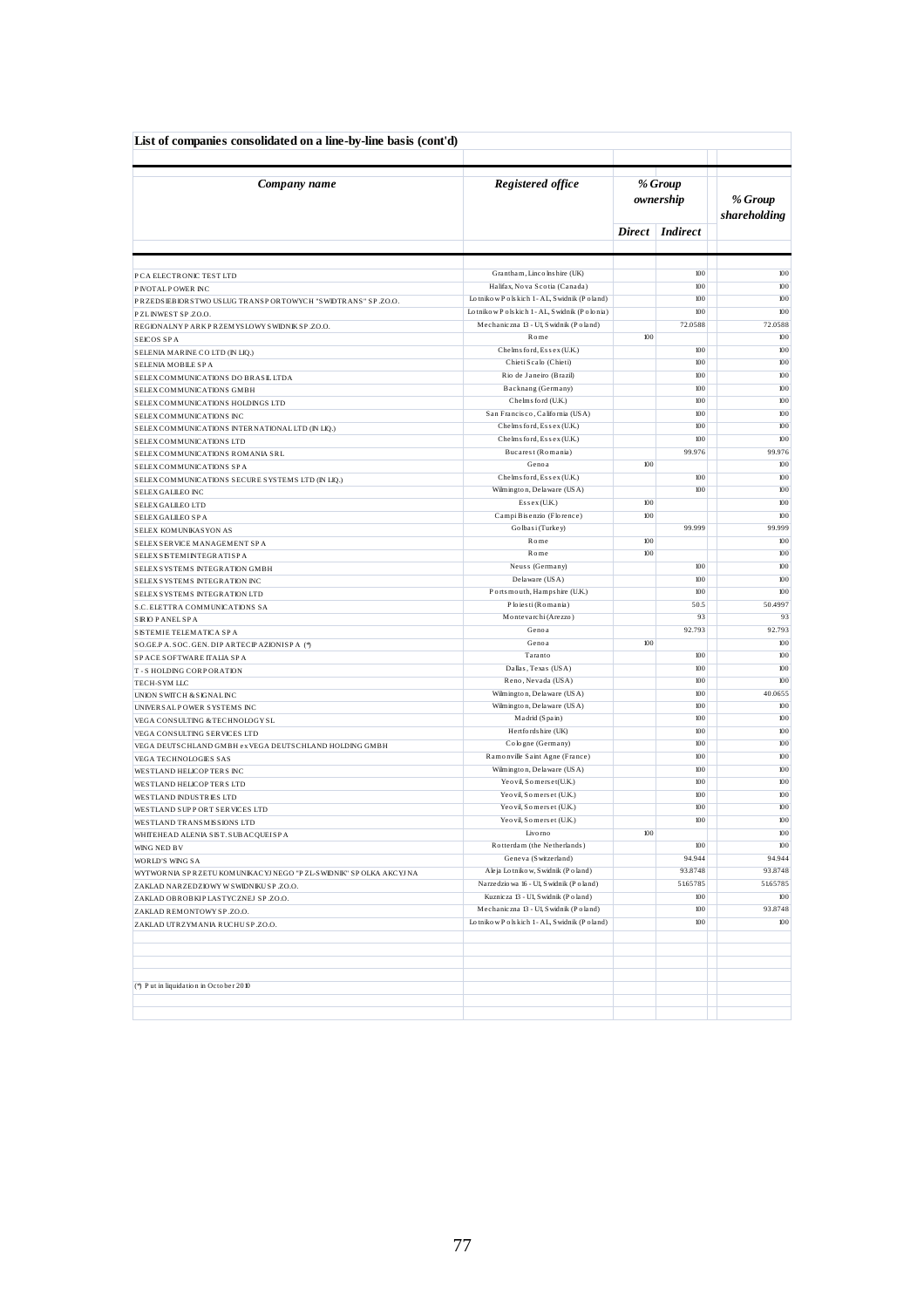## List of companies consolidated on a line-by-line basis (cont'd)

| *Company name* | *Registered office* | *% Group ownership* | | *% Group shareholding* |
|---|---|---|---|---|
| | | *Direct* | *Indirect* | |
| PCA ELECTRONIC TEST LTD | Grantham, Lincolnshire (UK) | | 100 | 100 |
| PIVOTAL POWER INC | Halifax, Nova Scotia (Canada) | | 100 | 100 |
| PRZEDSIEBIORSTWO USLUG TRANSPORTOWYCH "SWIDTRANS" SP.ZO.O. | Lotnikow Polskich 1 - AL, Swidnik (Poland) | | 100 | 100 |
| PZL INWEST SP.ZO.O. | Lotnikow Polskich 1 - AL, Swidnik (Polonia) | | 100 | 100 |
| REGIONALNY PARK PRZEMYSLOWY SWIDNIK SP.ZO.O. | Mechaniczna 13 - U1, Swidnik (Poland) | | 72.0588 | 72.0588 |
| SEICOS SPA | Rome | 100 | | 100 |
| SELENIA MARINE CO LTD (IN LIQ.) | Chelmsford, Essex (U.K.) | | 100 | 100 |
| SELENIA MOBILE SPA | Chieti Scalo (Chieti) | | 100 | 100 |
| SELEX COMMUNICATIONS DO BRASIL LTDA | Rio de Janeiro (Brazil) | | 100 | 100 |
| SELEX COMMUNICATIONS GMBH | Backnang (Germany) | | 100 | 100 |
| SELEX COMMUNICATIONS HOLDINGS LTD | Chelmsford (U.K.) | | 100 | 100 |
| SELEX COMMUNICATIONS INC | San Francisco, California (USA) | | 100 | 100 |
| SELEX COMMUNICATIONS INTERNATIONAL LTD (IN LIQ.) | Chelmsford, Essex (U.K.) | | 100 | 100 |
| SELEX COMMUNICATIONS LTD | Chelmsford, Essex (U.K.) | | 100 | 100 |
| SELEX COMMUNICATIONS ROMANIA SRL | Bucarest (Romania) | | 99.976 | 99.976 |
| SELEX COMMUNICATIONS SPA | Genoa | 100 | | 100 |
| SELEX COMMUNICATIONS SECURE SYSTEMS LTD (IN LIQ.) | Chelmsford, Essex (U.K.) | | 100 | 100 |
| SELEX GALILEO INC | Wilmington, Delaware (USA) | | 100 | 100 |
| SELEX GALILEO LTD | Essex (U.K.) | 100 | | 100 |
| SELEX GALILEO SPA | Campi Bisenzio (Florence) | 100 | | 100 |
| SELEX KOMUNIKASYON AS | Golbasi (Turkey) | | 99.999 | 99.999 |
| SELEX SERVICE MANAGEMENT SPA | Rome | 100 | | 100 |
| SELEX SISTEMI INTEGRATI SPA | Rome | 100 | | 100 |
| SELEX SYSTEMS INTEGRATION GMBH | Neuss (Germany) | | 100 | 100 |
| SELEX SYSTEMS INTEGRATION INC | Delaware (USA) | | 100 | 100 |
| SELEX SYSTEMS INTEGRATION LTD | Portsmouth, Hampshire (U.K.) | | 100 | 100 |
| S.C. ELETTRA COMMUNICATIONS SA | Ploiesti (Romania) | | 50.5 | 50.4997 |
| SIRIO PANEL SPA | Montevarchi (Arezzo) | | 93 | 93 |
| SISTEMI E TELEMATICA SPA | Genoa | | 92.793 | 92.793 |
| SO.GE.PA. SOC. GEN. DI PARTECIPAZIONI SPA (*) | Genoa | 100 | | 100 |
| SPACE SOFTWARE ITALIA SPA | Taranto | | 100 | 100 |
| T - S HOLDING CORPORATION | Dallas, Texas (USA) | | 100 | 100 |
| TECH-SYM LLC | Reno, Nevada (USA) | | 100 | 100 |
| UNION SWITCH & SIGNAL INC | Wilmington, Delaware (USA) | | 100 | 40.0655 |
| UNIVERSAL POWER SYSTEMS INC | Wilmington, Delaware (USA) | | 100 | 100 |
| VEGA CONSULTING & TECHNOLOGY SL | Madrid (Spain) | | 100 | 100 |
| VEGA CONSULTING SERVICES LTD | Hertfordshire (UK) | | 100 | 100 |
| VEGA DEUTSCHLAND GMBH ex VEGA DEUTSCHLAND HOLDING GMBH | Cologne (Germany) | | 100 | 100 |
| VEGA TECHNOLOGIES SAS | Ramonville Saint Agne (France) | | 100 | 100 |
| WESTLAND HELICOPTERS INC | Wilmington, Delaware (USA) | | 100 | 100 |
| WESTLAND HELICOPTERS LTD | Yeovil, Somerset (U.K.) | | 100 | 100 |
| WESTLAND INDUSTRIES LTD | Yeovil, Somerset (U.K.) | | 100 | 100 |
| WESTLAND SUPPORT SERVICES LTD | Yeovil, Somerset (U.K.) | | 100 | 100 |
| WESTLAND TRANSMISSIONS LTD | Yeovil, Somerset (U.K.) | | 100 | 100 |
| WHITEHEAD ALENIA SIST. SUBACQUEI SPA | Livorno | 100 | | 100 |
| WING NED BV | Rotterdam (the Netherlands) | | 100 | 100 |
| WORLD'S WING SA | Geneva (Switzerland) | | 94.944 | 94.944 |
| WYTWORNIA SPRZETU KOMUNIKACYJNEGO "PZL-SWIDNIK" SPOLKA AKCYJNA | Aleja Lotnikow, Swidnik (Poland) | | 93.8748 | 93.8748 |
| ZAKLAD NARZEDZIOWY W SWIDNIKU SP.ZO.O. | Narzedziowa 16 - U1, Swidnik (Poland) | | 51.65785 | 51.65785 |
| ZAKLAD OBROBKI PLASTYCZNEJ SP.ZO.O. | Kuznicza 13 - U1, Swidnik (Poland) | | 100 | 100 |
| ZAKLAD REMONTOWY SP.ZO.O. | Mechaniczna 13 - U1, Swidnik (Poland) | | 100 | 93.8748 |
| ZAKLAD UTRZYMANIA RUCHU SP.ZO.O. | Lotnikow Polskich 1 - AL, Swidnik (Poland) | | 100 | 100 |

(*) Put in liquidation in October 2010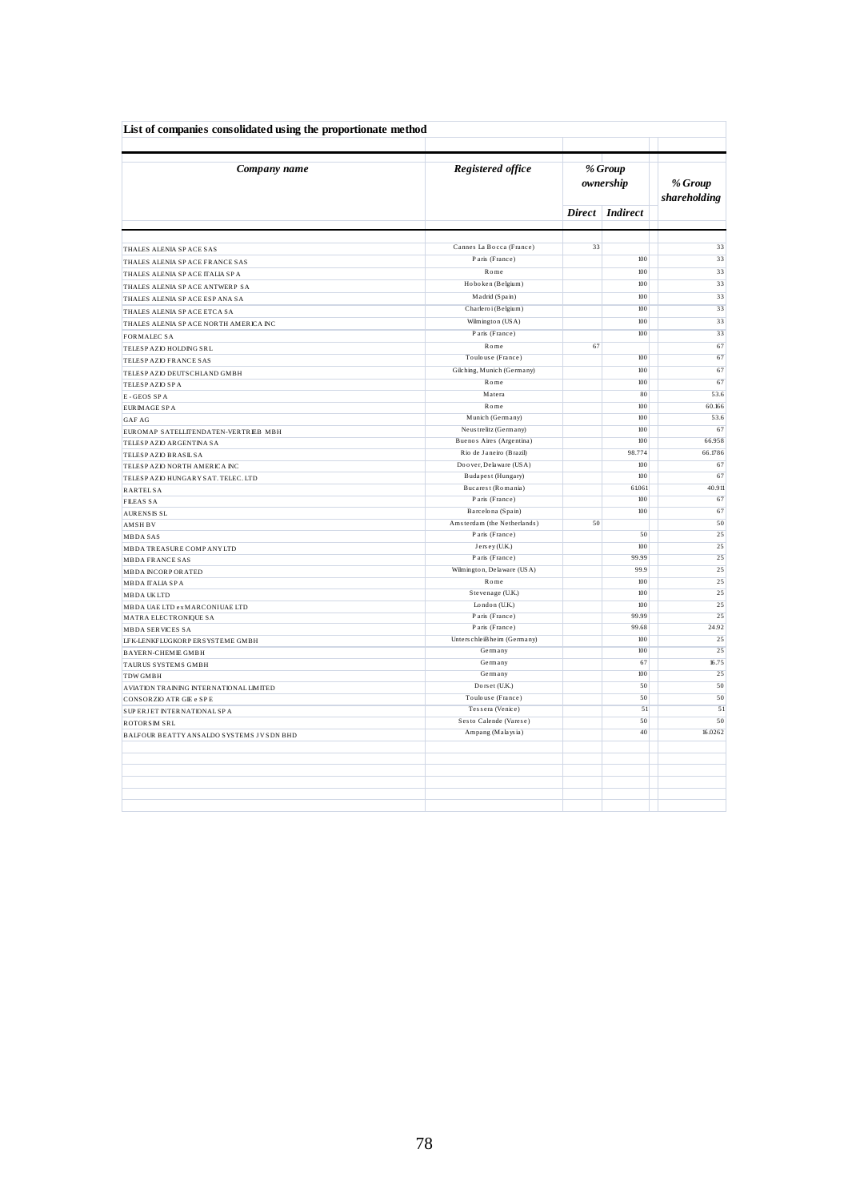**List of companies consolidated using the proportionate method**

| *Company name* | *Registered office* | *% Group ownership* | | *% Group shareholding* |
|---|---|---|---|---|
| | | *Direct* | *Indirect* | |
| THALES ALENIA SPACE SAS | Cannes La Bocca (France) | 33 | | 33 |
| THALES ALENIA SPACE FRANCE SAS | Paris (France) | | 100 | 33 |
| THALES ALENIA SPACE ITALIA SPA | Rome | | 100 | 33 |
| THALES ALENIA SPACE ANTWERP SA | Hoboken (Belgium) | | 100 | 33 |
| THALES ALENIA SPACE ESPANA SA | Madrid (Spain) | | 100 | 33 |
| THALES ALENIA SPACE ETCA SA | Charleroi (Belgium) | | 100 | 33 |
| THALES ALENIA SPACE NORTH AMERICA INC | Wilmington (USA) | | 100 | 33 |
| FORMALEC SA | Paris (France) | | 100 | 33 |
| TELESPAZIO HOLDING SRL | Rome | 67 | | 67 |
| TELESPAZIO FRANCE SAS | Toulouse (France) | | 100 | 67 |
| TELESPAZIO DEUTSCHLAND GMBH | Gilching, Munich (Germany) | | 100 | 67 |
| TELESPAZIO SPA | Rome | | 100 | 67 |
| E - GEOS SPA | Matera | | 80 | 53.6 |
| EURIMAGE SPA | Rome | | 100 | 60.166 |
| GAF AG | Munich (Germany) | | 100 | 53.6 |
| EUROMAP SATELLITENDATEN-VERTRIEB MBH | Neustrelitz (Germany) | | 100 | 67 |
| TELESPAZIO ARGENTINA SA | Buenos Aires (Argentina) | | 100 | 66.958 |
| TELESPAZIO BRASIL SA | Rio de Janeiro (Brazil) | | 98.774 | 66.1786 |
| TELESPAZIO NORTH AMERICA INC | Doover, Delaware (USA) | | 100 | 67 |
| TELESPAZIO HUNGARY SAT. TELEC. LTD | Budapest (Hungary) | | 100 | 67 |
| RARTEL SA | Bucarest (Romania) | | 61.061 | 40.911 |
| FILEAS SA | Paris (France) | | 100 | 67 |
| AURENSIS SL | Barcelona (Spain) | | 100 | 67 |
| AMSH BV | Amsterdam (the Netherlands) | 50 | | 50 |
| MBDA SAS | Paris (France) | | 50 | 25 |
| MBDA TREASURE COMPANY LTD | Jersey (U.K.) | | 100 | 25 |
| MBDA FRANCE SAS | Paris (France) | | 99.99 | 25 |
| MBDA INCORPORATED | Wilmington, Delaware (USA) | | 99.9 | 25 |
| MBDA ITALIA SPA | Rome | | 100 | 25 |
| MBDA UK LTD | Stevenage (U.K.) | | 100 | 25 |
| MBDA UAE LTD ex MARCONI UAE LTD | London (U.K.) | | 100 | 25 |
| MATRA ELECTRONIQUE SA | Paris (France) | | 99.99 | 25 |
| MBDA SERVICES SA | Paris (France) | | 99.68 | 24.92 |
| LFK-LENKFLUGKORPERSYSTEME GMBH | Unterschleißheim (Germany) | | 100 | 25 |
| BAYERN-CHEMIE GMBH | Germany | | 100 | 25 |
| TAURUS SYSTEMS GMBH | Germany | | 67 | 16.75 |
| TDW GMBH | Germany | | 100 | 25 |
| AVIATION TRAINING INTERNATIONAL LIMITED | Dorset (U.K.) | | 50 | 50 |
| CONSORZIO ATR GIE e SPE | Toulouse (France) | | 50 | 50 |
| SUPERJET INTERNATIONAL SPA | Tessera (Venice) | | 51 | 51 |
| ROTORSIM SRL | Sesto Calende (Varese) | | 50 | 50 |
| BALFOUR BEATTY ANSALDO SYSTEMS JV SDN BHD | Ampang (Malaysia) | | 40 | 16.0262 |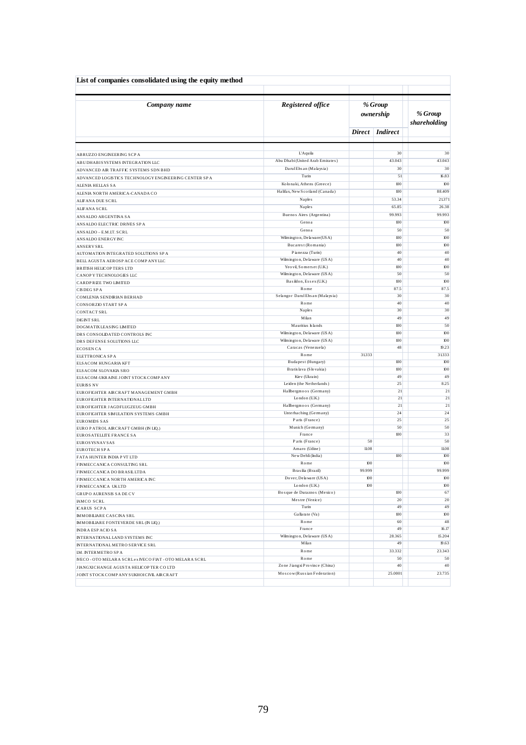**List of companies consolidated using the equity method**

| *Company name* | *Registered office* | *% Group ownership* | | *% Group shareholding* |
|---|---|---|---|---|
| | | *Direct* | *Indirect* | |
| ABRUZZO ENGINEERING SCPA | L'Aquila | | 30 | 30 |
| ABU DHABI SYSTEMS INTEGRATION LLC | Abu Dhabi (United Arab Emirates) | | 43.043 | 43.043 |
| ADVANCED AIR TRAFFIC SYSTEMS SDN BHD | Darul Ehsan (Malaysia) | | 30 | 30 |
| ADVANCED LOGISTICS TECHNOLOGY ENGINEERING CENTER SPA | Turin | | 51 | 16.83 |
| ALENIA HELLAS SA | Kolonaki, Athens (Greece) | | 100 | 100 |
| ALENIA NORTH AMERICA-CANADA CO | Halifax, New Scotland (Canada) | | 100 | 88.409 |
| ALIFANA DUE SCRL | Naples | | 53.34 | 21.371 |
| ALIFANA SCRL | Naples | | 65.85 | 26.38 |
| ANSALDO ARGENTINA SA | Buenos Aires (Argentina) | | 99.993 | 99.993 |
| ANSALDO ELECTRIC DRIVES SPA | Genoa | | 100 | 100 |
| ANSALDO – E.M.IT. SCRL | Genoa | | 50 | 50 |
| ANSALDO ENERGY INC | Wilmington, Delaware (USA) | | 100 | 100 |
| ANSERV SRL | Bucarest (Romania) | | 100 | 100 |
| AUTOMATION INTEGRATED SOLUTIONS SPA | Pianezza (Turin) | | 40 | 40 |
| BELL AGUSTA AEROSPACE COMPANY LLC | Wilmington, Delaware (USA) | | 40 | 40 |
| BRITISH HELICOPTERS LTD | Yeovil, Somerset (U.K.) | | 100 | 100 |
| CANOPY TECHNOLOGIES LLC | Wilmington, Delaware (USA) | | 50 | 50 |
| CARDPRIZE TWO LIMITED | Basildon, Essex (U.K.) | | 100 | 100 |
| CISDEG SPA | Rome | | 87.5 | 87.5 |
| COMLENIA SENDIRIAN BERHAD | Selangor Darul Ehsan (Malaysia) | | 30 | 30 |
| CONSORZIO START SPA | Rome | | 40 | 40 |
| CONTACT SRL | Naples | | 30 | 30 |
| DIGINT SRL | Milan | | 49 | 49 |
| DOGMATIX LEASING LIMITED | Mauritius Islands | | 100 | 50 |
| DRS CONSOLIDATED CONTROLS INC | Wilmington, Delaware (USA) | | 100 | 100 |
| DRS DEFENSE SOLUTIONS LLC | Wilmington, Delaware (USA) | | 100 | 100 |
| ECOSEN CA | Caracas (Venezuela) | | 48 | 19.23 |
| ELETTRONICA SPA | Rome | 31.333 | | 31.333 |
| ELSACOM HUNGARIA KFT | Budapest (Hungary) | | 100 | 100 |
| ELSACOM SLOVAKIA SRO | Bratislava (Slovakia) | | 100 | 100 |
| ELSACOM-UKRAINE JOINT STOCK COMPANY | Kiev (Ukrain) | | 49 | 49 |
| EURISS NV | Leiden (the Netherlands) | | 25 | 8.25 |
| EUROFIGHTER AIRCRAFT MANAGEMENT GMBH | Hallbergmoos (Germany) | | 21 | 21 |
| EUROFIGHTER INTERNATIONAL LTD | London (U.K.) | | 21 | 21 |
| EUROFIGHTER JAGDFLUGZEUG GMBH | Hallbergmoos (Germany) | | 21 | 21 |
| EUROFIGHTER SIMULATION SYSTEMS GMBH | Unterhaching (Germany) | | 24 | 24 |
| EUROMIDS SAS | Paris (France) | | 25 | 25 |
| EURO PATROL AIRCRAFT GMBH (IN LIQ.) | Munich (Germany) | | 50 | 50 |
| EUROSATELLITE FRANCE SA | France | | 100 | 33 |
| EUROSYSNAV SAS | Paris (France) | 50 | | 50 |
| EUROTECH SPA | Amaro (Udine) | 11.08 | | 11.08 |
| FATA HUNTER INDIA PVT LTD | New Dehli (India) | | 100 | 100 |
| FINMECCANICA CONSULTING SRL | Rome | 100 | | 100 |
| FINMECCANICA DO BRASIL LTDA | Brasilia (Brazil) | 99.999 | | 99.999 |
| FINMECCANICA NORTH AMERICA INC | Dover, Delaware (USA) | 100 | | 100 |
| FINMECCANICA UK LTD | London (U.K.) | 100 | | 100 |
| GRUPO AURENSIS SA DE CV | Bosque de Duraznos (Mexico) | | 100 | 67 |
| IAMCO SCRL | Mestre (Venice) | | 20 | 20 |
| ICARUS SCPA | Turin | | 49 | 49 |
| IMMOBILIARE CASCINA SRL | Gallarate (Va) | | 100 | 100 |
| IMMOBILIARE FONTEVERDE SRL (IN LIQ.) | Rome | | 60 | 48 |
| INDRA ESPACIO SA | France | | 49 | 16.17 |
| INTERNATIONAL LAND SYSTEMS INC | Wilmington, Delaware (USA) | | 28.365 | 15.204 |
| INTERNATIONAL METRO SERVICE SRL | Milan | | 49 | 19.63 |
| I.M. INTERMETRO SPA | Rome | | 33.332 | 23.343 |
| IVECO - OTO MELARA SCRL ex IVECO FIAT - OTO MELARA SCRL | Rome | | 50 | 50 |
| JIANGXI CHANGE AGUSTA HELICOPTER CO LTD | Zone Jiangxi Province (China) | | 40 | 40 |
| JOINT STOCK COMPANY SUKHOI CIVIL AIRCRAFT | Moscow (Russian Federation) | | 25.0001 | 23.735 |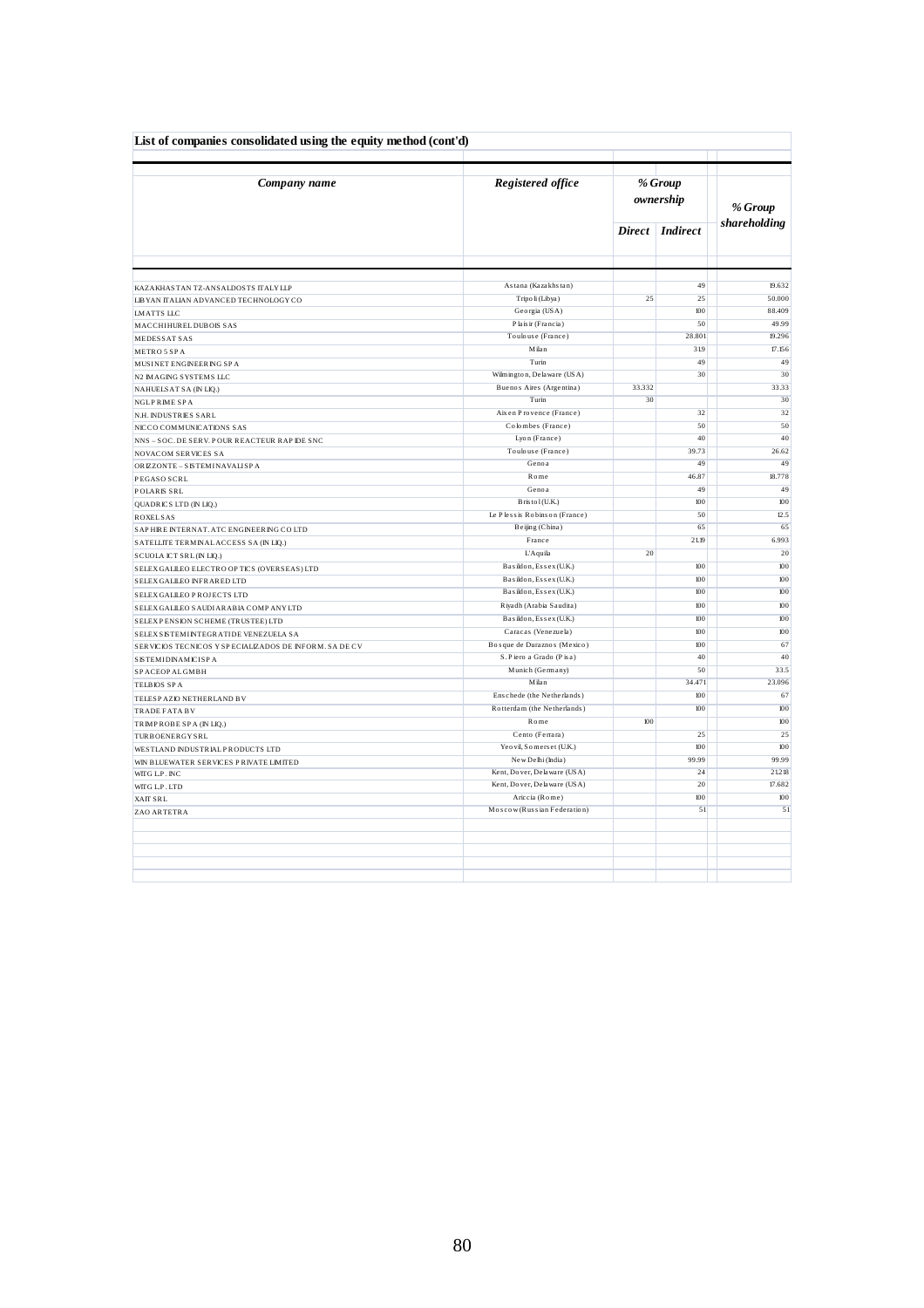**List of companies consolidated using the equity method (cont'd)**

| *Company name* | *Registered office* | *% Group ownership* | | *% Group shareholding* |
|---|---|---|---|---|
| | | *Direct* | *Indirect* | |
| KAZAKHASTAN TZ-ANSALDOSTS ITALY LLP | Astana (Kazakhstan) | | 49 | 19.632 |
| LIBYAN ITALIAN ADVANCED TECHNOLOGY CO | Tripoli (Libya) | 25 | 25 | 50.000 |
| LMATTS LLC | Georgia (USA) | | 100 | 88.409 |
| MACCHIHUREL DUBOIS SAS | Plaisir (Francia) | | 50 | 49.99 |
| MEDESSAT SAS | Toulouse (France) | | 28.801 | 19.296 |
| METRO 5 SPA | Milan | | 31.9 | 17.156 |
| MUSINET ENGINEERING SPA | Turin | | 49 | 49 |
| N2 IMAGING SYSTEMS LLC | Wilmington, Delaware (USA) | | 30 | 30 |
| NAHUELSAT SA (IN LIQ.) | Buenos Aires (Argentina) | 33.332 | | 33.33 |
| NGL PRIME SPA | Turin | 30 | | 30 |
| N.H. INDUSTRIES SARL | Aix en Provence (France) | | 32 | 32 |
| NICCO COMMUNICATIONS SAS | Colombes (France) | | 50 | 50 |
| NNS – SOC. DE SERV. POUR REACTEUR RAPIDE SNC | Lyon (France) | | 40 | 40 |
| NOVACOM SERVICES SA | Toulouse (France) | | 39.73 | 26.62 |
| ORIZZONTE – SISTEMI NAVALI SPA | Genoa | | 49 | 49 |
| PEGASO SCRL | Rome | | 46.87 | 18.778 |
| POLARIS SRL | Genoa | | 49 | 49 |
| QUADRICS LTD (IN LIQ.) | Bristol (U.K.) | | 100 | 100 |
| ROXEL SAS | Le Plessis Robinson (France) | | 50 | 12.5 |
| SAPHIRE INTERNAT. ATC ENGINEERING CO LTD | Beijing (China) | | 65 | 65 |
| SATELLITE TERMINAL ACCESS SA (IN LIQ.) | France | | 21.19 | 6.993 |
| SCUOLA ICT SRL (IN LIQ.) | L'Aquila | 20 | | 20 |
| SELEX GALILEO ELECTRO OPTICS (OVERSEAS) LTD | Basildon, Essex (U.K.) | | 100 | 100 |
| SELEX GALILEO INFRARED LTD | Basildon, Essex (U.K.) | | 100 | 100 |
| SELEX GALILEO PROJECTS LTD | Basildon, Essex (U.K.) | | 100 | 100 |
| SELEX GALILEO SAUDI ARABIA COMPANY LTD | Riyadh (Arabia Saudita) | | 100 | 100 |
| SELEX PENSION SCHEME (TRUSTEE) LTD | Basildon, Essex (U.K.) | | 100 | 100 |
| SELEX SISTEMI INTEGRATI DE VENEZUELA SA | Caracas (Venezuela) | | 100 | 100 |
| SERVICIOS TECNICOS Y SPECIALIZADOS DE INFORM. SA DE CV | Bosque de Duraznos (Mexico) | | 100 | 67 |
| SISTEMI DINAMICI SPA | S. Piero a Grado (Pisa) | | 40 | 40 |
| SPACEOPAL GMBH | Munich (Germany) | | 50 | 33.5 |
| TELBIOS SPA | Milan | | 34.471 | 23.096 |
| TELESPAZIO NETHERLAND BV | Enschede (the Netherlands) | | 100 | 67 |
| TRADE FATA BV | Rotterdam (the Netherlands) | | 100 | 100 |
| TRIMPROBE SPA (IN LIQ.) | Rome | 100 | | 100 |
| TURBOENERGY SRL | Cento (Ferrara) | | 25 | 25 |
| WESTLAND INDUSTRIAL PRODUCTS LTD | Yeovil, Somerset (U.K.) | | 100 | 100 |
| WIN BLUEWATER SERVICES PRIVATE LIMITED | New Delhi (India) | | 99.99 | 99.99 |
| WITG L.P. INC | Kent, Dover, Delaware (USA) | | 24 | 21.218 |
| WITG L.P. LTD | Kent, Dover, Delaware (USA) | | 20 | 17.682 |
| XAIT SRL | Ariccia (Rome) | | 100 | 100 |
| ZAO ARTETRA | Moscow (Russian Federation) | | 51 | 51 |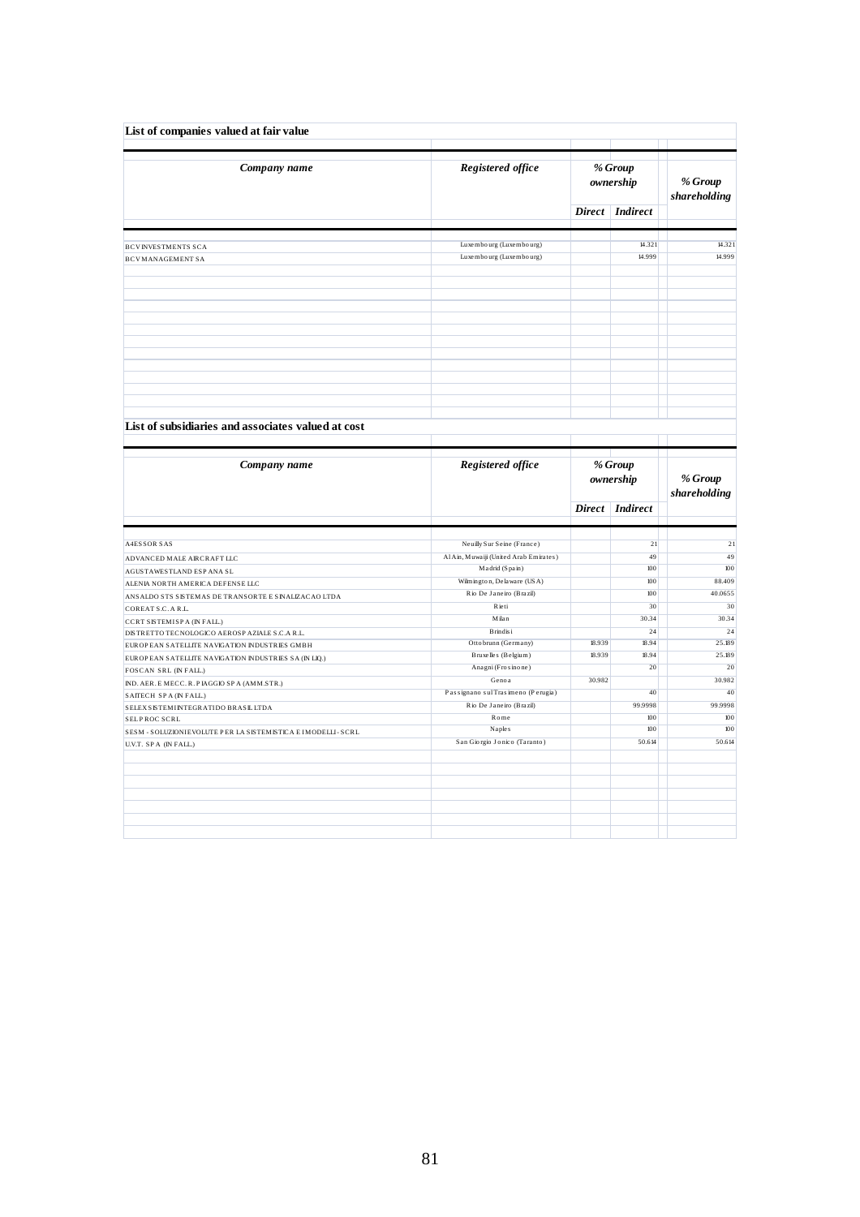## List of companies valued at fair value

| Company name | Registered office | % Group ownership | | % Group shareholding |
|---|---|---|---|---|
| | | Direct | Indirect | |
| BCV INVESTMENTS SCA | Luxembourg (Luxembourg) | | 14.321 | 14.321 |
| BCV MANAGEMENT SA | Luxembourg (Luxembourg) | | 14.999 | 14.999 |

## List of subsidiaries and associates valued at cost

| Company name | Registered office | % Group ownership | | % Group shareholding |
|---|---|---|---|---|
| | | Direct | Indirect | |
| A4ESSOR SAS | Neuilly Sur Seine (France) | | 21 | 21 |
| ADVANCED MALE AIRCRAFT LLC | Al Ain, Muwaiji (United Arab Emirates) | | 49 | 49 |
| AGUSTAWESTLAND ESPANA SL | Madrid (Spain) | | 100 | 100 |
| ALENIA NORTH AMERICA DEFENSE LLC | Wilmington, Delaware (USA) | | 100 | 88.409 |
| ANSALDO STS SISTEMAS DE TRANSORTE E SINALIZACAO LTDA | Rio De Janeiro (Brazil) | | 100 | 40.0655 |
| COREAT S.C. A R.L. | Rieti | | 30 | 30 |
| CCRT SISTEMI SPA (IN FALL.) | Milan | | 30.34 | 30.34 |
| DISTRETTO TECNOLOGICO AEROSPAZIALE S.C.A R.L. | Brindisi | | 24 | 24 |
| EUROPEAN SATELLITE NAVIGATION INDUSTRIES GMBH | Ottobrunn (Germany) | 18.939 | 18.94 | 25.189 |
| EUROPEAN SATELLITE NAVIGATION INDUSTRIES SA (IN LIQ.) | Bruxelles (Belgium) | 18.939 | 18.94 | 25.189 |
| FOSCAN SRL (IN FALL.) | Anagni (Frosinone) | | 20 | 20 |
| IND. AER. E MECC. R. PIAGGIO SPA (AMM.STR.) | Genoa | 30.982 | | 30.982 |
| SAITECH SPA (IN FALL.) | Passignano sul Trasimeno (Perugia) | | 40 | 40 |
| SELEX SISTEMI INTEGRATI DO BRASIL LTDA | Rio De Janeiro (Brazil) | | 99.9998 | 99.9998 |
| SELPROC SCRL | Rome | | 100 | 100 |
| SESM - SOLUZIONI EVOLUTE PER LA SISTEMISTICA E I MODELLI - SCRL | Naples | | 100 | 100 |
| U.V.T. SPA (IN FALL.) | San Giorgio Jonico (Taranto) | | 50.614 | 50.614 |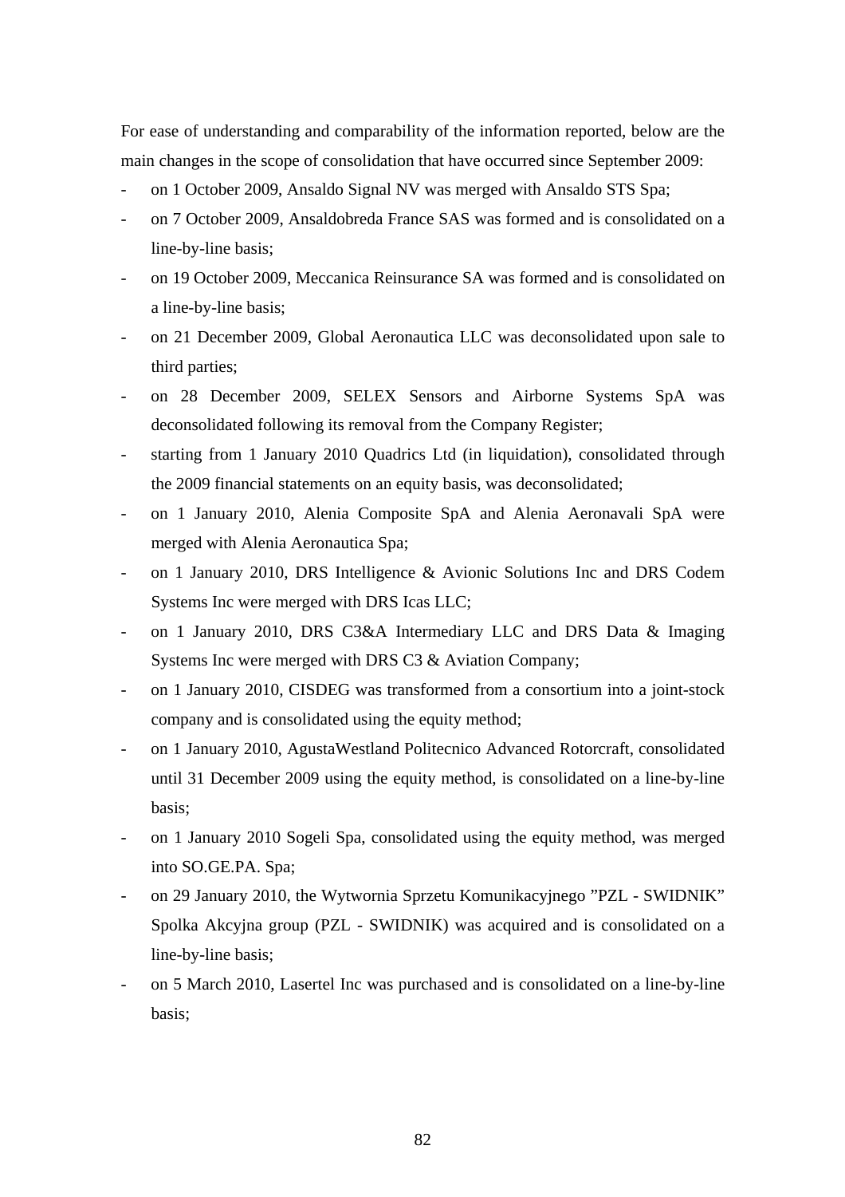For ease of understanding and comparability of the information reported, below are the main changes in the scope of consolidation that have occurred since September 2009:

- on 1 October 2009, Ansaldo Signal NV was merged with Ansaldo STS Spa;
- on 7 October 2009, Ansaldobreda France SAS was formed and is consolidated on a line-by-line basis;
- on 19 October 2009, Meccanica Reinsurance SA was formed and is consolidated on a line-by-line basis;
- on 21 December 2009, Global Aeronautica LLC was deconsolidated upon sale to third parties;
- on 28 December 2009, SELEX Sensors and Airborne Systems SpA was deconsolidated following its removal from the Company Register;
- starting from 1 January 2010 Quadrics Ltd (in liquidation), consolidated through the 2009 financial statements on an equity basis, was deconsolidated;
- on 1 January 2010, Alenia Composite SpA and Alenia Aeronavali SpA were merged with Alenia Aeronautica Spa;
- on 1 January 2010, DRS Intelligence & Avionic Solutions Inc and DRS Codem Systems Inc were merged with DRS Icas LLC;
- on 1 January 2010, DRS C3&A Intermediary LLC and DRS Data & Imaging Systems Inc were merged with DRS C3 & Aviation Company;
- on 1 January 2010, CISDEG was transformed from a consortium into a joint-stock company and is consolidated using the equity method;
- on 1 January 2010, AgustaWestland Politecnico Advanced Rotorcraft, consolidated until 31 December 2009 using the equity method, is consolidated on a line-by-line basis;
- on 1 January 2010 Sogeli Spa, consolidated using the equity method, was merged into SO.GE.PA. Spa;
- on 29 January 2010, the Wytwornia Sprzetu Komunikacyjnego ”PZL - SWIDNIK” Spolka Akcyjna group (PZL - SWIDNIK) was acquired and is consolidated on a line-by-line basis;
- on 5 March 2010, Lasertel Inc was purchased and is consolidated on a line-by-line basis;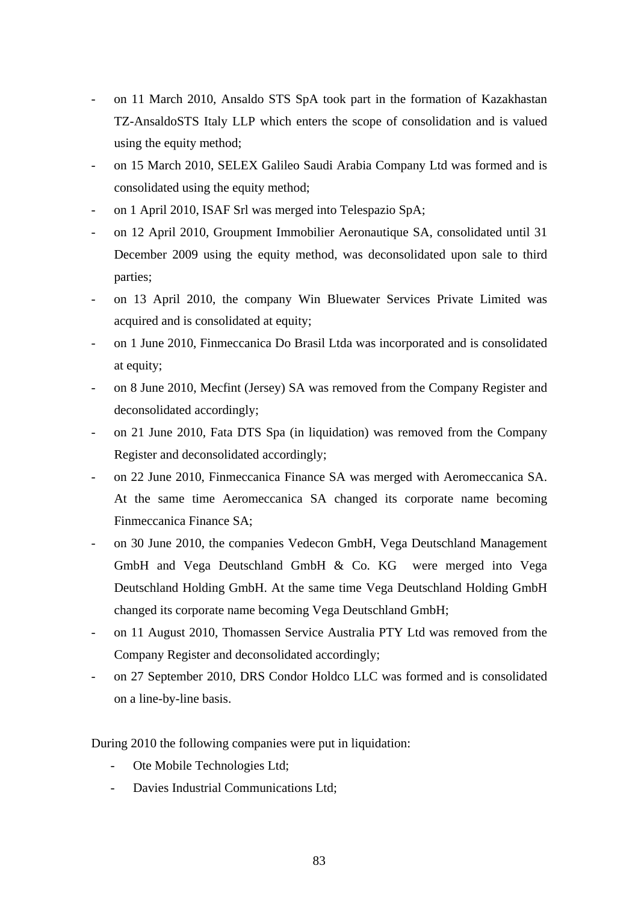- on 11 March 2010, Ansaldo STS SpA took part in the formation of Kazakhastan TZ-AnsaldoSTS Italy LLP which enters the scope of consolidation and is valued using the equity method;
- on 15 March 2010, SELEX Galileo Saudi Arabia Company Ltd was formed and is consolidated using the equity method;
- on 1 April 2010, ISAF Srl was merged into Telespazio SpA;
- on 12 April 2010, Groupment Immobilier Aeronautique SA, consolidated until 31 December 2009 using the equity method, was deconsolidated upon sale to third parties;
- on 13 April 2010, the company Win Bluewater Services Private Limited was acquired and is consolidated at equity;
- on 1 June 2010, Finmeccanica Do Brasil Ltda was incorporated and is consolidated at equity;
- on 8 June 2010, Mecfint (Jersey) SA was removed from the Company Register and deconsolidated accordingly;
- on 21 June 2010, Fata DTS Spa (in liquidation) was removed from the Company Register and deconsolidated accordingly;
- on 22 June 2010, Finmeccanica Finance SA was merged with Aeromeccanica SA. At the same time Aeromeccanica SA changed its corporate name becoming Finmeccanica Finance SA;
- on 30 June 2010, the companies Vedecon GmbH, Vega Deutschland Management GmbH and Vega Deutschland GmbH & Co. KG were merged into Vega Deutschland Holding GmbH. At the same time Vega Deutschland Holding GmbH changed its corporate name becoming Vega Deutschland GmbH;
- on 11 August 2010, Thomassen Service Australia PTY Ltd was removed from the Company Register and deconsolidated accordingly;
- on 27 September 2010, DRS Condor Holdco LLC was formed and is consolidated on a line-by-line basis.

During 2010 the following companies were put in liquidation:

- Ote Mobile Technologies Ltd;
- Davies Industrial Communications Ltd;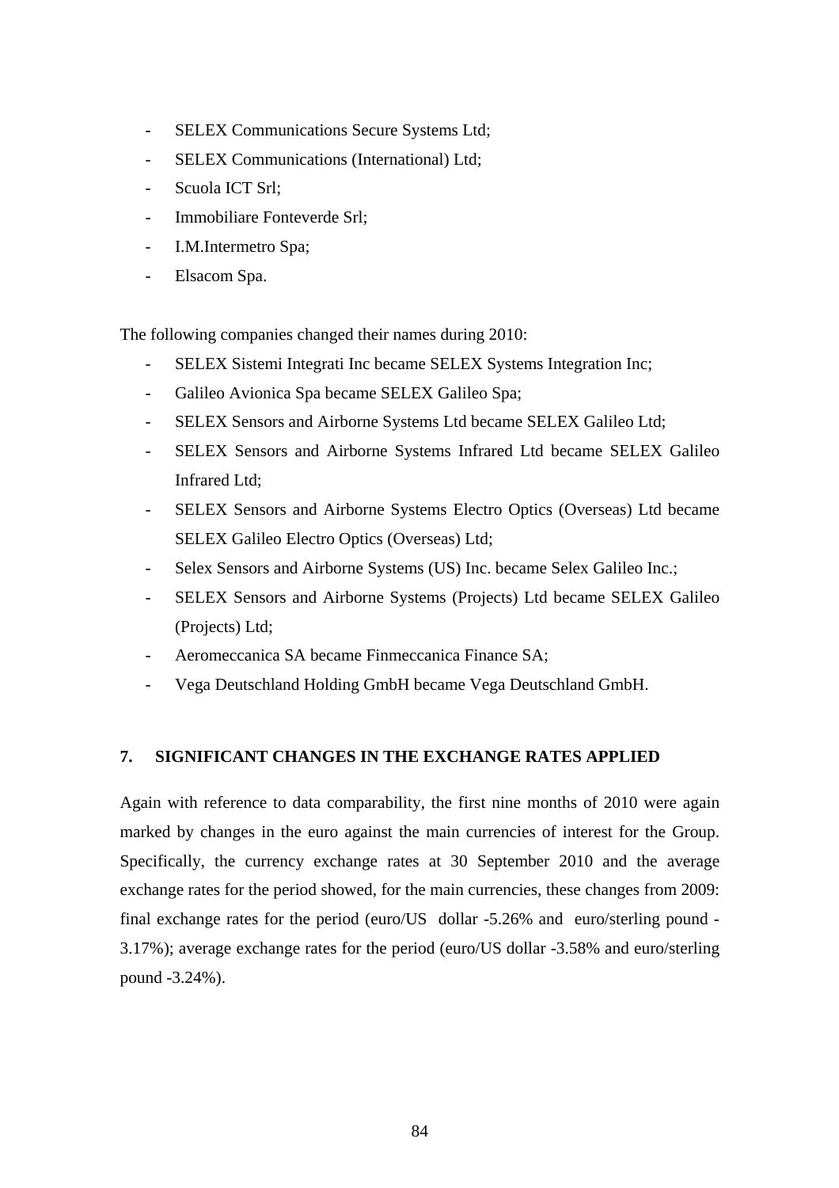- SELEX Communications Secure Systems Ltd;
- SELEX Communications (International) Ltd;
- Scuola ICT Srl;
- Immobiliare Fonteverde Srl;
- I.M.Intermetro Spa;
- Elsacom Spa.

The following companies changed their names during 2010:

- SELEX Sistemi Integrati Inc became SELEX Systems Integration Inc;
- Galileo Avionica Spa became SELEX Galileo Spa;
- SELEX Sensors and Airborne Systems Ltd became SELEX Galileo Ltd;
- SELEX Sensors and Airborne Systems Infrared Ltd became SELEX Galileo Infrared Ltd;
- SELEX Sensors and Airborne Systems Electro Optics (Overseas) Ltd became SELEX Galileo Electro Optics (Overseas) Ltd;
- Selex Sensors and Airborne Systems (US) Inc. became Selex Galileo Inc.;
- SELEX Sensors and Airborne Systems (Projects) Ltd became SELEX Galileo (Projects) Ltd;
- Aeromeccanica SA became Finmeccanica Finance SA;
- Vega Deutschland Holding GmbH became Vega Deutschland GmbH.

## 7. SIGNIFICANT CHANGES IN THE EXCHANGE RATES APPLIED

Again with reference to data comparability, the first nine months of 2010 were again marked by changes in the euro against the main currencies of interest for the Group. Specifically, the currency exchange rates at 30 September 2010 and the average exchange rates for the period showed, for the main currencies, these changes from 2009: final exchange rates for the period (euro/US dollar -5.26% and euro/sterling pound -3.17%); average exchange rates for the period (euro/US dollar -3.58% and euro/sterling pound -3.24%).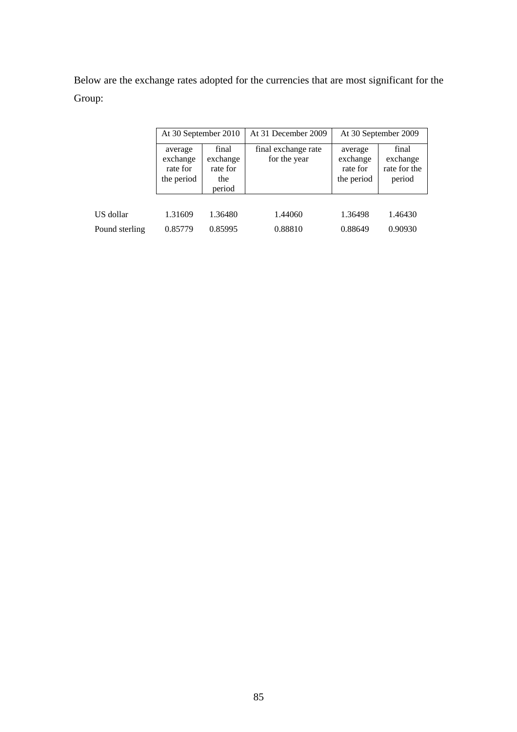Below are the exchange rates adopted for the currencies that are most significant for the Group:

| | At 30 September 2010 | | At 31 December 2009 | At 30 September 2009 | |
|---|---|---|---|---|---|
| | average exchange rate for the period | final exchange rate for the period | final exchange rate for the year | average exchange rate for the period | final exchange rate for the period |
| US dollar | 1.31609 | 1.36480 | 1.44060 | 1.36498 | 1.46430 |
| Pound sterling | 0.85779 | 0.85995 | 0.88810 | 0.88649 | 0.90930 |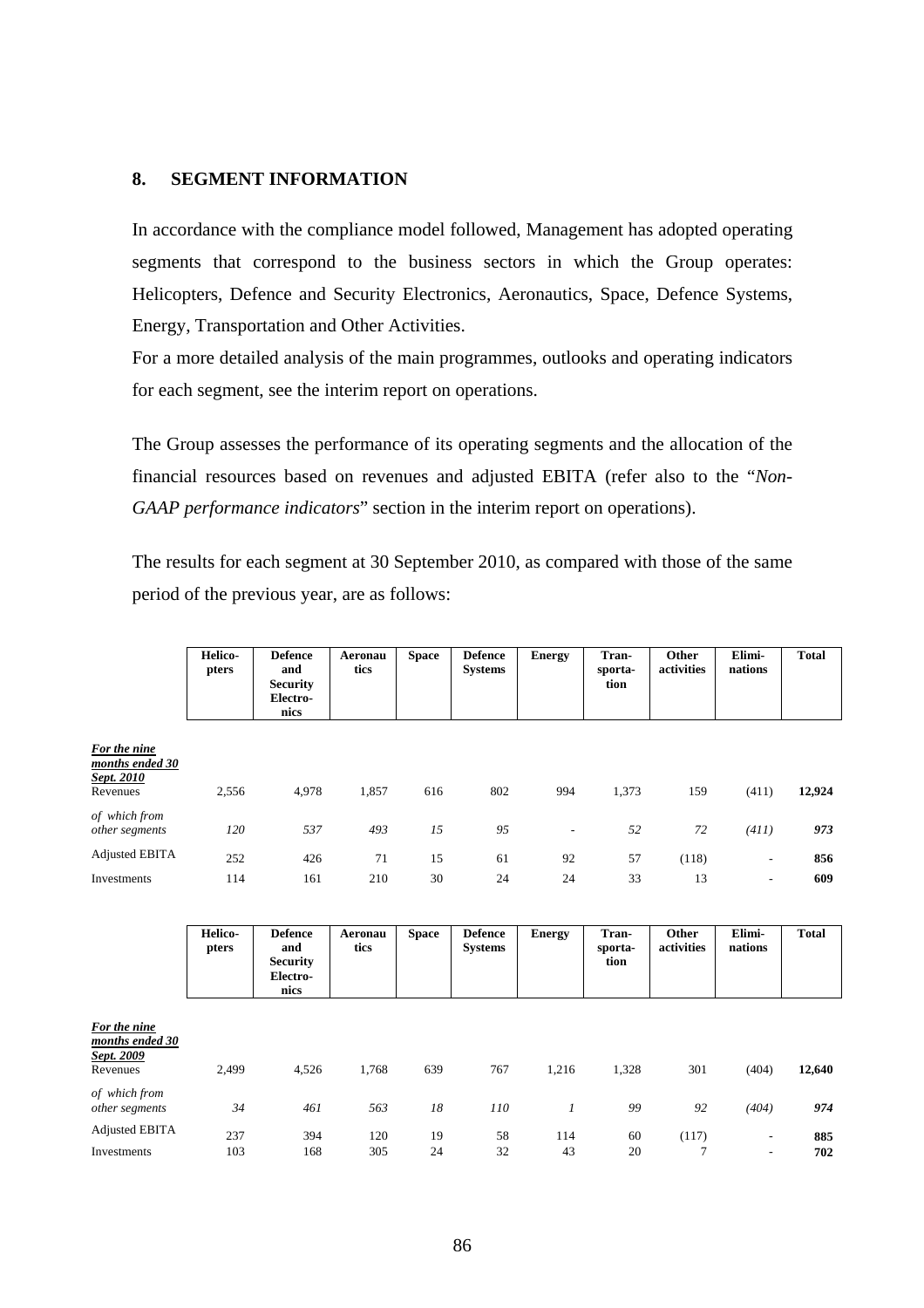## 8. SEGMENT INFORMATION

In accordance with the compliance model followed, Management has adopted operating segments that correspond to the business sectors in which the Group operates: Helicopters, Defence and Security Electronics, Aeronautics, Space, Defence Systems, Energy, Transportation and Other Activities.

For a more detailed analysis of the main programmes, outlooks and operating indicators for each segment, see the interim report on operations.

The Group assesses the performance of its operating segments and the allocation of the financial resources based on revenues and adjusted EBITA (refer also to the "*Non-GAAP performance indicators*" section in the interim report on operations).

The results for each segment at 30 September 2010, as compared with those of the same period of the previous year, are as follows:

| | Helico-pters | Defence and Security Electro-nics | Aeronau tics | Space | Defence Systems | Energy | Tran-sporta-tion | Other activities | Elimi-nations | Total |
|---|---|---|---|---|---|---|---|---|---|---|
| ***For the nine months ended 30 Sept. 2010*** | | | | | | | | | | |
| Revenues | 2,556 | 4,978 | 1,857 | 616 | 802 | 994 | 1,373 | 159 | (411) | **12,924** |
| *of which from other segments* | *120* | *537* | *493* | *15* | *95* | - | *52* | *72* | *(411)* | ***973*** |
| Adjusted EBITA | 252 | 426 | 71 | 15 | 61 | 92 | 57 | (118) | - | **856** |
| Investments | 114 | 161 | 210 | 30 | 24 | 24 | 33 | 13 | - | **609** |

| | Helico-pters | Defence and Security Electro-nics | Aeronau tics | Space | Defence Systems | Energy | Tran-sporta-tion | Other activities | Elimi-nations | Total |
|---|---|---|---|---|---|---|---|---|---|---|
| ***For the nine months ended 30 Sept. 2009*** | | | | | | | | | | |
| Revenues | 2,499 | 4,526 | 1,768 | 639 | 767 | 1,216 | 1,328 | 301 | (404) | **12,640** |
| *of which from other segments* | *34* | *461* | *563* | *18* | *110* | *1* | *99* | *92* | *(404)* | ***974*** |
| Adjusted EBITA | 237 | 394 | 120 | 19 | 58 | 114 | 60 | (117) | - | **885** |
| Investments | 103 | 168 | 305 | 24 | 32 | 43 | 20 | 7 | - | **702** |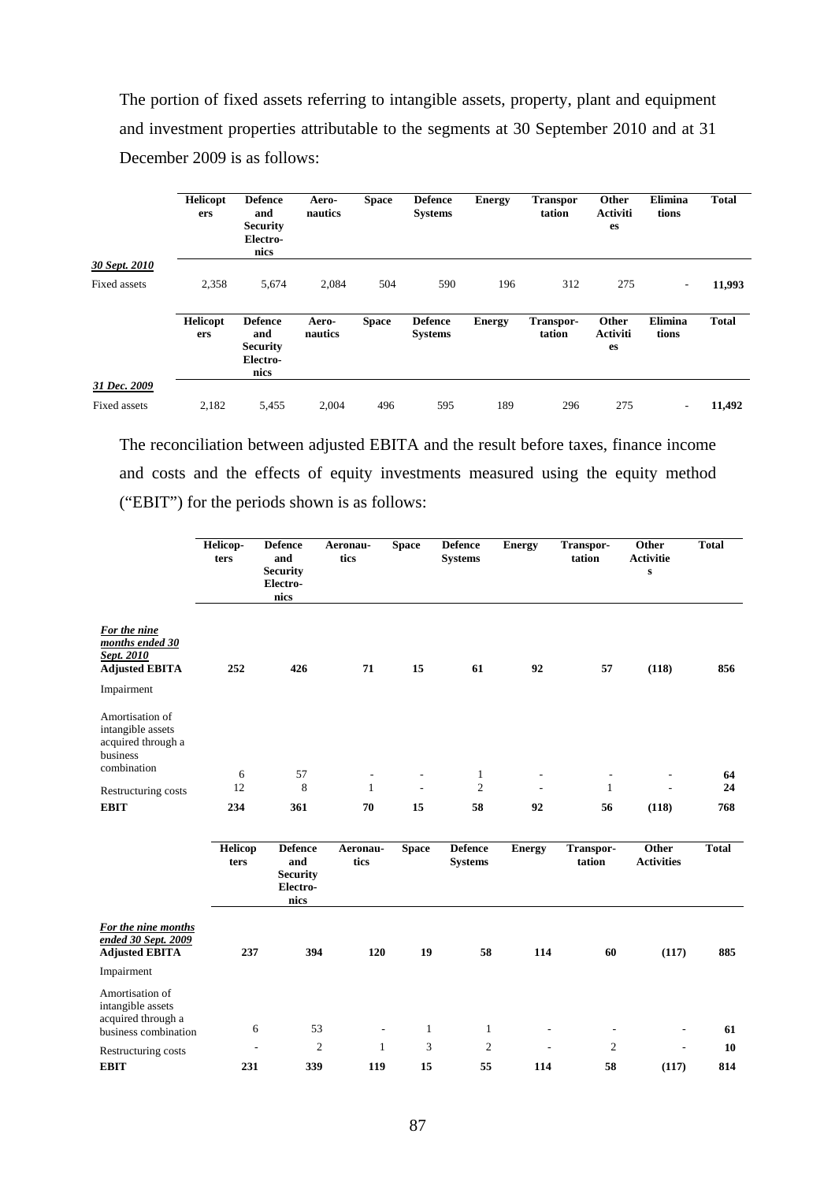The portion of fixed assets referring to intangible assets, property, plant and equipment and investment properties attributable to the segments at 30 September 2010 and at 31 December 2009 is as follows:

| | Helicopters | Defence and Security Electronics | Aeronautics | Space | Defence Systems | Energy | Transportation | Other Activities | Eliminations | Total |
|---|---|---|---|---|---|---|---|---|---|---|
| ***30 Sept. 2010*** | | | | | | | | | | |
| Fixed assets | 2,358 | 5,674 | 2,084 | 504 | 590 | 196 | 312 | 275 | - | **11,993** |

| | Helicopters | Defence and Security Electronics | Aeronautics | Space | Defence Systems | Energy | Transportation | Other Activities | Eliminations | Total |
|---|---|---|---|---|---|---|---|---|---|---|
| ***31 Dec. 2009*** | | | | | | | | | | |
| Fixed assets | 2,182 | 5,455 | 2,004 | 496 | 595 | 189 | 296 | 275 | - | **11,492** |

The reconciliation between adjusted EBITA and the result before taxes, finance income and costs and the effects of equity investments measured using the equity method ("EBIT") for the periods shown is as follows:

| | Helicopters | Defence and Security Electronics | Aeronautics | Space | Defence Systems | Energy | Transportation | Other Activities | Total |
|---|---|---|---|---|---|---|---|---|---|
| ***For the nine months ended 30 Sept. 2010*** | | | | | | | | | |
| **Adjusted EBITA** | **252** | **426** | **71** | **15** | **61** | **92** | **57** | **(118)** | **856** |
| Impairment | | | | | | | | | |
| Amortisation of intangible assets acquired through a business combination | 6 | 57 | - | - | 1 | - | - | - | **64** |
| Restructuring costs | 12 | 8 | 1 | - | 2 | - | 1 | - | **24** |
| **EBIT** | **234** | **361** | **70** | **15** | **58** | **92** | **56** | **(118)** | **768** |

| | Helicopters | Defence and Security Electronics | Aeronautics | Space | Defence Systems | Energy | Transportation | Other Activities | Total |
|---|---|---|---|---|---|---|---|---|---|
| ***For the nine months ended 30 Sept. 2009*** | | | | | | | | | |
| **Adjusted EBITA** | **237** | **394** | **120** | **19** | **58** | **114** | **60** | **(117)** | **885** |
| Impairment | | | | | | | | | |
| Amortisation of intangible assets acquired through a business combination | 6 | 53 | - | 1 | 1 | - | - | - | **61** |
| Restructuring costs | - | 2 | 1 | 3 | 2 | - | 2 | - | **10** |
| **EBIT** | **231** | **339** | **119** | **15** | **55** | **114** | **58** | **(117)** | **814** |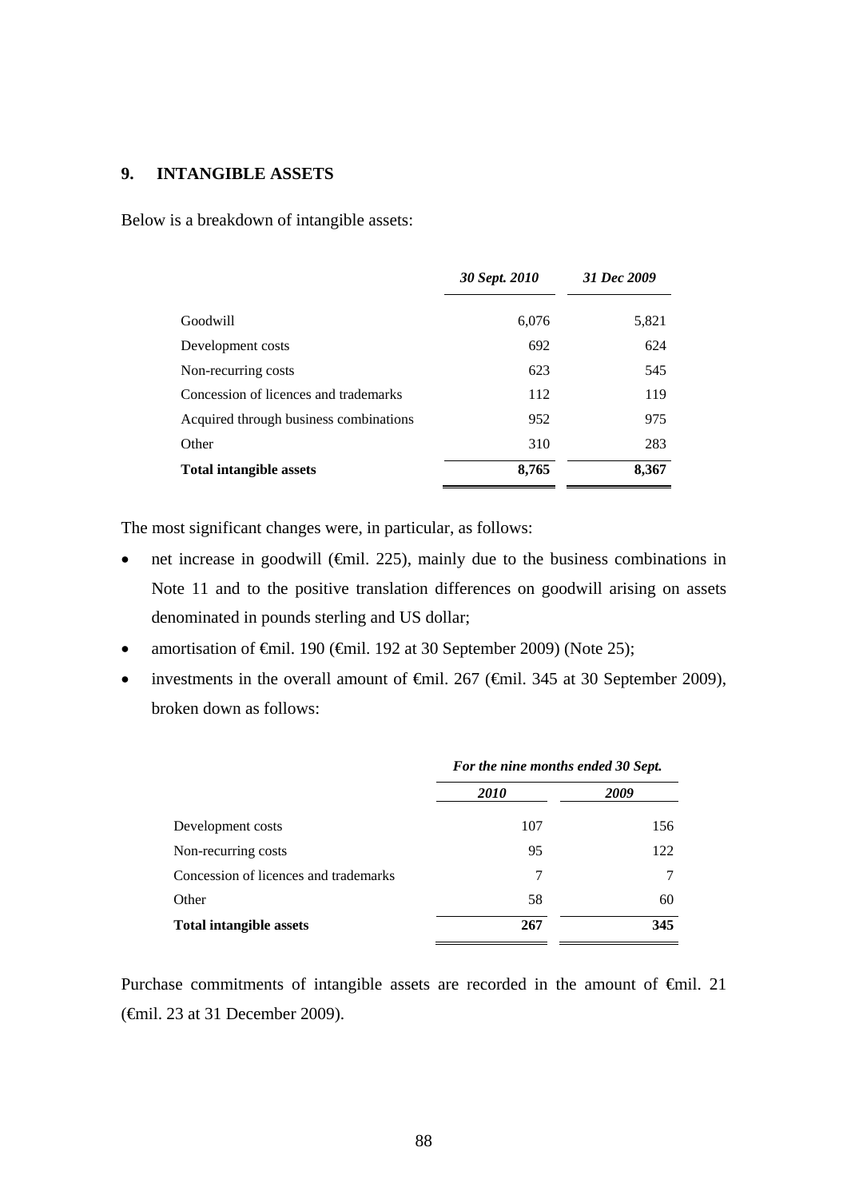## 9. INTANGIBLE ASSETS

Below is a breakdown of intangible assets:

| | *30 Sept. 2010* | *31 Dec 2009* |
|---|---|---|
| Goodwill | 6,076 | 5,821 |
| Development costs | 692 | 624 |
| Non-recurring costs | 623 | 545 |
| Concession of licences and trademarks | 112 | 119 |
| Acquired through business combinations | 952 | 975 |
| Other | 310 | 283 |
| **Total intangible assets** | **8,765** | **8,367** |

The most significant changes were, in particular, as follows:

- net increase in goodwill (€mil. 225), mainly due to the business combinations in Note 11 and to the positive translation differences on goodwill arising on assets denominated in pounds sterling and US dollar;
- amortisation of €mil. 190 (€mil. 192 at 30 September 2009) (Note 25);
- investments in the overall amount of €mil. 267 (€mil. 345 at 30 September 2009), broken down as follows:

| | ***For the nine months ended 30 Sept.*** | |
|---|---|---|
| | ***2010*** | ***2009*** |
| Development costs | 107 | 156 |
| Non-recurring costs | 95 | 122 |
| Concession of licences and trademarks | 7 | 7 |
| Other | 58 | 60 |
| **Total intangible assets** | **267** | **345** |

Purchase commitments of intangible assets are recorded in the amount of €mil. 21 (€mil. 23 at 31 December 2009).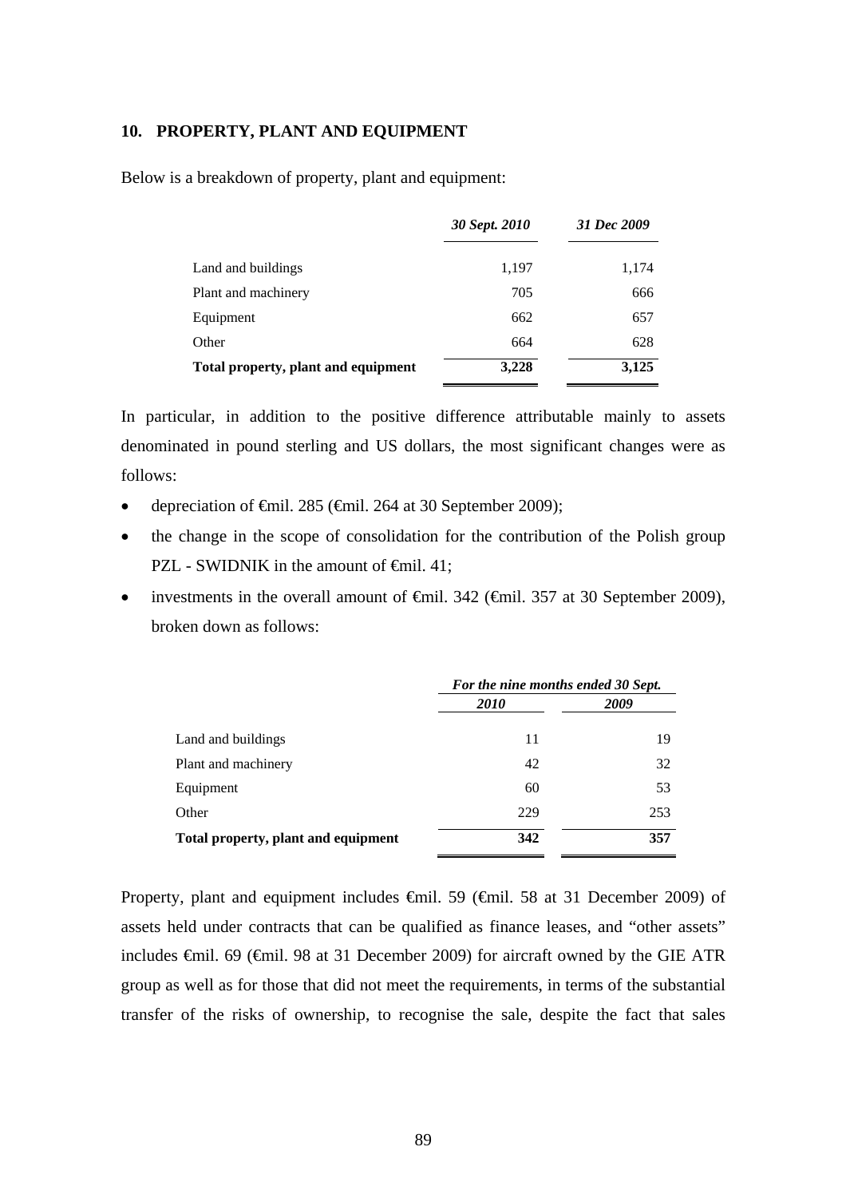## 10. PROPERTY, PLANT AND EQUIPMENT

Below is a breakdown of property, plant and equipment:

| | *30 Sept. 2010* | *31 Dec 2009* |
|---|---|---|
| Land and buildings | 1,197 | 1,174 |
| Plant and machinery | 705 | 666 |
| Equipment | 662 | 657 |
| Other | 664 | 628 |
| **Total property, plant and equipment** | **3,228** | **3,125** |

In particular, in addition to the positive difference attributable mainly to assets denominated in pound sterling and US dollars, the most significant changes were as follows:

- depreciation of €mil. 285 (€mil. 264 at 30 September 2009);
- the change in the scope of consolidation for the contribution of the Polish group PZL - SWIDNIK in the amount of €mil. 41;
- investments in the overall amount of €mil. 342 (€mil. 357 at 30 September 2009), broken down as follows:

| | *For the nine months ended 30 Sept.* | |
|---|---|---|
| | *2010* | *2009* |
| Land and buildings | 11 | 19 |
| Plant and machinery | 42 | 32 |
| Equipment | 60 | 53 |
| Other | 229 | 253 |
| **Total property, plant and equipment** | **342** | **357** |

Property, plant and equipment includes €mil. 59 (€mil. 58 at 31 December 2009) of assets held under contracts that can be qualified as finance leases, and "other assets" includes €mil. 69 (€mil. 98 at 31 December 2009) for aircraft owned by the GIE ATR group as well as for those that did not meet the requirements, in terms of the substantial transfer of the risks of ownership, to recognise the sale, despite the fact that sales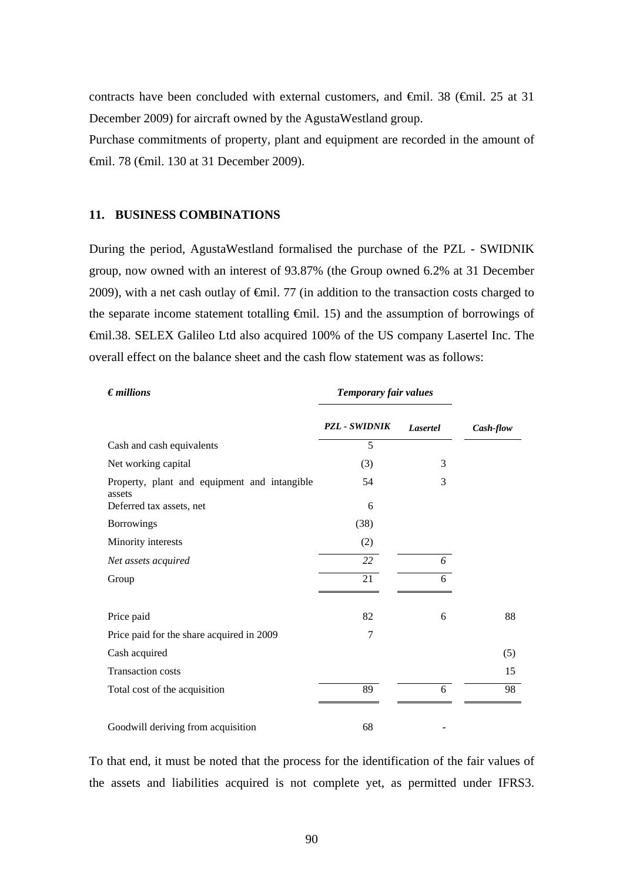contracts have been concluded with external customers, and €mil. 38 (€mil. 25 at 31 December 2009) for aircraft owned by the AgustaWestland group.

Purchase commitments of property, plant and equipment are recorded in the amount of €mil. 78 (€mil. 130 at 31 December 2009).

## 11. BUSINESS COMBINATIONS

During the period, AgustaWestland formalised the purchase of the PZL - SWIDNIK group, now owned with an interest of 93.87% (the Group owned 6.2% at 31 December 2009), with a net cash outlay of €mil. 77 (in addition to the transaction costs charged to the separate income statement totalling €mil. 15) and the assumption of borrowings of €mil.38. SELEX Galileo Ltd also acquired 100% of the US company Lasertel Inc. The overall effect on the balance sheet and the cash flow statement was as follows:

| *€ millions* | *Temporary fair values* | | |
|---|---|---|---|
| | ***PZL - SWIDNIK*** | ***Lasertel*** | ***Cash-flow*** |
| Cash and cash equivalents | 5 | | |
| Net working capital | (3) | 3 | |
| Property, plant and equipment and intangible assets | 54 | 3 | |
| Deferred tax assets, net | 6 | | |
| Borrowings | (38) | | |
| Minority interests | (2) | | |
| *Net assets acquired* | *22* | *6* | |
| Group | 21 | 6 | |
| | | | |
| Price paid | 82 | 6 | 88 |
| Price paid for the share acquired in 2009 | 7 | | |
| Cash acquired | | | (5) |
| Transaction costs | | | 15 |
| Total cost of the acquisition | 89 | 6 | 98 |
| | | | |
| Goodwill deriving from acquisition | 68 | - | |

To that end, it must be noted that the process for the identification of the fair values of the assets and liabilities acquired is not complete yet, as permitted under IFRS3.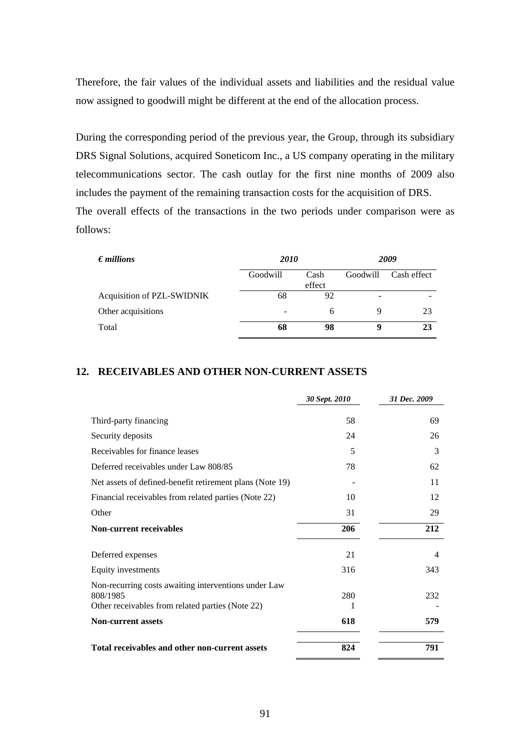Therefore, the fair values of the individual assets and liabilities and the residual value now assigned to goodwill might be different at the end of the allocation process.

During the corresponding period of the previous year, the Group, through its subsidiary DRS Signal Solutions, acquired Soneticom Inc., a US company operating in the military telecommunications sector. The cash outlay for the first nine months of 2009 also includes the payment of the remaining transaction costs for the acquisition of DRS.
The overall effects of the transactions in the two periods under comparison were as follows:

| ***€ millions*** | ***2010*** | | ***2009*** | |
|---|---|---|---|---|
| | Goodwill | Cash effect | Goodwill | Cash effect |
| Acquisition of PZL-SWIDNIK | 68 | 92 | - | - |
| Other acquisitions | - | 6 | 9 | 23 |
| Total | **68** | **98** | **9** | **23** |

## 12. RECEIVABLES AND OTHER NON-CURRENT ASSETS

| | *30 Sept. 2010* | *31 Dec. 2009* |
|---|---|---|
| Third-party financing | 58 | 69 |
| Security deposits | 24 | 26 |
| Receivables for finance leases | 5 | 3 |
| Deferred receivables under Law 808/85 | 78 | 62 |
| Net assets of defined-benefit retirement plans (Note 19) | - | 11 |
| Financial receivables from related parties (Note 22) | 10 | 12 |
| Other | 31 | 29 |
| **Non-current receivables** | **206** | **212** |
| Deferred expenses | 21 | 4 |
| Equity investments | 316 | 343 |
| Non-recurring costs awaiting interventions under Law 808/1985 | 280 | 232 |
| Other receivables from related parties (Note 22) | 1 | - |
| **Non-current assets** | **618** | **579** |
| **Total receivables and other non-current assets** | **824** | **791** |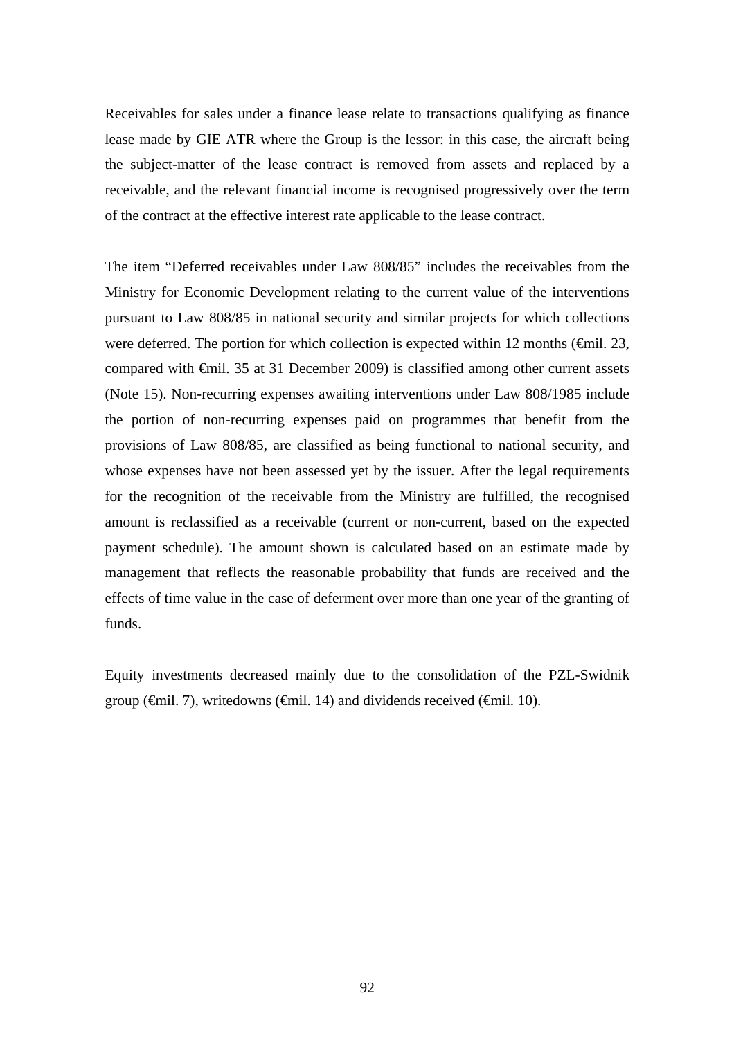Receivables for sales under a finance lease relate to transactions qualifying as finance lease made by GIE ATR where the Group is the lessor: in this case, the aircraft being the subject-matter of the lease contract is removed from assets and replaced by a receivable, and the relevant financial income is recognised progressively over the term of the contract at the effective interest rate applicable to the lease contract.

The item “Deferred receivables under Law 808/85” includes the receivables from the Ministry for Economic Development relating to the current value of the interventions pursuant to Law 808/85 in national security and similar projects for which collections were deferred. The portion for which collection is expected within 12 months (€mil. 23, compared with €mil. 35 at 31 December 2009) is classified among other current assets (Note 15). Non-recurring expenses awaiting interventions under Law 808/1985 include the portion of non-recurring expenses paid on programmes that benefit from the provisions of Law 808/85, are classified as being functional to national security, and whose expenses have not been assessed yet by the issuer. After the legal requirements for the recognition of the receivable from the Ministry are fulfilled, the recognised amount is reclassified as a receivable (current or non-current, based on the expected payment schedule). The amount shown is calculated based on an estimate made by management that reflects the reasonable probability that funds are received and the effects of time value in the case of deferment over more than one year of the granting of funds.

Equity investments decreased mainly due to the consolidation of the PZL-Swidnik group (€mil. 7), writedowns (€mil. 14) and dividends received (€mil. 10).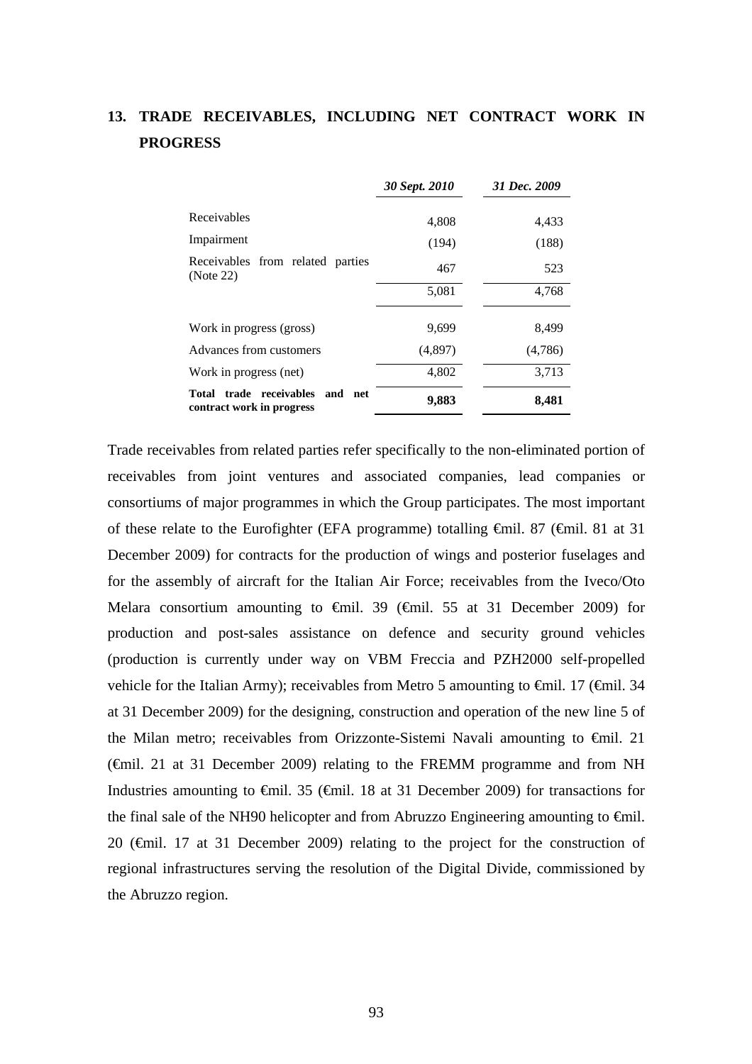## 13. TRADE RECEIVABLES, INCLUDING NET CONTRACT WORK IN PROGRESS

| | *30 Sept. 2010* | *31 Dec. 2009* |
|---|---|---|
| Receivables | 4,808 | 4,433 |
| Impairment | (194) | (188) |
| Receivables from related parties (Note 22) | 467 | 523 |
| | 5,081 | 4,768 |
| Work in progress (gross) | 9,699 | 8,499 |
| Advances from customers | (4,897) | (4,786) |
| Work in progress (net) | 4,802 | 3,713 |
| **Total trade receivables and net contract work in progress** | **9,883** | **8,481** |

Trade receivables from related parties refer specifically to the non-eliminated portion of receivables from joint ventures and associated companies, lead companies or consortiums of major programmes in which the Group participates. The most important of these relate to the Eurofighter (EFA programme) totalling €mil. 87 (€mil. 81 at 31 December 2009) for contracts for the production of wings and posterior fuselages and for the assembly of aircraft for the Italian Air Force; receivables from the Iveco/Oto Melara consortium amounting to €mil. 39 (€mil. 55 at 31 December 2009) for production and post-sales assistance on defence and security ground vehicles (production is currently under way on VBM Freccia and PZH2000 self-propelled vehicle for the Italian Army); receivables from Metro 5 amounting to €mil. 17 (€mil. 34 at 31 December 2009) for the designing, construction and operation of the new line 5 of the Milan metro; receivables from Orizzonte-Sistemi Navali amounting to €mil. 21 (€mil. 21 at 31 December 2009) relating to the FREMM programme and from NH Industries amounting to €mil. 35 (€mil. 18 at 31 December 2009) for transactions for the final sale of the NH90 helicopter and from Abruzzo Engineering amounting to €mil. 20 (€mil. 17 at 31 December 2009) relating to the project for the construction of regional infrastructures serving the resolution of the Digital Divide, commissioned by the Abruzzo region.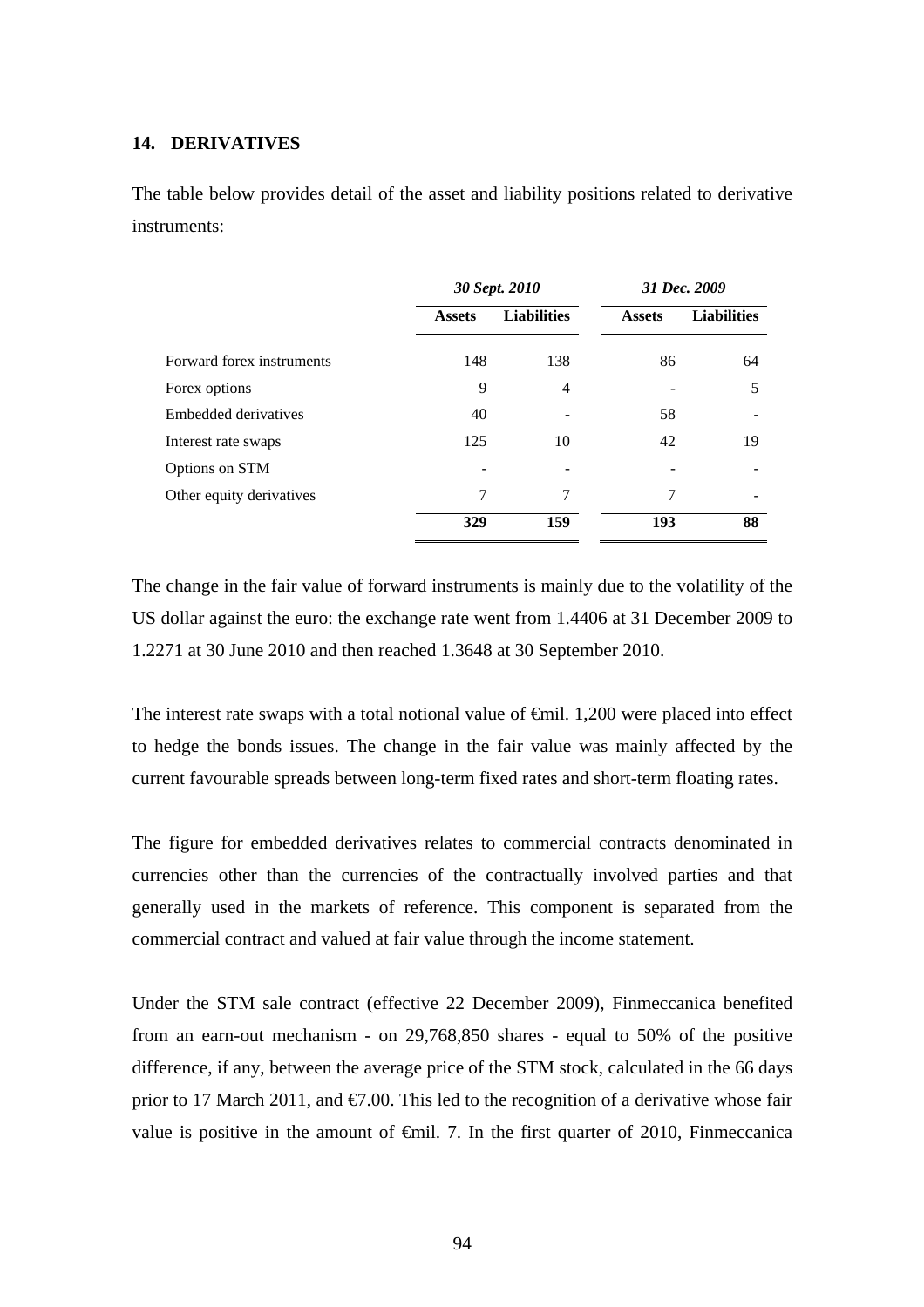## 14. DERIVATIVES

The table below provides detail of the asset and liability positions related to derivative instruments:

| | *30 Sept. 2010* | | *31 Dec. 2009* | |
|---|---|---|---|---|
| | **Assets** | **Liabilities** | **Assets** | **Liabilities** |
| Forward forex instruments | 148 | 138 | 86 | 64 |
| Forex options | 9 | 4 | - | 5 |
| Embedded derivatives | 40 | - | 58 | - |
| Interest rate swaps | 125 | 10 | 42 | 19 |
| Options on STM | - | - | - | - |
| Other equity derivatives | 7 | 7 | 7 | - |
| | **329** | **159** | **193** | **88** |

The change in the fair value of forward instruments is mainly due to the volatility of the US dollar against the euro: the exchange rate went from 1.4406 at 31 December 2009 to 1.2271 at 30 June 2010 and then reached 1.3648 at 30 September 2010.

The interest rate swaps with a total notional value of €mil. 1,200 were placed into effect to hedge the bonds issues. The change in the fair value was mainly affected by the current favourable spreads between long-term fixed rates and short-term floating rates.

The figure for embedded derivatives relates to commercial contracts denominated in currencies other than the currencies of the contractually involved parties and that generally used in the markets of reference. This component is separated from the commercial contract and valued at fair value through the income statement.

Under the STM sale contract (effective 22 December 2009), Finmeccanica benefited from an earn-out mechanism - on 29,768,850 shares - equal to 50% of the positive difference, if any, between the average price of the STM stock, calculated in the 66 days prior to 17 March 2011, and €7.00. This led to the recognition of a derivative whose fair value is positive in the amount of €mil. 7. In the first quarter of 2010, Finmeccanica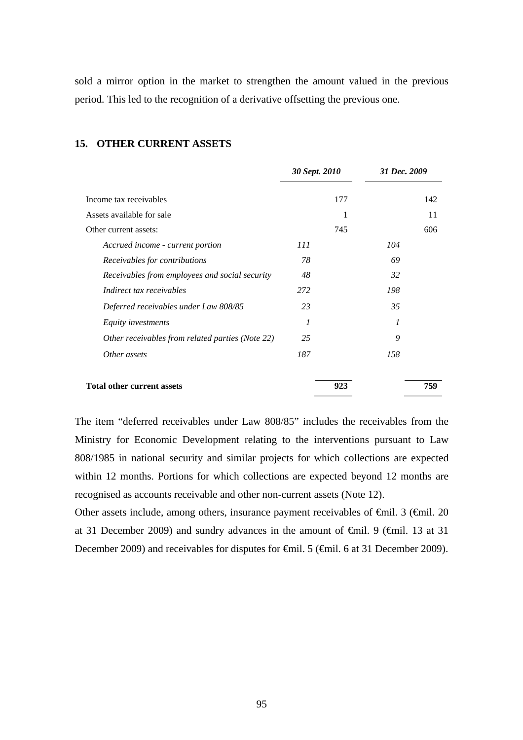sold a mirror option in the market to strengthen the amount valued in the previous period. This led to the recognition of a derivative offsetting the previous one.

## 15. OTHER CURRENT ASSETS

| | *30 Sept. 2010* | | *31 Dec. 2009* | |
|---|---|---|---|---|
| Income tax receivables | | 177 | | 142 |
| Assets available for sale | | 1 | | 11 |
| Other current assets: | | 745 | | 606 |
| *Accrued income - current portion* | *111* | | *104* | |
| *Receivables for contributions* | *78* | | *69* | |
| *Receivables from employees and social security* | *48* | | *32* | |
| *Indirect tax receivables* | *272* | | *198* | |
| *Deferred receivables under Law 808/85* | *23* | | *35* | |
| *Equity investments* | *1* | | *1* | |
| *Other receivables from related parties (Note 22)* | *25* | | *9* | |
| *Other assets* | *187* | | *158* | |
| **Total other current assets** | | **923** | | **759** |

The item "deferred receivables under Law 808/85" includes the receivables from the Ministry for Economic Development relating to the interventions pursuant to Law 808/1985 in national security and similar projects for which collections are expected within 12 months. Portions for which collections are expected beyond 12 months are recognised as accounts receivable and other non-current assets (Note 12).

Other assets include, among others, insurance payment receivables of €mil. 3 (€mil. 20 at 31 December 2009) and sundry advances in the amount of €mil. 9 (€mil. 13 at 31 December 2009) and receivables for disputes for €mil. 5 (€mil. 6 at 31 December 2009).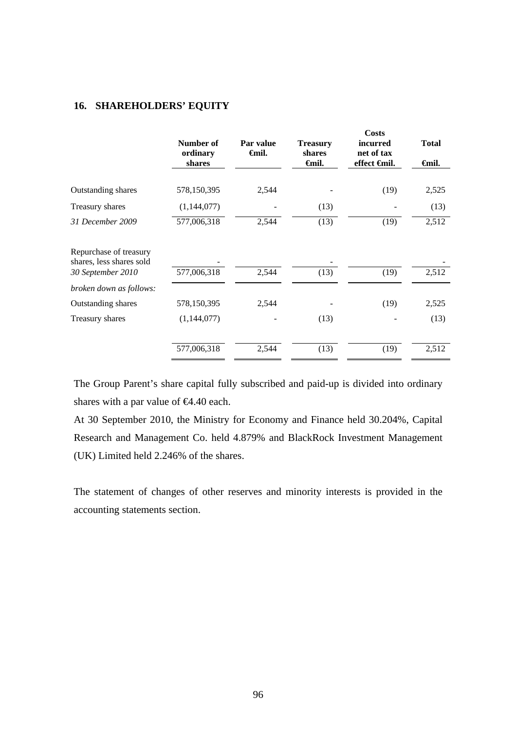## 16. SHAREHOLDERS' EQUITY

| | Number of ordinary shares | Par value €mil. | Treasury shares €mil. | Costs incurred net of tax effect €mil. | Total €mil. |
|---|---|---|---|---|---|
| Outstanding shares | 578,150,395 | 2,544 | - | (19) | 2,525 |
| Treasury shares | (1,144,077) | - | (13) | - | (13) |
| *31 December 2009* | 577,006,318 | 2,544 | (13) | (19) | 2,512 |
| Repurchase of treasury shares, less shares sold | - | | - | | - |
| *30 September 2010* | 577,006,318 | 2,544 | (13) | (19) | 2,512 |
| *broken down as follows:* | | | | | |
| Outstanding shares | 578,150,395 | 2,544 | - | (19) | 2,525 |
| Treasury shares | (1,144,077) | - | (13) | - | (13) |
| | 577,006,318 | 2,544 | (13) | (19) | 2,512 |

The Group Parent's share capital fully subscribed and paid-up is divided into ordinary shares with a par value of €4.40 each.

At 30 September 2010, the Ministry for Economy and Finance held 30.204%, Capital Research and Management Co. held 4.879% and BlackRock Investment Management (UK) Limited held 2.246% of the shares.

The statement of changes of other reserves and minority interests is provided in the accounting statements section.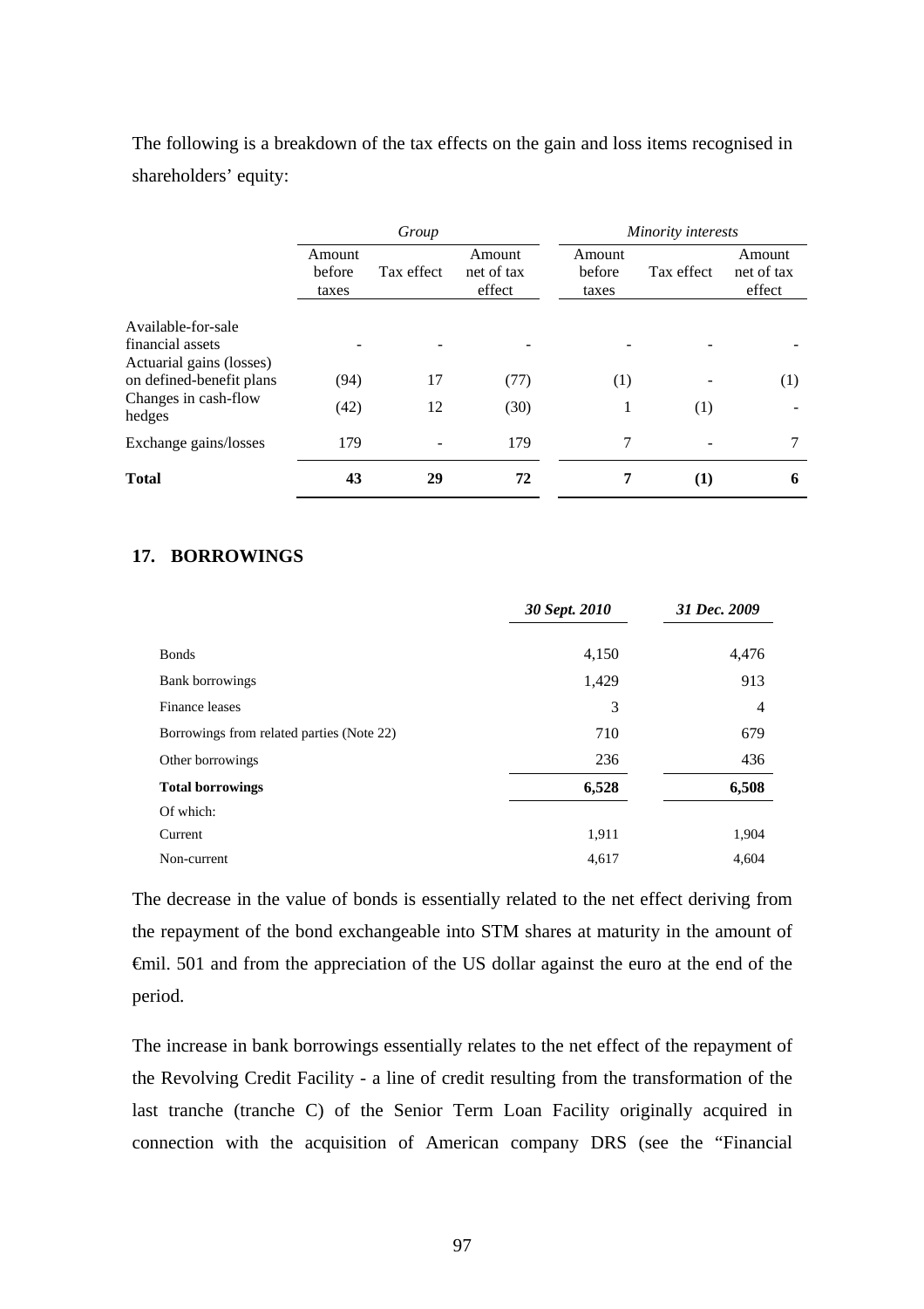The following is a breakdown of the tax effects on the gain and loss items recognised in shareholders' equity:

| | *Group* | | | *Minority interests* | | |
|---|---|---|---|---|---|---|
| | Amount before taxes | Tax effect | Amount net of tax effect | Amount before taxes | Tax effect | Amount net of tax effect |
| Available-for-sale financial assets | - | - | - | - | - | - |
| Actuarial gains (losses) on defined-benefit plans | (94) | 17 | (77) | (1) | - | (1) |
| Changes in cash-flow hedges | (42) | 12 | (30) | 1 | (1) | - |
| Exchange gains/losses | 179 | - | 179 | 7 | - | 7 |
| **Total** | **43** | **29** | **72** | **7** | **(1)** | **6** |

## 17. BORROWINGS

| | *30 Sept. 2010* | *31 Dec. 2009* |
|---|---|---|
| Bonds | 4,150 | 4,476 |
| Bank borrowings | 1,429 | 913 |
| Finance leases | 3 | 4 |
| Borrowings from related parties (Note 22) | 710 | 679 |
| Other borrowings | 236 | 436 |
| **Total borrowings** | **6,528** | **6,508** |
| Of which: | | |
| Current | 1,911 | 1,904 |
| Non-current | 4,617 | 4,604 |

The decrease in the value of bonds is essentially related to the net effect deriving from the repayment of the bond exchangeable into STM shares at maturity in the amount of €mil. 501 and from the appreciation of the US dollar against the euro at the end of the period.

The increase in bank borrowings essentially relates to the net effect of the repayment of the Revolving Credit Facility - a line of credit resulting from the transformation of the last tranche (tranche C) of the Senior Term Loan Facility originally acquired in connection with the acquisition of American company DRS (see the "Financial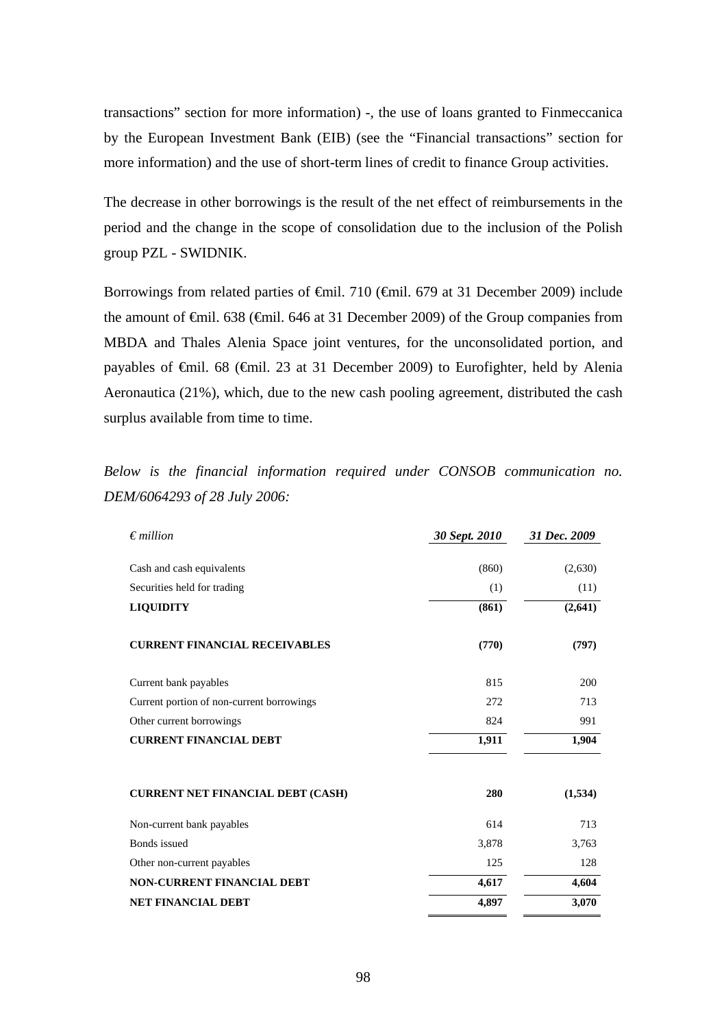transactions" section for more information) -, the use of loans granted to Finmeccanica by the European Investment Bank (EIB) (see the "Financial transactions" section for more information) and the use of short-term lines of credit to finance Group activities.

The decrease in other borrowings is the result of the net effect of reimbursements in the period and the change in the scope of consolidation due to the inclusion of the Polish group PZL - SWIDNIK.

Borrowings from related parties of €mil. 710 (€mil. 679 at 31 December 2009) include the amount of €mil. 638 (€mil. 646 at 31 December 2009) of the Group companies from MBDA and Thales Alenia Space joint ventures, for the unconsolidated portion, and payables of €mil. 68 (€mil. 23 at 31 December 2009) to Eurofighter, held by Alenia Aeronautica (21%), which, due to the new cash pooling agreement, distributed the cash surplus available from time to time.

*Below is the financial information required under CONSOB communication no. DEM/6064293 of 28 July 2006:*

| *€ million* | *30 Sept. 2010* | *31 Dec. 2009* |
|---|---|---|
| Cash and cash equivalents | (860) | (2,630) |
| Securities held for trading | (1) | (11) |
| **LIQUIDITY** | **(861)** | **(2,641)** |
| **CURRENT FINANCIAL RECEIVABLES** | **(770)** | **(797)** |
| Current bank payables | 815 | 200 |
| Current portion of non-current borrowings | 272 | 713 |
| Other current borrowings | 824 | 991 |
| **CURRENT FINANCIAL DEBT** | **1,911** | **1,904** |
| **CURRENT NET FINANCIAL DEBT (CASH)** | **280** | **(1,534)** |
| Non-current bank payables | 614 | 713 |
| Bonds issued | 3,878 | 3,763 |
| Other non-current payables | 125 | 128 |
| **NON-CURRENT FINANCIAL DEBT** | **4,617** | **4,604** |
| **NET FINANCIAL DEBT** | **4,897** | **3,070** |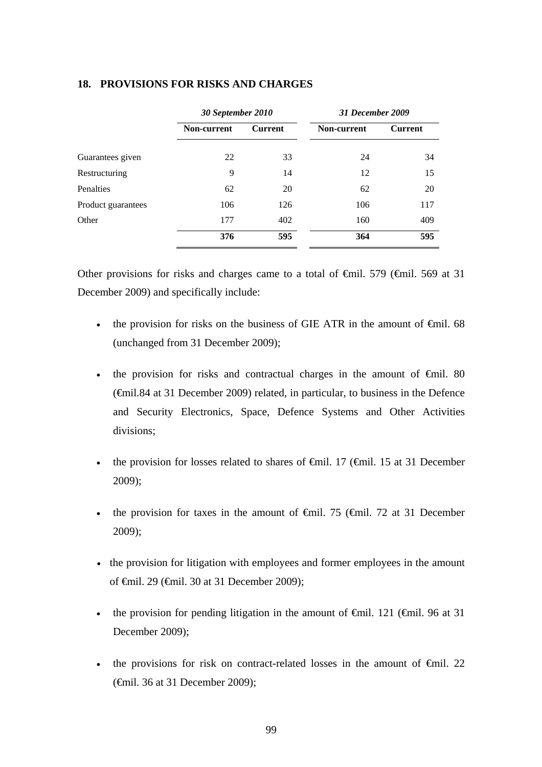## 18. PROVISIONS FOR RISKS AND CHARGES

| | *30 September 2010* | | *31 December 2009* | |
|---|---|---|---|---|
| | **Non-current** | **Current** | **Non-current** | **Current** |
| Guarantees given | 22 | 33 | 24 | 34 |
| Restructuring | 9 | 14 | 12 | 15 |
| Penalties | 62 | 20 | 62 | 20 |
| Product guarantees | 106 | 126 | 106 | 117 |
| Other | 177 | 402 | 160 | 409 |
| | **376** | **595** | **364** | **595** |

Other provisions for risks and charges came to a total of €mil. 579 (€mil. 569 at 31 December 2009) and specifically include:

- the provision for risks on the business of GIE ATR in the amount of €mil. 68 (unchanged from 31 December 2009);
- the provision for risks and contractual charges in the amount of €mil. 80 (€mil.84 at 31 December 2009) related, in particular, to business in the Defence and Security Electronics, Space, Defence Systems and Other Activities divisions;
- the provision for losses related to shares of €mil. 17 (€mil. 15 at 31 December 2009);
- the provision for taxes in the amount of €mil. 75 (€mil. 72 at 31 December 2009);
- the provision for litigation with employees and former employees in the amount of €mil. 29 (€mil. 30 at 31 December 2009);
- the provision for pending litigation in the amount of €mil. 121 (€mil. 96 at 31 December 2009);
- the provisions for risk on contract-related losses in the amount of €mil. 22 (€mil. 36 at 31 December 2009);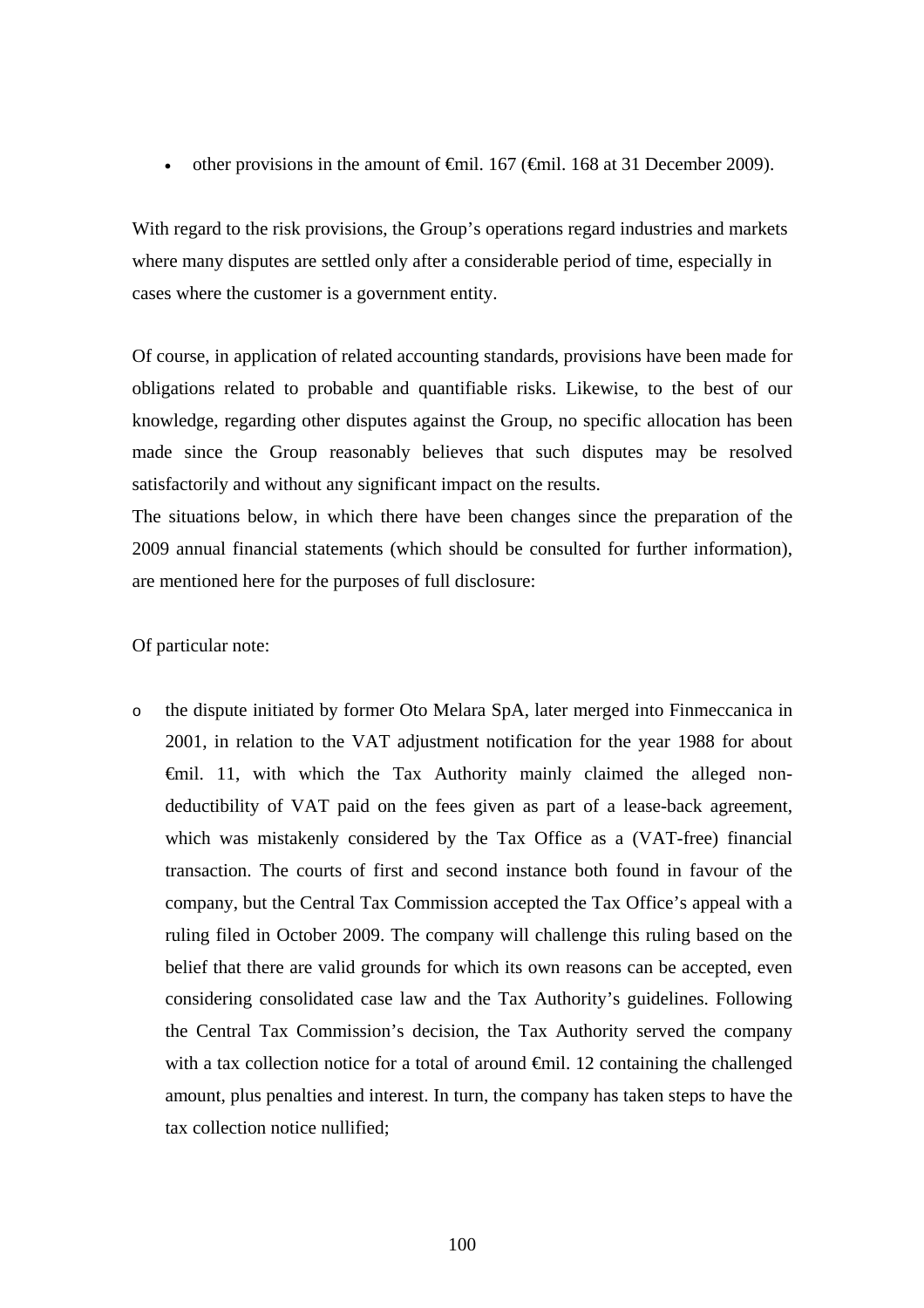- other provisions in the amount of €mil. 167 (€mil. 168 at 31 December 2009).

With regard to the risk provisions, the Group's operations regard industries and markets where many disputes are settled only after a considerable period of time, especially in cases where the customer is a government entity.

Of course, in application of related accounting standards, provisions have been made for obligations related to probable and quantifiable risks. Likewise, to the best of our knowledge, regarding other disputes against the Group, no specific allocation has been made since the Group reasonably believes that such disputes may be resolved satisfactorily and without any significant impact on the results.
The situations below, in which there have been changes since the preparation of the 2009 annual financial statements (which should be consulted for further information), are mentioned here for the purposes of full disclosure:

Of particular note:

- the dispute initiated by former Oto Melara SpA, later merged into Finmeccanica in 2001, in relation to the VAT adjustment notification for the year 1988 for about €mil. 11, with which the Tax Authority mainly claimed the alleged non-deductibility of VAT paid on the fees given as part of a lease-back agreement, which was mistakenly considered by the Tax Office as a (VAT-free) financial transaction. The courts of first and second instance both found in favour of the company, but the Central Tax Commission accepted the Tax Office's appeal with a ruling filed in October 2009. The company will challenge this ruling based on the belief that there are valid grounds for which its own reasons can be accepted, even considering consolidated case law and the Tax Authority's guidelines. Following the Central Tax Commission's decision, the Tax Authority served the company with a tax collection notice for a total of around €mil. 12 containing the challenged amount, plus penalties and interest. In turn, the company has taken steps to have the tax collection notice nullified;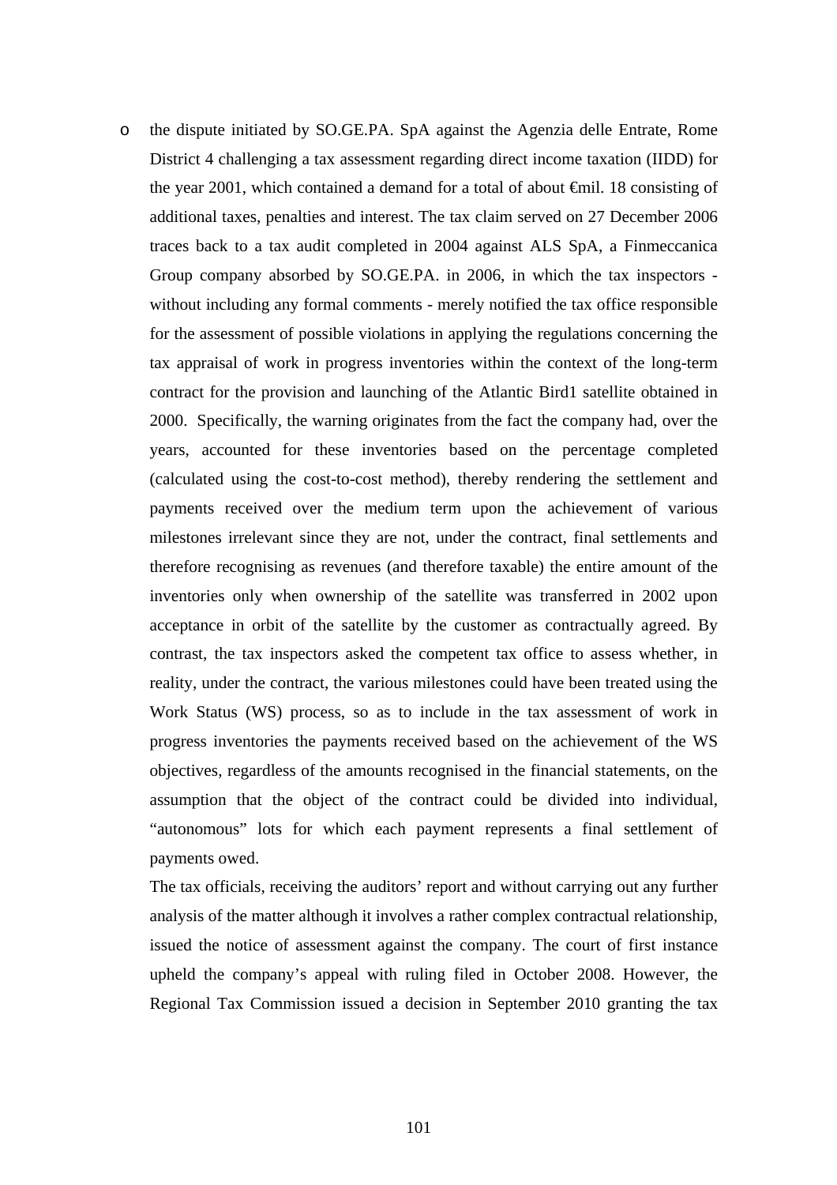- the dispute initiated by SO.GE.PA. SpA against the Agenzia delle Entrate, Rome District 4 challenging a tax assessment regarding direct income taxation (IIDD) for the year 2001, which contained a demand for a total of about €mil. 18 consisting of additional taxes, penalties and interest. The tax claim served on 27 December 2006 traces back to a tax audit completed in 2004 against ALS SpA, a Finmeccanica Group company absorbed by SO.GE.PA. in 2006, in which the tax inspectors - without including any formal comments - merely notified the tax office responsible for the assessment of possible violations in applying the regulations concerning the tax appraisal of work in progress inventories within the context of the long-term contract for the provision and launching of the Atlantic Bird1 satellite obtained in 2000. Specifically, the warning originates from the fact the company had, over the years, accounted for these inventories based on the percentage completed (calculated using the cost-to-cost method), thereby rendering the settlement and payments received over the medium term upon the achievement of various milestones irrelevant since they are not, under the contract, final settlements and therefore recognising as revenues (and therefore taxable) the entire amount of the inventories only when ownership of the satellite was transferred in 2002 upon acceptance in orbit of the satellite by the customer as contractually agreed. By contrast, the tax inspectors asked the competent tax office to assess whether, in reality, under the contract, the various milestones could have been treated using the Work Status (WS) process, so as to include in the tax assessment of work in progress inventories the payments received based on the achievement of the WS objectives, regardless of the amounts recognised in the financial statements, on the assumption that the object of the contract could be divided into individual, "autonomous" lots for which each payment represents a final settlement of payments owed.

  The tax officials, receiving the auditors' report and without carrying out any further analysis of the matter although it involves a rather complex contractual relationship, issued the notice of assessment against the company. The court of first instance upheld the company's appeal with ruling filed in October 2008. However, the Regional Tax Commission issued a decision in September 2010 granting the tax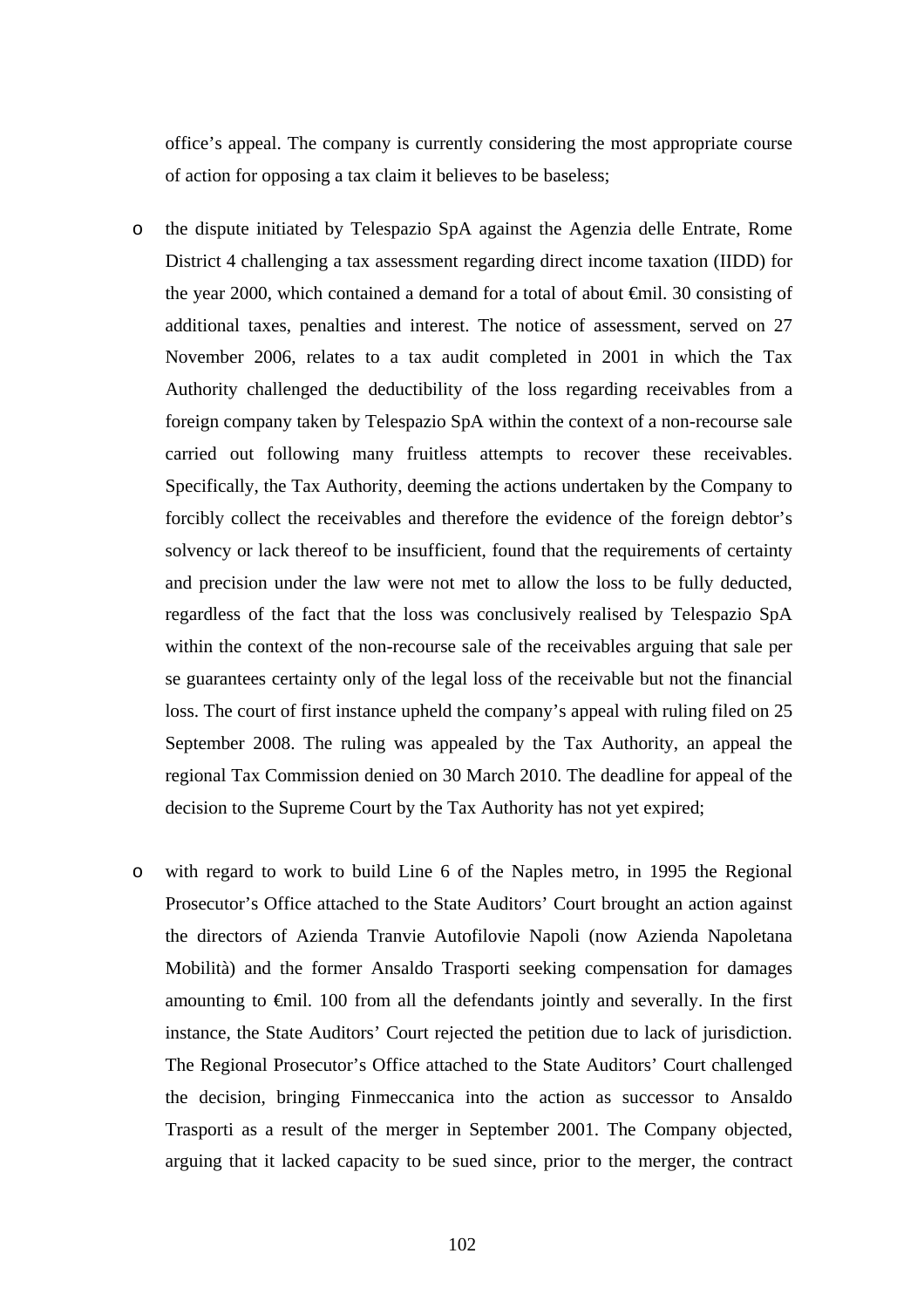office's appeal. The company is currently considering the most appropriate course of action for opposing a tax claim it believes to be baseless;

- the dispute initiated by Telespazio SpA against the Agenzia delle Entrate, Rome District 4 challenging a tax assessment regarding direct income taxation (IIDD) for the year 2000, which contained a demand for a total of about €mil. 30 consisting of additional taxes, penalties and interest. The notice of assessment, served on 27 November 2006, relates to a tax audit completed in 2001 in which the Tax Authority challenged the deductibility of the loss regarding receivables from a foreign company taken by Telespazio SpA within the context of a non-recourse sale carried out following many fruitless attempts to recover these receivables. Specifically, the Tax Authority, deeming the actions undertaken by the Company to forcibly collect the receivables and therefore the evidence of the foreign debtor's solvency or lack thereof to be insufficient, found that the requirements of certainty and precision under the law were not met to allow the loss to be fully deducted, regardless of the fact that the loss was conclusively realised by Telespazio SpA within the context of the non-recourse sale of the receivables arguing that sale per se guarantees certainty only of the legal loss of the receivable but not the financial loss. The court of first instance upheld the company's appeal with ruling filed on 25 September 2008. The ruling was appealed by the Tax Authority, an appeal the regional Tax Commission denied on 30 March 2010. The deadline for appeal of the decision to the Supreme Court by the Tax Authority has not yet expired;

- with regard to work to build Line 6 of the Naples metro, in 1995 the Regional Prosecutor's Office attached to the State Auditors' Court brought an action against the directors of Azienda Tranvie Autofilovie Napoli (now Azienda Napoletana Mobilità) and the former Ansaldo Trasporti seeking compensation for damages amounting to €mil. 100 from all the defendants jointly and severally. In the first instance, the State Auditors' Court rejected the petition due to lack of jurisdiction. The Regional Prosecutor's Office attached to the State Auditors' Court challenged the decision, bringing Finmeccanica into the action as successor to Ansaldo Trasporti as a result of the merger in September 2001. The Company objected, arguing that it lacked capacity to be sued since, prior to the merger, the contract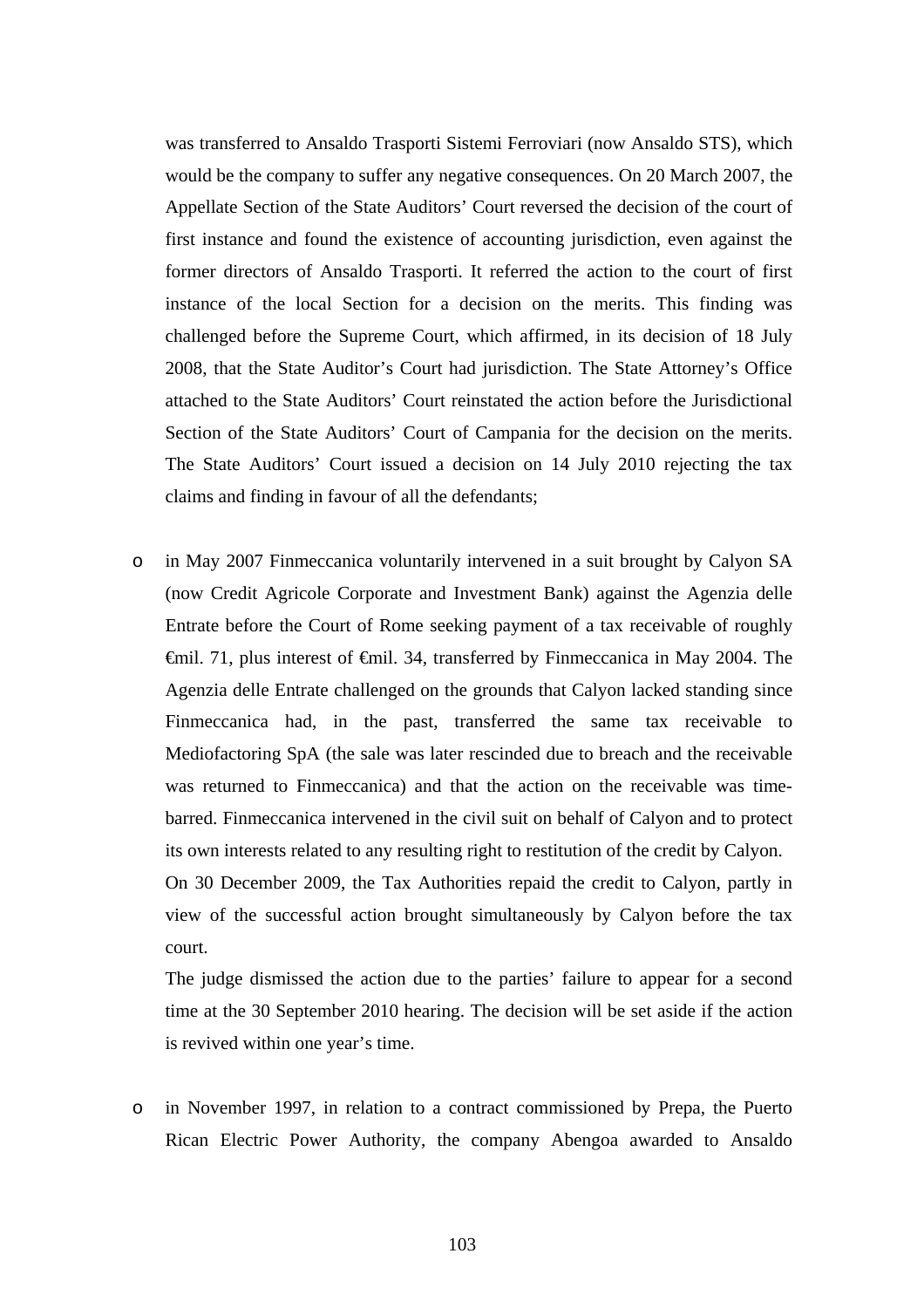was transferred to Ansaldo Trasporti Sistemi Ferroviari (now Ansaldo STS), which would be the company to suffer any negative consequences. On 20 March 2007, the Appellate Section of the State Auditors' Court reversed the decision of the court of first instance and found the existence of accounting jurisdiction, even against the former directors of Ansaldo Trasporti. It referred the action to the court of first instance of the local Section for a decision on the merits. This finding was challenged before the Supreme Court, which affirmed, in its decision of 18 July 2008, that the State Auditor's Court had jurisdiction. The State Attorney's Office attached to the State Auditors' Court reinstated the action before the Jurisdictional Section of the State Auditors' Court of Campania for the decision on the merits. The State Auditors' Court issued a decision on 14 July 2010 rejecting the tax claims and finding in favour of all the defendants;

- in May 2007 Finmeccanica voluntarily intervened in a suit brought by Calyon SA (now Credit Agricole Corporate and Investment Bank) against the Agenzia delle Entrate before the Court of Rome seeking payment of a tax receivable of roughly €mil. 71, plus interest of €mil. 34, transferred by Finmeccanica in May 2004. The Agenzia delle Entrate challenged on the grounds that Calyon lacked standing since Finmeccanica had, in the past, transferred the same tax receivable to Mediofactoring SpA (the sale was later rescinded due to breach and the receivable was returned to Finmeccanica) and that the action on the receivable was time-barred. Finmeccanica intervened in the civil suit on behalf of Calyon and to protect its own interests related to any resulting right to restitution of the credit by Calyon.
  On 30 December 2009, the Tax Authorities repaid the credit to Calyon, partly in view of the successful action brought simultaneously by Calyon before the tax court.
  The judge dismissed the action due to the parties' failure to appear for a second time at the 30 September 2010 hearing. The decision will be set aside if the action is revived within one year's time.

- in November 1997, in relation to a contract commissioned by Prepa, the Puerto Rican Electric Power Authority, the company Abengoa awarded to Ansaldo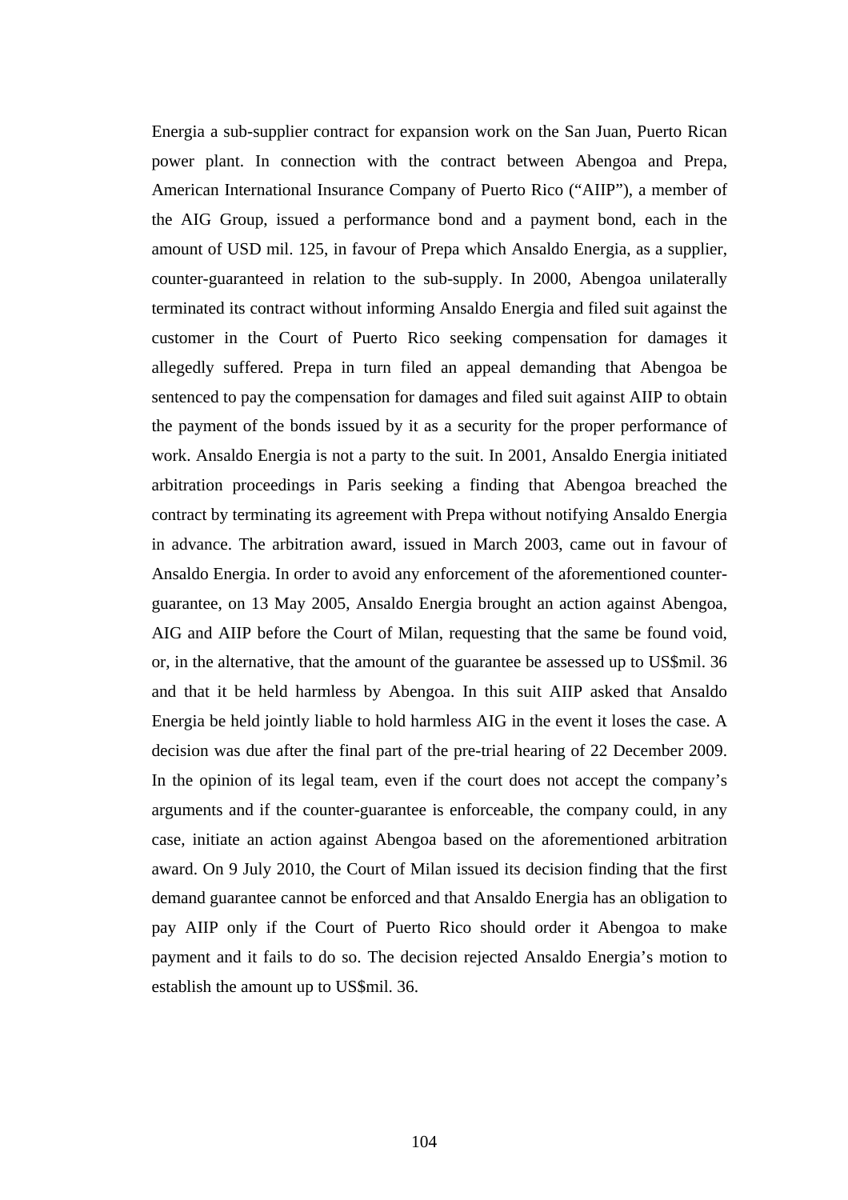Energia a sub-supplier contract for expansion work on the San Juan, Puerto Rican power plant. In connection with the contract between Abengoa and Prepa, American International Insurance Company of Puerto Rico ("AIIP"), a member of the AIG Group, issued a performance bond and a payment bond, each in the amount of USD mil. 125, in favour of Prepa which Ansaldo Energia, as a supplier, counter-guaranteed in relation to the sub-supply. In 2000, Abengoa unilaterally terminated its contract without informing Ansaldo Energia and filed suit against the customer in the Court of Puerto Rico seeking compensation for damages it allegedly suffered. Prepa in turn filed an appeal demanding that Abengoa be sentenced to pay the compensation for damages and filed suit against AIIP to obtain the payment of the bonds issued by it as a security for the proper performance of work. Ansaldo Energia is not a party to the suit. In 2001, Ansaldo Energia initiated arbitration proceedings in Paris seeking a finding that Abengoa breached the contract by terminating its agreement with Prepa without notifying Ansaldo Energia in advance. The arbitration award, issued in March 2003, came out in favour of Ansaldo Energia. In order to avoid any enforcement of the aforementioned counter-guarantee, on 13 May 2005, Ansaldo Energia brought an action against Abengoa, AIG and AIIP before the Court of Milan, requesting that the same be found void, or, in the alternative, that the amount of the guarantee be assessed up to US$mil. 36 and that it be held harmless by Abengoa. In this suit AIIP asked that Ansaldo Energia be held jointly liable to hold harmless AIG in the event it loses the case. A decision was due after the final part of the pre-trial hearing of 22 December 2009. In the opinion of its legal team, even if the court does not accept the company's arguments and if the counter-guarantee is enforceable, the company could, in any case, initiate an action against Abengoa based on the aforementioned arbitration award. On 9 July 2010, the Court of Milan issued its decision finding that the first demand guarantee cannot be enforced and that Ansaldo Energia has an obligation to pay AIIP only if the Court of Puerto Rico should order it Abengoa to make payment and it fails to do so. The decision rejected Ansaldo Energia's motion to establish the amount up to US$mil. 36.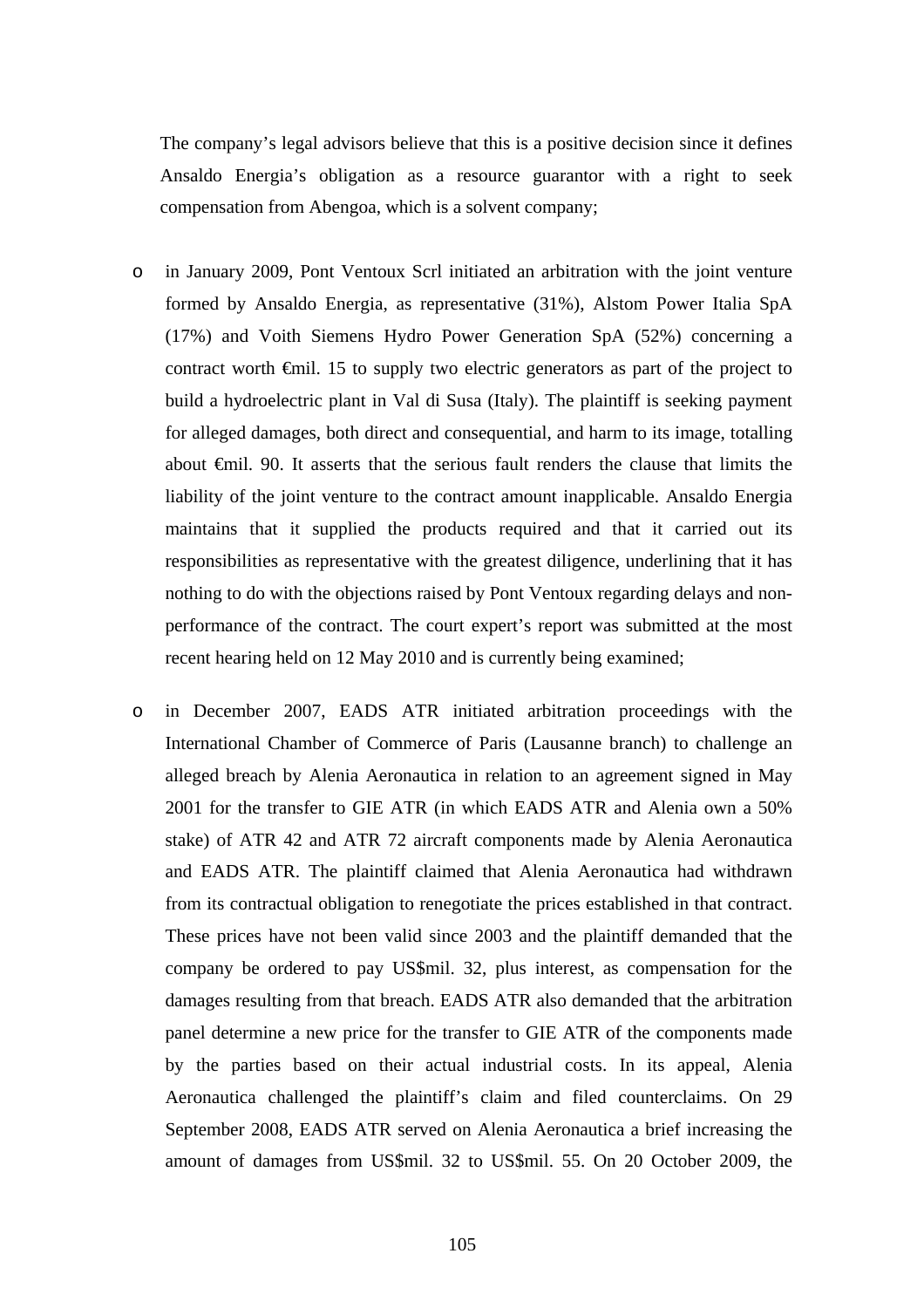The company's legal advisors believe that this is a positive decision since it defines Ansaldo Energia's obligation as a resource guarantor with a right to seek compensation from Abengoa, which is a solvent company;

- in January 2009, Pont Ventoux Scrl initiated an arbitration with the joint venture formed by Ansaldo Energia, as representative (31%), Alstom Power Italia SpA (17%) and Voith Siemens Hydro Power Generation SpA (52%) concerning a contract worth €mil. 15 to supply two electric generators as part of the project to build a hydroelectric plant in Val di Susa (Italy). The plaintiff is seeking payment for alleged damages, both direct and consequential, and harm to its image, totalling about €mil. 90. It asserts that the serious fault renders the clause that limits the liability of the joint venture to the contract amount inapplicable. Ansaldo Energia maintains that it supplied the products required and that it carried out its responsibilities as representative with the greatest diligence, underlining that it has nothing to do with the objections raised by Pont Ventoux regarding delays and non-performance of the contract. The court expert's report was submitted at the most recent hearing held on 12 May 2010 and is currently being examined;

- in December 2007, EADS ATR initiated arbitration proceedings with the International Chamber of Commerce of Paris (Lausanne branch) to challenge an alleged breach by Alenia Aeronautica in relation to an agreement signed in May 2001 for the transfer to GIE ATR (in which EADS ATR and Alenia own a 50% stake) of ATR 42 and ATR 72 aircraft components made by Alenia Aeronautica and EADS ATR. The plaintiff claimed that Alenia Aeronautica had withdrawn from its contractual obligation to renegotiate the prices established in that contract. These prices have not been valid since 2003 and the plaintiff demanded that the company be ordered to pay US$mil. 32, plus interest, as compensation for the damages resulting from that breach. EADS ATR also demanded that the arbitration panel determine a new price for the transfer to GIE ATR of the components made by the parties based on their actual industrial costs. In its appeal, Alenia Aeronautica challenged the plaintiff's claim and filed counterclaims. On 29 September 2008, EADS ATR served on Alenia Aeronautica a brief increasing the amount of damages from US$mil. 32 to US$mil. 55. On 20 October 2009, the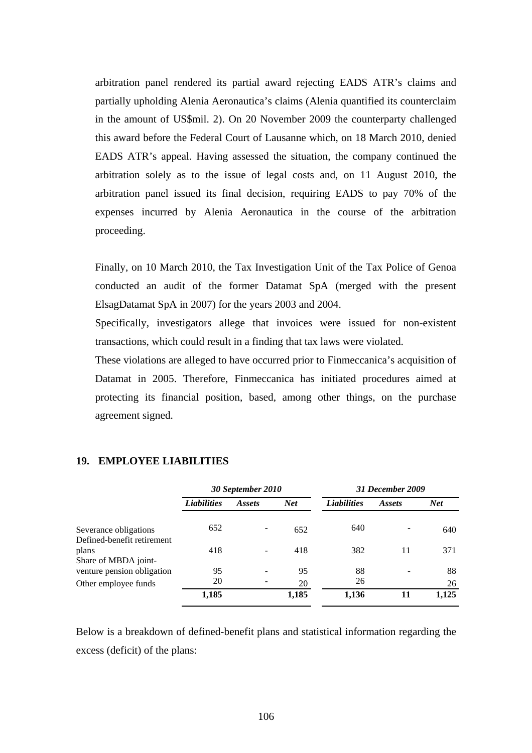arbitration panel rendered its partial award rejecting EADS ATR's claims and partially upholding Alenia Aeronautica's claims (Alenia quantified its counterclaim in the amount of US$mil. 2). On 20 November 2009 the counterparty challenged this award before the Federal Court of Lausanne which, on 18 March 2010, denied EADS ATR's appeal. Having assessed the situation, the company continued the arbitration solely as to the issue of legal costs and, on 11 August 2010, the arbitration panel issued its final decision, requiring EADS to pay 70% of the expenses incurred by Alenia Aeronautica in the course of the arbitration proceeding.

Finally, on 10 March 2010, the Tax Investigation Unit of the Tax Police of Genoa conducted an audit of the former Datamat SpA (merged with the present ElsagDatamat SpA in 2007) for the years 2003 and 2004.

Specifically, investigators allege that invoices were issued for non-existent transactions, which could result in a finding that tax laws were violated.

These violations are alleged to have occurred prior to Finmeccanica's acquisition of Datamat in 2005. Therefore, Finmeccanica has initiated procedures aimed at protecting its financial position, based, among other things, on the purchase agreement signed.

## 19. EMPLOYEE LIABILITIES

| | *30 September 2010* | | | *31 December 2009* | | |
|---|---|---|---|---|---|---|
| | *Liabilities* | *Assets* | *Net* | *Liabilities* | *Assets* | *Net* |
| Severance obligations | 652 | - | 652 | 640 | - | 640 |
| Defined-benefit retirement plans | 418 | - | 418 | 382 | 11 | 371 |
| Share of MBDA joint-venture pension obligation | 95 | - | 95 | 88 | - | 88 |
| Other employee funds | 20 | - | 20 | 26 | | 26 |
| | **1,185** | | **1,185** | **1,136** | **11** | **1,125** |

Below is a breakdown of defined-benefit plans and statistical information regarding the excess (deficit) of the plans: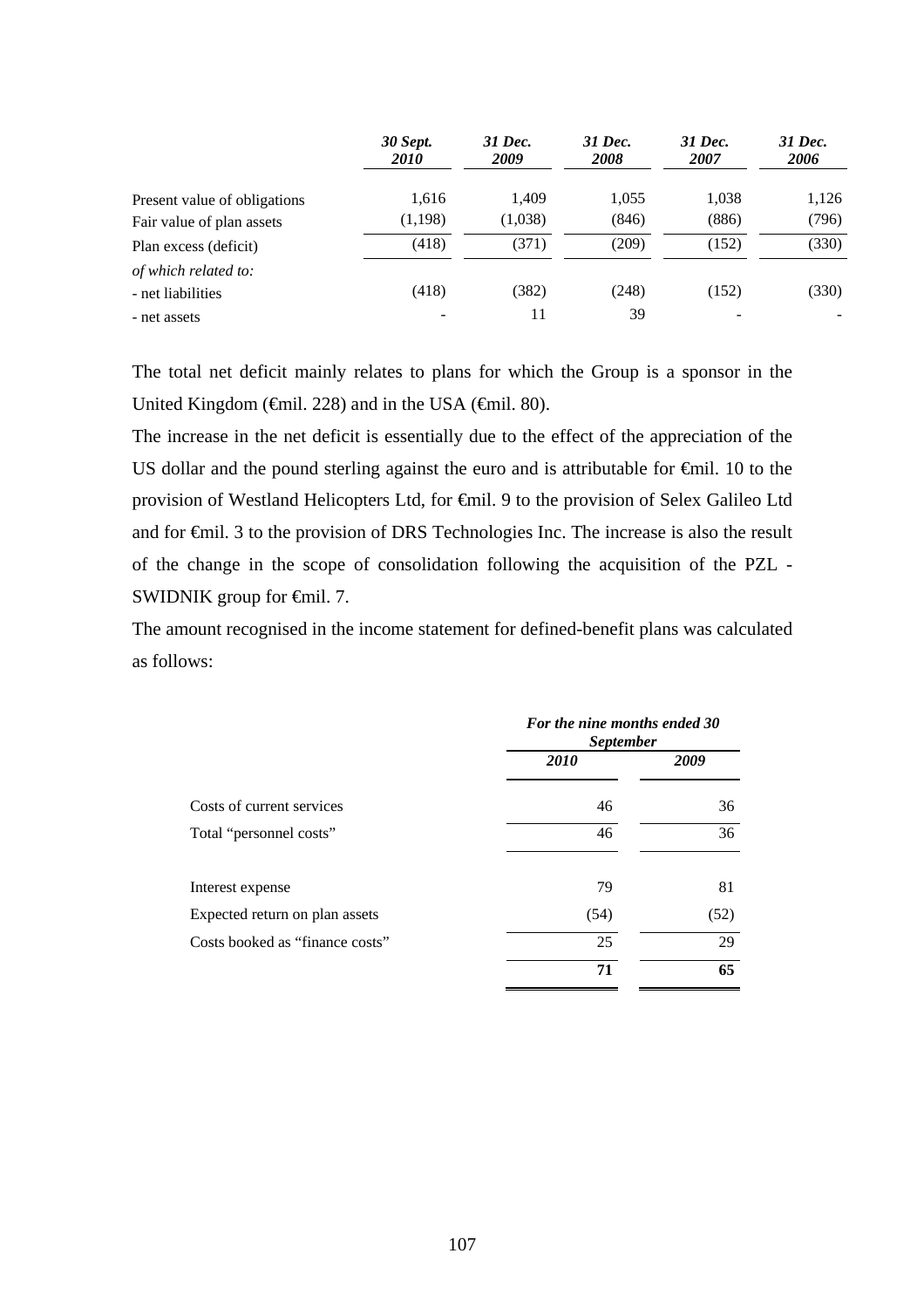| | *30 Sept. 2010* | *31 Dec. 2009* | *31 Dec. 2008* | *31 Dec. 2007* | *31 Dec. 2006* |
|---|---|---|---|---|---|
| Present value of obligations | 1,616 | 1,409 | 1,055 | 1,038 | 1,126 |
| Fair value of plan assets | (1,198) | (1,038) | (846) | (886) | (796) |
| Plan excess (deficit) | (418) | (371) | (209) | (152) | (330) |
| *of which related to:* | | | | | |
| - net liabilities | (418) | (382) | (248) | (152) | (330) |
| - net assets | - | 11 | 39 | - | - |

The total net deficit mainly relates to plans for which the Group is a sponsor in the United Kingdom (€mil. 228) and in the USA (€mil. 80).

The increase in the net deficit is essentially due to the effect of the appreciation of the US dollar and the pound sterling against the euro and is attributable for €mil. 10 to the provision of Westland Helicopters Ltd, for €mil. 9 to the provision of Selex Galileo Ltd and for €mil. 3 to the provision of DRS Technologies Inc. The increase is also the result of the change in the scope of consolidation following the acquisition of the PZL - SWIDNIK group for €mil. 7.

The amount recognised in the income statement for defined-benefit plans was calculated as follows:

| | *For the nine months ended 30 September* | |
|---|---|---|
| | *2010* | *2009* |
| Costs of current services | 46 | 36 |
| Total "personnel costs" | 46 | 36 |
| | | |
| Interest expense | 79 | 81 |
| Expected return on plan assets | (54) | (52) |
| Costs booked as "finance costs" | 25 | 29 |
| | **71** | **65** |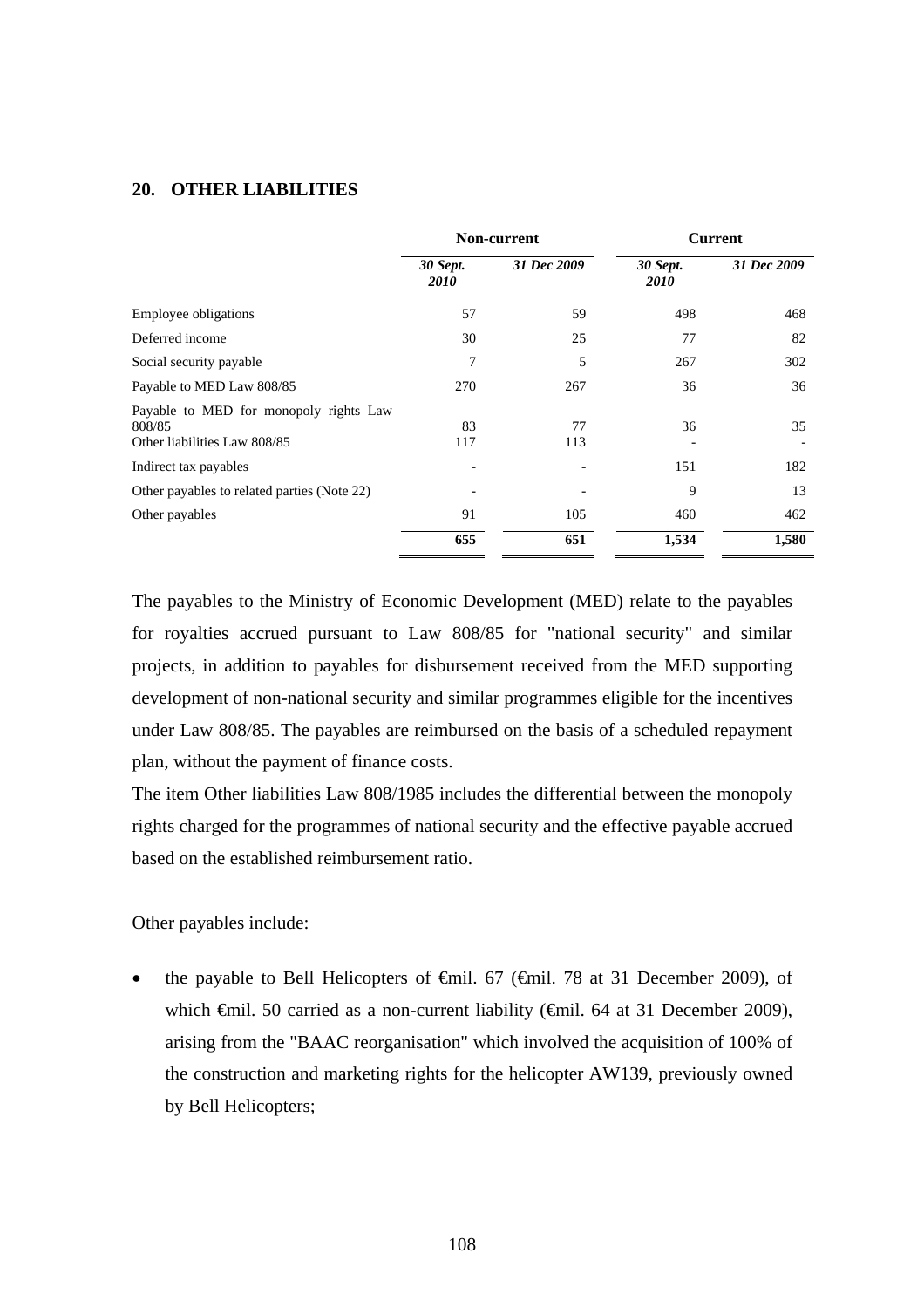## 20. OTHER LIABILITIES

| | Non-current | | Current | |
|---|---|---|---|---|
| | *30 Sept. 2010* | *31 Dec 2009* | *30 Sept. 2010* | *31 Dec 2009* |
| Employee obligations | 57 | 59 | 498 | 468 |
| Deferred income | 30 | 25 | 77 | 82 |
| Social security payable | 7 | 5 | 267 | 302 |
| Payable to MED Law 808/85 | 270 | 267 | 36 | 36 |
| Payable to MED for monopoly rights Law 808/85 | 83 | 77 | 36 | 35 |
| Other liabilities Law 808/85 | 117 | 113 | - | - |
| Indirect tax payables | - | - | 151 | 182 |
| Other payables to related parties (Note 22) | - | - | 9 | 13 |
| Other payables | 91 | 105 | 460 | 462 |
| | **655** | **651** | **1,534** | **1,580** |

The payables to the Ministry of Economic Development (MED) relate to the payables for royalties accrued pursuant to Law 808/85 for "national security" and similar projects, in addition to payables for disbursement received from the MED supporting development of non-national security and similar programmes eligible for the incentives under Law 808/85. The payables are reimbursed on the basis of a scheduled repayment plan, without the payment of finance costs.

The item Other liabilities Law 808/1985 includes the differential between the monopoly rights charged for the programmes of national security and the effective payable accrued based on the established reimbursement ratio.

Other payables include:

- the payable to Bell Helicopters of €mil. 67 (€mil. 78 at 31 December 2009), of which €mil. 50 carried as a non-current liability (€mil. 64 at 31 December 2009), arising from the "BAAC reorganisation" which involved the acquisition of 100% of the construction and marketing rights for the helicopter AW139, previously owned by Bell Helicopters;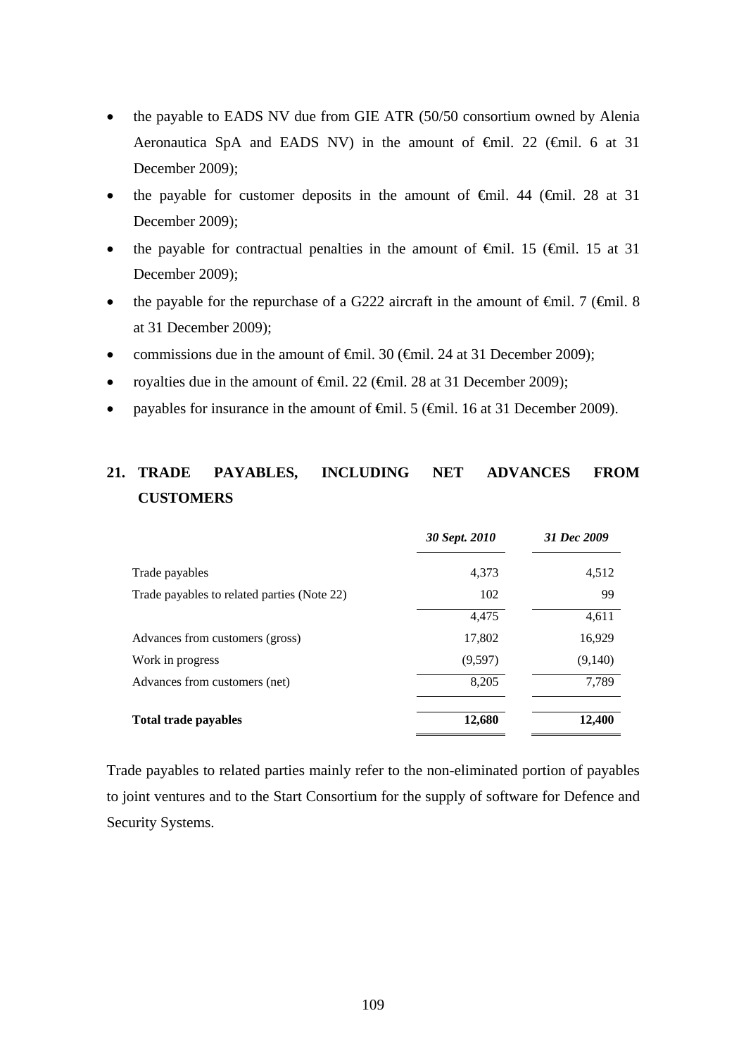- the payable to EADS NV due from GIE ATR (50/50 consortium owned by Alenia Aeronautica SpA and EADS NV) in the amount of €mil. 22 (€mil. 6 at 31 December 2009);
- the payable for customer deposits in the amount of €mil. 44 (€mil. 28 at 31 December 2009);
- the payable for contractual penalties in the amount of €mil. 15 (€mil. 15 at 31 December 2009);
- the payable for the repurchase of a G222 aircraft in the amount of €mil. 7 (€mil. 8 at 31 December 2009);
- commissions due in the amount of €mil. 30 (€mil. 24 at 31 December 2009);
- royalties due in the amount of €mil. 22 (€mil. 28 at 31 December 2009);
- payables for insurance in the amount of €mil. 5 (€mil. 16 at 31 December 2009).

## 21. TRADE PAYABLES, INCLUDING NET ADVANCES FROM CUSTOMERS

| | *30 Sept. 2010* | *31 Dec 2009* |
|---|---|---|
| Trade payables | 4,373 | 4,512 |
| Trade payables to related parties (Note 22) | 102 | 99 |
| | 4,475 | 4,611 |
| Advances from customers (gross) | 17,802 | 16,929 |
| Work in progress | (9,597) | (9,140) |
| Advances from customers (net) | 8,205 | 7,789 |
| **Total trade payables** | **12,680** | **12,400** |

Trade payables to related parties mainly refer to the non-eliminated portion of payables to joint ventures and to the Start Consortium for the supply of software for Defence and Security Systems.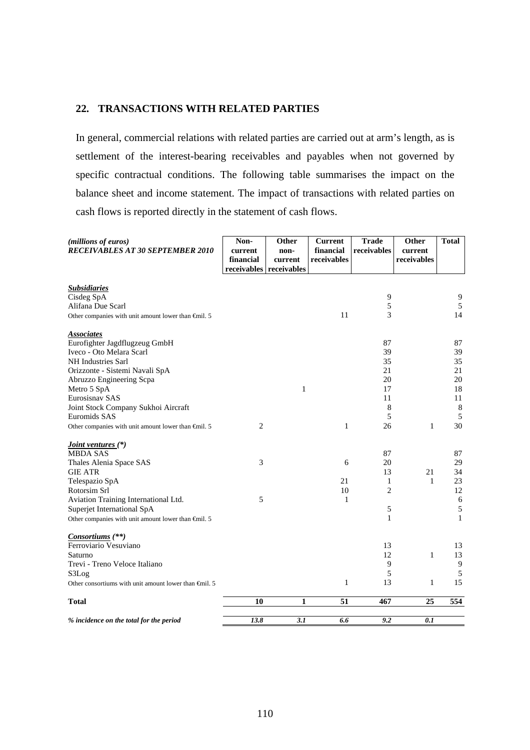## 22. TRANSACTIONS WITH RELATED PARTIES

In general, commercial relations with related parties are carried out at arm's length, as is settlement of the interest-bearing receivables and payables when not governed by specific contractual conditions. The following table summarises the impact on the balance sheet and income statement. The impact of transactions with related parties on cash flows is reported directly in the statement of cash flows.

| *(millions of euros)* ***RECEIVABLES AT 30 SEPTEMBER 2010*** | Non-current financial receivables | Other non-current receivables | Current financial receivables | Trade receivables | Other current receivables | Total |
|---|---|---|---|---|---|---|
| ***Subsidiaries*** | | | | | | |
| Cisdeg SpA | | | | 9 | | 9 |
| Alifana Due Scarl | | | | 5 | | 5 |
| Other companies with unit amount lower than €mil. 5 | | | 11 | 3 | | 14 |
| ***Associates*** | | | | | | |
| Eurofighter Jagdflugzeug GmbH | | | | 87 | | 87 |
| Iveco - Oto Melara Scarl | | | | 39 | | 39 |
| NH Industries Sarl | | | | 35 | | 35 |
| Orizzonte - Sistemi Navali SpA | | | | 21 | | 21 |
| Abruzzo Engineering Scpa | | | | 20 | | 20 |
| Metro 5 SpA | | 1 | | 17 | | 18 |
| Eurosisnav SAS | | | | 11 | | 11 |
| Joint Stock Company Sukhoi Aircraft | | | | 8 | | 8 |
| Euromids SAS | | | | 5 | | 5 |
| Other companies with unit amount lower than €mil. 5 | 2 | | 1 | 26 | 1 | 30 |
| ***Joint ventures (\*)*** | | | | | | |
| MBDA SAS | | | | 87 | | 87 |
| Thales Alenia Space SAS | 3 | | 6 | 20 | | 29 |
| GIE ATR | | | | 13 | 21 | 34 |
| Telespazio SpA | | | 21 | 1 | 1 | 23 |
| Rotorsim Srl | | | 10 | 2 | | 12 |
| Aviation Training International Ltd. | 5 | | 1 | | | 6 |
| Superjet International SpA | | | | 5 | | 5 |
| Other companies with unit amount lower than €mil. 5 | | | | 1 | | 1 |
| ***Consortiums (\*\*)*** | | | | | | |
| Ferroviario Vesuviano | | | | 13 | | 13 |
| Saturno | | | | 12 | 1 | 13 |
| Trevi - Treno Veloce Italiano | | | | 9 | | 9 |
| S3Log | | | | 5 | | 5 |
| Other consortiums with unit amount lower than €mil. 5 | | | 1 | 13 | 1 | 15 |
| **Total** | **10** | **1** | **51** | **467** | **25** | **554** |
| ***% incidence on the total for the period*** | ***13.8*** | ***3.1*** | ***6.6*** | ***9.2*** | ***0.1*** | |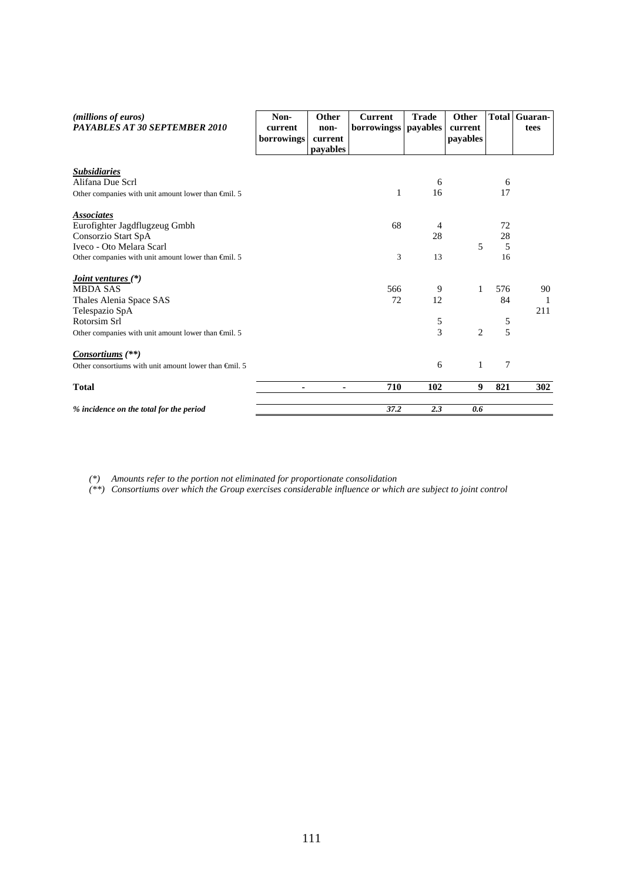| *(millions of euros)* ***PAYABLES AT 30 SEPTEMBER 2010*** | **Non-current borrowings** | **Other non-current payables** | **Current borrowingss** | **Trade payables** | **Other current payables** | **Total** | **Guaran-tees** |
|---|---|---|---|---|---|---|---|
| ***Subsidiaries*** | | | | | | | |
| Alifana Due Scrl | | | | 6 | | 6 | |
| Other companies with unit amount lower than €mil. 5 | | | 1 | 16 | | 17 | |
| ***Associates*** | | | | | | | |
| Eurofighter Jagdflugzeug Gmbh | | | 68 | 4 | | 72 | |
| Consorzio Start SpA | | | | 28 | | 28 | |
| Iveco - Oto Melara Scarl | | | | | 5 | 5 | |
| Other companies with unit amount lower than €mil. 5 | | | 3 | 13 | | 16 | |
| ***Joint ventures (\*)*** | | | | | | | |
| MBDA SAS | | | 566 | 9 | 1 | 576 | 90 |
| Thales Alenia Space SAS | | | 72 | 12 | | 84 | 1 |
| Telespazio SpA | | | | | | | 211 |
| Rotorsim Srl | | | | 5 | | 5 | |
| Other companies with unit amount lower than €mil. 5 | | | | 3 | 2 | 5 | |
| ***Consortiums (\*\*)*** | | | | | | | |
| Other consortiums with unit amount lower than €mil. 5 | | | | 6 | 1 | 7 | |
| **Total** | **-** | **-** | **710** | **102** | **9** | **821** | **302** |
| ***% incidence on the total for the period*** | | | ***37.2*** | ***2.3*** | ***0.6*** | | |

*(\*) Amounts refer to the portion not eliminated for proportionate consolidation*

*(\*\*) Consortiums over which the Group exercises considerable influence or which are subject to joint control*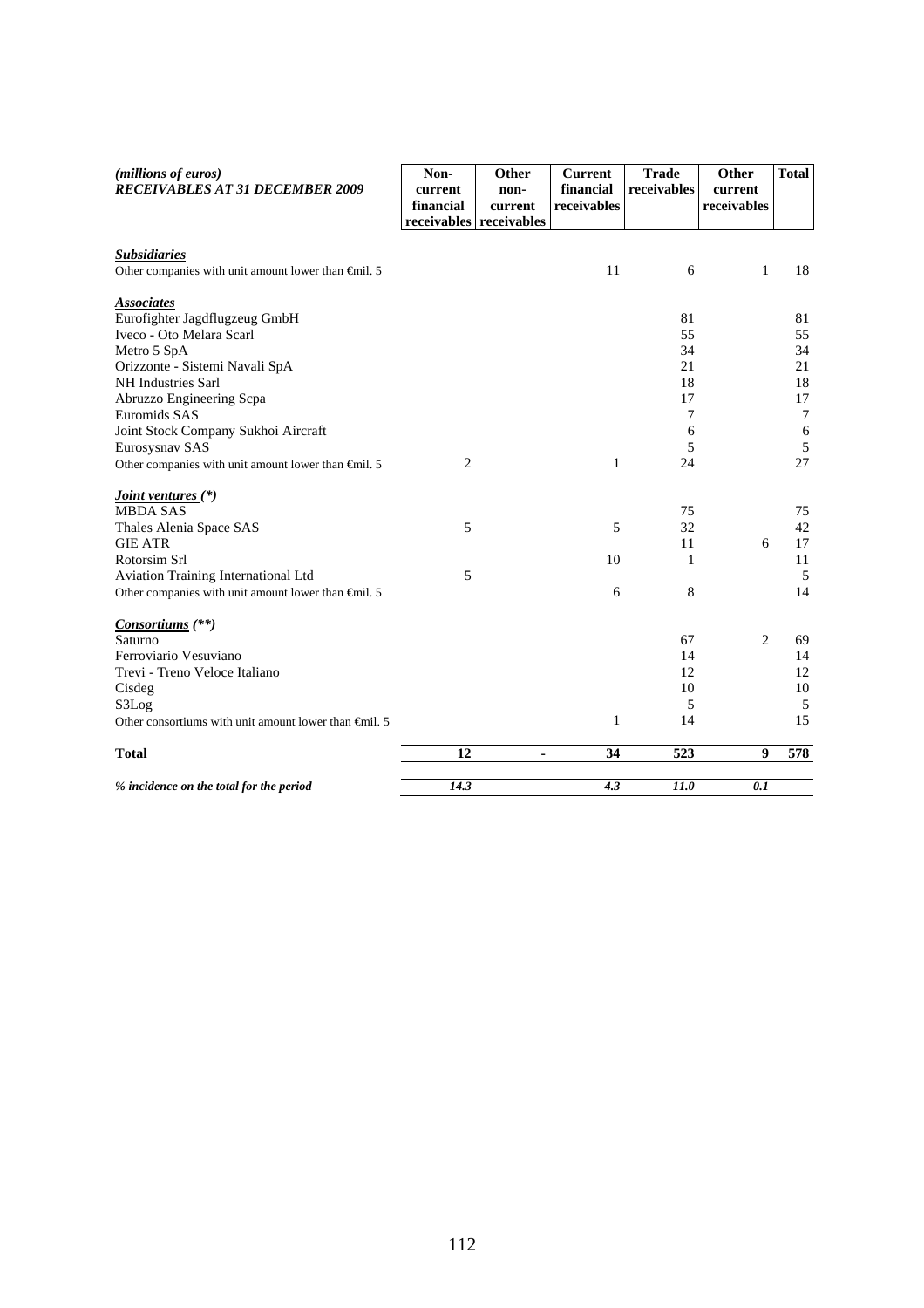| *(millions of euros)* ***RECEIVABLES AT 31 DECEMBER 2009*** | **Non-current financial receivables** | **Other non-current receivables** | **Current financial receivables** | **Trade receivables** | **Other current receivables** | **Total** |
|---|---|---|---|---|---|---|
| ***Subsidiaries*** | | | | | | |
| Other companies with unit amount lower than €mil. 5 | | | 11 | 6 | 1 | 18 |
| ***Associates*** | | | | | | |
| Eurofighter Jagdflugzeug GmbH | | | | 81 | | 81 |
| Iveco - Oto Melara Scarl | | | | 55 | | 55 |
| Metro 5 SpA | | | | 34 | | 34 |
| Orizzonte - Sistemi Navali SpA | | | | 21 | | 21 |
| NH Industries Sarl | | | | 18 | | 18 |
| Abruzzo Engineering Scpa | | | | 17 | | 17 |
| Euromids SAS | | | | 7 | | 7 |
| Joint Stock Company Sukhoi Aircraft | | | | 6 | | 6 |
| Eurosysnav SAS | | | | 5 | | 5 |
| Other companies with unit amount lower than €mil. 5 | 2 | | 1 | 24 | | 27 |
| ***Joint ventures (\*)*** | | | | | | |
| MBDA SAS | | | | 75 | | 75 |
| Thales Alenia Space SAS | 5 | | 5 | 32 | | 42 |
| GIE ATR | | | | 11 | 6 | 17 |
| Rotorsim Srl | | | 10 | 1 | | 11 |
| Aviation Training International Ltd | 5 | | | | | 5 |
| Other companies with unit amount lower than €mil. 5 | | | 6 | 8 | | 14 |
| ***Consortiums (\*\*)*** | | | | | | |
| Saturno | | | | 67 | 2 | 69 |
| Ferroviario Vesuviano | | | | 14 | | 14 |
| Trevi - Treno Veloce Italiano | | | | 12 | | 12 |
| Cisdeg | | | | 10 | | 10 |
| S3Log | | | | 5 | | 5 |
| Other consortiums with unit amount lower than €mil. 5 | | | 1 | 14 | | 15 |
| **Total** | **12** | **-** | **34** | **523** | **9** | **578** |
| ***% incidence on the total for the period*** | ***14.3*** | | ***4.3*** | ***11.0*** | ***0.1*** | |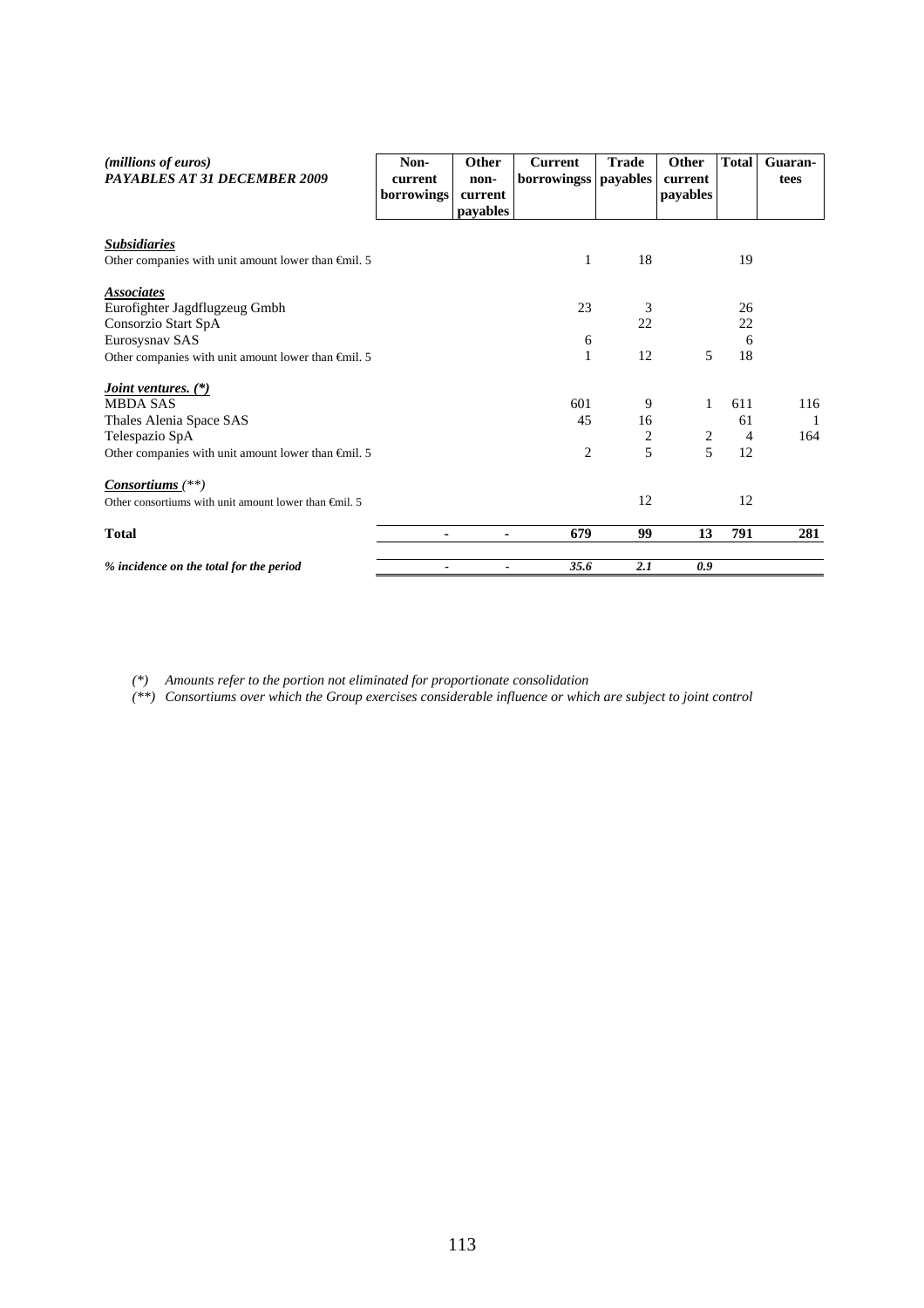| *(millions of euros)* ***PAYABLES AT 31 DECEMBER 2009*** | **Non-current borrowings** | **Other non-current payables** | **Current borrowingss** | **Trade payables** | **Other current payables** | **Total** | **Guaran-tees** |
|---|---|---|---|---|---|---|---|
| ***Subsidiaries*** | | | | | | | |
| Other companies with unit amount lower than €mil. 5 | | | 1 | 18 | | 19 | |
| ***Associates*** | | | | | | | |
| Eurofighter Jagdflugzeug Gmbh | | | 23 | 3 | | 26 | |
| Consorzio Start SpA | | | | 22 | | 22 | |
| Eurosysnav SAS | | | 6 | | | 6 | |
| Other companies with unit amount lower than €mil. 5 | | | 1 | 12 | 5 | 18 | |
| ***Joint ventures. (\*)*** | | | | | | | |
| MBDA SAS | | | 601 | 9 | 1 | 611 | 116 |
| Thales Alenia Space SAS | | | 45 | 16 | | 61 | 1 |
| Telespazio SpA | | | | 2 | 2 | 4 | 164 |
| Other companies with unit amount lower than €mil. 5 | | | 2 | 5 | 5 | 12 | |
| ***Consortiums*** *(\*\*)* | | | | | | | |
| Other consortiums with unit amount lower than €mil. 5 | | | | 12 | | 12 | |
| **Total** | **-** | **-** | **679** | **99** | **13** | **791** | **281** |
| ***% incidence on the total for the period*** | *-* | *-* | ***35.6*** | ***2.1*** | ***0.9*** | | |

*(\*) Amounts refer to the portion not eliminated for proportionate consolidation*

*(\*\*) Consortiums over which the Group exercises considerable influence or which are subject to joint control*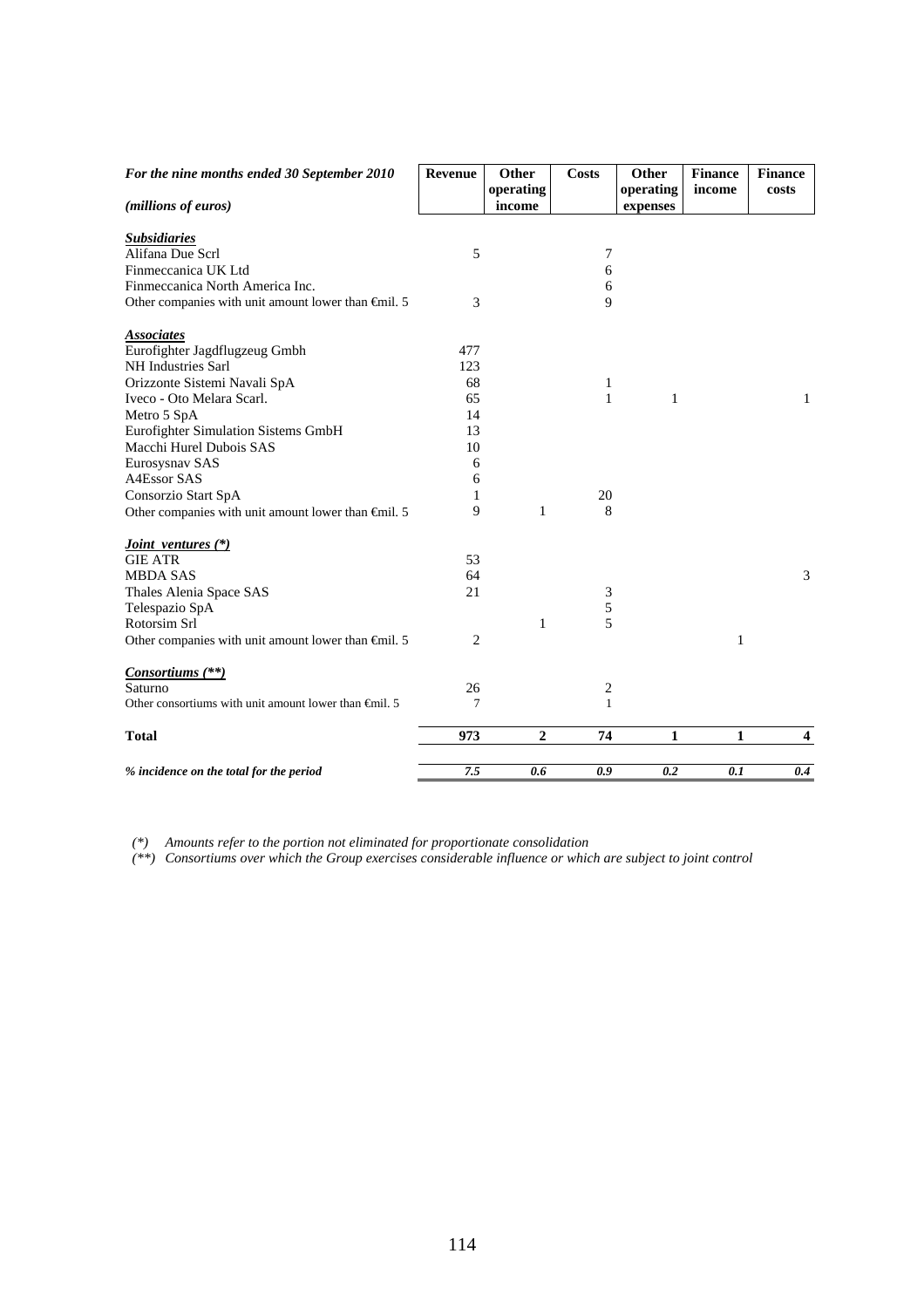| *For the nine months ended 30 September 2010* *(millions of euros)* | **Revenue** | **Other operating income** | **Costs** | **Other operating expenses** | **Finance income** | **Finance costs** |
|---|---|---|---|---|---|---|
| ***Subsidiaries*** | | | | | | |
| Alifana Due Scrl | 5 | | 7 | | | |
| Finmeccanica UK Ltd | | | 6 | | | |
| Finmeccanica North America Inc. | | | 6 | | | |
| Other companies with unit amount lower than €mil. 5 | 3 | | 9 | | | |
| ***Associates*** | | | | | | |
| Eurofighter Jagdflugzeug Gmbh | 477 | | | | | |
| NH Industries Sarl | 123 | | | | | |
| Orizzonte Sistemi Navali SpA | 68 | | 1 | | | |
| Iveco - Oto Melara Scarl. | 65 | | 1 | 1 | | 1 |
| Metro 5 SpA | 14 | | | | | |
| Eurofighter Simulation Sistems GmbH | 13 | | | | | |
| Macchi Hurel Dubois SAS | 10 | | | | | |
| Eurosysnav SAS | 6 | | | | | |
| A4Essor SAS | 6 | | | | | |
| Consorzio Start SpA | 1 | | 20 | | | |
| Other companies with unit amount lower than €mil. 5 | 9 | 1 | 8 | | | |
| ***Joint ventures (\*)*** | | | | | | |
| GIE ATR | 53 | | | | | |
| MBDA SAS | 64 | | | | | 3 |
| Thales Alenia Space SAS | 21 | | 3 | | | |
| Telespazio SpA | | | 5 | | | |
| Rotorsim Srl | | 1 | 5 | | | |
| Other companies with unit amount lower than €mil. 5 | 2 | | | | 1 | |
| ***Consortiums (\*\*)*** | | | | | | |
| Saturno | 26 | | 2 | | | |
| Other consortiums with unit amount lower than €mil. 5 | 7 | | 1 | | | |
| **Total** | **973** | **2** | **74** | **1** | **1** | **4** |
| ***% incidence on the total for the period*** | *7.5* | *0.6* | *0.9* | *0.2* | *0.1* | *0.4* |

*(\*) Amounts refer to the portion not eliminated for proportionate consolidation*

*(\*\*) Consortiums over which the Group exercises considerable influence or which are subject to joint control*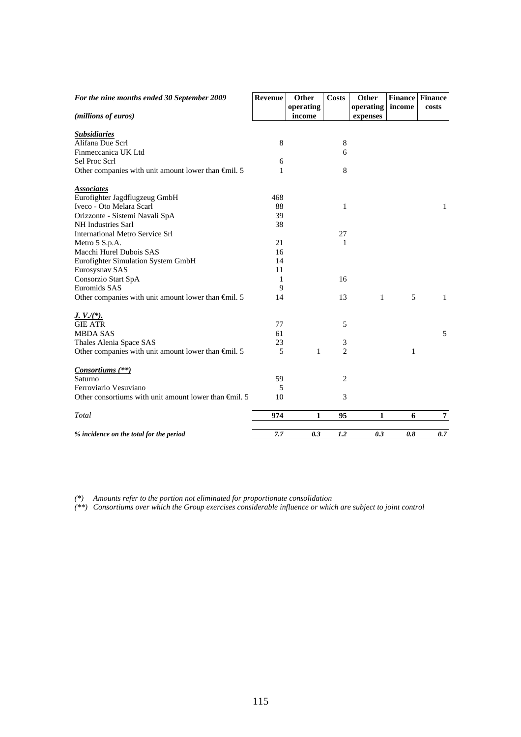| For the nine months ended 30 September 2009 *(millions of euros)* | Revenue | Other operating income | Costs | Other operating expenses | Finance income | Finance costs |
|---|---|---|---|---|---|---|
| ***Subsidiaries*** | | | | | | |
| Alifana Due Scrl | 8 | | 8 | | | |
| Finmeccanica UK Ltd | | | 6 | | | |
| Sel Proc Scrl | 6 | | | | | |
| Other companies with unit amount lower than €mil. 5 | 1 | | 8 | | | |
| ***Associates*** | | | | | | |
| Eurofighter Jagdflugzeug GmbH | 468 | | | | | |
| Iveco - Oto Melara Scarl | 88 | | 1 | | | 1 |
| Orizzonte - Sistemi Navali SpA | 39 | | | | | |
| NH Industries Sarl | 38 | | | | | |
| International Metro Service Srl | | | 27 | | | |
| Metro 5 S.p.A. | 21 | | 1 | | | |
| Macchi Hurel Dubois SAS | 16 | | | | | |
| Eurofighter Simulation System GmbH | 14 | | | | | |
| Eurosysnav SAS | 11 | | | | | |
| Consorzio Start SpA | 1 | | 16 | | | |
| Euromids SAS | 9 | | | | | |
| Other companies with unit amount lower than €mil. 5 | 14 | | 13 | 1 | 5 | 1 |
| ***J. V./(\*).*** | | | | | | |
| GIE ATR | 77 | | 5 | | | |
| MBDA SAS | 61 | | | | | 5 |
| Thales Alenia Space SAS | 23 | | 3 | | | |
| Other companies with unit amount lower than €mil. 5 | 5 | 1 | 2 | | 1 | |
| ***Consortiums (\*\*)*** | | | | | | |
| Saturno | 59 | | 2 | | | |
| Ferroviario Vesuviano | 5 | | | | | |
| Other consortiums with unit amount lower than €mil. 5 | 10 | | 3 | | | |
| *Total* | **974** | **1** | **95** | **1** | **6** | **7** |
| ***% incidence on the total for the period*** | ***7.7*** | ***0.3*** | ***1.2*** | ***0.3*** | ***0.8*** | ***0.7*** |

*(\*) Amounts refer to the portion not eliminated for proportionate consolidation*

*(\*\*) Consortiums over which the Group exercises considerable influence or which are subject to joint control*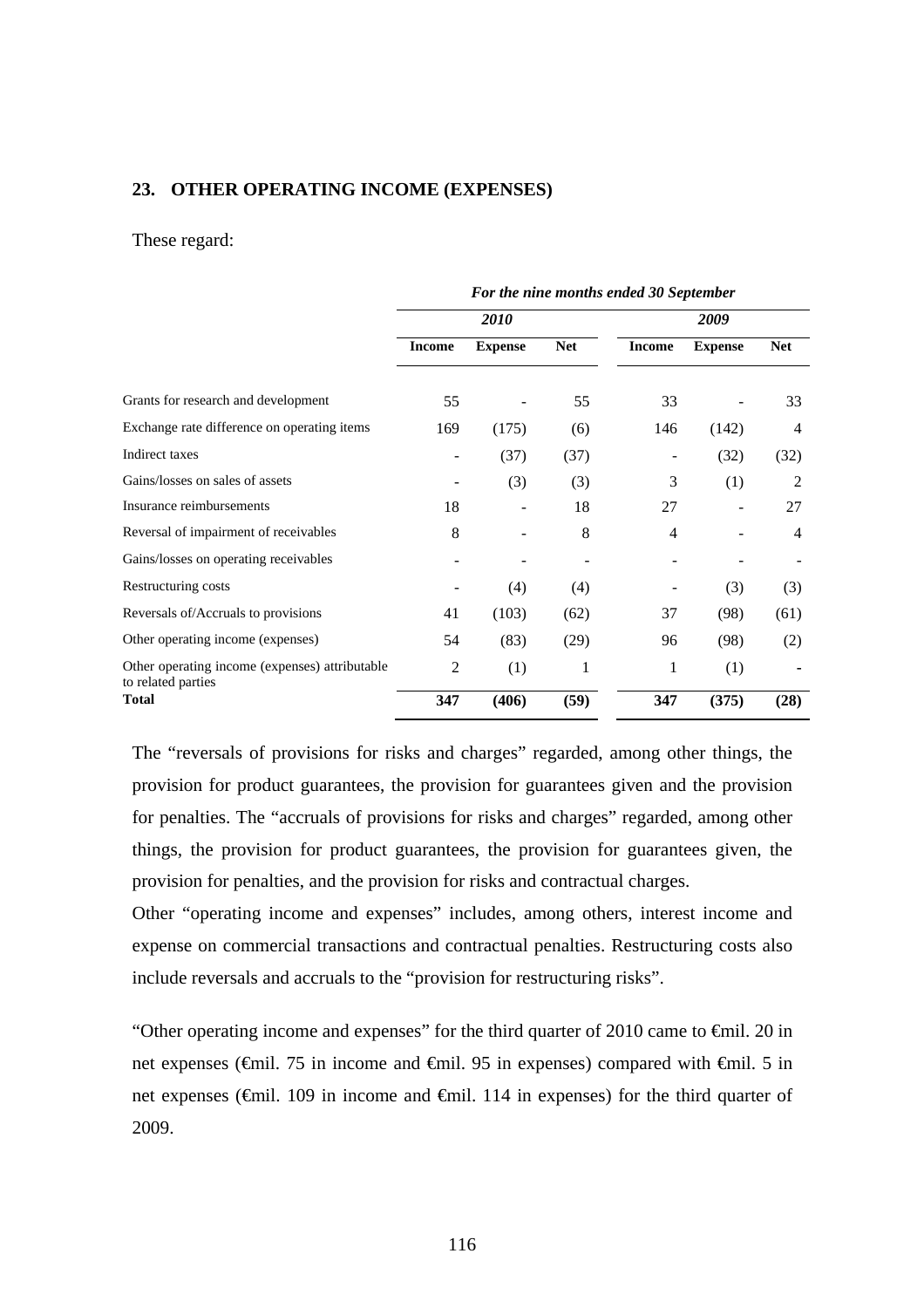## 23. OTHER OPERATING INCOME (EXPENSES)

These regard:

| | *For the nine months ended 30 September* | | | | | |
|---|---|---|---|---|---|---|
| | *2010* | | | *2009* | | |
| | **Income** | **Expense** | **Net** | **Income** | **Expense** | **Net** |
| Grants for research and development | 55 | - | 55 | 33 | - | 33 |
| Exchange rate difference on operating items | 169 | (175) | (6) | 146 | (142) | 4 |
| Indirect taxes | - | (37) | (37) | - | (32) | (32) |
| Gains/losses on sales of assets | - | (3) | (3) | 3 | (1) | 2 |
| Insurance reimbursements | 18 | - | 18 | 27 | - | 27 |
| Reversal of impairment of receivables | 8 | - | 8 | 4 | - | 4 |
| Gains/losses on operating receivables | - | - | - | - | - | - |
| Restructuring costs | - | (4) | (4) | - | (3) | (3) |
| Reversals of/Accruals to provisions | 41 | (103) | (62) | 37 | (98) | (61) |
| Other operating income (expenses) | 54 | (83) | (29) | 96 | (98) | (2) |
| Other operating income (expenses) attributable to related parties | 2 | (1) | 1 | 1 | (1) | - |
| **Total** | **347** | **(406)** | **(59)** | **347** | **(375)** | **(28)** |

The "reversals of provisions for risks and charges" regarded, among other things, the provision for product guarantees, the provision for guarantees given and the provision for penalties. The "accruals of provisions for risks and charges" regarded, among other things, the provision for product guarantees, the provision for guarantees given, the provision for penalties, and the provision for risks and contractual charges.

Other "operating income and expenses" includes, among others, interest income and expense on commercial transactions and contractual penalties. Restructuring costs also include reversals and accruals to the "provision for restructuring risks".

"Other operating income and expenses" for the third quarter of 2010 came to €mil. 20 in net expenses (€mil. 75 in income and €mil. 95 in expenses) compared with €mil. 5 in net expenses (€mil. 109 in income and €mil. 114 in expenses) for the third quarter of 2009.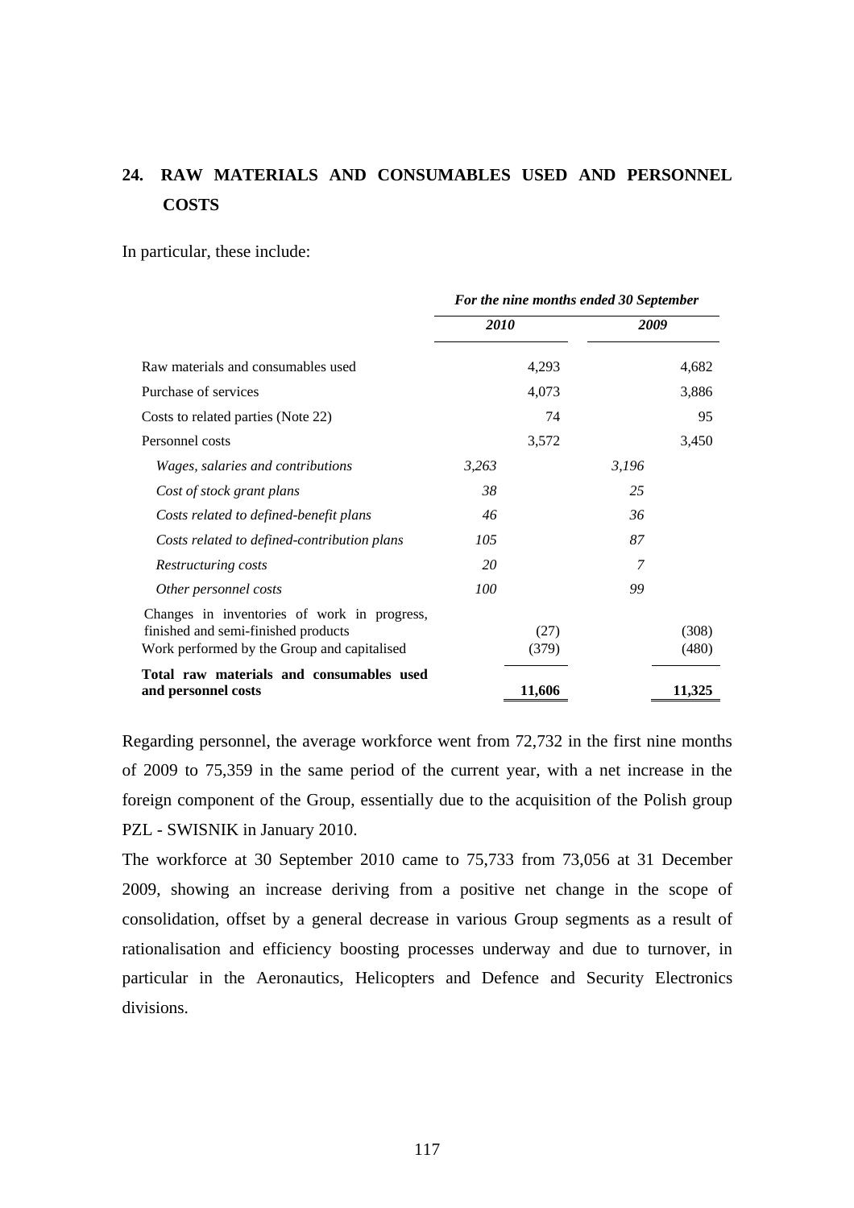## 24. RAW MATERIALS AND CONSUMABLES USED AND PERSONNEL COSTS

In particular, these include:

| | *For the nine months ended 30 September* | | | |
|---|---|---|---|---|
| | ***2010*** | | ***2009*** | |
| Raw materials and consumables used | | 4,293 | | 4,682 |
| Purchase of services | | 4,073 | | 3,886 |
| Costs to related parties (Note 22) | | 74 | | 95 |
| Personnel costs | | 3,572 | | 3,450 |
| *Wages, salaries and contributions* | *3,263* | | *3,196* | |
| *Cost of stock grant plans* | *38* | | *25* | |
| *Costs related to defined-benefit plans* | *46* | | *36* | |
| *Costs related to defined-contribution plans* | *105* | | *87* | |
| *Restructuring costs* | *20* | | *7* | |
| *Other personnel costs* | *100* | | *99* | |
| Changes in inventories of work in progress, finished and semi-finished products | | (27) | | (308) |
| Work performed by the Group and capitalised | | (379) | | (480) |
| **Total raw materials and consumables used and personnel costs** | | **11,606** | | **11,325** |

Regarding personnel, the average workforce went from 72,732 in the first nine months of 2009 to 75,359 in the same period of the current year, with a net increase in the foreign component of the Group, essentially due to the acquisition of the Polish group PZL - SWISNIK in January 2010.

The workforce at 30 September 2010 came to 75,733 from 73,056 at 31 December 2009, showing an increase deriving from a positive net change in the scope of consolidation, offset by a general decrease in various Group segments as a result of rationalisation and efficiency boosting processes underway and due to turnover, in particular in the Aeronautics, Helicopters and Defence and Security Electronics divisions.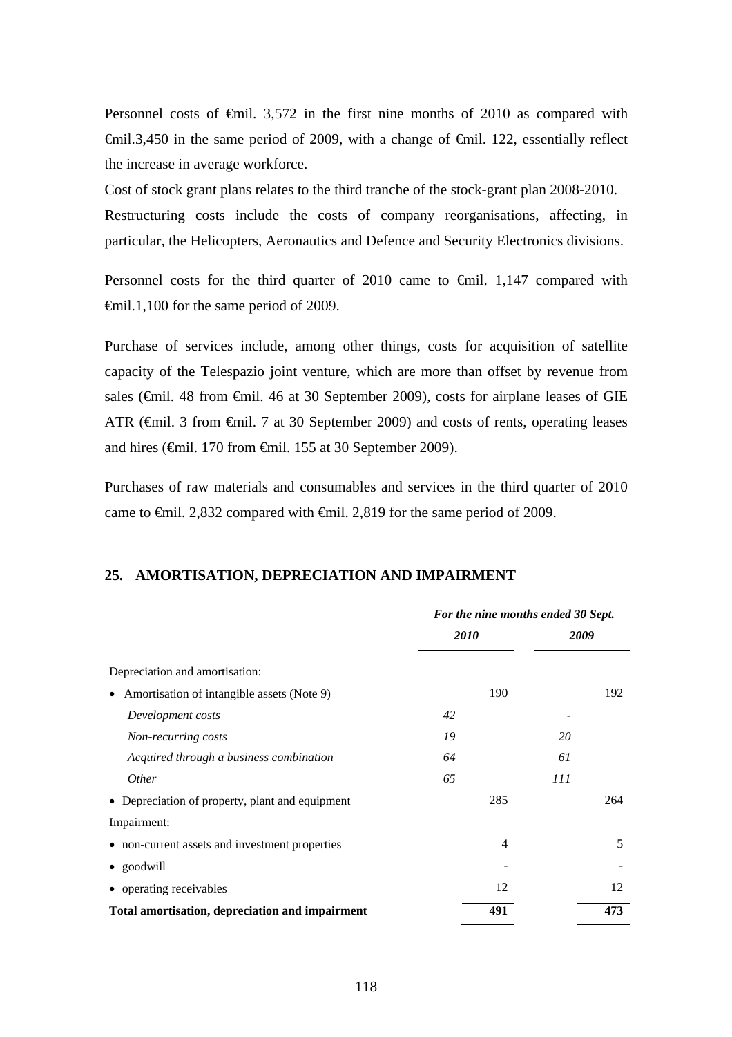Personnel costs of €mil. 3,572 in the first nine months of 2010 as compared with €mil.3,450 in the same period of 2009, with a change of €mil. 122, essentially reflect the increase in average workforce.

Cost of stock grant plans relates to the third tranche of the stock-grant plan 2008-2010.

Restructuring costs include the costs of company reorganisations, affecting, in particular, the Helicopters, Aeronautics and Defence and Security Electronics divisions.

Personnel costs for the third quarter of 2010 came to €mil. 1,147 compared with €mil.1,100 for the same period of 2009.

Purchase of services include, among other things, costs for acquisition of satellite capacity of the Telespazio joint venture, which are more than offset by revenue from sales (€mil. 48 from €mil. 46 at 30 September 2009), costs for airplane leases of GIE ATR (€mil. 3 from €mil. 7 at 30 September 2009) and costs of rents, operating leases and hires (€mil. 170 from €mil. 155 at 30 September 2009).

Purchases of raw materials and consumables and services in the third quarter of 2010 came to €mil. 2,832 compared with €mil. 2,819 for the same period of 2009.

## 25. AMORTISATION, DEPRECIATION AND IMPAIRMENT

| | *For the nine months ended 30 Sept.* | | | |
|---|---|---|---|---|
| | ***2010*** | | ***2009*** | |
| Depreciation and amortisation: | | | | |
| • Amortisation of intangible assets (Note 9) | | 190 | | 192 |
| *Development costs* | *42* | | - | |
| *Non-recurring costs* | *19* | | *20* | |
| *Acquired through a business combination* | *64* | | *61* | |
| *Other* | *65* | | *111* | |
| • Depreciation of property, plant and equipment | | 285 | | 264 |
| Impairment: | | | | |
| • non-current assets and investment properties | | 4 | | 5 |
| • goodwill | | - | | - |
| • operating receivables | | 12 | | 12 |
| **Total amortisation, depreciation and impairment** | | **491** | | **473** |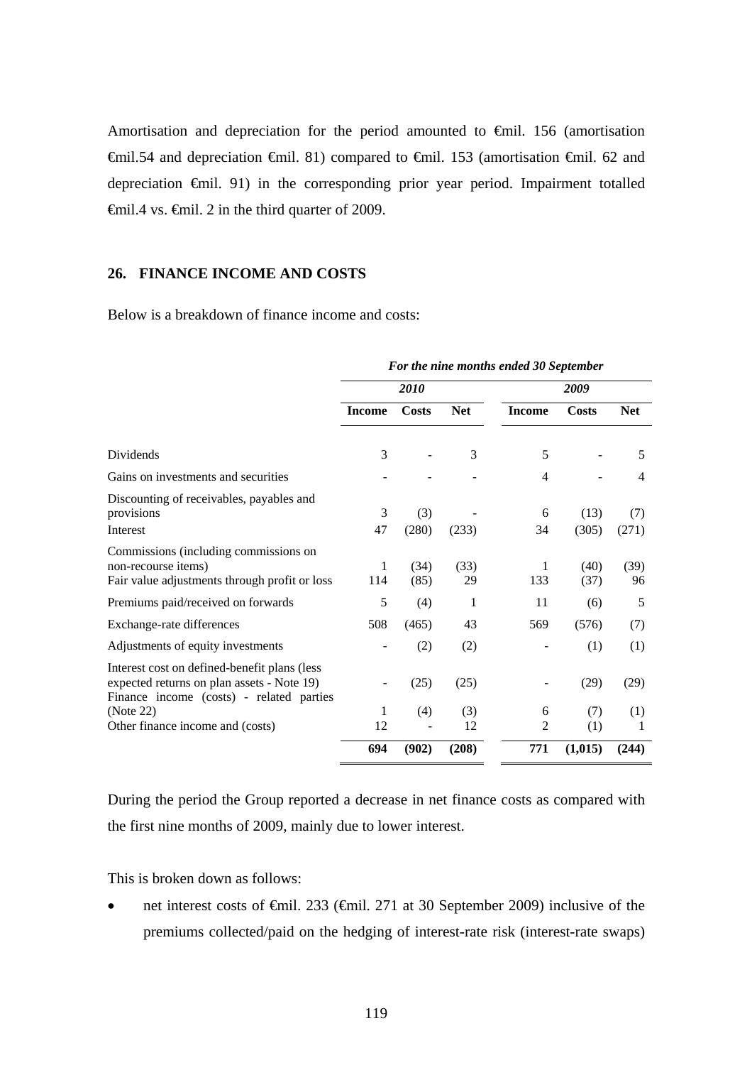Amortisation and depreciation for the period amounted to €mil. 156 (amortisation €mil.54 and depreciation €mil. 81) compared to €mil. 153 (amortisation €mil. 62 and depreciation €mil. 91) in the corresponding prior year period. Impairment totalled €mil.4 vs. €mil. 2 in the third quarter of 2009.

## 26. FINANCE INCOME AND COSTS

Below is a breakdown of finance income and costs:

| | *For the nine months ended 30 September* | | | | | |
|---|---|---|---|---|---|---|
| | *2010* | | | *2009* | | |
| | **Income** | **Costs** | **Net** | **Income** | **Costs** | **Net** |
| Dividends | 3 | - | 3 | 5 | - | 5 |
| Gains on investments and securities | - | - | - | 4 | - | 4 |
| Discounting of receivables, payables and provisions | 3 | (3) | - | 6 | (13) | (7) |
| Interest | 47 | (280) | (233) | 34 | (305) | (271) |
| Commissions (including commissions on non-recourse items) | 1 | (34) | (33) | 1 | (40) | (39) |
| Fair value adjustments through profit or loss | 114 | (85) | 29 | 133 | (37) | 96 |
| Premiums paid/received on forwards | 5 | (4) | 1 | 11 | (6) | 5 |
| Exchange-rate differences | 508 | (465) | 43 | 569 | (576) | (7) |
| Adjustments of equity investments | - | (2) | (2) | - | (1) | (1) |
| Interest cost on defined-benefit plans (less expected returns on plan assets - Note 19) | - | (25) | (25) | - | (29) | (29) |
| Finance income (costs) - related parties (Note 22) | 1 | (4) | (3) | 6 | (7) | (1) |
| Other finance income and (costs) | 12 | - | 12 | 2 | (1) | 1 |
| | **694** | **(902)** | **(208)** | **771** | **(1,015)** | **(244)** |

During the period the Group reported a decrease in net finance costs as compared with the first nine months of 2009, mainly due to lower interest.

This is broken down as follows:

- net interest costs of €mil. 233 (€mil. 271 at 30 September 2009) inclusive of the premiums collected/paid on the hedging of interest-rate risk (interest-rate swaps)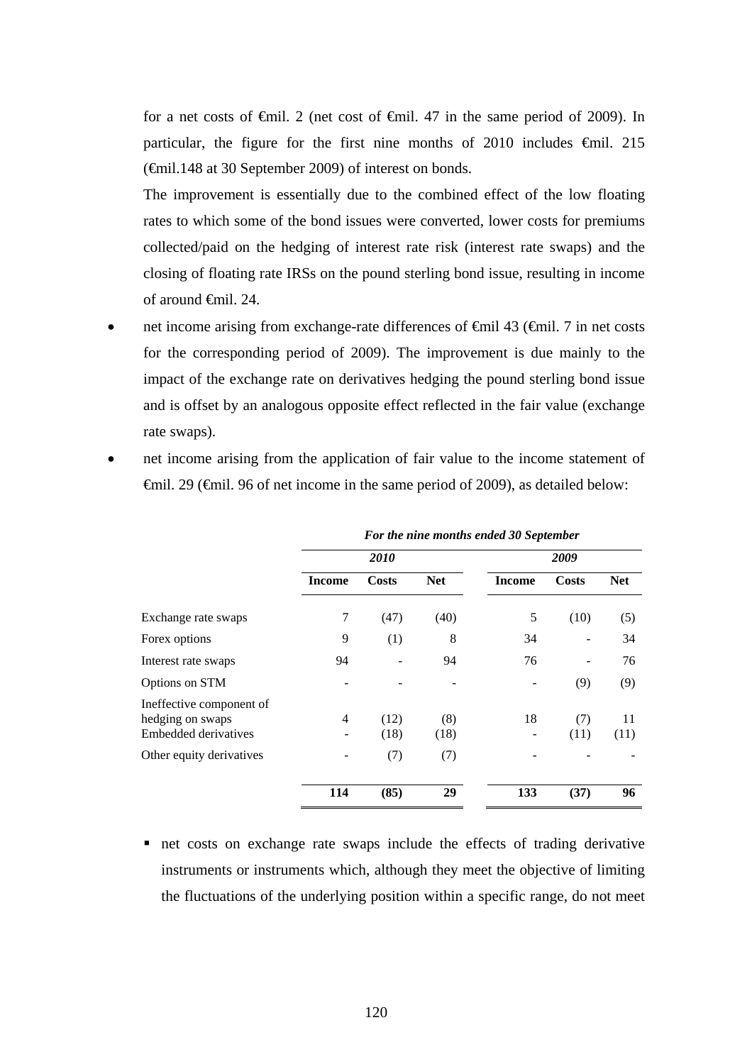for a net costs of €mil. 2 (net cost of €mil. 47 in the same period of 2009). In particular, the figure for the first nine months of 2010 includes €mil. 215 (€mil.148 at 30 September 2009) of interest on bonds.

The improvement is essentially due to the combined effect of the low floating rates to which some of the bond issues were converted, lower costs for premiums collected/paid on the hedging of interest rate risk (interest rate swaps) and the closing of floating rate IRSs on the pound sterling bond issue, resulting in income of around €mil. 24.

- net income arising from exchange-rate differences of €mil 43 (€mil. 7 in net costs for the corresponding period of 2009). The improvement is due mainly to the impact of the exchange rate on derivatives hedging the pound sterling bond issue and is offset by an analogous opposite effect reflected in the fair value (exchange rate swaps).
- net income arising from the application of fair value to the income statement of €mil. 29 (€mil. 96 of net income in the same period of 2009), as detailed below:

| | *For the nine months ended 30 September* | | | | | |
|---|---|---|---|---|---|---|
| | *2010* | | | *2009* | | |
| | **Income** | **Costs** | **Net** | **Income** | **Costs** | **Net** |
| Exchange rate swaps | 7 | (47) | (40) | 5 | (10) | (5) |
| Forex options | 9 | (1) | 8 | 34 | - | 34 |
| Interest rate swaps | 94 | - | 94 | 76 | - | 76 |
| Options on STM | - | - | - | - | (9) | (9) |
| Ineffective component of hedging on swaps | 4 | (12) | (8) | 18 | (7) | 11 |
| Embedded derivatives | - | (18) | (18) | - | (11) | (11) |
| Other equity derivatives | - | (7) | (7) | - | - | - |
| | **114** | **(85)** | **29** | **133** | **(37)** | **96** |

- net costs on exchange rate swaps include the effects of trading derivative instruments or instruments which, although they meet the objective of limiting the fluctuations of the underlying position within a specific range, do not meet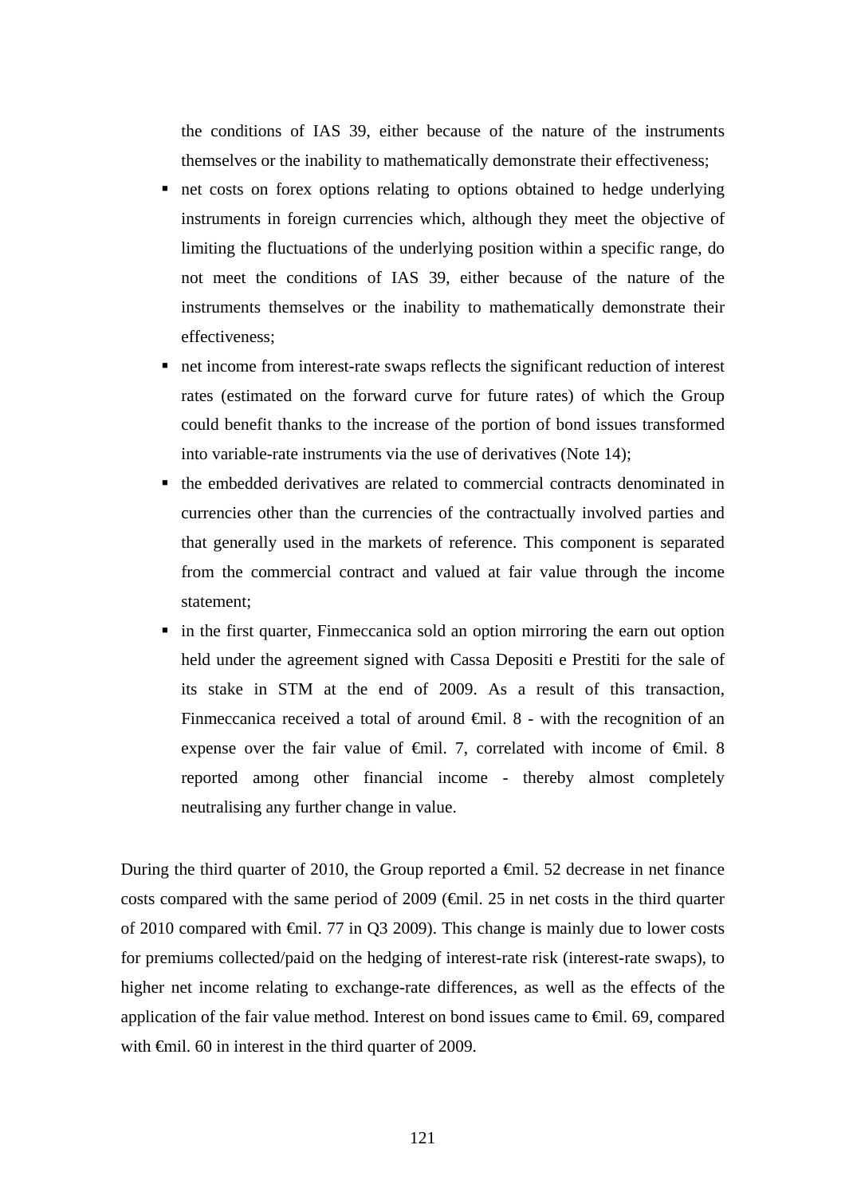the conditions of IAS 39, either because of the nature of the instruments themselves or the inability to mathematically demonstrate their effectiveness;

- net costs on forex options relating to options obtained to hedge underlying instruments in foreign currencies which, although they meet the objective of limiting the fluctuations of the underlying position within a specific range, do not meet the conditions of IAS 39, either because of the nature of the instruments themselves or the inability to mathematically demonstrate their effectiveness;
- net income from interest-rate swaps reflects the significant reduction of interest rates (estimated on the forward curve for future rates) of which the Group could benefit thanks to the increase of the portion of bond issues transformed into variable-rate instruments via the use of derivatives (Note 14);
- the embedded derivatives are related to commercial contracts denominated in currencies other than the currencies of the contractually involved parties and that generally used in the markets of reference. This component is separated from the commercial contract and valued at fair value through the income statement;
- in the first quarter, Finmeccanica sold an option mirroring the earn out option held under the agreement signed with Cassa Depositi e Prestiti for the sale of its stake in STM at the end of 2009. As a result of this transaction, Finmeccanica received a total of around €mil. 8 - with the recognition of an expense over the fair value of €mil. 7, correlated with income of €mil. 8 reported among other financial income - thereby almost completely neutralising any further change in value.

During the third quarter of 2010, the Group reported a €mil. 52 decrease in net finance costs compared with the same period of 2009 (€mil. 25 in net costs in the third quarter of 2010 compared with €mil. 77 in Q3 2009). This change is mainly due to lower costs for premiums collected/paid on the hedging of interest-rate risk (interest-rate swaps), to higher net income relating to exchange-rate differences, as well as the effects of the application of the fair value method. Interest on bond issues came to €mil. 69, compared with €mil. 60 in interest in the third quarter of 2009.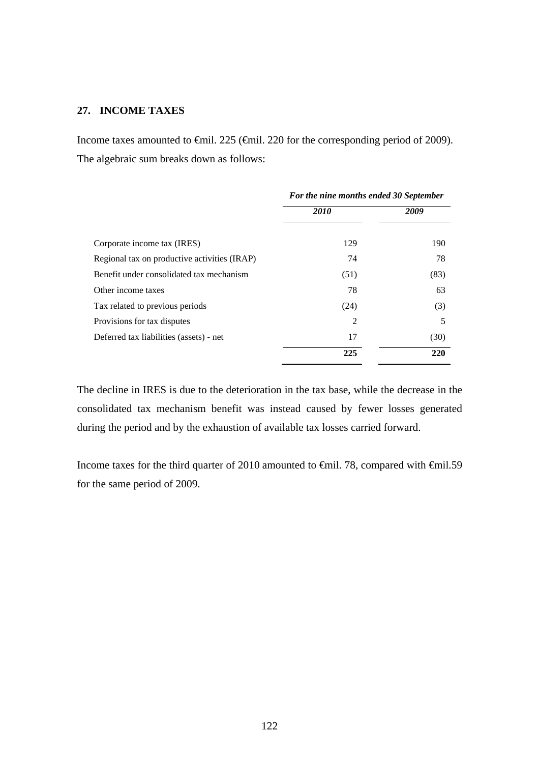## 27. INCOME TAXES

Income taxes amounted to €mil. 225 (€mil. 220 for the corresponding period of 2009). The algebraic sum breaks down as follows:

| | *For the nine months ended 30 September* | |
|---|---|---|
| | ***2010*** | ***2009*** |
| Corporate income tax (IRES) | 129 | 190 |
| Regional tax on productive activities (IRAP) | 74 | 78 |
| Benefit under consolidated tax mechanism | (51) | (83) |
| Other income taxes | 78 | 63 |
| Tax related to previous periods | (24) | (3) |
| Provisions for tax disputes | 2 | 5 |
| Deferred tax liabilities (assets) - net | 17 | (30) |
| | **225** | **220** |

The decline in IRES is due to the deterioration in the tax base, while the decrease in the consolidated tax mechanism benefit was instead caused by fewer losses generated during the period and by the exhaustion of available tax losses carried forward.

Income taxes for the third quarter of 2010 amounted to €mil. 78, compared with €mil.59 for the same period of 2009.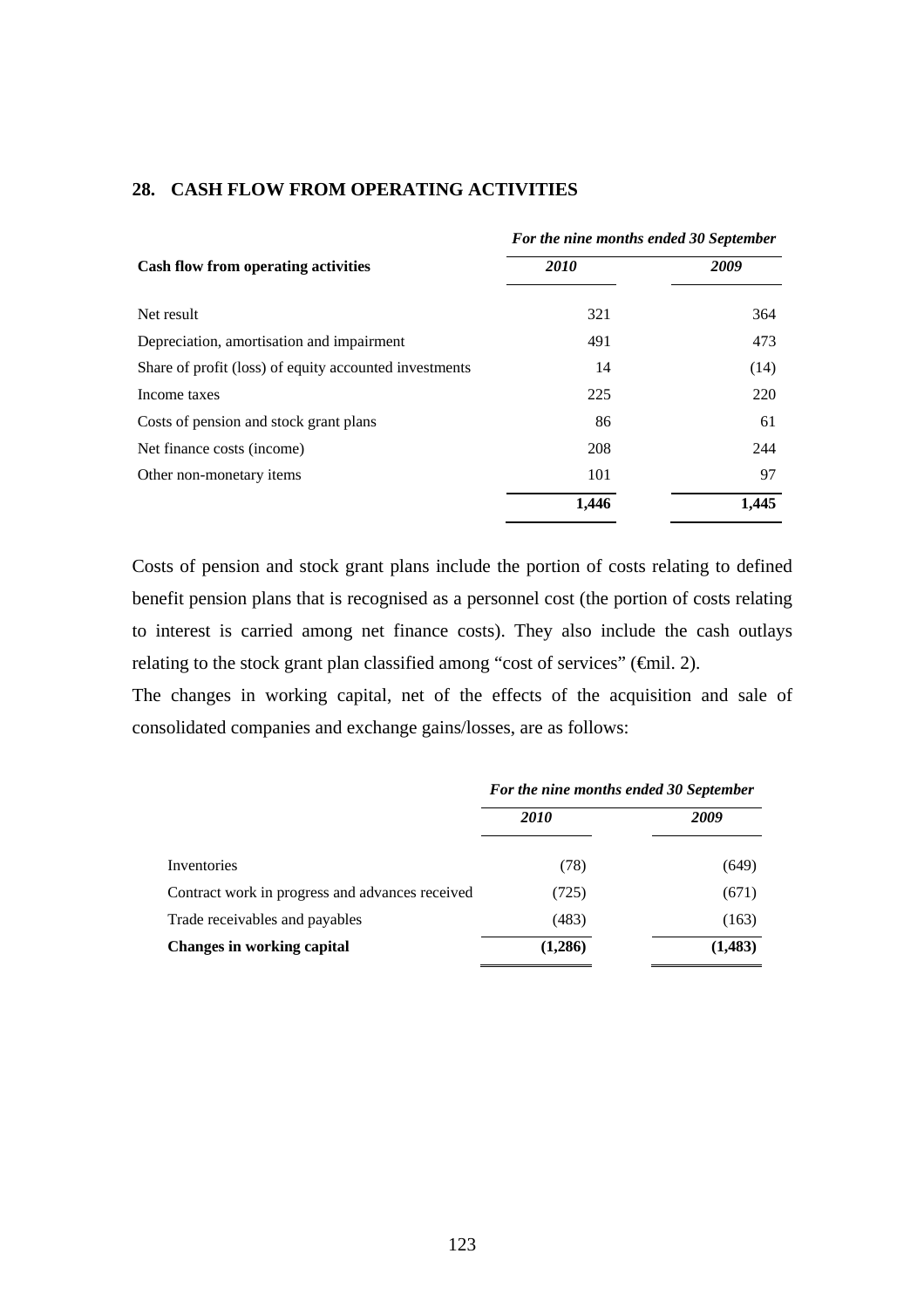## 28. CASH FLOW FROM OPERATING ACTIVITIES

| | *For the nine months ended 30 September* | |
|---|---|---|
| **Cash flow from operating activities** | ***2010*** | ***2009*** |
| Net result | 321 | 364 |
| Depreciation, amortisation and impairment | 491 | 473 |
| Share of profit (loss) of equity accounted investments | 14 | (14) |
| Income taxes | 225 | 220 |
| Costs of pension and stock grant plans | 86 | 61 |
| Net finance costs (income) | 208 | 244 |
| Other non-monetary items | 101 | 97 |
| | **1,446** | **1,445** |

Costs of pension and stock grant plans include the portion of costs relating to defined benefit pension plans that is recognised as a personnel cost (the portion of costs relating to interest is carried among net finance costs). They also include the cash outlays relating to the stock grant plan classified among "cost of services" (€mil. 2).

The changes in working capital, net of the effects of the acquisition and sale of consolidated companies and exchange gains/losses, are as follows:

| | *For the nine months ended 30 September* | |
|---|---|---|
| | ***2010*** | ***2009*** |
| Inventories | (78) | (649) |
| Contract work in progress and advances received | (725) | (671) |
| Trade receivables and payables | (483) | (163) |
| **Changes in working capital** | **(1,286)** | **(1,483)** |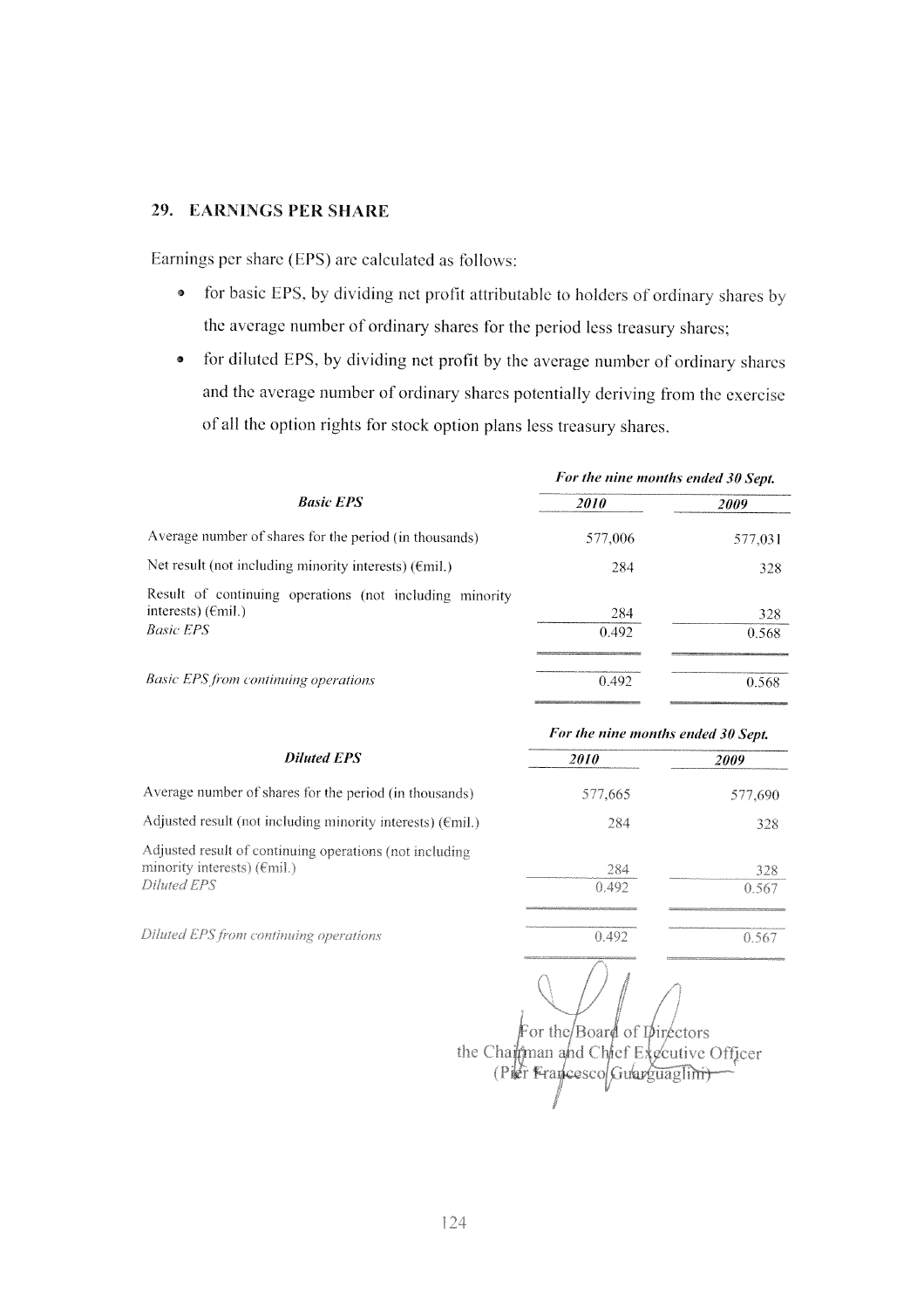## 29. EARNINGS PER SHARE

Earnings per share (EPS) are calculated as follows:

- for basic EPS, by dividing net profit attributable to holders of ordinary shares by the average number of ordinary shares for the period less treasury shares;
- for diluted EPS, by dividing net profit by the average number of ordinary shares and the average number of ordinary shares potentially deriving from the exercise of all the option rights for stock option plans less treasury shares.

| ***Basic EPS*** | ***For the nine months ended 30 Sept.*** | |
|---|---|---|
| | ***2010*** | ***2009*** |
| Average number of shares for the period (in thousands) | 577,006 | 577,031 |
| Net result (not including minority interests) (€mil.) | 284 | 328 |
| Result of continuing operations (not including minority interests) (€mil.) | 284 | 328 |
| *Basic EPS* | 0.492 | 0.568 |
| *Basic EPS from continuing operations* | 0.492 | 0.568 |

| ***Diluted EPS*** | ***For the nine months ended 30 Sept.*** | |
|---|---|---|
| | ***2010*** | ***2009*** |
| Average number of shares for the period (in thousands) | 577,665 | 577,690 |
| Adjusted result (not including minority interests) (€mil.) | 284 | 328 |
| Adjusted result of continuing operations (not including minority interests) (€mil.) | 284 | 328 |
| *Diluted EPS* | 0.492 | 0.567 |
| *Diluted EPS from continuing operations* | 0.492 | 0.567 |

For the Board of Directors
the Chairman and Chief Executive Officer
(Pier Francesco Guarguaglini)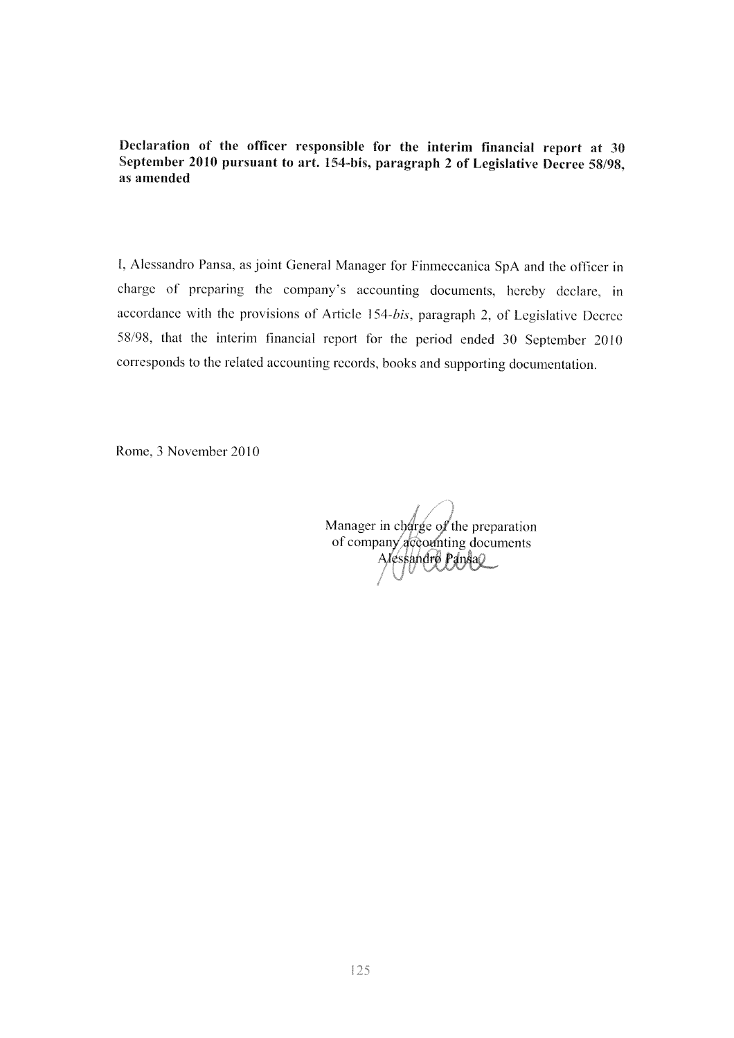**Declaration of the officer responsible for the interim financial report at 30 September 2010 pursuant to art. 154-bis, paragraph 2 of Legislative Decree 58/98, as amended**

I, Alessandro Pansa, as joint General Manager for Finmeccanica SpA and the officer in charge of preparing the company's accounting documents, hereby declare, in accordance with the provisions of Article 154-*bis*, paragraph 2, of Legislative Decree 58/98, that the interim financial report for the period ended 30 September 2010 corresponds to the related accounting records, books and supporting documentation.

Rome, 3 November 2010

Manager in charge of the preparation
of company accounting documents
Alessandro Pansa